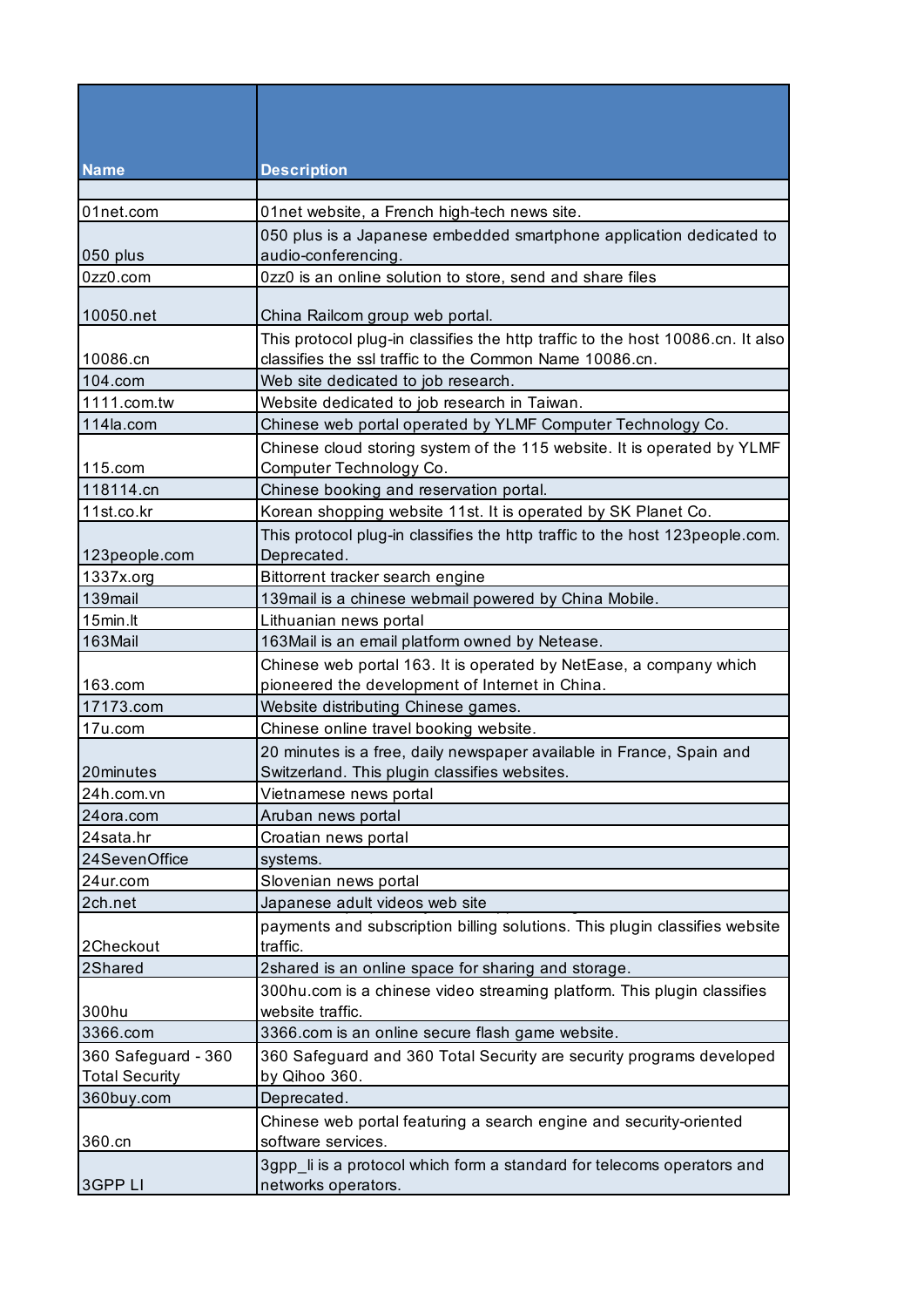| Name | Description |
|---|---|
| | |
| 01net.com | 01net website, a French high-tech news site. |
| 050 plus | 050 plus is a Japanese embedded smartphone application dedicated to audio-conferencing. |
| 0zz0.com | 0zz0 is an online solution to store, send and share files |
| 10050.net | China Railcom group web portal. |
| 10086.cn | This protocol plug-in classifies the http traffic to the host 10086.cn. It also classifies the ssl traffic to the Common Name 10086.cn. |
| 104.com | Web site dedicated to job research. |
| 1111.com.tw | Website dedicated to job research in Taiwan. |
| 114la.com | Chinese web portal operated by YLMF Computer Technology Co. |
| 115.com | Chinese cloud storing system of the 115 website. It is operated by YLMF Computer Technology Co. |
| 118114.cn | Chinese booking and reservation portal. |
| 11st.co.kr | Korean shopping website 11st. It is operated by SK Planet Co. |
| 123people.com | This protocol plug-in classifies the http traffic to the host 123people.com. Deprecated. |
| 1337x.org | Bittorrent tracker search engine |
| 139mail | 139mail is a chinese webmail powered by China Mobile. |
| 15min.lt | Lithuanian news portal |
| 163Mail | 163Mail is an email platform owned by Netease. |
| 163.com | Chinese web portal 163. It is operated by NetEase, a company which pioneered the development of Internet in China. |
| 17173.com | Website distributing Chinese games. |
| 17u.com | Chinese online travel booking website. |
| 20minutes | 20 minutes is a free, daily newspaper available in France, Spain and Switzerland. This plugin classifies websites. |
| 24h.com.vn | Vietnamese news portal |
| 24ora.com | Aruban news portal |
| 24sata.hr | Croatian news portal |
| 24SevenOffice | systems. |
| 24ur.com | Slovenian news portal |
| 2ch.net | Japanese adult videos web site |
| 2Checkout | payments and subscription billing solutions. This plugin classifies website traffic. |
| 2Shared | 2shared is an online space for sharing and storage. |
| 300hu | 300hu.com is a chinese video streaming platform. This plugin classifies website traffic. |
| 3366.com | 3366.com is an online secure flash game website. |
| 360 Safeguard - 360 Total Security | 360 Safeguard and 360 Total Security are security programs developed by Qihoo 360. |
| 360buy.com | Deprecated. |
| 360.cn | Chinese web portal featuring a search engine and security-oriented software services. |
| 3GPP LI | 3gpp_li is a protocol which form a standard for telecoms operators and networks operators. |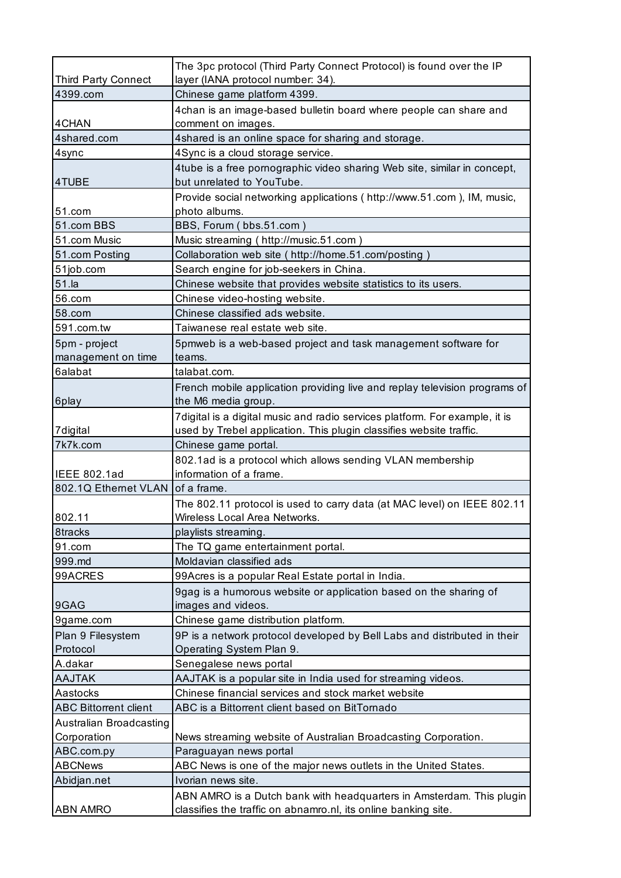| | |
|---|---|
| Third Party Connect | The 3pc protocol (Third Party Connect Protocol) is found over the IP layer (IANA protocol number: 34). |
| 4399.com | Chinese game platform 4399. |
| 4CHAN | 4chan is an image-based bulletin board where people can share and comment on images. |
| 4shared.com | 4shared is an online space for sharing and storage. |
| 4sync | 4Sync is a cloud storage service. |
| 4TUBE | 4tube is a free pornographic video sharing Web site, similar in concept, but unrelated to YouTube. |
| 51.com | Provide social networking applications ( http://www.51.com ), IM, music, photo albums. |
| 51.com BBS | BBS, Forum ( bbs.51.com ) |
| 51.com Music | Music streaming ( http://music.51.com ) |
| 51.com Posting | Collaboration web site ( http://home.51.com/posting ) |
| 51job.com | Search engine for job-seekers in China. |
| 51.la | Chinese website that provides website statistics to its users. |
| 56.com | Chinese video-hosting website. |
| 58.com | Chinese classified ads website. |
| 591.com.tw | Taiwanese real estate web site. |
| 5pm - project management on time | 5pmweb is a web-based project and task management software for teams. |
| 6alabat | talabat.com. |
| 6play | French mobile application providing live and replay television programs of the M6 media group. |
| 7digital | 7digital is a digital music and radio services platform. For example, it is used by Trebel application. This plugin classifies website traffic. |
| 7k7k.com | Chinese game portal. |
| IEEE 802.1ad | 802.1ad is a protocol which allows sending VLAN membership information of a frame. |
| 802.1Q Ethernet VLAN | of a frame. |
| 802.11 | The 802.11 protocol is used to carry data (at MAC level) on IEEE 802.11 Wireless Local Area Networks. |
| 8tracks | playlists streaming. |
| 91.com | The TQ game entertainment portal. |
| 999.md | Moldavian classified ads |
| 99ACRES | 99Acres is a popular Real Estate portal in India. |
| 9GAG | 9gag is a humorous website or application based on the sharing of images and videos. |
| 9game.com | Chinese game distribution platform. |
| Plan 9 Filesystem Protocol | 9P is a network protocol developed by Bell Labs and distributed in their Operating System Plan 9. |
| A.dakar | Senegalese news portal |
| AAJTAK | AAJTAK is a popular site in India used for streaming videos. |
| Aastocks | Chinese financial services and stock market website |
| ABC Bittorrent client | ABC is a Bittorrent client based on BitTornado |
| Australian Broadcasting Corporation | News streaming website of Australian Broadcasting Corporation. |
| ABC.com.py | Paraguayan news portal |
| ABCNews | ABC News is one of the major news outlets in the United States. |
| Abidjan.net | Ivorian news site. |
| ABN AMRO | ABN AMRO is a Dutch bank with headquarters in Amsterdam. This plugin classifies the traffic on abnamro.nl, its online banking site. |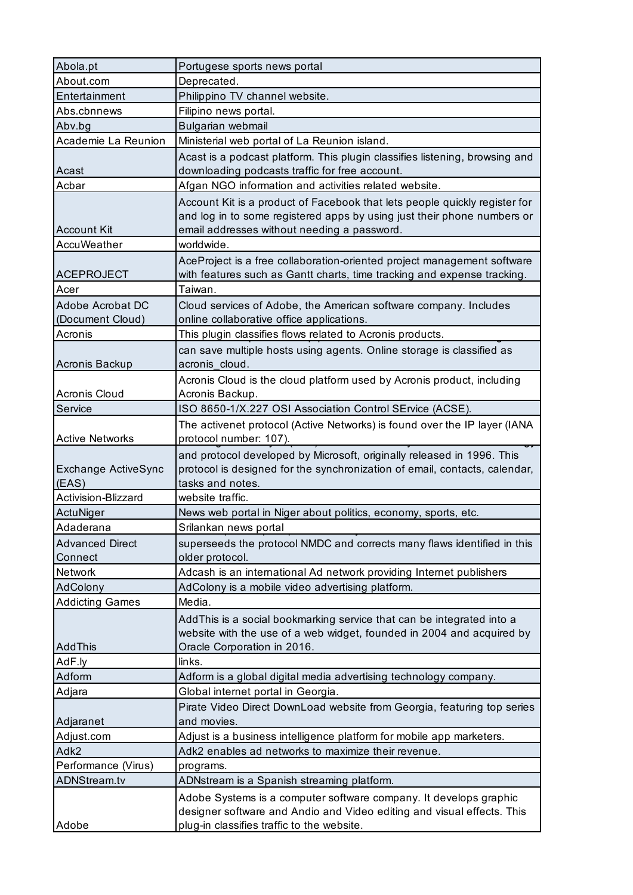| | |
|---|---|
| Abola.pt | Portugese sports news portal |
| About.com | Deprecated. |
| Entertainment | Philippino TV channel website. |
| Abs.cbnnews | Filipino news portal. |
| Abv.bg | Bulgarian webmail |
| Academie La Reunion | Ministerial web portal of La Reunion island. |
| Acast | Acast is a podcast platform. This plugin classifies listening, browsing and downloading podcasts traffic for free account. |
| Acbar | Afgan NGO information and activities related website. |
| Account Kit | Account Kit is a product of Facebook that lets people quickly register for and log in to some registered apps by using just their phone numbers or email addresses without needing a password. |
| AccuWeather | worldwide. |
| ACEPROJECT | AceProject is a free collaboration-oriented project management software with features such as Gantt charts, time tracking and expense tracking. |
| Acer | Taiwan. |
| Adobe Acrobat DC (Document Cloud) | Cloud services of Adobe, the American software company. Includes online collaborative office applications. |
| Acronis | This plugin classifies flows related to Acronis products. |
| Acronis Backup | can save multiple hosts using agents. Online storage is classified as acronis_cloud. |
| Acronis Cloud | Acronis Cloud is the cloud platform used by Acronis product, including Acronis Backup. |
| Service | ISO 8650-1/X.227 OSI Association Control SErvice (ACSE). |
| Active Networks | The activenet protocol (Active Networks) is found over the IP layer (IANA protocol number: 107). |
| Exchange ActiveSync (EAS) | and protocol developed by Microsoft, originally released in 1996. This protocol is designed for the synchronization of email, contacts, calendar, tasks and notes. |
| Activision-Blizzard | website traffic. |
| ActuNiger | News web portal in Niger about politics, economy, sports, etc. |
| Adaderana | Srilankan news portal |
| Advanced Direct Connect | superseeds the protocol NMDC and corrects many flaws identified in this older protocol. |
| Network | Adcash is an international Ad network providing Internet publishers |
| AdColony | AdColony is a mobile video advertising platform. |
| Addicting Games | Media. |
| AddThis | AddThis is a social bookmarking service that can be integrated into a website with the use of a web widget, founded in 2004 and acquired by Oracle Corporation in 2016. |
| AdF.ly | links. |
| Adform | Adform is a global digital media advertising technology company. |
| Adjara | Global internet portal in Georgia. |
| Adjaranet | Pirate Video Direct DownLoad website from Georgia, featuring top series and movies. |
| Adjust.com | Adjust is a business intelligence platform for mobile app marketers. |
| Adk2 | Adk2 enables ad networks to maximize their revenue. |
| Performance (Virus) | programs. |
| ADNStream.tv | ADNstream is a Spanish streaming platform. |
| Adobe | Adobe Systems is a computer software company. It develops graphic designer software and Andio and Video editing and visual effects. This plug-in classifies traffic to the website. |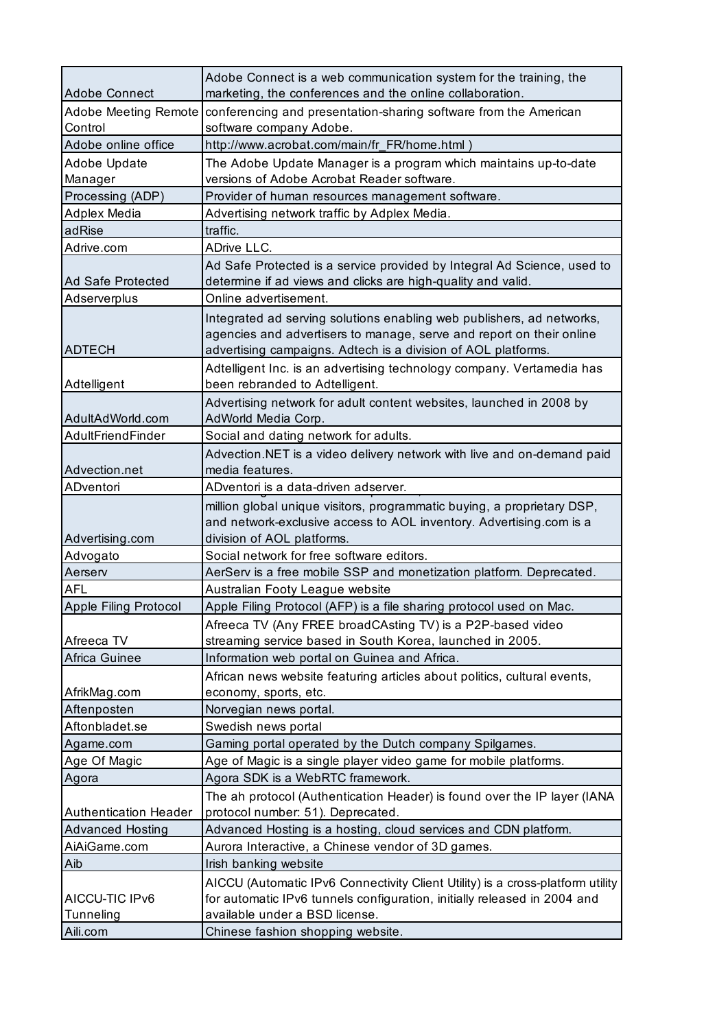| Adobe Connect | Adobe Connect is a web communication system for the training, the marketing, the conferences and the online collaboration. |
|---|---|
| Adobe Meeting Remote Control | conferencing and presentation-sharing software from the American software company Adobe. |
| Adobe online office | http://www.acrobat.com/main/fr_FR/home.html ) |
| Adobe Update Manager | The Adobe Update Manager is a program which maintains up-to-date versions of Adobe Acrobat Reader software. |
| Processing (ADP) | Provider of human resources management software. |
| Adplex Media | Advertising network traffic by Adplex Media. |
| adRise | traffic. |
| Adrive.com | ADrive LLC. |
| Ad Safe Protected | Ad Safe Protected is a service provided by Integral Ad Science, used to determine if ad views and clicks are high-quality and valid. |
| Adserverplus | Online advertisement. |
| ADTECH | Integrated ad serving solutions enabling web publishers, ad networks, agencies and advertisers to manage, serve and report on their online advertising campaigns. Adtech is a division of AOL platforms. |
| Adtelligent | Adtelligent Inc. is an advertising technology company. Vertamedia has been rebranded to Adtelligent. |
| AdultAdWorld.com | Advertising network for adult content websites, launched in 2008 by AdWorld Media Corp. |
| AdultFriendFinder | Social and dating network for adults. |
| Advection.net | Advection.NET is a video delivery network with live and on-demand paid media features. |
| ADventori | ADventori is a data-driven adserver. |
| Advertising.com | million global unique visitors, programmatic buying, a proprietary DSP, and network-exclusive access to AOL inventory. Advertising.com is a division of AOL platforms. |
| Advogato | Social network for free software editors. |
| Aerserv | AerServ is a free mobile SSP and monetization platform. Deprecated. |
| AFL | Australian Footy League website |
| Apple Filing Protocol | Apple Filing Protocol (AFP) is a file sharing protocol used on Mac. |
| Afreeca TV | Afreeca TV (Any FREE broadCAsting TV) is a P2P-based video streaming service based in South Korea, launched in 2005. |
| Africa Guinee | Information web portal on Guinea and Africa. |
| AfrikMag.com | African news website featuring articles about politics, cultural events, economy, sports, etc. |
| Aftenposten | Norvegian news portal. |
| Aftonbladet.se | Swedish news portal |
| Agame.com | Gaming portal operated by the Dutch company Spilgames. |
| Age Of Magic | Age of Magic is a single player video game for mobile platforms. |
| Agora | Agora SDK is a WebRTC framework. |
| Authentication Header | The ah protocol (Authentication Header) is found over the IP layer (IANA protocol number: 51). Deprecated. |
| Advanced Hosting | Advanced Hosting is a hosting, cloud services and CDN platform. |
| AiAiGame.com | Aurora Interactive, a Chinese vendor of 3D games. |
| Aib | Irish banking website |
| AICCU-TIC IPv6 Tunneling | AICCU (Automatic IPv6 Connectivity Client Utility) is a cross-platform utility for automatic IPv6 tunnels configuration, initially released in 2004 and available under a BSD license. |
| Aili.com | Chinese fashion shopping website. |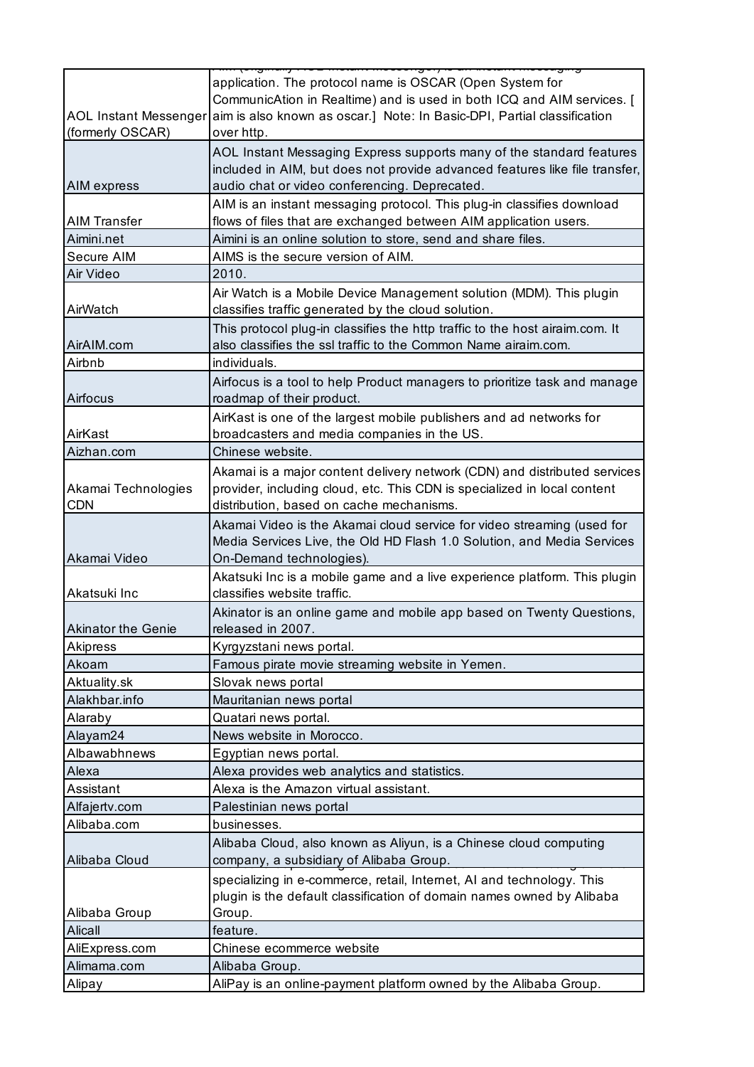| | |
|---|---|
| AOL Instant Messenger (formerly OSCAR) | application. The protocol name is OSCAR (Open System for CommunicAtion in Realtime) and is used in both ICQ and AIM services. [ aim is also known as oscar.] Note: In Basic-DPI, Partial classification over http. |
| AIM express | AOL Instant Messaging Express supports many of the standard features included in AIM, but does not provide advanced features like file transfer, audio chat or video conferencing. Deprecated. |
| AIM Transfer | AIM is an instant messaging protocol. This plug-in classifies download flows of files that are exchanged between AIM application users. |
| Aimini.net | Aimini is an online solution to store, send and share files. |
| Secure AIM | AIMS is the secure version of AIM. |
| Air Video | 2010. |
| AirWatch | Air Watch is a Mobile Device Management solution (MDM). This plugin classifies traffic generated by the cloud solution. |
| AirAIM.com | This protocol plug-in classifies the http traffic to the host airaim.com. It also classifies the ssl traffic to the Common Name airaim.com. |
| Airbnb | individuals. |
| Airfocus | Airfocus is a tool to help Product managers to prioritize task and manage roadmap of their product. |
| AirKast | AirKast is one of the largest mobile publishers and ad networks for broadcasters and media companies in the US. |
| Aizhan.com | Chinese website. |
| Akamai Technologies CDN | Akamai is a major content delivery network (CDN) and distributed services provider, including cloud, etc. This CDN is specialized in local content distribution, based on cache mechanisms. |
| Akamai Video | Akamai Video is the Akamai cloud service for video streaming (used for Media Services Live, the Old HD Flash 1.0 Solution, and Media Services On-Demand technologies). |
| Akatsuki Inc | Akatsuki Inc is a mobile game and a live experience platform. This plugin classifies website traffic. |
| Akinator the Genie | Akinator is an online game and mobile app based on Twenty Questions, released in 2007. |
| Akipress | Kyrgyzstani news portal. |
| Akoam | Famous pirate movie streaming website in Yemen. |
| Aktuality.sk | Slovak news portal |
| Alakhbar.info | Mauritanian news portal |
| Alaraby | Quatari news portal. |
| Alayam24 | News website in Morocco. |
| Albawabhnews | Egyptian news portal. |
| Alexa | Alexa provides web analytics and statistics. |
| Assistant | Alexa is the Amazon virtual assistant. |
| Alfajertv.com | Palestinian news portal |
| Alibaba.com | businesses. |
| Alibaba Cloud | Alibaba Cloud, also known as Aliyun, is a Chinese cloud computing company, a subsidiary of Alibaba Group. |
| Alibaba Group | specializing in e-commerce, retail, Internet, AI and technology. This plugin is the default classification of domain names owned by Alibaba Group. |
| Alicall | feature. |
| AliExpress.com | Chinese ecommerce website |
| Alimama.com | Alibaba Group. |
| Alipay | AliPay is an online-payment platform owned by the Alibaba Group. |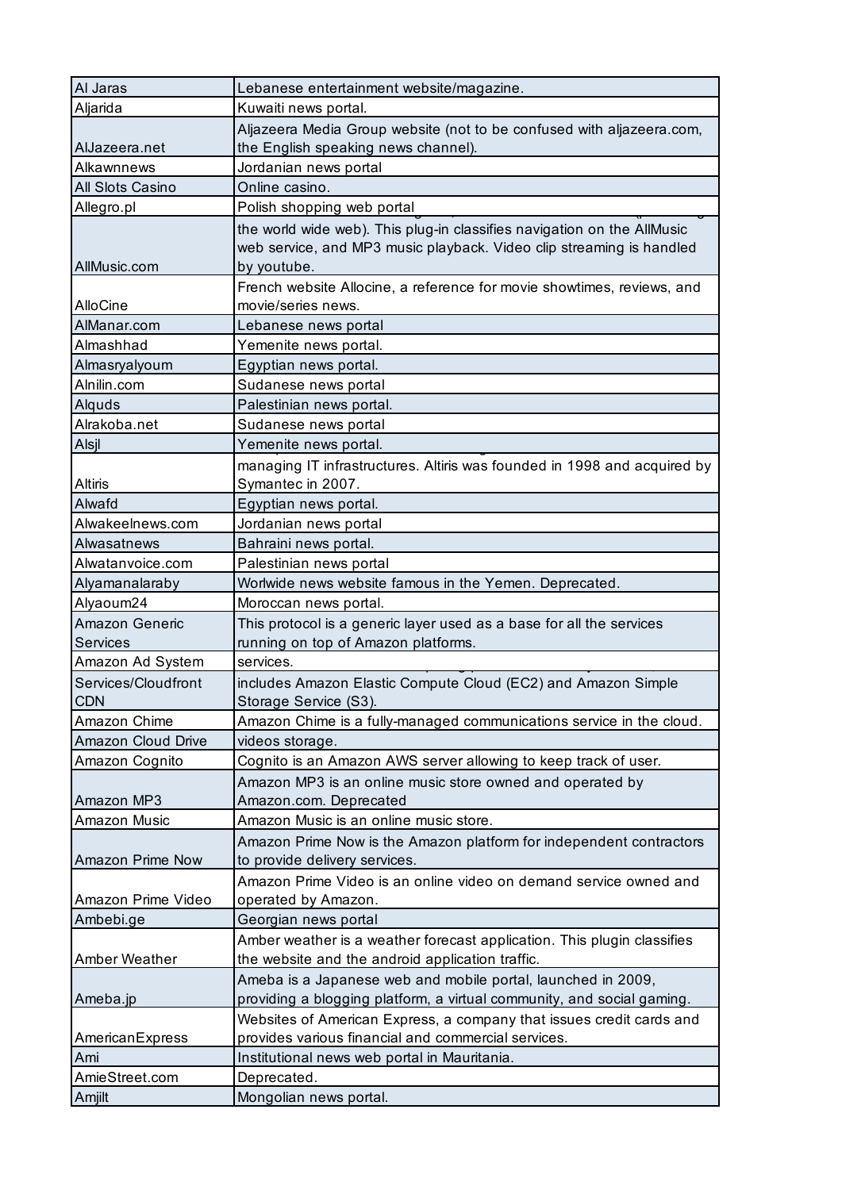| Al Jaras | Lebanese entertainment website/magazine. |
|---|---|
| Aljarida | Kuwaiti news portal. |
| AlJazeera.net | Aljazeera Media Group website (not to be confused with aljazeera.com, the English speaking news channel). |
| Alkawnnews | Jordanian news portal |
| All Slots Casino | Online casino. |
| Allegro.pl | Polish shopping web portal |
| AllMusic.com | the world wide web). This plug-in classifies navigation on the AllMusic web service, and MP3 music playback. Video clip streaming is handled by youtube. |
| AlloCine | French website Allocine, a reference for movie showtimes, reviews, and movie/series news. |
| AlManar.com | Lebanese news portal |
| Almashhad | Yemenite news portal. |
| Almasryalyoum | Egyptian news portal. |
| Alnilin.com | Sudanese news portal |
| Alquds | Palestinian news portal. |
| Alrakoba.net | Sudanese news portal |
| Alsjl | Yemenite news portal. |
| Altiris | managing IT infrastructures. Altiris was founded in 1998 and acquired by Symantec in 2007. |
| Alwafd | Egyptian news portal. |
| Alwakeelnews.com | Jordanian news portal |
| Alwasatnews | Bahraini news portal. |
| Alwatanvoice.com | Palestinian news portal |
| Alyamanalaraby | Worlwide news website famous in the Yemen. Deprecated. |
| Alyaoum24 | Moroccan news portal. |
| Amazon Generic Services | This protocol is a generic layer used as a base for all the services running on top of Amazon platforms. |
| Amazon Ad System | services. |
| Services/Cloudfront CDN | includes Amazon Elastic Compute Cloud (EC2) and Amazon Simple Storage Service (S3). |
| Amazon Chime | Amazon Chime is a fully-managed communications service in the cloud. |
| Amazon Cloud Drive | videos storage. |
| Amazon Cognito | Cognito is an Amazon AWS server allowing to keep track of user. |
| Amazon MP3 | Amazon MP3 is an online music store owned and operated by Amazon.com. Deprecated |
| Amazon Music | Amazon Music is an online music store. |
| Amazon Prime Now | Amazon Prime Now is the Amazon platform for independent contractors to provide delivery services. |
| Amazon Prime Video | Amazon Prime Video is an online video on demand service owned and operated by Amazon. |
| Ambebi.ge | Georgian news portal |
| Amber Weather | Amber weather is a weather forecast application. This plugin classifies the website and the android application traffic. |
| Ameba.jp | Ameba is a Japanese web and mobile portal, launched in 2009, providing a blogging platform, a virtual community, and social gaming. |
| AmericanExpress | Websites of American Express, a company that issues credit cards and provides various financial and commercial services. |
| Ami | Institutional news web portal in Mauritania. |
| AmieStreet.com | Deprecated. |
| Amjilt | Mongolian news portal. |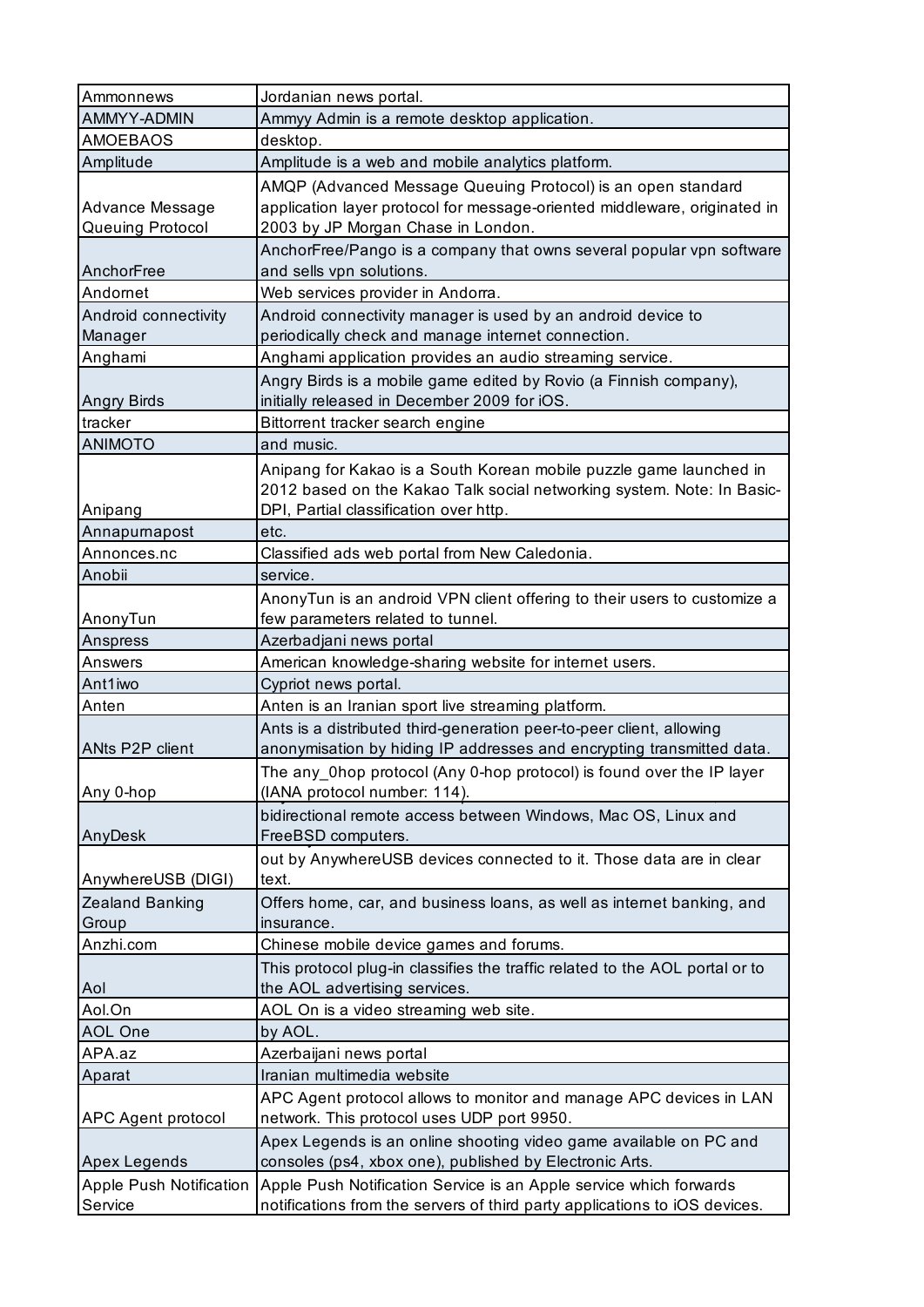| Ammonnews | Jordanian news portal. |
|---|---|
| AMMYY-ADMIN | Ammyy Admin is a remote desktop application. |
| AMOEBAOS | desktop. |
| Amplitude | Amplitude is a web and mobile analytics platform. |
| Advance Message Queuing Protocol | AMQP (Advanced Message Queuing Protocol) is an open standard application layer protocol for message-oriented middleware, originated in 2003 by JP Morgan Chase in London. |
| AnchorFree | AnchorFree/Pango is a company that owns several popular vpn software and sells vpn solutions. |
| Andornet | Web services provider in Andorra. |
| Android connectivity Manager | Android connectivity manager is used by an android device to periodically check and manage internet connection. |
| Anghami | Anghami application provides an audio streaming service. |
| Angry Birds | Angry Birds is a mobile game edited by Rovio (a Finnish company), initially released in December 2009 for iOS. |
| tracker | Bittorrent tracker search engine |
| ANIMOTO | and music. |
| Anipang | Anipang for Kakao is a South Korean mobile puzzle game launched in 2012 based on the Kakao Talk social networking system. Note: In Basic-DPI, Partial classification over http. |
| Annapurnapost | etc. |
| Annonces.nc | Classified ads web portal from New Caledonia. |
| Anobii | service. |
| AnonyTun | AnonyTun is an android VPN client offering to their users to customize a few parameters related to tunnel. |
| Anspress | Azerbadjani news portal |
| Answers | American knowledge-sharing website for internet users. |
| Ant1iwo | Cypriot news portal. |
| Anten | Anten is an Iranian sport live streaming platform. |
| ANts P2P client | Ants is a distributed third-generation peer-to-peer client, allowing anonymisation by hiding IP addresses and encrypting transmitted data. |
| Any 0-hop | The any_0hop protocol (Any 0-hop protocol) is found over the IP layer (IANA protocol number: 114). |
| AnyDesk | bidirectional remote access between Windows, Mac OS, Linux and FreeBSD computers. |
| AnywhereUSB (DIGI) | out by AnywhereUSB devices connected to it. Those data are in clear text. |
| Zealand Banking Group | Offers home, car, and business loans, as well as internet banking, and insurance. |
| Anzhi.com | Chinese mobile device games and forums. |
| Aol | This protocol plug-in classifies the traffic related to the AOL portal or to the AOL advertising services. |
| Aol.On | AOL On is a video streaming web site. |
| AOL One | by AOL. |
| APA.az | Azerbaijani news portal |
| Aparat | Iranian multimedia website |
| APC Agent protocol | APC Agent protocol allows to monitor and manage APC devices in LAN network. This protocol uses UDP port 9950. |
| Apex Legends | Apex Legends is an online shooting video game available on PC and consoles (ps4, xbox one), published by Electronic Arts. |
| Apple Push Notification Service | Apple Push Notification Service is an Apple service which forwards notifications from the servers of third party applications to iOS devices. |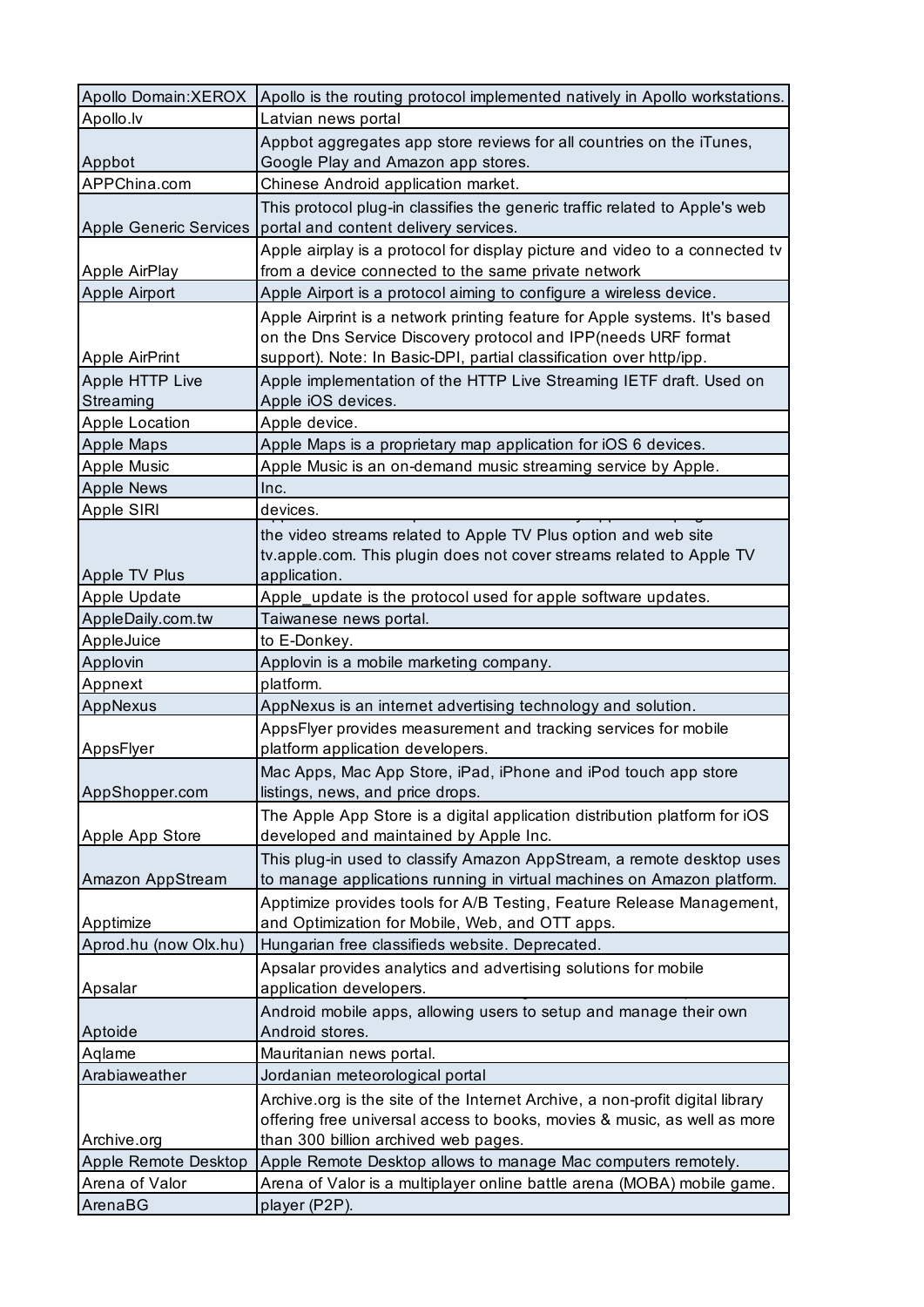| | |
|---|---|
| Apollo Domain:XEROX | Apollo is the routing protocol implemented natively in Apollo workstations. |
| Apollo.lv | Latvian news portal |
| Appbot | Appbot aggregates app store reviews for all countries on the iTunes, Google Play and Amazon app stores. |
| APPChina.com | Chinese Android application market. |
| Apple Generic Services | This protocol plug-in classifies the generic traffic related to Apple's web portal and content delivery services. |
| Apple AirPlay | Apple airplay is a protocol for display picture and video to a connected tv from a device connected to the same private network |
| Apple Airport | Apple Airport is a protocol aiming to configure a wireless device. |
| Apple AirPrint | Apple Airprint is a network printing feature for Apple systems. It's based on the Dns Service Discovery protocol and IPP(needs URF format support). Note: In Basic-DPI, partial classification over http/ipp. |
| Apple HTTP Live Streaming | Apple implementation of the HTTP Live Streaming IETF draft. Used on Apple iOS devices. |
| Apple Location | Apple device. |
| Apple Maps | Apple Maps is a proprietary map application for iOS 6 devices. |
| Apple Music | Apple Music is an on-demand music streaming service by Apple. |
| Apple News | Inc. |
| Apple SIRI | devices. |
| Apple TV Plus | the video streams related to Apple TV Plus option and web site tv.apple.com. This plugin does not cover streams related to Apple TV application. |
| Apple Update | Apple_update is the protocol used for apple software updates. |
| AppleDaily.com.tw | Taiwanese news portal. |
| AppleJuice | to E-Donkey. |
| Applovin | Applovin is a mobile marketing company. |
| Appnext | platform. |
| AppNexus | AppNexus is an internet advertising technology and solution. |
| AppsFlyer | AppsFlyer provides measurement and tracking services for mobile platform application developers. |
| AppShopper.com | Mac Apps, Mac App Store, iPad, iPhone and iPod touch app store listings, news, and price drops. |
| Apple App Store | The Apple App Store is a digital application distribution platform for iOS developed and maintained by Apple Inc. |
| Amazon AppStream | This plug-in used to classify Amazon AppStream, a remote desktop uses to manage applications running in virtual machines on Amazon platform. |
| Apptimize | Apptimize provides tools for A/B Testing, Feature Release Management, and Optimization for Mobile, Web, and OTT apps. |
| Aprod.hu (now Olx.hu) | Hungarian free classifieds website. Deprecated. |
| Apsalar | Apsalar provides analytics and advertising solutions for mobile application developers. |
| Aptoide | Android mobile apps, allowing users to setup and manage their own Android stores. |
| Aqlame | Mauritanian news portal. |
| Arabiaweather | Jordanian meteorological portal |
| Archive.org | Archive.org is the site of the Internet Archive, a non-profit digital library offering free universal access to books, movies & music, as well as more than 300 billion archived web pages. |
| Apple Remote Desktop | Apple Remote Desktop allows to manage Mac computers remotely. |
| Arena of Valor | Arena of Valor is a multiplayer online battle arena (MOBA) mobile game. |
| ArenaBG | player (P2P). |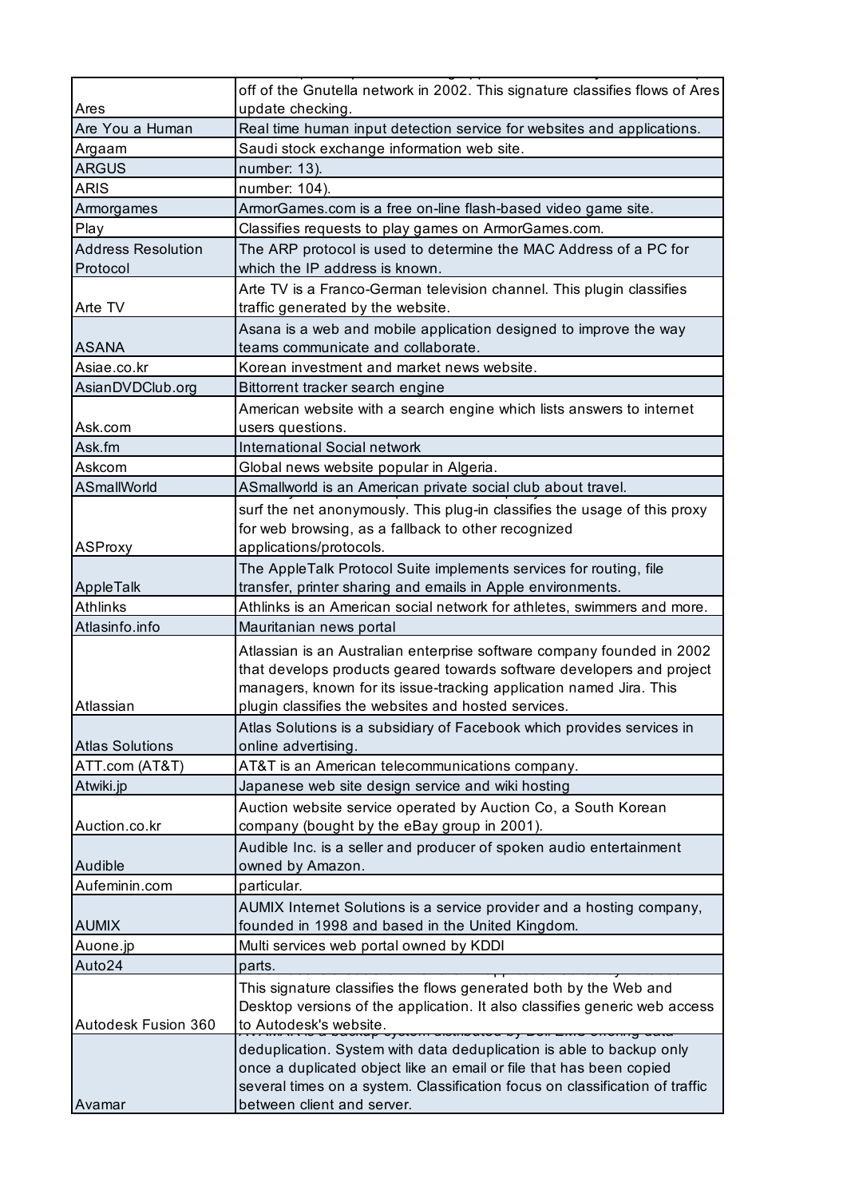| | |
|---|---|
| Ares | off of the Gnutella network in 2002. This signature classifies flows of Ares update checking. |
| Are You a Human | Real time human input detection service for websites and applications. |
| Argaam | Saudi stock exchange information web site. |
| ARGUS | number: 13). |
| ARIS | number: 104). |
| Armorgames | ArmorGames.com is a free on-line flash-based video game site. |
| Play | Classifies requests to play games on ArmorGames.com. |
| Address Resolution Protocol | The ARP protocol is used to determine the MAC Address of a PC for which the IP address is known. |
| Arte TV | Arte TV is a Franco-German television channel. This plugin classifies traffic generated by the website. |
| ASANA | Asana is a web and mobile application designed to improve the way teams communicate and collaborate. |
| Asiae.co.kr | Korean investment and market news website. |
| AsianDVDClub.org | Bittorrent tracker search engine |
| Ask.com | American website with a search engine which lists answers to internet users questions. |
| Ask.fm | International Social network |
| Askcom | Global news website popular in Algeria. |
| ASmallWorld | ASmallworld is an American private social club about travel. |
| ASProxy | surf the net anonymously. This plug-in classifies the usage of this proxy for web browsing, as a fallback to other recognized applications/protocols. |
| AppleTalk | The AppleTalk Protocol Suite implements services for routing, file transfer, printer sharing and emails in Apple environments. |
| Athlinks | Athlinks is an American social network for athletes, swimmers and more. |
| Atlasinfo.info | Mauritanian news portal |
| Atlassian | Atlassian is an Australian enterprise software company founded in 2002 that develops products geared towards software developers and project managers, known for its issue-tracking application named Jira. This plugin classifies the websites and hosted services. |
| Atlas Solutions | Atlas Solutions is a subsidiary of Facebook which provides services in online advertising. |
| ATT.com (AT&T) | AT&T is an American telecommunications company. |
| Atwiki.jp | Japanese web site design service and wiki hosting |
| Auction.co.kr | Auction website service operated by Auction Co, a South Korean company (bought by the eBay group in 2001). |
| Audible | Audible Inc. is a seller and producer of spoken audio entertainment owned by Amazon. |
| Aufeminin.com | particular. |
| AUMIX | AUMIX Internet Solutions is a service provider and a hosting company, founded in 1998 and based in the United Kingdom. |
| Auone.jp | Multi services web portal owned by KDDI |
| Auto24 | parts. |
| Autodesk Fusion 360 | This signature classifies the flows generated both by the Web and Desktop versions of the application. It also classifies generic web access to Autodesk's website. |
| Avamar | deduplication. System with data deduplication is able to backup only once a duplicated object like an email or file that has been copied several times on a system. Classification focus on classification of traffic between client and server. |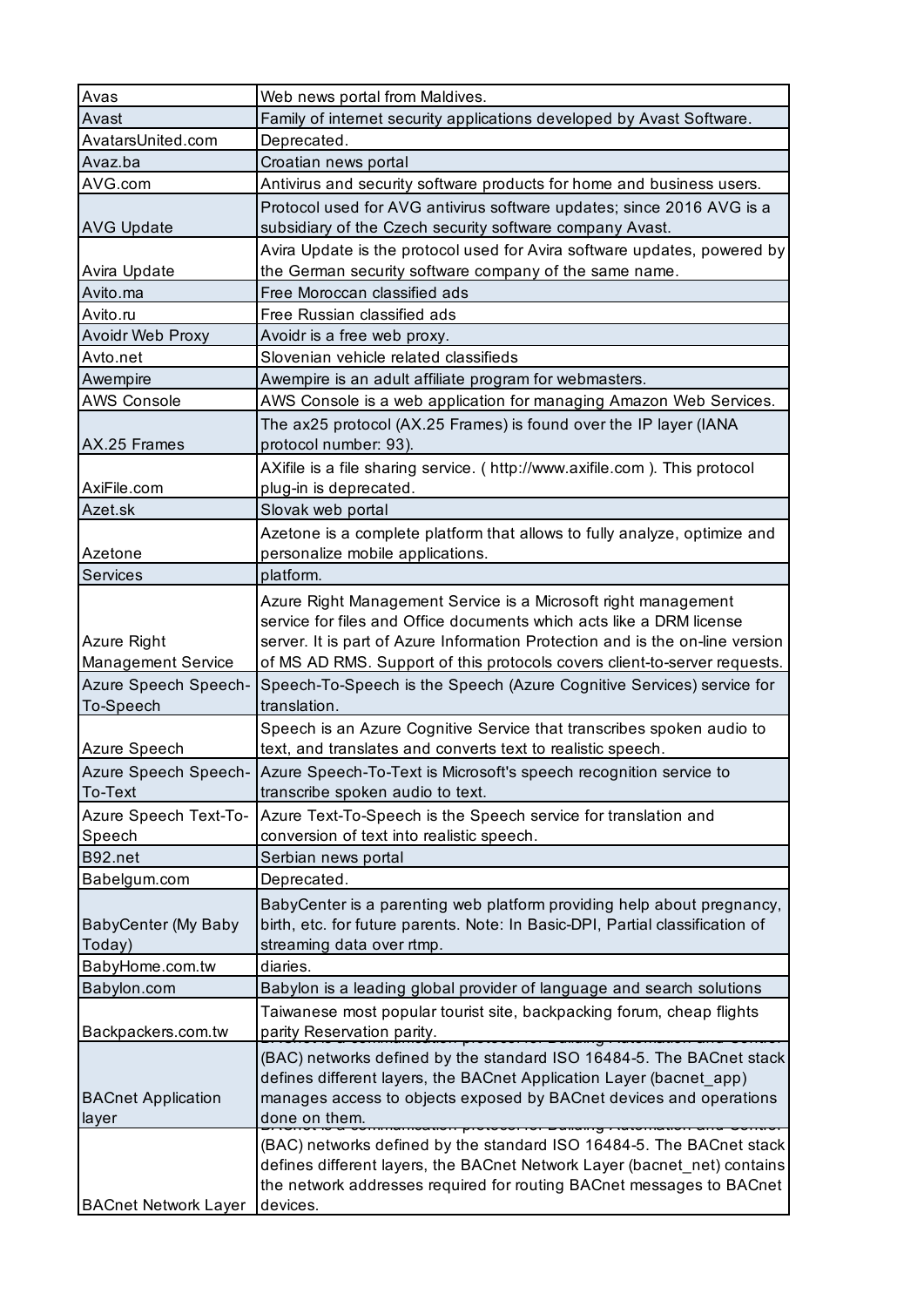| Avas | Web news portal from Maldives. |
|---|---|
| Avast | Family of internet security applications developed by Avast Software. |
| AvatarsUnited.com | Deprecated. |
| Avaz.ba | Croatian news portal |
| AVG.com | Antivirus and security software products for home and business users. |
| AVG Update | Protocol used for AVG antivirus software updates; since 2016 AVG is a subsidiary of the Czech security software company Avast. |
| Avira Update | Avira Update is the protocol used for Avira software updates, powered by the German security software company of the same name. |
| Avito.ma | Free Moroccan classified ads |
| Avito.ru | Free Russian classified ads |
| Avoidr Web Proxy | Avoidr is a free web proxy. |
| Avto.net | Slovenian vehicle related classifieds |
| Awempire | Awempire is an adult affiliate program for webmasters. |
| AWS Console | AWS Console is a web application for managing Amazon Web Services. |
| AX.25 Frames | The ax25 protocol (AX.25 Frames) is found over the IP layer (IANA protocol number: 93). |
| AxiFile.com | AXifile is a file sharing service. ( http://www.axifile.com ). This protocol plug-in is deprecated. |
| Azet.sk | Slovak web portal |
| Azetone | Azetone is a complete platform that allows to fully analyze, optimize and personalize mobile applications. |
| Services | platform. |
| Azure Right Management Service | Azure Right Management Service is a Microsoft right management service for files and Office documents which acts like a DRM license server. It is part of Azure Information Protection and is the on-line version of MS AD RMS. Support of this protocols covers client-to-server requests. |
| Azure Speech Speech-To-Speech | Speech-To-Speech is the Speech (Azure Cognitive Services) service for translation. |
| Azure Speech | Speech is an Azure Cognitive Service that transcribes spoken audio to text, and translates and converts text to realistic speech. |
| Azure Speech Speech-To-Text | Azure Speech-To-Text is Microsoft's speech recognition service to transcribe spoken audio to text. |
| Azure Speech Text-To-Speech | Azure Text-To-Speech is the Speech service for translation and conversion of text into realistic speech. |
| B92.net | Serbian news portal |
| Babelgum.com | Deprecated. |
| BabyCenter (My Baby Today) | BabyCenter is a parenting web platform providing help about pregnancy, birth, etc. for future parents. Note: In Basic-DPI, Partial classification of streaming data over rtmp. |
| BabyHome.com.tw | diaries. |
| Babylon.com | Babylon is a leading global provider of language and search solutions |
| Backpackers.com.tw | Taiwanese most popular tourist site, backpacking forum, cheap flights parity Reservation parity. |
| BACnet Application layer | (BAC) networks defined by the standard ISO 16484-5. The BACnet stack defines different layers, the BACnet Application Layer (bacnet_app) manages access to objects exposed by BACnet devices and operations done on them. |
| BACnet Network Layer | (BAC) networks defined by the standard ISO 16484-5. The BACnet stack defines different layers, the BACnet Network Layer (bacnet_net) contains the network addresses required for routing BACnet messages to BACnet devices. |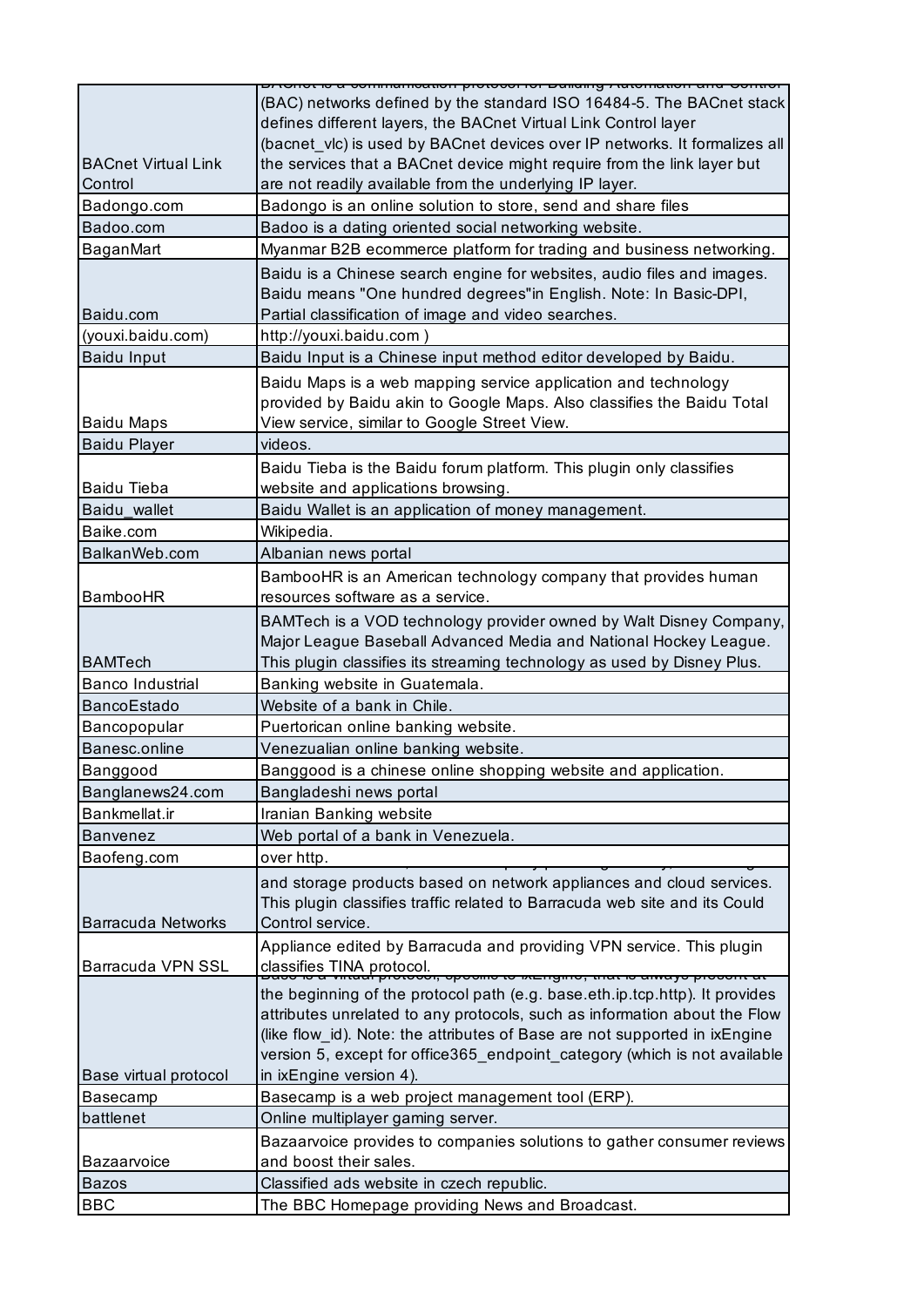| | |
|---|---|
| BACnet Virtual Link Control | (BAC) networks defined by the standard ISO 16484-5. The BACnet stack defines different layers, the BACnet Virtual Link Control layer (bacnet_vlc) is used by BACnet devices over IP networks. It formalizes all the services that a BACnet device might require from the link layer but are not readily available from the underlying IP layer. |
| Badongo.com | Badongo is an online solution to store, send and share files |
| Badoo.com | Badoo is a dating oriented social networking website. |
| BaganMart | Myanmar B2B ecommerce platform for trading and business networking. |
| Baidu.com | Baidu is a Chinese search engine for websites, audio files and images. Baidu means "One hundred degrees"in English. Note: In Basic-DPI, Partial classification of image and video searches. |
| (youxi.baidu.com) | http://youxi.baidu.com ) |
| Baidu Input | Baidu Input is a Chinese input method editor developed by Baidu. |
| Baidu Maps | Baidu Maps is a web mapping service application and technology provided by Baidu akin to Google Maps. Also classifies the Baidu Total View service, similar to Google Street View. |
| Baidu Player | videos. |
| Baidu Tieba | Baidu Tieba is the Baidu forum platform. This plugin only classifies website and applications browsing. |
| Baidu_wallet | Baidu Wallet is an application of money management. |
| Baike.com | Wikipedia. |
| BalkanWeb.com | Albanian news portal |
| BambooHR | BambooHR is an American technology company that provides human resources software as a service. |
| BAMTech | BAMTech is a VOD technology provider owned by Walt Disney Company, Major League Baseball Advanced Media and National Hockey League. This plugin classifies its streaming technology as used by Disney Plus. |
| Banco Industrial | Banking website in Guatemala. |
| BancoEstado | Website of a bank in Chile. |
| Bancopopular | Puertorican online banking website. |
| Banesc.online | Venezualian online banking website. |
| Banggood | Banggood is a chinese online shopping website and application. |
| Banglanews24.com | Bangladeshi news portal |
| Bankmellat.ir | Iranian Banking website |
| Banvenez | Web portal of a bank in Venezuela. |
| Baofeng.com | over http. |
| Barracuda Networks | and storage products based on network appliances and cloud services. This plugin classifies traffic related to Barracuda web site and its Could Control service. |
| Barracuda VPN SSL | Appliance edited by Barracuda and providing VPN service. This plugin classifies TINA protocol. |
| Base virtual protocol | the beginning of the protocol path (e.g. base.eth.ip.tcp.http). It provides attributes unrelated to any protocols, such as information about the Flow (like flow_id). Note: the attributes of Base are not supported in ixEngine version 5, except for office365_endpoint_category (which is not available in ixEngine version 4). |
| Basecamp | Basecamp is a web project management tool (ERP). |
| battlenet | Online multiplayer gaming server. |
| Bazaarvoice | Bazaarvoice provides to companies solutions to gather consumer reviews and boost their sales. |
| Bazos | Classified ads website in czech republic. |
| BBC | The BBC Homepage providing News and Broadcast. |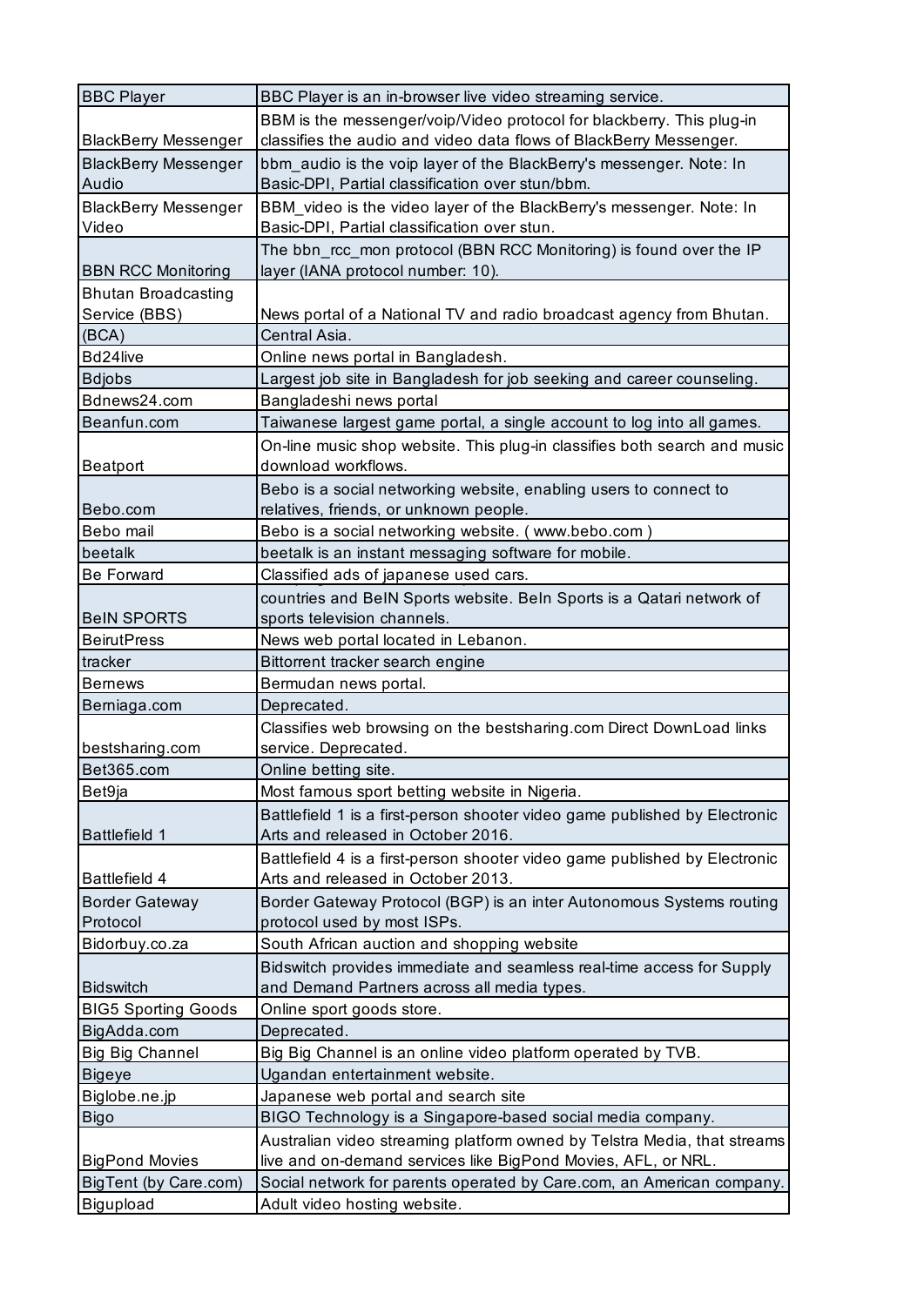| | |
|---|---|
| BBC Player | BBC Player is an in-browser live video streaming service. |
| BlackBerry Messenger | BBM is the messenger/voip/Video protocol for blackberry. This plug-in classifies the audio and video data flows of BlackBerry Messenger. |
| BlackBerry Messenger Audio | bbm_audio is the voip layer of the BlackBerry's messenger. Note: In Basic-DPI, Partial classification over stun/bbm. |
| BlackBerry Messenger Video | BBM_video is the video layer of the BlackBerry's messenger. Note: In Basic-DPI, Partial classification over stun. |
| BBN RCC Monitoring | The bbn_rcc_mon protocol (BBN RCC Monitoring) is found over the IP layer (IANA protocol number: 10). |
| Bhutan Broadcasting Service (BBS) | News portal of a National TV and radio broadcast agency from Bhutan. |
| (BCA) | Central Asia. |
| Bd24live | Online news portal in Bangladesh. |
| Bdjobs | Largest job site in Bangladesh for job seeking and career counseling. |
| Bdnews24.com | Bangladeshi news portal |
| Beanfun.com | Taiwanese largest game portal, a single account to log into all games. |
| Beatport | On-line music shop website. This plug-in classifies both search and music download workflows. |
| Bebo.com | Bebo is a social networking website, enabling users to connect to relatives, friends, or unknown people. |
| Bebo mail | Bebo is a social networking website. ( www.bebo.com ) |
| beetalk | beetalk is an instant messaging software for mobile. |
| Be Forward | Classified ads of japanese used cars. |
| BeIN SPORTS | countries and BeIN Sports website. BeIn Sports is a Qatari network of sports television channels. |
| BeirutPress | News web portal located in Lebanon. |
| tracker | Bittorrent tracker search engine |
| Bernews | Bermudan news portal. |
| Berniaga.com | Deprecated. |
| bestsharing.com | Classifies web browsing on the bestsharing.com Direct DownLoad links service. Deprecated. |
| Bet365.com | Online betting site. |
| Bet9ja | Most famous sport betting website in Nigeria. |
| Battlefield 1 | Battlefield 1 is a first-person shooter video game published by Electronic Arts and released in October 2016. |
| Battlefield 4 | Battlefield 4 is a first-person shooter video game published by Electronic Arts and released in October 2013. |
| Border Gateway Protocol | Border Gateway Protocol (BGP) is an inter Autonomous Systems routing protocol used by most ISPs. |
| Bidorbuy.co.za | South African auction and shopping website |
| Bidswitch | Bidswitch provides immediate and seamless real-time access for Supply and Demand Partners across all media types. |
| BIG5 Sporting Goods | Online sport goods store. |
| BigAdda.com | Deprecated. |
| Big Big Channel | Big Big Channel is an online video platform operated by TVB. |
| Bigeye | Ugandan entertainment website. |
| Biglobe.ne.jp | Japanese web portal and search site |
| Bigo | BIGO Technology is a Singapore-based social media company. |
| BigPond Movies | Australian video streaming platform owned by Telstra Media, that streams live and on-demand services like BigPond Movies, AFL, or NRL. |
| BigTent (by Care.com) | Social network for parents operated by Care.com, an American company. |
| Bigupload | Adult video hosting website. |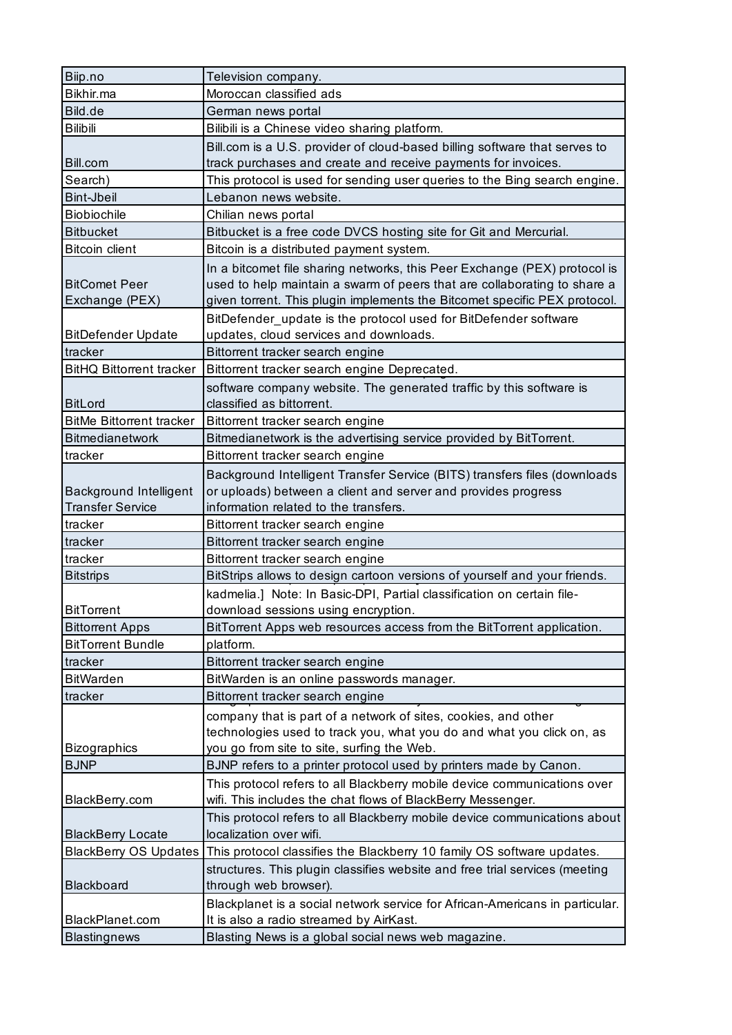| | |
|---|---|
| Biip.no | Television company. |
| Bikhir.ma | Moroccan classified ads |
| Bild.de | German news portal |
| Bilibili | Bilibili is a Chinese video sharing platform. |
| Bill.com | Bill.com is a U.S. provider of cloud-based billing software that serves to track purchases and create and receive payments for invoices. |
| Search) | This protocol is used for sending user queries to the Bing search engine. |
| Bint-Jbeil | Lebanon news website. |
| Biobiochile | Chilian news portal |
| Bitbucket | Bitbucket is a free code DVCS hosting site for Git and Mercurial. |
| Bitcoin client | Bitcoin is a distributed payment system. |
| BitComet Peer Exchange (PEX) | In a bitcomet file sharing networks, this Peer Exchange (PEX) protocol is used to help maintain a swarm of peers that are collaborating to share a given torrent. This plugin implements the Bitcomet specific PEX protocol. |
| BitDefender Update | BitDefender_update is the protocol used for BitDefender software updates, cloud services and downloads. |
| tracker | Bittorrent tracker search engine |
| BitHQ Bittorrent tracker | Bittorrent tracker search engine Deprecated. |
| BitLord | software company website. The generated traffic by this software is classified as bittorrent. |
| BitMe Bittorrent tracker | Bittorrent tracker search engine |
| Bitmedianetwork | Bitmedianetwork is the advertising service provided by BitTorrent. |
| tracker | Bittorrent tracker search engine |
| Background Intelligent Transfer Service | Background Intelligent Transfer Service (BITS) transfers files (downloads or uploads) between a client and server and provides progress information related to the transfers. |
| tracker | Bittorrent tracker search engine |
| tracker | Bittorrent tracker search engine |
| tracker | Bittorrent tracker search engine |
| Bitstrips | BitStrips allows to design cartoon versions of yourself and your friends. |
| BitTorrent | kadmelia.] Note: In Basic-DPI, Partial classification on certain file-download sessions using encryption. |
| Bittorrent Apps | BitTorrent Apps web resources access from the BitTorrent application. |
| BitTorrent Bundle | platform. |
| tracker | Bittorrent tracker search engine |
| BitWarden | BitWarden is an online passwords manager. |
| tracker | Bittorrent tracker search engine |
| Bizographics | company that is part of a network of sites, cookies, and other technologies used to track you, what you do and what you click on, as you go from site to site, surfing the Web. |
| BJNP | BJNP refers to a printer protocol used by printers made by Canon. |
| BlackBerry.com | This protocol refers to all Blackberry mobile device communications over wifi. This includes the chat flows of BlackBerry Messenger. |
| BlackBerry Locate | This protocol refers to all BlackBerry mobile device communications about localization over wifi. |
| BlackBerry OS Updates | This protocol classifies the Blackberry 10 family OS software updates. |
| Blackboard | structures. This plugin classifies website and free trial services (meeting through web browser). |
| BlackPlanet.com | Blackplanet is a social network service for African-Americans in particular. It is also a radio streamed by AirKast. |
| Blastingnews | Blasting News is a global social news web magazine. |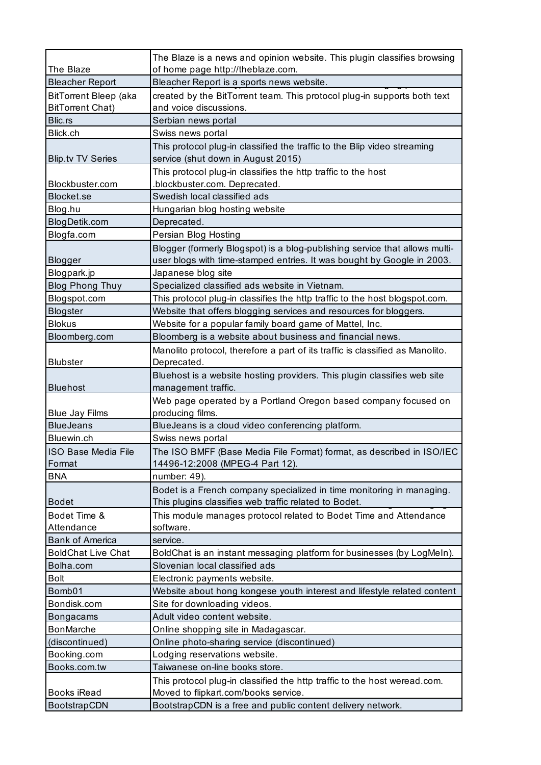| | |
|---|---|
| The Blaze | The Blaze is a news and opinion website. This plugin classifies browsing of home page http://theblaze.com. |
| Bleacher Report | Bleacher Report is a sports news website. |
| BitTorrent Bleep (aka BitTorrent Chat) | created by the BitTorrent team. This protocol plug-in supports both text and voice discussions. |
| Blic.rs | Serbian news portal |
| Blick.ch | Swiss news portal |
| Blip.tv TV Series | This protocol plug-in classified the traffic to the Blip video streaming service (shut down in August 2015) |
| Blockbuster.com | This protocol plug-in classifies the http traffic to the host .blockbuster.com. Deprecated. |
| Blocket.se | Swedish local classified ads |
| Blog.hu | Hungarian blog hosting website |
| BlogDetik.com | Deprecated. |
| Blogfa.com | Persian Blog Hosting |
| Blogger | Blogger (formerly Blogspot) is a blog-publishing service that allows multi-user blogs with time-stamped entries. It was bought by Google in 2003. |
| Blogpark.jp | Japanese blog site |
| Blog Phong Thuy | Specialized classified ads website in Vietnam. |
| Blogspot.com | This protocol plug-in classifies the http traffic to the host blogspot.com. |
| Blogster | Website that offers blogging services and resources for bloggers. |
| Blokus | Website for a popular family board game of Mattel, Inc. |
| Bloomberg.com | Bloomberg is a website about business and financial news. |
| Blubster | Manolito protocol, therefore a part of its traffic is classified as Manolito. Deprecated. |
| Bluehost | Bluehost is a website hosting providers. This plugin classifies web site management traffic. |
| Blue Jay Films | Web page operated by a Portland Oregon based company focused on producing films. |
| BlueJeans | BlueJeans is a cloud video conferencing platform. |
| Bluewin.ch | Swiss news portal |
| ISO Base Media File Format | The ISO BMFF (Base Media File Format) format, as described in ISO/IEC 14496-12:2008 (MPEG-4 Part 12). |
| BNA | number: 49). |
| Bodet | Bodet is a French company specialized in time monitoring in managing. This plugins classifies web traffic related to Bodet. |
| Bodet Time & Attendance | This module manages protocol related to Bodet Time and Attendance software. |
| Bank of America | service. |
| BoldChat Live Chat | BoldChat is an instant messaging platform for businesses (by LogMeIn). |
| Bolha.com | Slovenian local classified ads |
| Bolt | Electronic payments website. |
| Bomb01 | Website about hong kongese youth interest and lifestyle related content |
| Bondisk.com | Site for downloading videos. |
| Bongacams | Adult video content website. |
| BonMarche | Online shopping site in Madagascar. |
| (discontinued) | Online photo-sharing service (discontinued) |
| Booking.com | Lodging reservations website. |
| Books.com.tw | Taiwanese on-line books store. |
| Books iRead | This protocol plug-in classified the http traffic to the host weread.com. Moved to flipkart.com/books service. |
| BootstrapCDN | BootstrapCDN is a free and public content delivery network. |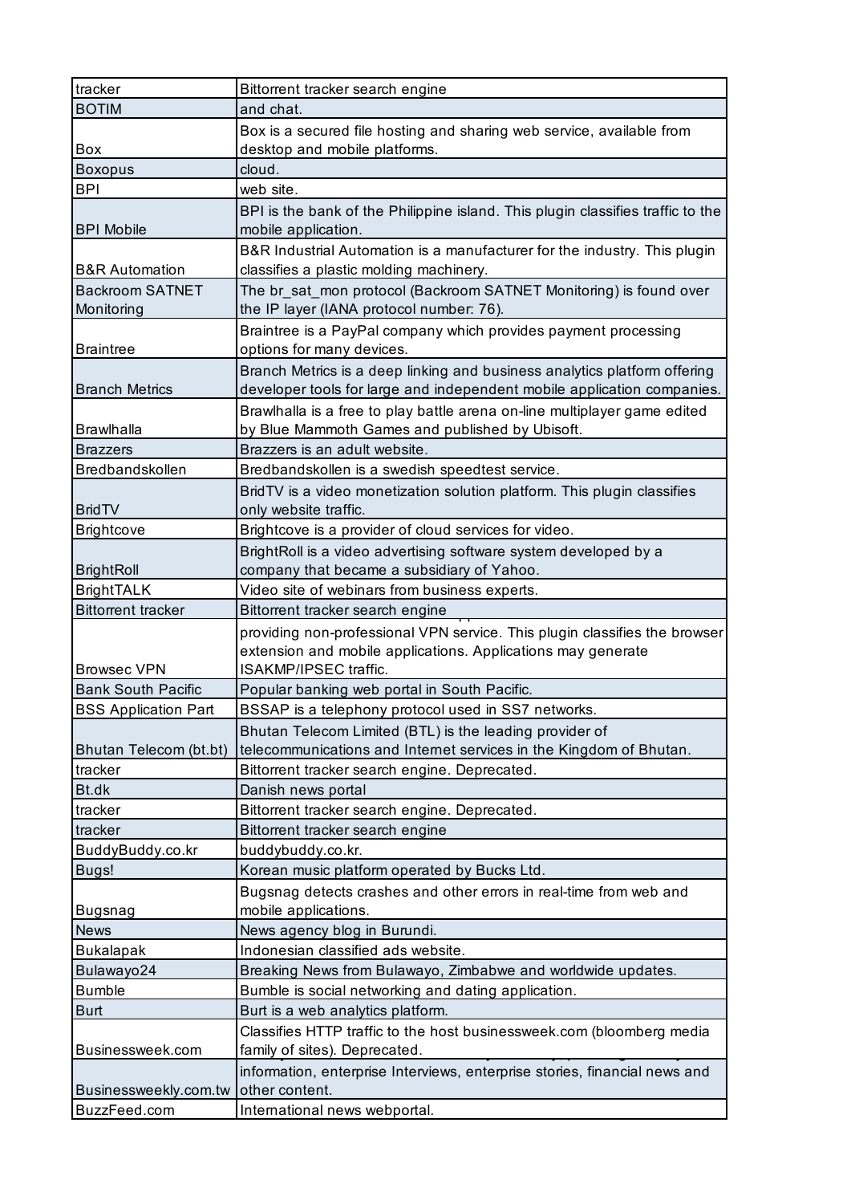| tracker | Bittorrent tracker search engine |
|---|---|
| BOTIM | and chat. |
| Box | Box is a secured file hosting and sharing web service, available from desktop and mobile platforms. |
| Boxopus | cloud. |
| BPI | web site. |
| BPI Mobile | BPI is the bank of the Philippine island. This plugin classifies traffic to the mobile application. |
| B&R Automation | B&R Industrial Automation is a manufacturer for the industry. This plugin classifies a plastic molding machinery. |
| Backroom SATNET Monitoring | The br_sat_mon protocol (Backroom SATNET Monitoring) is found over the IP layer (IANA protocol number: 76). |
| Braintree | Braintree is a PayPal company which provides payment processing options for many devices. |
| Branch Metrics | Branch Metrics is a deep linking and business analytics platform offering developer tools for large and independent mobile application companies. |
| Brawlhalla | Brawlhalla is a free to play battle arena on-line multiplayer game edited by Blue Mammoth Games and published by Ubisoft. |
| Brazzers | Brazzers is an adult website. |
| Bredbandskollen | Bredbandskollen is a swedish speedtest service. |
| BridTV | BridTV is a video monetization solution platform. This plugin classifies only website traffic. |
| Brightcove | Brightcove is a provider of cloud services for video. |
| BrightRoll | BrightRoll is a video advertising software system developed by a company that became a subsidiary of Yahoo. |
| BrightTALK | Video site of webinars from business experts. |
| Bittorrent tracker | Bittorrent tracker search engine |
| Browsec VPN | providing non-professional VPN service. This plugin classifies the browser extension and mobile applications. Applications may generate ISAKMP/IPSEC traffic. |
| Bank South Pacific | Popular banking web portal in South Pacific. |
| BSS Application Part | BSSAP is a telephony protocol used in SS7 networks. |
| Bhutan Telecom (bt.bt) | Bhutan Telecom Limited (BTL) is the leading provider of telecommunications and Internet services in the Kingdom of Bhutan. |
| tracker | Bittorrent tracker search engine. Deprecated. |
| Bt.dk | Danish news portal |
| tracker | Bittorrent tracker search engine. Deprecated. |
| tracker | Bittorrent tracker search engine |
| BuddyBuddy.co.kr | buddybuddy.co.kr. |
| Bugs! | Korean music platform operated by Bucks Ltd. |
| Bugsnag | Bugsnag detects crashes and other errors in real-time from web and mobile applications. |
| News | News agency blog in Burundi. |
| Bukalapak | Indonesian classified ads website. |
| Bulawayo24 | Breaking News from Bulawayo, Zimbabwe and worldwide updates. |
| Bumble | Bumble is social networking and dating application. |
| Burt | Burt is a web analytics platform. |
| Businessweek.com | Classifies HTTP traffic to the host businessweek.com (bloomberg media family of sites). Deprecated. |
| Businessweekly.com.tw | information, enterprise Interviews, enterprise stories, financial news and other content. |
| BuzzFeed.com | International news webportal. |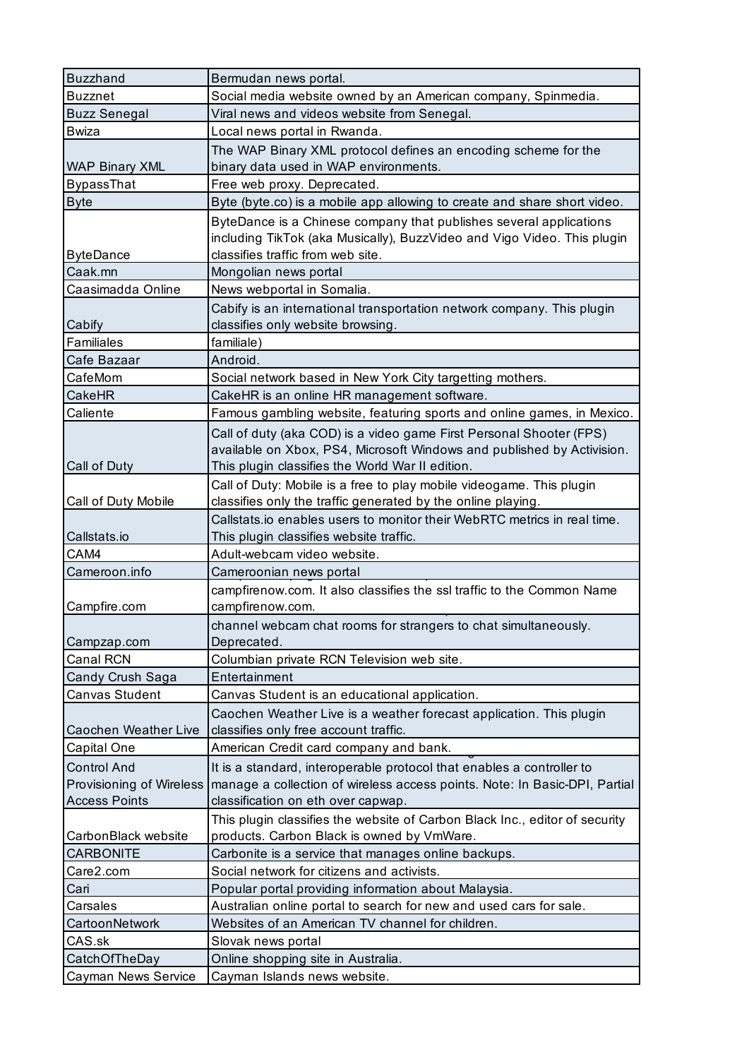| Buzzhand | Bermudan news portal. |
|---|---|
| Buzznet | Social media website owned by an American company, Spinmedia. |
| Buzz Senegal | Viral news and videos website from Senegal. |
| Bwiza | Local news portal in Rwanda. |
| WAP Binary XML | The WAP Binary XML protocol defines an encoding scheme for the binary data used in WAP environments. |
| BypassThat | Free web proxy. Deprecated. |
| Byte | Byte (byte.co) is a mobile app allowing to create and share short video. |
| ByteDance | ByteDance is a Chinese company that publishes several applications including TikTok (aka Musically), BuzzVideo and Vigo Video. This plugin classifies traffic from web site. |
| Caak.mn | Mongolian news portal |
| Caasimadda Online | News webportal in Somalia. |
| Cabify | Cabify is an international transportation network company. This plugin classifies only website browsing. |
| Familiales | familiale) |
| Cafe Bazaar | Android. |
| CafeMom | Social network based in New York City targetting mothers. |
| CakeHR | CakeHR is an online HR management software. |
| Caliente | Famous gambling website, featuring sports and online games, in Mexico. |
| Call of Duty | Call of duty (aka COD) is a video game First Personal Shooter (FPS) available on Xbox, PS4, Microsoft Windows and published by Activision. This plugin classifies the World War II edition. |
| Call of Duty Mobile | Call of Duty: Mobile is a free to play mobile videogame. This plugin classifies only the traffic generated by the online playing. |
| Callstats.io | Callstats.io enables users to monitor their WebRTC metrics in real time. This plugin classifies website traffic. |
| CAM4 | Adult-webcam video website. |
| Cameroon.info | Cameroonian news portal |
| Campfire.com | campfirenow.com. It also classifies the ssl traffic to the Common Name campfirenow.com. |
| Campzap.com | channel webcam chat rooms for strangers to chat simultaneously. Deprecated. |
| Canal RCN | Columbian private RCN Television web site. |
| Candy Crush Saga | Entertainment |
| Canvas Student | Canvas Student is an educational application. |
| Caochen Weather Live | Caochen Weather Live is a weather forecast application. This plugin classifies only free account traffic. |
| Capital One | American Credit card company and bank. |
| Control And Provisioning of Wireless Access Points | It is a standard, interoperable protocol that enables a controller to manage a collection of wireless access points. Note: In Basic-DPI, Partial classification on eth over capwap. |
| CarbonBlack website | This plugin classifies the website of Carbon Black Inc., editor of security products. Carbon Black is owned by VmWare. |
| CARBONITE | Carbonite is a service that manages online backups. |
| Care2.com | Social network for citizens and activists. |
| Cari | Popular portal providing information about Malaysia. |
| Carsales | Australian online portal to search for new and used cars for sale. |
| CartoonNetwork | Websites of an American TV channel for children. |
| CAS.sk | Slovak news portal |
| CatchOfTheDay | Online shopping site in Australia. |
| Cayman News Service | Cayman Islands news website. |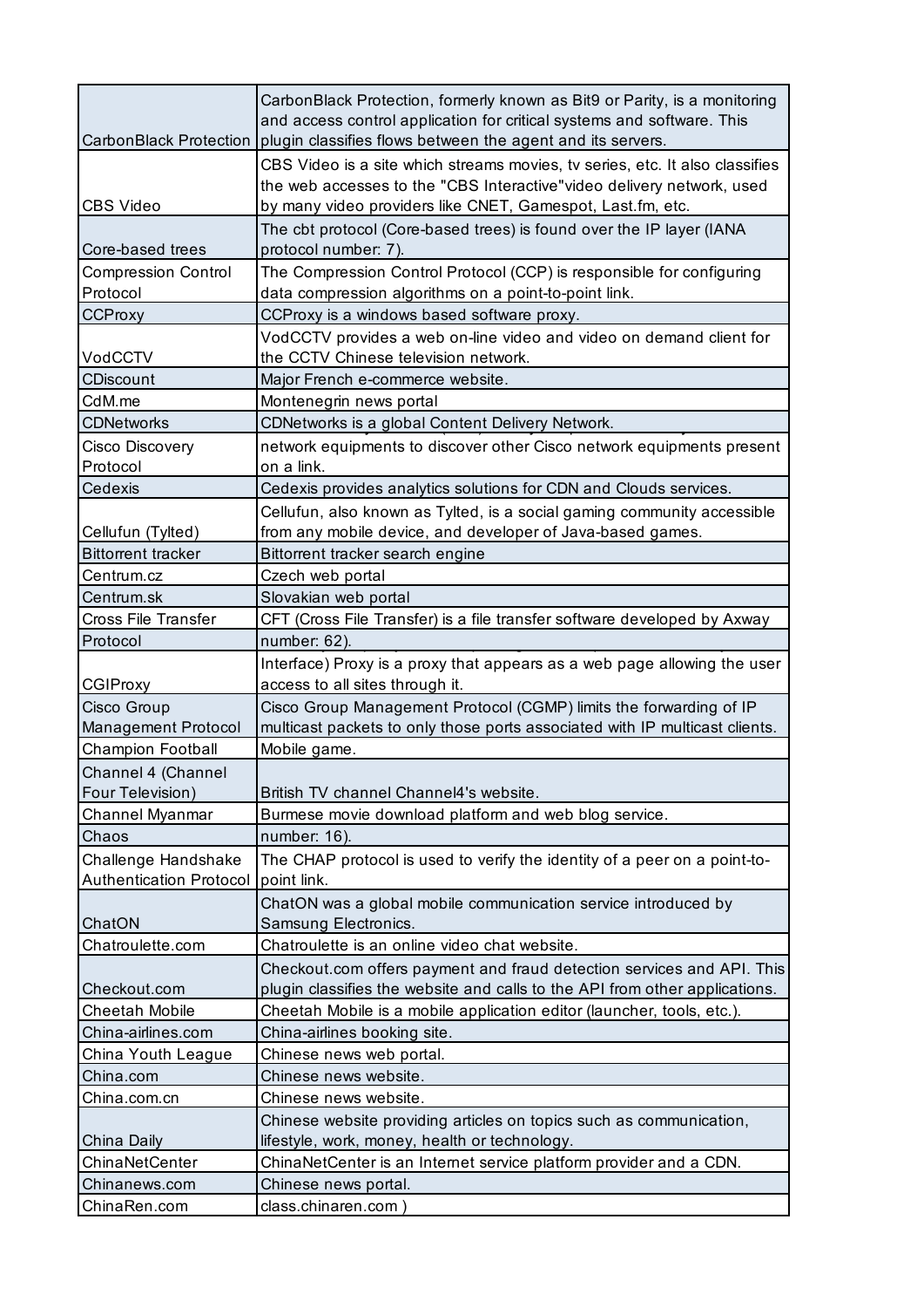| | |
|---|---|
| CarbonBlack Protection | CarbonBlack Protection, formerly known as Bit9 or Parity, is a monitoring and access control application for critical systems and software. This plugin classifies flows between the agent and its servers. |
| CBS Video | CBS Video is a site which streams movies, tv series, etc. It also classifies the web accesses to the "CBS Interactive"video delivery network, used by many video providers like CNET, Gamespot, Last.fm, etc. |
| Core-based trees | The cbt protocol (Core-based trees) is found over the IP layer (IANA protocol number: 7). |
| Compression Control Protocol | The Compression Control Protocol (CCP) is responsible for configuring data compression algorithms on a point-to-point link. |
| CCProxy | CCProxy is a windows based software proxy. |
| VodCCTV | VodCCTV provides a web on-line video and video on demand client for the CCTV Chinese television network. |
| CDiscount | Major French e-commerce website. |
| CdM.me | Montenegrin news portal |
| CDNetworks | CDNetworks is a global Content Delivery Network. |
| Cisco Discovery Protocol | network equipments to discover other Cisco network equipments present on a link. |
| Cedexis | Cedexis provides analytics solutions for CDN and Clouds services. |
| Cellufun (Tylted) | Cellufun, also known as Tylted, is a social gaming community accessible from any mobile device, and developer of Java-based games. |
| Bittorrent tracker | Bittorrent tracker search engine |
| Centrum.cz | Czech web portal |
| Centrum.sk | Slovakian web portal |
| Cross File Transfer | CFT (Cross File Transfer) is a file transfer software developed by Axway |
| Protocol | number: 62). |
| CGIProxy | Interface) Proxy is a proxy that appears as a web page allowing the user access to all sites through it. |
| Cisco Group Management Protocol | Cisco Group Management Protocol (CGMP) limits the forwarding of IP multicast packets to only those ports associated with IP multicast clients. |
| Champion Football | Mobile game. |
| Channel 4 (Channel Four Television) | British TV channel Channel4's website. |
| Channel Myanmar | Burmese movie download platform and web blog service. |
| Chaos | number: 16). |
| Challenge Handshake Authentication Protocol | The CHAP protocol is used to verify the identity of a peer on a point-to-point link. |
| ChatON | ChatON was a global mobile communication service introduced by Samsung Electronics. |
| Chatroulette.com | Chatroulette is an online video chat website. |
| Checkout.com | Checkout.com offers payment and fraud detection services and API. This plugin classifies the website and calls to the API from other applications. |
| Cheetah Mobile | Cheetah Mobile is a mobile application editor (launcher, tools, etc.). |
| China-airlines.com | China-airlines booking site. |
| China Youth League | Chinese news web portal. |
| China.com | Chinese news website. |
| China.com.cn | Chinese news website. |
| China Daily | Chinese website providing articles on topics such as communication, lifestyle, work, money, health or technology. |
| ChinaNetCenter | ChinaNetCenter is an Internet service platform provider and a CDN. |
| Chinanews.com | Chinese news portal. |
| ChinaRen.com | class.chinaren.com ) |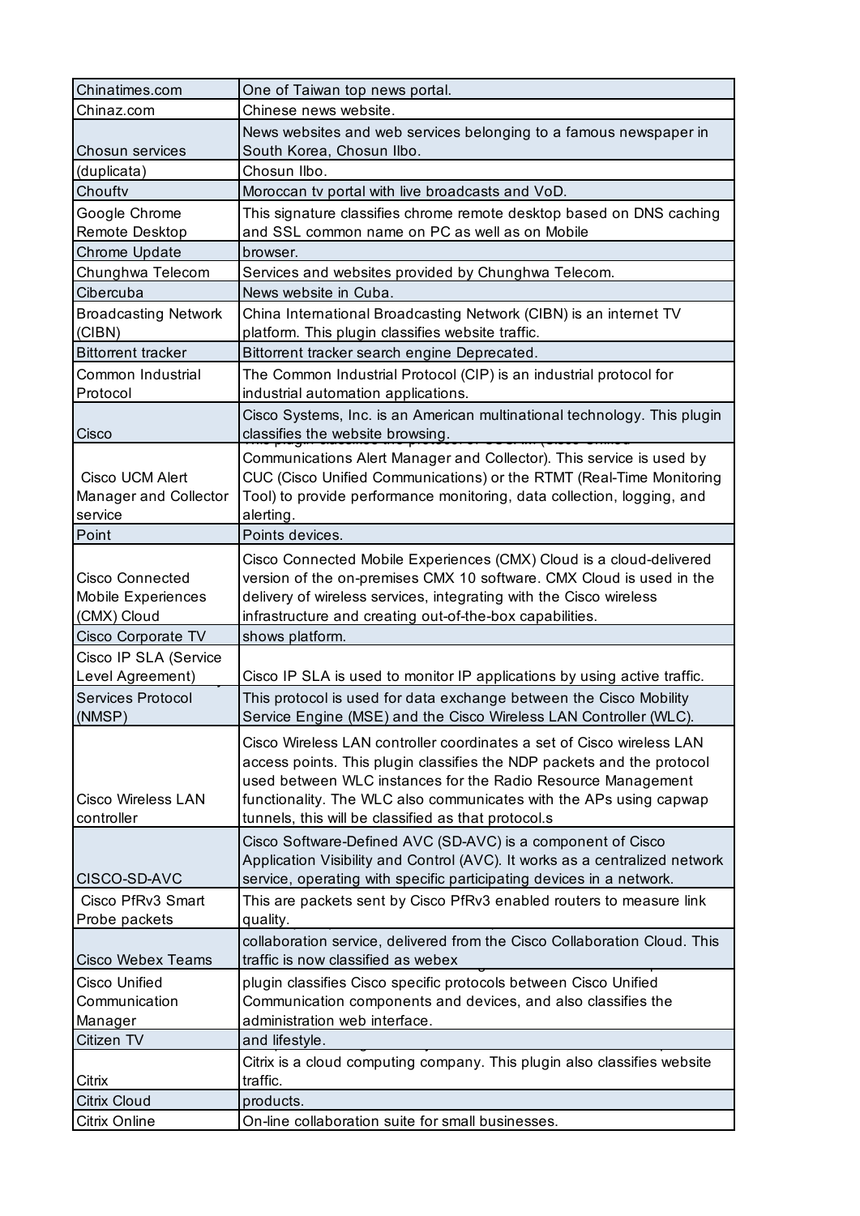| | |
|---|---|
| Chinatimes.com | One of Taiwan top news portal. |
| Chinaz.com | Chinese news website. |
| Chosun services | News websites and web services belonging to a famous newspaper in South Korea, Chosun Ilbo. |
| (duplicata) | Chosun Ilbo. |
| Chouftv | Moroccan tv portal with live broadcasts and VoD. |
| Google Chrome Remote Desktop | This signature classifies chrome remote desktop based on DNS caching and SSL common name on PC as well as on Mobile |
| Chrome Update | browser. |
| Chunghwa Telecom | Services and websites provided by Chunghwa Telecom. |
| Cibercuba | News website in Cuba. |
| Broadcasting Network (CIBN) | China International Broadcasting Network (CIBN) is an internet TV platform. This plugin classifies website traffic. |
| Bittorrent tracker | Bittorrent tracker search engine Deprecated. |
| Common Industrial Protocol | The Common Industrial Protocol (CIP) is an industrial protocol for industrial automation applications. |
| Cisco | Cisco Systems, Inc. is an American multinational technology. This plugin classifies the website browsing. |
| Cisco UCM Alert Manager and Collector service | Communications Alert Manager and Collector). This service is used by CUC (Cisco Unified Communications) or the RTMT (Real-Time Monitoring Tool) to provide performance monitoring, data collection, logging, and alerting. |
| Point | Points devices. |
| Cisco Connected Mobile Experiences (CMX) Cloud | Cisco Connected Mobile Experiences (CMX) Cloud is a cloud-delivered version of the on-premises CMX 10 software. CMX Cloud is used in the delivery of wireless services, integrating with the Cisco wireless infrastructure and creating out-of-the-box capabilities. |
| Cisco Corporate TV | shows platform. |
| Cisco IP SLA (Service Level Agreement) | Cisco IP SLA is used to monitor IP applications by using active traffic. |
| Services Protocol (NMSP) | This protocol is used for data exchange between the Cisco Mobility Service Engine (MSE) and the Cisco Wireless LAN Controller (WLC). |
| Cisco Wireless LAN controller | Cisco Wireless LAN controller coordinates a set of Cisco wireless LAN access points. This plugin classifies the NDP packets and the protocol used between WLC instances for the Radio Resource Management functionality. The WLC also communicates with the APs using capwap tunnels, this will be classified as that protocol.s |
| CISCO-SD-AVC | Cisco Software-Defined AVC (SD-AVC) is a component of Cisco Application Visibility and Control (AVC). It works as a centralized network service, operating with specific participating devices in a network. |
| Cisco PfRv3 Smart Probe packets | This are packets sent by Cisco PfRv3 enabled routers to measure link quality. |
| Cisco Webex Teams | collaboration service, delivered from the Cisco Collaboration Cloud. This traffic is now classified as webex |
| Cisco Unified Communication Manager | plugin classifies Cisco specific protocols between Cisco Unified Communication components and devices, and also classifies the administration web interface. |
| Citizen TV | and lifestyle. |
| Citrix | Citrix is a cloud computing company. This plugin also classifies website traffic. |
| Citrix Cloud | products. |
| Citrix Online | On-line collaboration suite for small businesses. |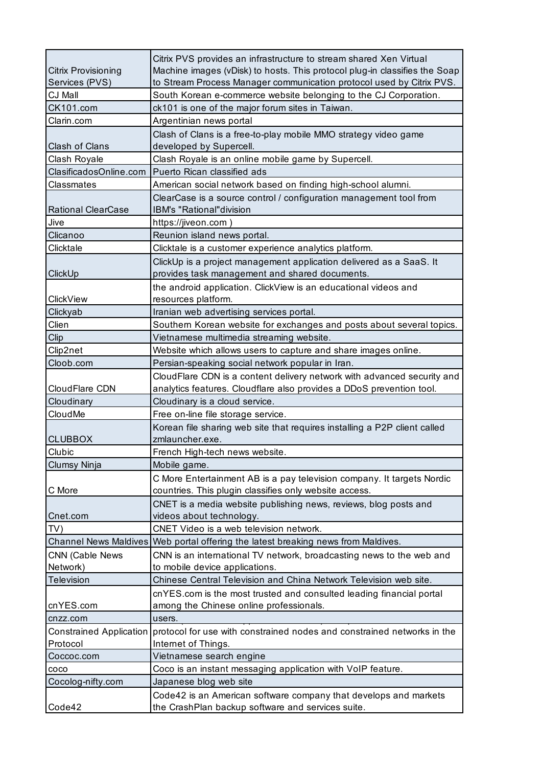| | |
|---|---|
| Citrix Provisioning Services (PVS) | Citrix PVS provides an infrastructure to stream shared Xen Virtual Machine images (vDisk) to hosts. This protocol plug-in classifies the Soap to Stream Process Manager communication protocol used by Citrix PVS. |
| CJ Mall | South Korean e-commerce website belonging to the CJ Corporation. |
| CK101.com | ck101 is one of the major forum sites in Taiwan. |
| Clarin.com | Argentinian news portal |
| Clash of Clans | Clash of Clans is a free-to-play mobile MMO strategy video game developed by Supercell. |
| Clash Royale | Clash Royale is an online mobile game by Supercell. |
| ClasificadosOnline.com | Puerto Rican classified ads |
| Classmates | American social network based on finding high-school alumni. |
| Rational ClearCase | ClearCase is a source control / configuration management tool from IBM's "Rational"division |
| Jive | https://jiveon.com ) |
| Clicanoo | Reunion island news portal. |
| Clicktale | Clicktale is a customer experience analytics platform. |
| ClickUp | ClickUp is a project management application delivered as a SaaS. It provides task management and shared documents. |
| ClickView | the android application. ClickView is an educational videos and resources platform. |
| Clickyab | Iranian web advertising services portal. |
| Clien | Southern Korean website for exchanges and posts about several topics. |
| Clip | Vietnamese multimedia streaming website. |
| Clip2net | Website which allows users to capture and share images online. |
| Cloob.com | Persian-speaking social network popular in Iran. |
| CloudFlare CDN | CloudFlare CDN is a content delivery network with advanced security and analytics features. Cloudflare also provides a DDoS prevention tool. |
| Cloudinary | Cloudinary is a cloud service. |
| CloudMe | Free on-line file storage service. |
| CLUBBOX | Korean file sharing web site that requires installing a P2P client called zmlauncher.exe. |
| Clubic | French High-tech news website. |
| Clumsy Ninja | Mobile game. |
| C More | C More Entertainment AB is a pay television company. It targets Nordic countries. This plugin classifies only website access. |
| Cnet.com | CNET is a media website publishing news, reviews, blog posts and videos about technology. |
| TV) | CNET Video is a web television network. |
| Channel News Maldives | Web portal offering the latest breaking news from Maldives. |
| CNN (Cable News Network) | CNN is an international TV network, broadcasting news to the web and to mobile device applications. |
| Television | Chinese Central Television and China Network Television web site. |
| cnYES.com | cnYES.com is the most trusted and consulted leading financial portal among the Chinese online professionals. |
| cnzz.com | users. |
| Constrained Application Protocol | protocol for use with constrained nodes and constrained networks in the Internet of Things. |
| Coccoc.com | Vietnamese search engine |
| coco | Coco is an instant messaging application with VoIP feature. |
| Cocolog-nifty.com | Japanese blog web site |
| Code42 | Code42 is an American software company that develops and markets the CrashPlan backup software and services suite. |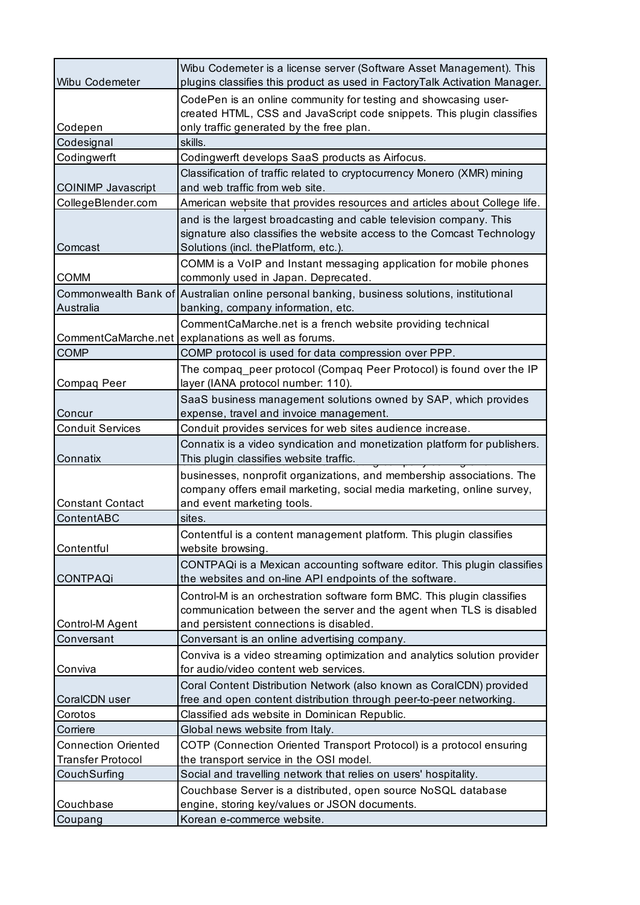| | |
|---|---|
| Wibu Codemeter | Wibu Codemeter is a license server (Software Asset Management). This plugins classifies this product as used in FactoryTalk Activation Manager. |
| Codepen | CodePen is an online community for testing and showcasing user-created HTML, CSS and JavaScript code snippets. This plugin classifies only traffic generated by the free plan. |
| Codesignal | skills. |
| Codingwerft | Codingwerft develops SaaS products as Airfocus. |
| COINIMP Javascript | Classification of traffic related to cryptocurrency Monero (XMR) mining and web traffic from web site. |
| CollegeBlender.com | American website that provides resources and articles about College life. |
| Comcast | and is the largest broadcasting and cable television company. This signature also classifies the website access to the Comcast Technology Solutions (incl. thePlatform, etc.). |
| COMM | COMM is a VoIP and Instant messaging application for mobile phones commonly used in Japan. Deprecated. |
| Commonwealth Bank of Australia | Australian online personal banking, business solutions, institutional banking, company information, etc. |
| CommentCaMarche.net | CommentCaMarche.net is a french website providing technical explanations as well as forums. |
| COMP | COMP protocol is used for data compression over PPP. |
| Compaq Peer | The compaq_peer protocol (Compaq Peer Protocol) is found over the IP layer (IANA protocol number: 110). |
| Concur | SaaS business management solutions owned by SAP, which provides expense, travel and invoice management. |
| Conduit Services | Conduit provides services for web sites audience increase. |
| Connatix | Connatix is a video syndication and monetization platform for publishers. This plugin classifies website traffic. |
| Constant Contact | businesses, nonprofit organizations, and membership associations. The company offers email marketing, social media marketing, online survey, and event marketing tools. |
| ContentABC | sites. |
| Contentful | Contentful is a content management platform. This plugin classifies website browsing. |
| CONTPAQi | CONTPAQi is a Mexican accounting software editor. This plugin classifies the websites and on-line API endpoints of the software. |
| Control-M Agent | Control-M is an orchestration software form BMC. This plugin classifies communication between the server and the agent when TLS is disabled and persistent connections is disabled. |
| Conversant | Conversant is an online advertising company. |
| Conviva | Conviva is a video streaming optimization and analytics solution provider for audio/video content web services. |
| CoralCDN user | Coral Content Distribution Network (also known as CoralCDN) provided free and open content distribution through peer-to-peer networking. |
| Corotos | Classified ads website in Dominican Republic. |
| Corriere | Global news website from Italy. |
| Connection Oriented Transfer Protocol | COTP (Connection Oriented Transport Protocol) is a protocol ensuring the transport service in the OSI model. |
| CouchSurfing | Social and travelling network that relies on users' hospitality. |
| Couchbase | Couchbase Server is a distributed, open source NoSQL database engine, storing key/values or JSON documents. |
| Coupang | Korean e-commerce website. |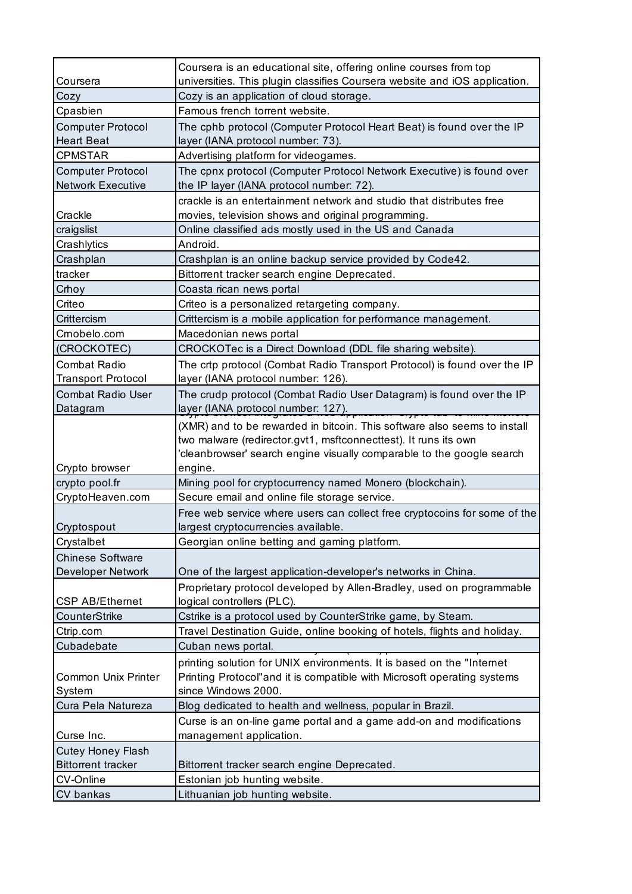| | |
|---|---|
| Coursera | Coursera is an educational site, offering online courses from top universities. This plugin classifies Coursera website and iOS application. |
| Cozy | Cozy is an application of cloud storage. |
| Cpasbien | Famous french torrent website. |
| Computer Protocol Heart Beat | The cphb protocol (Computer Protocol Heart Beat) is found over the IP layer (IANA protocol number: 73). |
| CPMSTAR | Advertising platform for videogames. |
| Computer Protocol Network Executive | The cpnx protocol (Computer Protocol Network Executive) is found over the IP layer (IANA protocol number: 72). |
| Crackle | crackle is an entertainment network and studio that distributes free movies, television shows and original programming. |
| craigslist | Online classified ads mostly used in the US and Canada |
| Crashlytics | Android. |
| Crashplan | Crashplan is an online backup service provided by Code42. |
| tracker | Bittorrent tracker search engine Deprecated. |
| Crhoy | Coasta rican news portal |
| Criteo | Criteo is a personalized retargeting company. |
| Crittercism | Crittercism is a mobile application for performance management. |
| Crnobelo.com | Macedonian news portal |
| (CROCKOTEC) | CROCKOTec is a Direct Download (DDL file sharing website). |
| Combat Radio Transport Protocol | The crtp protocol (Combat Radio Transport Protocol) is found over the IP layer (IANA protocol number: 126). |
| Combat Radio User Datagram | The crudp protocol (Combat Radio User Datagram) is found over the IP layer (IANA protocol number: 127). |
| Crypto browser | (XMR) and to be rewarded in bitcoin. This software also seems to install two malware (redirector.gvt1, msftconnecttest). It runs its own 'cleanbrowser' search engine visually comparable to the google search engine. |
| crypto pool.fr | Mining pool for cryptocurrency named Monero (blockchain). |
| CryptoHeaven.com | Secure email and online file storage service. |
| Cryptospout | Free web service where users can collect free cryptocoins for some of the largest cryptocurrencies available. |
| Crystalbet | Georgian online betting and gaming platform. |
| Chinese Software Developer Network | One of the largest application-developer's networks in China. |
| CSP AB/Ethernet | Proprietary protocol developed by Allen-Bradley, used on programmable logical controllers (PLC). |
| CounterStrike | Cstrike is a protocol used by CounterStrike game, by Steam. |
| Ctrip.com | Travel Destination Guide, online booking of hotels, flights and holiday. |
| Cubadebate | Cuban news portal. |
| Common Unix Printer System | printing solution for UNIX environments. It is based on the "Internet Printing Protocol"and it is compatible with Microsoft operating systems since Windows 2000. |
| Cura Pela Natureza | Blog dedicated to health and wellness, popular in Brazil. |
| Curse Inc. | Curse is an on-line game portal and a game add-on and modifications management application. |
| Cutey Honey Flash Bittorrent tracker | Bittorrent tracker search engine Deprecated. |
| CV-Online | Estonian job hunting website. |
| CV bankas | Lithuanian job hunting website. |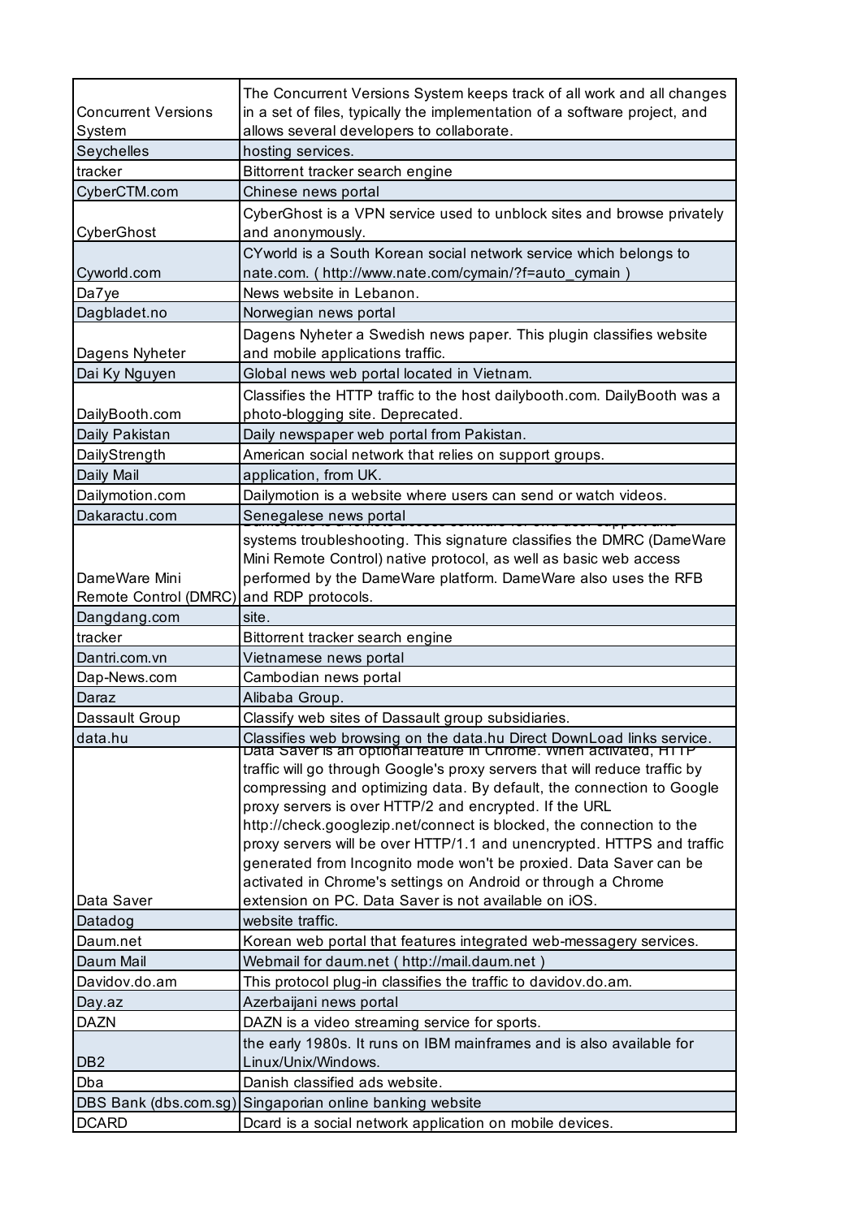| | |
|---|---|
| Concurrent Versions System | The Concurrent Versions System keeps track of all work and all changes in a set of files, typically the implementation of a software project, and allows several developers to collaborate. |
| Seychelles | hosting services. |
| tracker | Bittorrent tracker search engine |
| CyberCTM.com | Chinese news portal |
| CyberGhost | CyberGhost is a VPN service used to unblock sites and browse privately and anonymously. |
| Cyworld.com | CYworld is a South Korean social network service which belongs to nate.com. ( http://www.nate.com/cymain/?f=auto_cymain ) |
| Da7ye | News website in Lebanon. |
| Dagbladet.no | Norwegian news portal |
| Dagens Nyheter | Dagens Nyheter a Swedish news paper. This plugin classifies website and mobile applications traffic. |
| Dai Ky Nguyen | Global news web portal located in Vietnam. |
| DailyBooth.com | Classifies the HTTP traffic to the host dailybooth.com. DailyBooth was a photo-blogging site. Deprecated. |
| Daily Pakistan | Daily newspaper web portal from Pakistan. |
| DailyStrength | American social network that relies on support groups. |
| Daily Mail | application, from UK. |
| Dailymotion.com | Dailymotion is a website where users can send or watch videos. |
| Dakaractu.com | Senegalese news portal |
| DameWare Mini Remote Control (DMRC) | DameWare is a remote access software for end-user support and systems troubleshooting. This signature classifies the DMRC (DameWare Mini Remote Control) native protocol, as well as basic web access performed by the DameWare platform. DameWare also uses the RFB and RDP protocols. |
| Dangdang.com | site. |
| tracker | Bittorrent tracker search engine |
| Dantri.com.vn | Vietnamese news portal |
| Dap-News.com | Cambodian news portal |
| Daraz | Alibaba Group. |
| Dassault Group | Classify web sites of Dassault group subsidiaries. |
| data.hu | Classifies web browsing on the data.hu Direct DownLoad links service. |
| Data Saver | Data Saver is an optional feature in Chrome. When activated, HTTP traffic will go through Google's proxy servers that will reduce traffic by compressing and optimizing data. By default, the connection to Google proxy servers is over HTTP/2 and encrypted. If the URL http://check.googlezip.net/connect is blocked, the connection to the proxy servers will be over HTTP/1.1 and unencrypted. HTTPS and traffic generated from Incognito mode won't be proxied. Data Saver can be activated in Chrome's settings on Android or through a Chrome extension on PC. Data Saver is not available on iOS. |
| Datadog | website traffic. |
| Daum.net | Korean web portal that features integrated web-messagery services. |
| Daum Mail | Webmail for daum.net ( http://mail.daum.net ) |
| Davidov.do.am | This protocol plug-in classifies the traffic to davidov.do.am. |
| Day.az | Azerbaijani news portal |
| DAZN | DAZN is a video streaming service for sports. |
| DB2 | the early 1980s. It runs on IBM mainframes and is also available for Linux/Unix/Windows. |
| Dba | Danish classified ads website. |
| DBS Bank (dbs.com.sg) | Singaporian online banking website |
| DCARD | Dcard is a social network application on mobile devices. |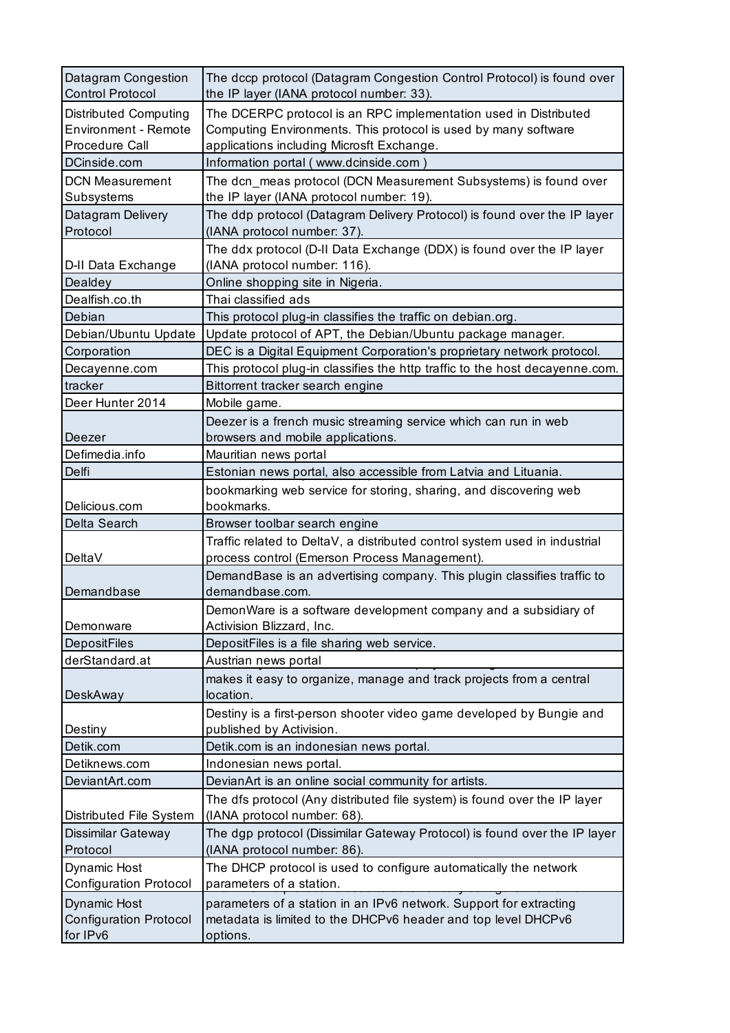| | |
|---|---|
| Datagram Congestion Control Protocol | The dccp protocol (Datagram Congestion Control Protocol) is found over the IP layer (IANA protocol number: 33). |
| Distributed Computing Environment - Remote Procedure Call | The DCERPC protocol is an RPC implementation used in Distributed Computing Environments. This protocol is used by many software applications including Microsft Exchange. |
| DCinside.com | Information portal ( www.dcinside.com ) |
| DCN Measurement Subsystems | The dcn_meas protocol (DCN Measurement Subsystems) is found over the IP layer (IANA protocol number: 19). |
| Datagram Delivery Protocol | The ddp protocol (Datagram Delivery Protocol) is found over the IP layer (IANA protocol number: 37). |
| D-II Data Exchange | The ddx protocol (D-II Data Exchange (DDX) is found over the IP layer (IANA protocol number: 116). |
| Dealdey | Online shopping site in Nigeria. |
| Dealfish.co.th | Thai classified ads |
| Debian | This protocol plug-in classifies the traffic on debian.org. |
| Debian/Ubuntu Update | Update protocol of APT, the Debian/Ubuntu package manager. |
| Corporation | DEC is a Digital Equipment Corporation's proprietary network protocol. |
| Decayenne.com | This protocol plug-in classifies the http traffic to the host decayenne.com. |
| tracker | Bittorrent tracker search engine |
| Deer Hunter 2014 | Mobile game. |
| Deezer | Deezer is a french music streaming service which can run in web browsers and mobile applications. |
| Defimedia.info | Mauritian news portal |
| Delfi | Estonian news portal, also accessible from Latvia and Lituania. |
| Delicious.com | bookmarking web service for storing, sharing, and discovering web bookmarks. |
| Delta Search | Browser toolbar search engine |
| DeltaV | Traffic related to DeltaV, a distributed control system used in industrial process control (Emerson Process Management). |
| Demandbase | DemandBase is an advertising company. This plugin classifies traffic to demandbase.com. |
| Demonware | DemonWare is a software development company and a subsidiary of Activision Blizzard, Inc. |
| DepositFiles | DepositFiles is a file sharing web service. |
| derStandard.at | Austrian news portal |
| DeskAway | makes it easy to organize, manage and track projects from a central location. |
| Destiny | Destiny is a first-person shooter video game developed by Bungie and published by Activision. |
| Detik.com | Detik.com is an indonesian news portal. |
| Detiknews.com | Indonesian news portal. |
| DeviantArt.com | DevianArt is an online social community for artists. |
| Distributed File System | The dfs protocol (Any distributed file system) is found over the IP layer (IANA protocol number: 68). |
| Dissimilar Gateway Protocol | The dgp protocol (Dissimilar Gateway Protocol) is found over the IP layer (IANA protocol number: 86). |
| Dynamic Host Configuration Protocol | The DHCP protocol is used to configure automatically the network parameters of a station. |
| Dynamic Host Configuration Protocol for IPv6 | parameters of a station in an IPv6 network. Support for extracting metadata is limited to the DHCPv6 header and top level DHCPv6 options. |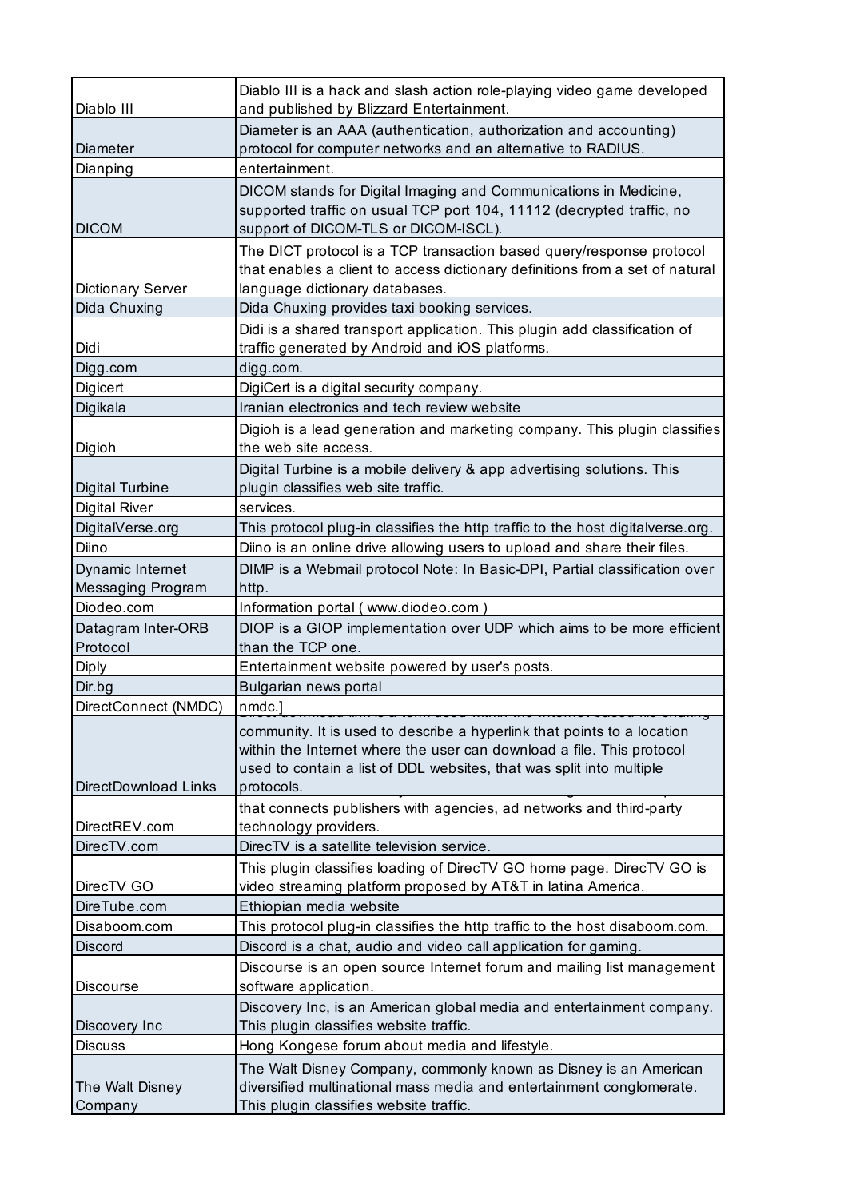| | |
|---|---|
| Diablo III | Diablo III is a hack and slash action role-playing video game developed and published by Blizzard Entertainment. |
| Diameter | Diameter is an AAA (authentication, authorization and accounting) protocol for computer networks and an alternative to RADIUS. |
| Dianping | entertainment. |
| DICOM | DICOM stands for Digital Imaging and Communications in Medicine, supported traffic on usual TCP port 104, 11112 (decrypted traffic, no support of DICOM-TLS or DICOM-ISCL). |
| Dictionary Server | The DICT protocol is a TCP transaction based query/response protocol that enables a client to access dictionary definitions from a set of natural language dictionary databases. |
| Dida Chuxing | Dida Chuxing provides taxi booking services. |
| Didi | Didi is a shared transport application. This plugin add classification of traffic generated by Android and iOS platforms. |
| Digg.com | digg.com. |
| Digicert | DigiCert is a digital security company. |
| Digikala | Iranian electronics and tech review website |
| Digioh | Digioh is a lead generation and marketing company. This plugin classifies the web site access. |
| Digital Turbine | Digital Turbine is a mobile delivery & app advertising solutions. This plugin classifies web site traffic. |
| Digital River | services. |
| DigitalVerse.org | This protocol plug-in classifies the http traffic to the host digitalverse.org. |
| Diino | Diino is an online drive allowing users to upload and share their files. |
| Dynamic Internet Messaging Program | DIMP is a Webmail protocol Note: In Basic-DPI, Partial classification over http. |
| Diodeo.com | Information portal ( www.diodeo.com ) |
| Datagram Inter-ORB Protocol | DIOP is a GIOP implementation over UDP which aims to be more efficient than the TCP one. |
| Diply | Entertainment website powered by user's posts. |
| Dir.bg | Bulgarian news portal |
| DirectConnect (NMDC) | nmdc.] |
| DirectDownload Links | community. It is used to describe a hyperlink that points to a location within the Internet where the user can download a file. This protocol used to contain a list of DDL websites, that was split into multiple protocols. |
| DirectREV.com | that connects publishers with agencies, ad networks and third-party technology providers. |
| DirecTV.com | DirecTV is a satellite television service. |
| DirecTV GO | This plugin classifies loading of DirecTV GO home page. DirecTV GO is video streaming platform proposed by AT&T in latina America. |
| DireTube.com | Ethiopian media website |
| Disaboom.com | This protocol plug-in classifies the http traffic to the host disaboom.com. |
| Discord | Discord is a chat, audio and video call application for gaming. |
| Discourse | Discourse is an open source Internet forum and mailing list management software application. |
| Discovery Inc | Discovery Inc, is an American global media and entertainment company. This plugin classifies website traffic. |
| Discuss | Hong Kongese forum about media and lifestyle. |
| The Walt Disney Company | The Walt Disney Company, commonly known as Disney is an American diversified multinational mass media and entertainment conglomerate. This plugin classifies website traffic. |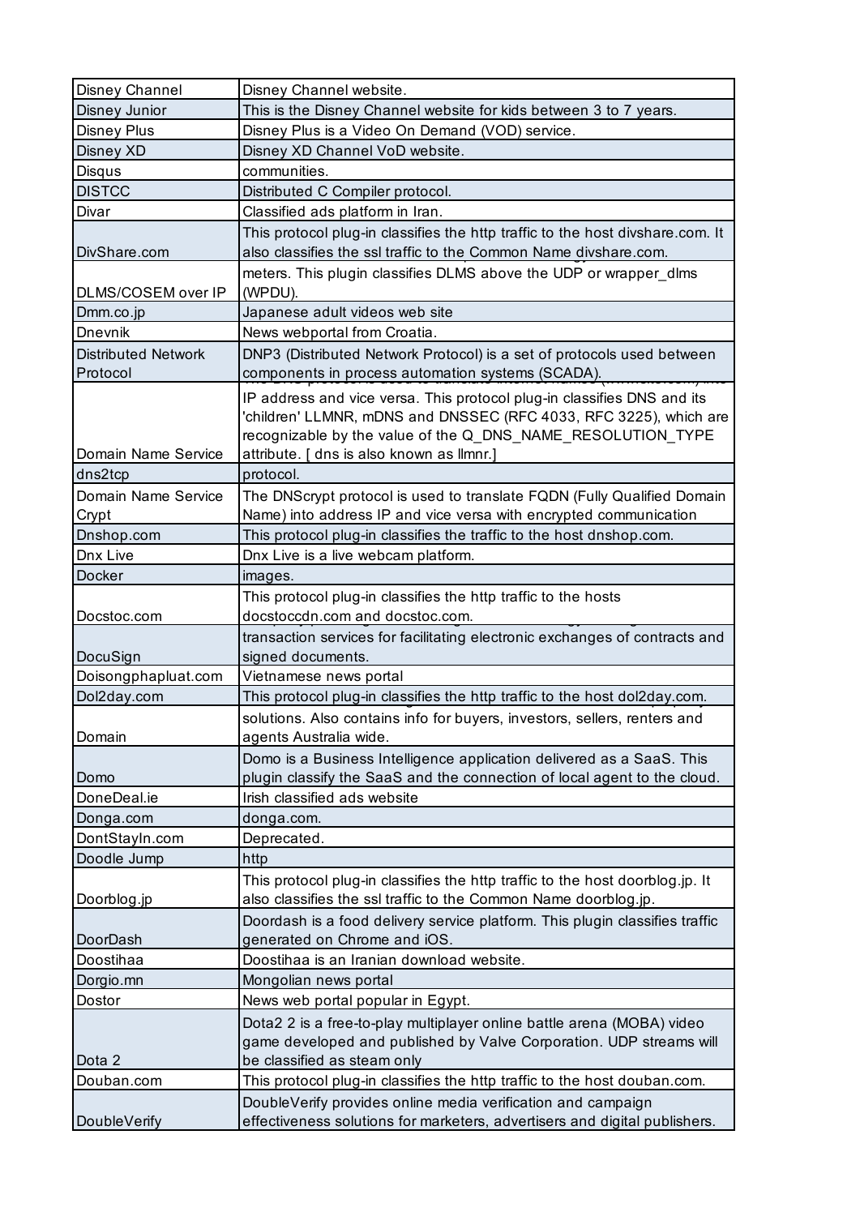| Disney Channel | Disney Channel website. |
|---|---|
| Disney Junior | This is the Disney Channel website for kids between 3 to 7 years. |
| Disney Plus | Disney Plus is a Video On Demand (VOD) service. |
| Disney XD | Disney XD Channel VoD website. |
| Disqus | communities. |
| DISTCC | Distributed C Compiler protocol. |
| Divar | Classified ads platform in Iran. |
| DivShare.com | This protocol plug-in classifies the http traffic to the host divshare.com. It also classifies the ssl traffic to the Common Name divshare.com. |
| DLMS/COSEM over IP | meters. This plugin classifies DLMS above the UDP or wrapper_dlms (WPDU). |
| Dmm.co.jp | Japanese adult videos web site |
| Dnevnik | News webportal from Croatia. |
| Distributed Network Protocol | DNP3 (Distributed Network Protocol) is a set of protocols used between components in process automation systems (SCADA). |
| Domain Name Service | IP address and vice versa. This protocol plug-in classifies DNS and its 'children' LLMNR, mDNS and DNSSEC (RFC 4033, RFC 3225), which are recognizable by the value of the Q_DNS_NAME_RESOLUTION_TYPE attribute. [ dns is also known as llmnr.] |
| dns2tcp | protocol. |
| Domain Name Service Crypt | The DNScrypt protocol is used to translate FQDN (Fully Qualified Domain Name) into address IP and vice versa with encrypted communication |
| Dnshop.com | This protocol plug-in classifies the traffic to the host dnshop.com. |
| Dnx Live | Dnx Live is a live webcam platform. |
| Docker | images. |
| Docstoc.com | This protocol plug-in classifies the http traffic to the hosts docstoccdn.com and docstoc.com. |
| DocuSign | transaction services for facilitating electronic exchanges of contracts and signed documents. |
| Doisongphapluat.com | Vietnamese news portal |
| Dol2day.com | This protocol plug-in classifies the http traffic to the host dol2day.com. |
| Domain | solutions. Also contains info for buyers, investors, sellers, renters and agents Australia wide. |
| Domo | Domo is a Business Intelligence application delivered as a SaaS. This plugin classify the SaaS and the connection of local agent to the cloud. |
| DoneDeal.ie | Irish classified ads website |
| Donga.com | donga.com. |
| DontStayIn.com | Deprecated. |
| Doodle Jump | http |
| Doorblog.jp | This protocol plug-in classifies the http traffic to the host doorblog.jp. It also classifies the ssl traffic to the Common Name doorblog.jp. |
| DoorDash | Doordash is a food delivery service platform. This plugin classifies traffic generated on Chrome and iOS. |
| Doostihaa | Doostihaa is an Iranian download website. |
| Dorgio.mn | Mongolian news portal |
| Dostor | News web portal popular in Egypt. |
| Dota 2 | Dota2 2 is a free-to-play multiplayer online battle arena (MOBA) video game developed and published by Valve Corporation. UDP streams will be classified as steam only |
| Douban.com | This protocol plug-in classifies the http traffic to the host douban.com. |
| DoubleVerify | DoubleVerify provides online media verification and campaign effectiveness solutions for marketers, advertisers and digital publishers. |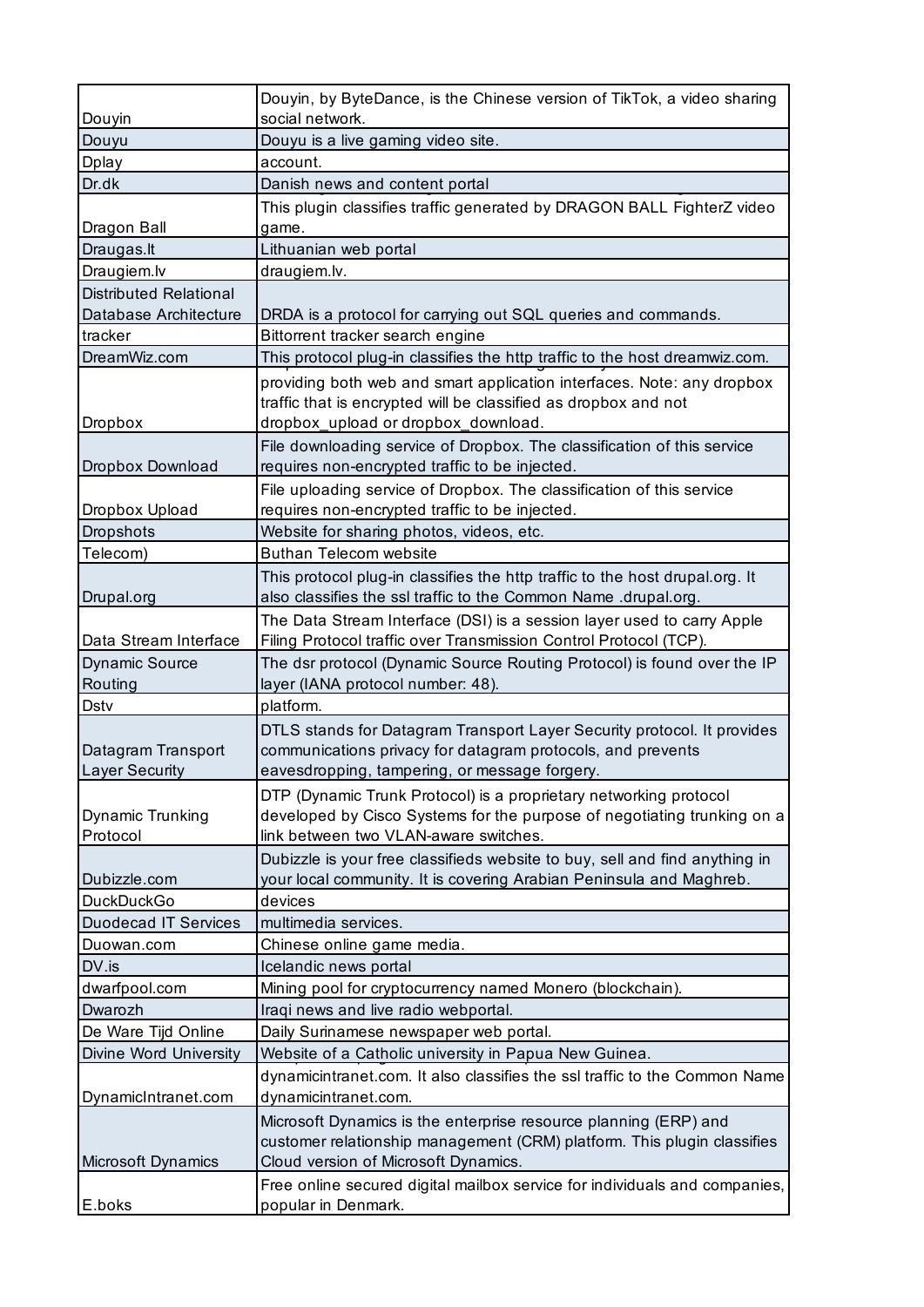| | |
|---|---|
| Douyin | Douyin, by ByteDance, is the Chinese version of TikTok, a video sharing social network. |
| Douyu | Douyu is a live gaming video site. |
| Dplay | account. |
| Dr.dk | Danish news and content portal |
| Dragon Ball | This plugin classifies traffic generated by DRAGON BALL FighterZ video game. |
| Draugas.lt | Lithuanian web portal |
| Draugiem.lv | draugiem.lv. |
| Distributed Relational Database Architecture | DRDA is a protocol for carrying out SQL queries and commands. |
| tracker | Bittorrent tracker search engine |
| DreamWiz.com | This protocol plug-in classifies the http traffic to the host dreamwiz.com. |
| Dropbox | providing both web and smart application interfaces. Note: any dropbox traffic that is encrypted will be classified as dropbox and not dropbox_upload or dropbox_download. |
| Dropbox Download | File downloading service of Dropbox. The classification of this service requires non-encrypted traffic to be injected. |
| Dropbox Upload | File uploading service of Dropbox. The classification of this service requires non-encrypted traffic to be injected. |
| Dropshots | Website for sharing photos, videos, etc. |
| Telecom) | Buthan Telecom website |
| Drupal.org | This protocol plug-in classifies the http traffic to the host drupal.org. It also classifies the ssl traffic to the Common Name .drupal.org. |
| Data Stream Interface | The Data Stream Interface (DSI) is a session layer used to carry Apple Filing Protocol traffic over Transmission Control Protocol (TCP). |
| Dynamic Source Routing | The dsr protocol (Dynamic Source Routing Protocol) is found over the IP layer (IANA protocol number: 48). |
| Dstv | platform. |
| Datagram Transport Layer Security | DTLS stands for Datagram Transport Layer Security protocol. It provides communications privacy for datagram protocols, and prevents eavesdropping, tampering, or message forgery. |
| Dynamic Trunking Protocol | DTP (Dynamic Trunk Protocol) is a proprietary networking protocol developed by Cisco Systems for the purpose of negotiating trunking on a link between two VLAN-aware switches. |
| Dubizzle.com | Dubizzle is your free classifieds website to buy, sell and find anything in your local community. It is covering Arabian Peninsula and Maghreb. |
| DuckDuckGo | devices |
| Duodecad IT Services | multimedia services. |
| Duowan.com | Chinese online game media. |
| DV.is | Icelandic news portal |
| dwarfpool.com | Mining pool for cryptocurrency named Monero (blockchain). |
| Dwarozh | Iraqi news and live radio webportal. |
| De Ware Tijd Online | Daily Surinamese newspaper web portal. |
| Divine Word University | Website of a Catholic university in Papua New Guinea. |
| DynamicIntranet.com | dynamicintranet.com. It also classifies the ssl traffic to the Common Name dynamicintranet.com. |
| Microsoft Dynamics | Microsoft Dynamics is the enterprise resource planning (ERP) and customer relationship management (CRM) platform. This plugin classifies Cloud version of Microsoft Dynamics. |
| E.boks | Free online secured digital mailbox service for individuals and companies, popular in Denmark. |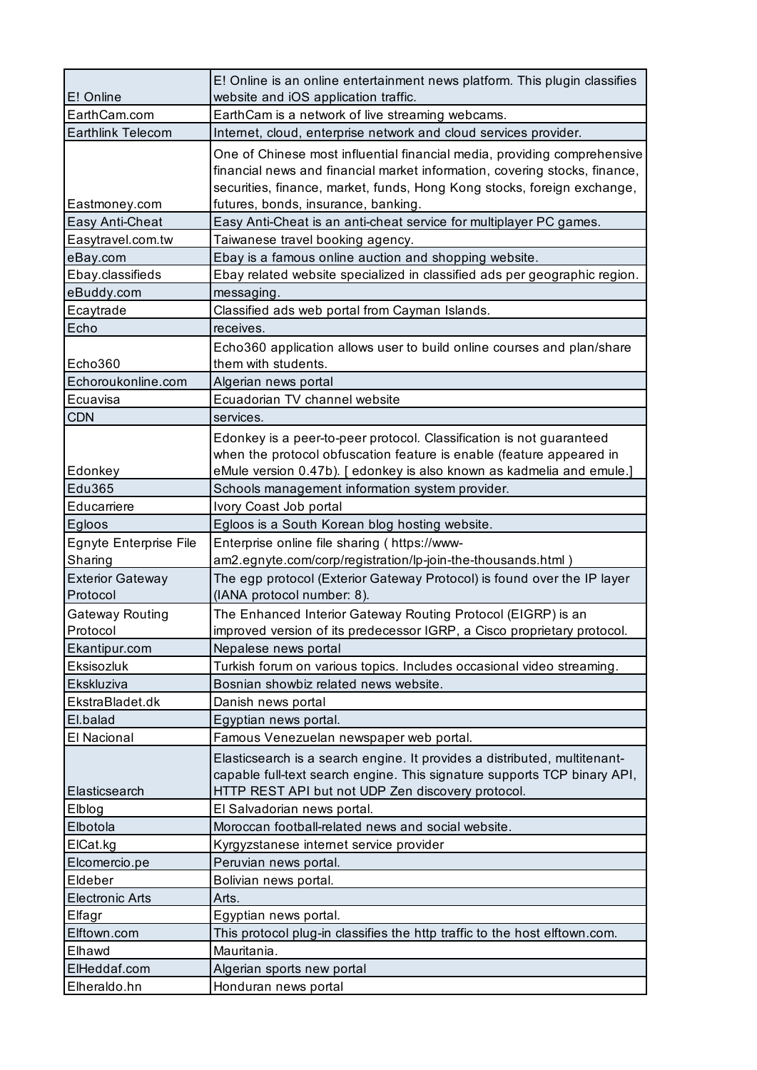| | |
|---|---|
| E! Online | E! Online is an online entertainment news platform. This plugin classifies website and iOS application traffic. |
| EarthCam.com | EarthCam is a network of live streaming webcams. |
| Earthlink Telecom | Internet, cloud, enterprise network and cloud services provider. |
| Eastmoney.com | One of Chinese most influential financial media, providing comprehensive financial news and financial market information, covering stocks, finance, securities, finance, market, funds, Hong Kong stocks, foreign exchange, futures, bonds, insurance, banking. |
| Easy Anti-Cheat | Easy Anti-Cheat is an anti-cheat service for multiplayer PC games. |
| Easytravel.com.tw | Taiwanese travel booking agency. |
| eBay.com | Ebay is a famous online auction and shopping website. |
| Ebay.classifieds | Ebay related website specialized in classified ads per geographic region. |
| eBuddy.com | messaging. |
| Ecaytrade | Classified ads web portal from Cayman Islands. |
| Echo | receives. |
| Echo360 | Echo360 application allows user to build online courses and plan/share them with students. |
| Echoroukonline.com | Algerian news portal |
| Ecuavisa | Ecuadorian TV channel website |
| CDN | services. |
| Edonkey | Edonkey is a peer-to-peer protocol. Classification is not guaranteed when the protocol obfuscation feature is enable (feature appeared in eMule version 0.47b). [ edonkey is also known as kadmelia and emule.] |
| Edu365 | Schools management information system provider. |
| Educarriere | Ivory Coast Job portal |
| Egloos | Egloos is a South Korean blog hosting website. |
| Egnyte Enterprise File Sharing | Enterprise online file sharing ( https://www-am2.egnyte.com/corp/registration/lp-join-the-thousands.html ) |
| Exterior Gateway Protocol | The egp protocol (Exterior Gateway Protocol) is found over the IP layer (IANA protocol number: 8). |
| Gateway Routing Protocol | The Enhanced Interior Gateway Routing Protocol (EIGRP) is an improved version of its predecessor IGRP, a Cisco proprietary protocol. |
| Ekantipur.com | Nepalese news portal |
| Eksisozluk | Turkish forum on various topics. Includes occasional video streaming. |
| Ekskluziva | Bosnian showbiz related news website. |
| EkstraBladet.dk | Danish news portal |
| El.balad | Egyptian news portal. |
| El Nacional | Famous Venezuelan newspaper web portal. |
| Elasticsearch | Elasticsearch is a search engine. It provides a distributed, multitenant-capable full-text search engine. This signature supports TCP binary API, HTTP REST API but not UDP Zen discovery protocol. |
| Elblog | El Salvadorian news portal. |
| Elbotola | Moroccan football-related news and social website. |
| ElCat.kg | Kyrgyzstanese internet service provider |
| Elcomercio.pe | Peruvian news portal. |
| Eldeber | Bolivian news portal. |
| Electronic Arts | Arts. |
| Elfagr | Egyptian news portal. |
| Elftown.com | This protocol plug-in classifies the http traffic to the host elftown.com. |
| Elhawd | Mauritania. |
| ElHeddaf.com | Algerian sports new portal |
| Elheraldo.hn | Honduran news portal |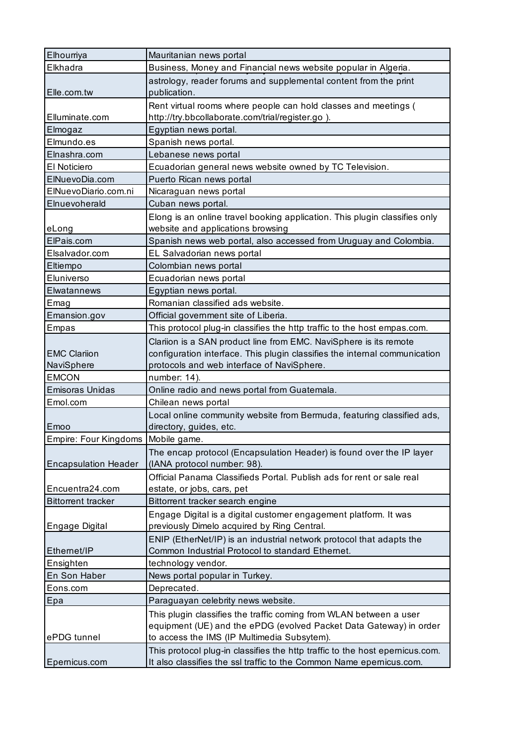| | |
|---|---|
| Elhourriya | Mauritanian news portal |
| Elkhadra | Business, Money and Financial news website popular in Algeria. |
| Elle.com.tw | astrology, reader forums and supplemental content from the print publication. |
| Elluminate.com | Rent virtual rooms where people can hold classes and meetings ( http://try.bbcollaborate.com/trial/register.go ). |
| Elmogaz | Egyptian news portal. |
| Elmundo.es | Spanish news portal. |
| Elnashra.com | Lebanese news portal |
| El Noticiero | Ecuadorian general news website owned by TC Television. |
| ElNuevoDia.com | Puerto Rican news portal |
| ElNuevoDiario.com.ni | Nicaraguan news portal |
| Elnuevoherald | Cuban news portal. |
| eLong | Elong is an online travel booking application. This plugin classifies only website and applications browsing |
| ElPais.com | Spanish news web portal, also accessed from Uruguay and Colombia. |
| Elsalvador.com | EL Salvadorian news portal |
| Eltiempo | Colombian news portal |
| Eluniverso | Ecuadorian news portal |
| Elwatannews | Egyptian news portal. |
| Emag | Romanian classified ads website. |
| Emansion.gov | Official government site of Liberia. |
| Empas | This protocol plug-in classifies the http traffic to the host empas.com. |
| EMC Clariion NaviSphere | Clariion is a SAN product line from EMC. NaviSphere is its remote configuration interface. This plugin classifies the internal communication protocols and web interface of NaviSphere. |
| EMCON | number: 14). |
| Emisoras Unidas | Online radio and news portal from Guatemala. |
| Emol.com | Chilean news portal |
| Emoo | Local online community website from Bermuda, featuring classified ads, directory, guides, etc. |
| Empire: Four Kingdoms | Mobile game. |
| Encapsulation Header | The encap protocol (Encapsulation Header) is found over the IP layer (IANA protocol number: 98). |
| Encuentra24.com | Official Panama Classifieds Portal. Publish ads for rent or sale real estate, or jobs, cars, pet |
| Bittorrent tracker | Bittorrent tracker search engine |
| Engage Digital | Engage Digital is a digital customer engagement platform. It was previously Dimelo acquired by Ring Central. |
| Ethernet/IP | ENIP (EtherNet/IP) is an industrial network protocol that adapts the Common Industrial Protocol to standard Ethernet. |
| Ensighten | technology vendor. |
| En Son Haber | News portal popular in Turkey. |
| Eons.com | Deprecated. |
| Epa | Paraguayan celebrity news website. |
| ePDG tunnel | This plugin classifies the traffic coming from WLAN between a user equipment (UE) and the ePDG (evolved Packet Data Gateway) in order to access the IMS (IP Multimedia Subsytem). |
| Epernicus.com | This protocol plug-in classifies the http traffic to the host epernicus.com. It also classifies the ssl traffic to the Common Name epernicus.com. |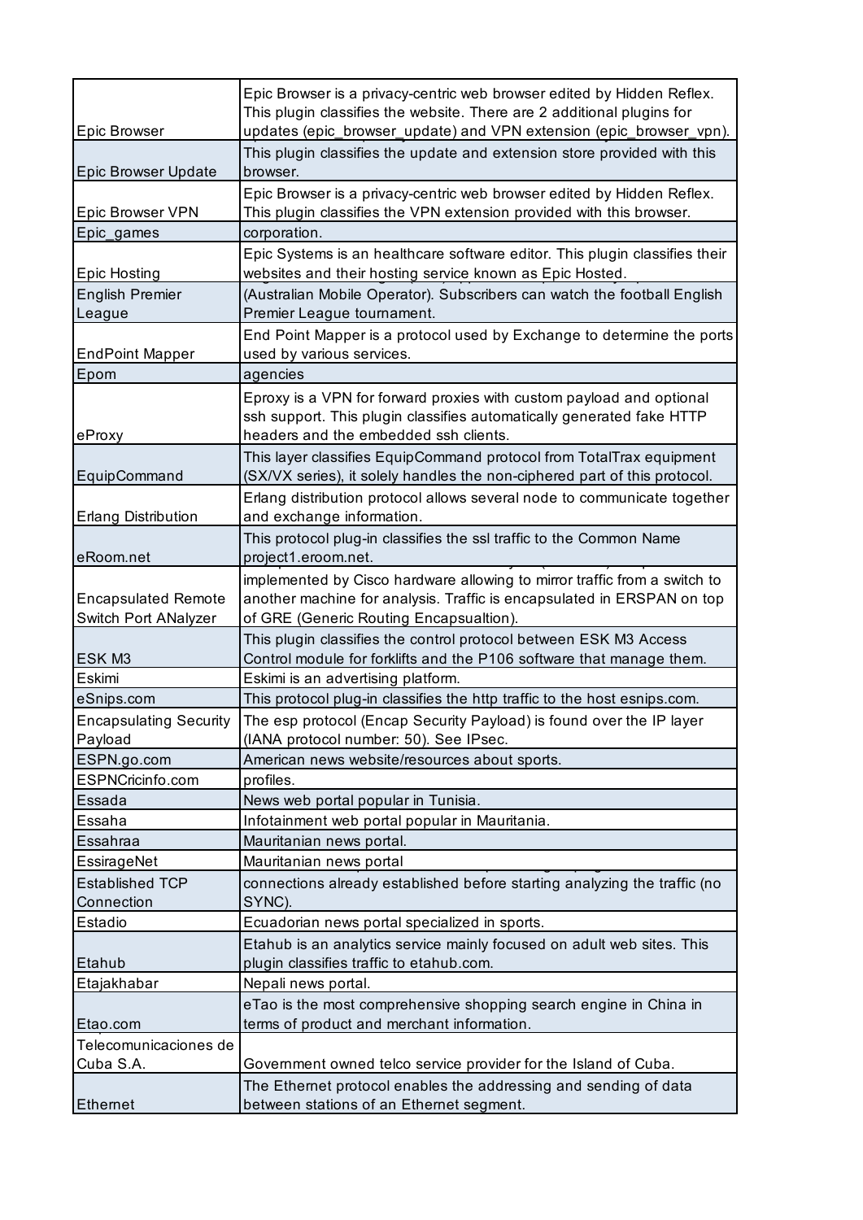| | |
|---|---|
| Epic Browser | Epic Browser is a privacy-centric web browser edited by Hidden Reflex. This plugin classifies the website. There are 2 additional plugins for updates (epic_browser_update) and VPN extension (epic_browser_vpn). |
| Epic Browser Update | This plugin classifies the update and extension store provided with this browser. |
| Epic Browser VPN | Epic Browser is a privacy-centric web browser edited by Hidden Reflex. This plugin classifies the VPN extension provided with this browser. |
| Epic_games | corporation. |
| Epic Hosting | Epic Systems is an healthcare software editor. This plugin classifies their websites and their hosting service known as Epic Hosted. |
| English Premier League | (Australian Mobile Operator). Subscribers can watch the football English Premier League tournament. |
| EndPoint Mapper | End Point Mapper is a protocol used by Exchange to determine the ports used by various services. |
| Epom | agencies |
| eProxy | Eproxy is a VPN for forward proxies with custom payload and optional ssh support. This plugin classifies automatically generated fake HTTP headers and the embedded ssh clients. |
| EquipCommand | This layer classifies EquipCommand protocol from TotalTrax equipment (SX/VX series), it solely handles the non-ciphered part of this protocol. |
| Erlang Distribution | Erlang distribution protocol allows several node to communicate together and exchange information. |
| eRoom.net | This protocol plug-in classifies the ssl traffic to the Common Name project1.eroom.net. |
| Encapsulated Remote Switch Port ANalyzer | implemented by Cisco hardware allowing to mirror traffic from a switch to another machine for analysis. Traffic is encapsulated in ERSPAN on top of GRE (Generic Routing Encapsualtion). |
| ESK M3 | This plugin classifies the control protocol between ESK M3 Access Control module for forklifts and the P106 software that manage them. |
| Eskimi | Eskimi is an advertising platform. |
| eSnips.com | This protocol plug-in classifies the http traffic to the host esnips.com. |
| Encapsulating Security Payload | The esp protocol (Encap Security Payload) is found over the IP layer (IANA protocol number: 50). See IPsec. |
| ESPN.go.com | American news website/resources about sports. |
| ESPNCricinfo.com | profiles. |
| Essada | News web portal popular in Tunisia. |
| Essaha | Infotainment web portal popular in Mauritania. |
| Essahraa | Mauritanian news portal. |
| EssirageNet | Mauritanian news portal |
| Established TCP Connection | connections already established before starting analyzing the traffic (no SYNC). |
| Estadio | Ecuadorian news portal specialized in sports. |
| Etahub | Etahub is an analytics service mainly focused on adult web sites. This plugin classifies traffic to etahub.com. |
| Etajakhabar | Nepali news portal. |
| Etao.com | eTao is the most comprehensive shopping search engine in China in terms of product and merchant information. |
| Telecomunicaciones de Cuba S.A. | Government owned telco service provider for the Island of Cuba. |
| Ethernet | The Ethernet protocol enables the addressing and sending of data between stations of an Ethernet segment. |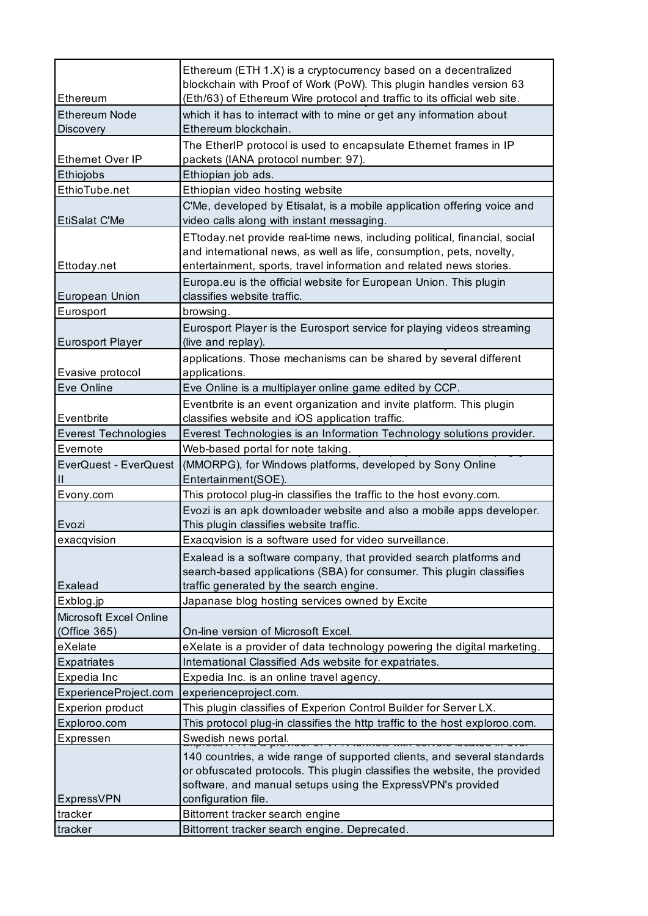| | |
|---|---|
| Ethereum | Ethereum (ETH 1.X) is a cryptocurrency based on a decentralized blockchain with Proof of Work (PoW). This plugin handles version 63 (Eth/63) of Ethereum Wire protocol and traffic to its official web site. |
| Ethereum Node Discovery | which it has to interract with to mine or get any information about Ethereum blockchain. |
| Ethernet Over IP | The EtherIP protocol is used to encapsulate Ethernet frames in IP packets (IANA protocol number: 97). |
| Ethiojobs | Ethiopian job ads. |
| EthioTube.net | Ethiopian video hosting website |
| EtiSalat C'Me | C'Me, developed by Etisalat, is a mobile application offering voice and video calls along with instant messaging. |
| Ettoday.net | ETtoday.net provide real-time news, including political, financial, social and international news, as well as life, consumption, pets, novelty, entertainment, sports, travel information and related news stories. |
| European Union | Europa.eu is the official website for European Union. This plugin classifies website traffic. |
| Eurosport | browsing. |
| Eurosport Player | Eurosport Player is the Eurosport service for playing videos streaming (live and replay). |
| Evasive protocol | applications. Those mechanisms can be shared by several different applications. |
| Eve Online | Eve Online is a multiplayer online game edited by CCP. |
| Eventbrite | Eventbrite is an event organization and invite platform. This plugin classifies website and iOS application traffic. |
| Everest Technologies | Everest Technologies is an Information Technology solutions provider. |
| Evernote | Web-based portal for note taking. |
| EverQuest - EverQuest II | (MMORPG), for Windows platforms, developed by Sony Online Entertainment(SOE). |
| Evony.com | This protocol plug-in classifies the traffic to the host evony.com. |
| Evozi | Evozi is an apk downloader website and also a mobile apps developer. This plugin classifies website traffic. |
| exacqvision | Exacqvision is a software used for video surveillance. |
| Exalead | Exalead is a software company, that provided search platforms and search-based applications (SBA) for consumer. This plugin classifies traffic generated by the search engine. |
| Exblog.jp | Japanase blog hosting services owned by Excite |
| Microsoft Excel Online (Office 365) | On-line version of Microsoft Excel. |
| eXelate | eXelate is a provider of data technology powering the digital marketing. |
| Expatriates | International Classified Ads website for expatriates. |
| Expedia Inc | Expedia Inc. is an online travel agency. |
| ExperienceProject.com | experienceproject.com. |
| Experion product | This plugin classifies of Experion Control Builder for Server LX. |
| Exploroo.com | This protocol plug-in classifies the http traffic to the host exploroo.com. |
| Expressen | Swedish news portal. |
| ExpressVPN | 140 countries, a wide range of supported clients, and several standards or obfuscated protocols. This plugin classifies the website, the provided software, and manual setups using the ExpressVPN's provided configuration file. |
| tracker | Bittorrent tracker search engine |
| tracker | Bittorrent tracker search engine. Deprecated. |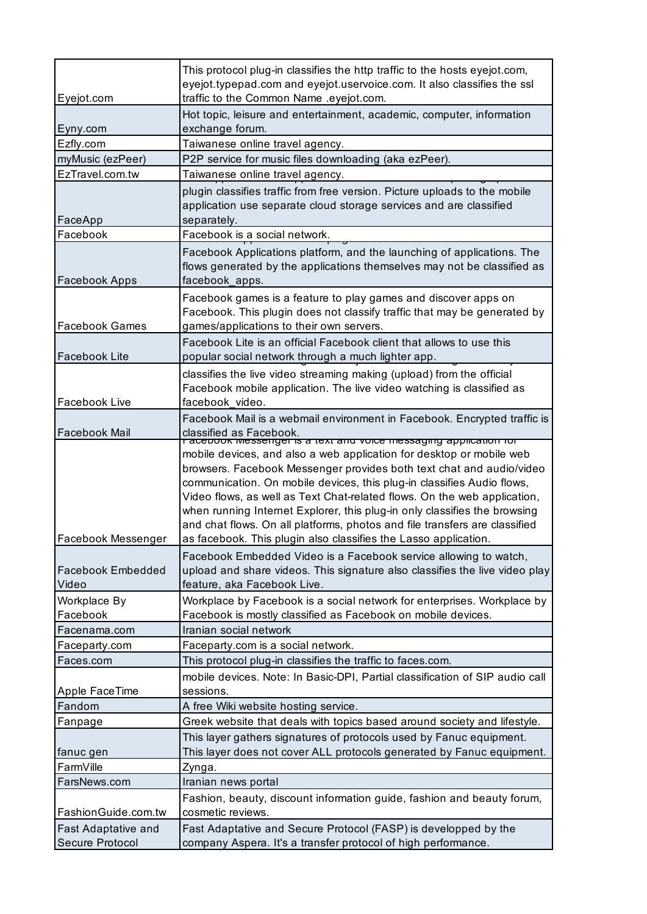| | |
|---|---|
| Eyejot.com | This protocol plug-in classifies the http traffic to the hosts eyejot.com, eyejot.typepad.com and eyejot.uservoice.com. It also classifies the ssl traffic to the Common Name .eyejot.com. |
| Eyny.com | Hot topic, leisure and entertainment, academic, computer, information exchange forum. |
| Ezfly.com | Taiwanese online travel agency. |
| myMusic (ezPeer) | P2P service for music files downloading (aka ezPeer). |
| EzTravel.com.tw | Taiwanese online travel agency. |
| FaceApp | plugin classifies traffic from free version. Picture uploads to the mobile application use separate cloud storage services and are classified separately. |
| Facebook | Facebook is a social network. |
| Facebook Apps | Facebook Applications platform, and the launching of applications. The flows generated by the applications themselves may not be classified as facebook_apps. |
| Facebook Games | Facebook games is a feature to play games and discover apps on Facebook. This plugin does not classify traffic that may be generated by games/applications to their own servers. |
| Facebook Lite | Facebook Lite is an official Facebook client that allows to use this popular social network through a much lighter app. |
| Facebook Live | classifies the live video streaming making (upload) from the official Facebook mobile application. The live video watching is classified as facebook_video. |
| Facebook Mail | Facebook Mail is a webmail environment in Facebook. Encrypted traffic is classified as Facebook. |
| Facebook Messenger | Facebook Messenger is a text and voice messaging application for mobile devices, and also a web application for desktop or mobile web browsers. Facebook Messenger provides both text chat and audio/video communication. On mobile devices, this plug-in classifies Audio flows, Video flows, as well as Text Chat-related flows. On the web application, when running Internet Explorer, this plug-in only classifies the browsing and chat flows. On all platforms, photos and file transfers are classified as facebook. This plugin also classifies the Lasso application. |
| Facebook Embedded Video | Facebook Embedded Video is a Facebook service allowing to watch, upload and share videos. This signature also classifies the live video play feature, aka Facebook Live. |
| Workplace By Facebook | Workplace by Facebook is a social network for enterprises. Workplace by Facebook is mostly classified as Facebook on mobile devices. |
| Facenama.com | Iranian social network |
| Faceparty.com | Faceparty.com is a social network. |
| Faces.com | This protocol plug-in classifies the traffic to faces.com. |
| Apple FaceTime | mobile devices. Note: In Basic-DPI, Partial classification of SIP audio call sessions. |
| Fandom | A free Wiki website hosting service. |
| Fanpage | Greek website that deals with topics based around society and lifestyle. |
| fanuc gen | This layer gathers signatures of protocols used by Fanuc equipment. This layer does not cover ALL protocols generated by Fanuc equipment. |
| FarmVille | Zynga. |
| FarsNews.com | Iranian news portal |
| FashionGuide.com.tw | Fashion, beauty, discount information guide, fashion and beauty forum, cosmetic reviews. |
| Fast Adaptative and Secure Protocol | Fast Adaptative and Secure Protocol (FASP) is developped by the company Aspera. It's a transfer protocol of high performance. |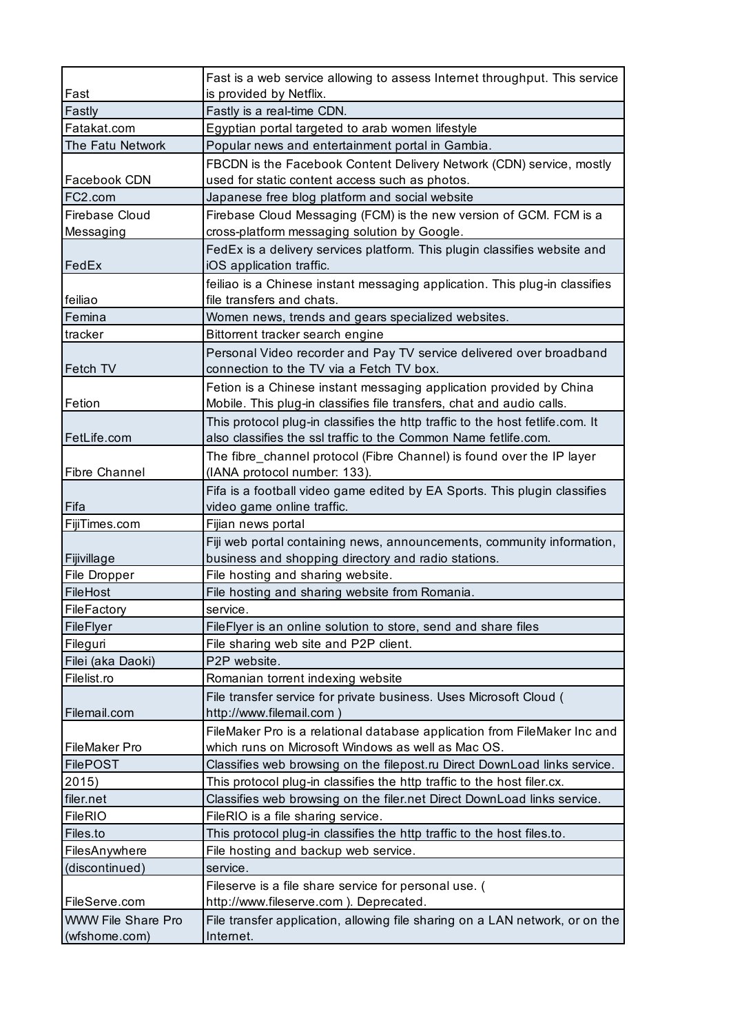| | |
|---|---|
| Fast | Fast is a web service allowing to assess Internet throughput. This service is provided by Netflix. |
| Fastly | Fastly is a real-time CDN. |
| Fatakat.com | Egyptian portal targeted to arab women lifestyle |
| The Fatu Network | Popular news and entertainment portal in Gambia. |
| Facebook CDN | FBCDN is the Facebook Content Delivery Network (CDN) service, mostly used for static content access such as photos. |
| FC2.com | Japanese free blog platform and social website |
| Firebase Cloud Messaging | Firebase Cloud Messaging (FCM) is the new version of GCM. FCM is a cross-platform messaging solution by Google. |
| FedEx | FedEx is a delivery services platform. This plugin classifies website and iOS application traffic. |
| feiliao | feiliao is a Chinese instant messaging application. This plug-in classifies file transfers and chats. |
| Femina | Women news, trends and gears specialized websites. |
| tracker | Bittorrent tracker search engine |
| Fetch TV | Personal Video recorder and Pay TV service delivered over broadband connection to the TV via a Fetch TV box. |
| Fetion | Fetion is a Chinese instant messaging application provided by China Mobile. This plug-in classifies file transfers, chat and audio calls. |
| FetLife.com | This protocol plug-in classifies the http traffic to the host fetlife.com. It also classifies the ssl traffic to the Common Name fetlife.com. |
| Fibre Channel | The fibre_channel protocol (Fibre Channel) is found over the IP layer (IANA protocol number: 133). |
| Fifa | Fifa is a football video game edited by EA Sports. This plugin classifies video game online traffic. |
| FijiTimes.com | Fijian news portal |
| Fijivillage | Fiji web portal containing news, announcements, community information, business and shopping directory and radio stations. |
| File Dropper | File hosting and sharing website. |
| FileHost | File hosting and sharing website from Romania. |
| FileFactory | service. |
| FileFlyer | FileFlyer is an online solution to store, send and share files |
| Fileguri | File sharing web site and P2P client. |
| Filei (aka Daoki) | P2P website. |
| Filelist.ro | Romanian torrent indexing website |
| Filemail.com | File transfer service for private business. Uses Microsoft Cloud ( http://www.filemail.com ) |
| FileMaker Pro | FileMaker Pro is a relational database application from FileMaker Inc and which runs on Microsoft Windows as well as Mac OS. |
| FilePOST | Classifies web browsing on the filepost.ru Direct DownLoad links service. |
| 2015) | This protocol plug-in classifies the http traffic to the host filer.cx. |
| filer.net | Classifies web browsing on the filer.net Direct DownLoad links service. |
| FileRIO | FileRIO is a file sharing service. |
| Files.to | This protocol plug-in classifies the http traffic to the host files.to. |
| FilesAnywhere | File hosting and backup web service. |
| (discontinued) | service. |
| FileServe.com | Fileserve is a file share service for personal use. ( http://www.fileserve.com ). Deprecated. |
| WWW File Share Pro (wfshome.com) | File transfer application, allowing file sharing on a LAN network, or on the Internet. |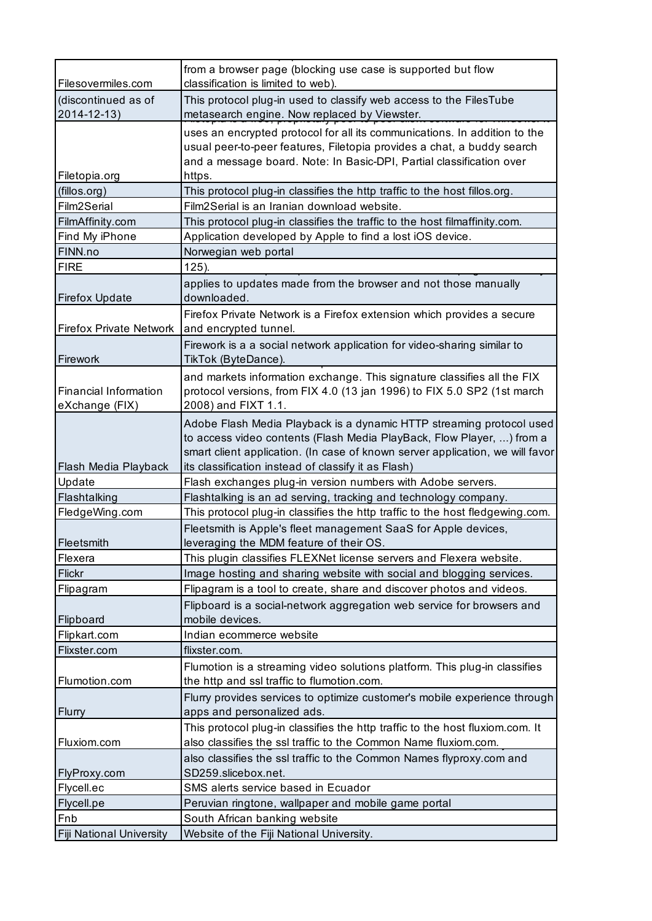| | |
|---|---|
| Filesovermiles.com | from a browser page (blocking use case is supported but flow classification is limited to web). |
| (discontinued as of 2014-12-13) | This protocol plug-in used to classify web access to the FilesTube metasearch engine. Now replaced by Viewster. |
| Filetopia.org | uses an encrypted protocol for all its communications. In addition to the usual peer-to-peer features, Filetopia provides a chat, a buddy search and a message board. Note: In Basic-DPI, Partial classification over https. |
| (fillos.org) | This protocol plug-in classifies the http traffic to the host fillos.org. |
| Film2Serial | Film2Serial is an Iranian download website. |
| FilmAffinity.com | This protocol plug-in classifies the traffic to the host filmaffinity.com. |
| Find My iPhone | Application developed by Apple to find a lost iOS device. |
| FINN.no | Norwegian web portal |
| FIRE | 125). |
| Firefox Update | applies to updates made from the browser and not those manually downloaded. |
| Firefox Private Network | Firefox Private Network is a Firefox extension which provides a secure and encrypted tunnel. |
| Firework | Firework is a a social network application for video-sharing similar to TikTok (ByteDance). |
| Financial Information eXchange (FIX) | and markets information exchange. This signature classifies all the FIX protocol versions, from FIX 4.0 (13 jan 1996) to FIX 5.0 SP2 (1st march 2008) and FIXT 1.1. |
| Flash Media Playback | Adobe Flash Media Playback is a dynamic HTTP streaming protocol used to access video contents (Flash Media PlayBack, Flow Player, ...) from a smart client application. (In case of known server application, we will favor its classification instead of classify it as Flash) |
| Update | Flash exchanges plug-in version numbers with Adobe servers. |
| Flashtalking | Flashtalking is an ad serving, tracking and technology company. |
| FledgeWing.com | This protocol plug-in classifies the http traffic to the host fledgewing.com. |
| Fleetsmith | Fleetsmith is Apple's fleet management SaaS for Apple devices, leveraging the MDM feature of their OS. |
| Flexera | This plugin classifies FLEXNet license servers and Flexera website. |
| Flickr | Image hosting and sharing website with social and blogging services. |
| Flipagram | Flipagram is a tool to create, share and discover photos and videos. |
| Flipboard | Flipboard is a social-network aggregation web service for browsers and mobile devices. |
| Flipkart.com | Indian ecommerce website |
| Flixster.com | flixster.com. |
| Flumotion.com | Flumotion is a streaming video solutions platform. This plug-in classifies the http and ssl traffic to flumotion.com. |
| Flurry | Flurry provides services to optimize customer's mobile experience through apps and personalized ads. |
| Fluxiom.com | This protocol plug-in classifies the http traffic to the host fluxiom.com. It also classifies the ssl traffic to the Common Name fluxiom.com. |
| FlyProxy.com | also classifies the ssl traffic to the Common Names flyproxy.com and SD259.slicebox.net. |
| Flycell.ec | SMS alerts service based in Ecuador |
| Flycell.pe | Peruvian ringtone, wallpaper and mobile game portal |
| Fnb | South African banking website |
| Fiji National University | Website of the Fiji National University. |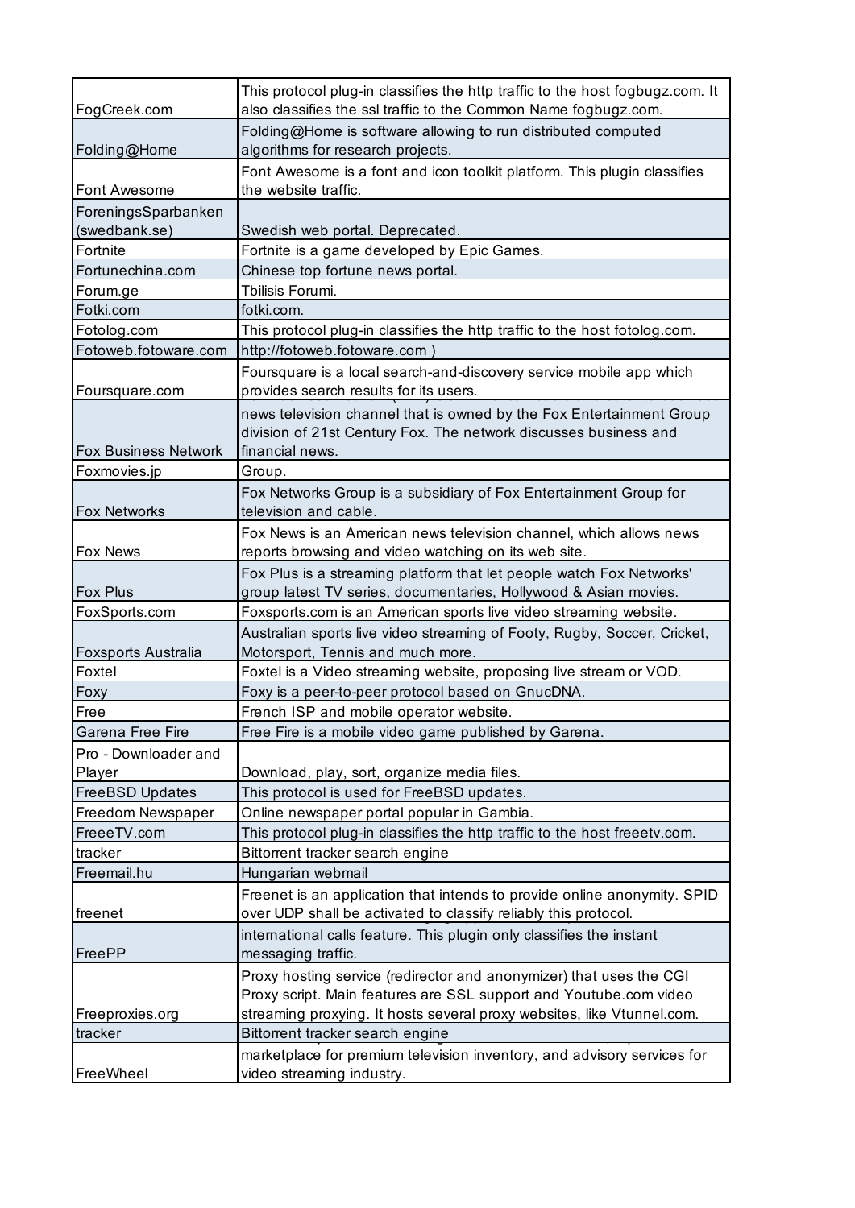| | |
|---|---|
| FogCreek.com | This protocol plug-in classifies the http traffic to the host fogbugz.com. It also classifies the ssl traffic to the Common Name fogbugz.com. |
| Folding@Home | Folding@Home is software allowing to run distributed computed algorithms for research projects. |
| Font Awesome | Font Awesome is a font and icon toolkit platform. This plugin classifies the website traffic. |
| ForeningsSparbanken (swedbank.se) | Swedish web portal. Deprecated. |
| Fortnite | Fortnite is a game developed by Epic Games. |
| Fortunechina.com | Chinese top fortune news portal. |
| Forum.ge | Tbilisis Forumi. |
| Fotki.com | fotki.com. |
| Fotolog.com | This protocol plug-in classifies the http traffic to the host fotolog.com. |
| Fotoweb.fotoware.com | http://fotoweb.fotoware.com ) |
| Foursquare.com | Foursquare is a local search-and-discovery service mobile app which provides search results for its users. |
| Fox Business Network | news television channel that is owned by the Fox Entertainment Group division of 21st Century Fox. The network discusses business and financial news. |
| Foxmovies.jp | Group. |
| Fox Networks | Fox Networks Group is a subsidiary of Fox Entertainment Group for television and cable. |
| Fox News | Fox News is an American news television channel, which allows news reports browsing and video watching on its web site. |
| Fox Plus | Fox Plus is a streaming platform that let people watch Fox Networks' group latest TV series, documentaries, Hollywood & Asian movies. |
| FoxSports.com | Foxsports.com is an American sports live video streaming website. |
| Foxsports Australia | Australian sports live video streaming of Footy, Rugby, Soccer, Cricket, Motorsport, Tennis and much more. |
| Foxtel | Foxtel is a Video streaming website, proposing live stream or VOD. |
| Foxy | Foxy is a peer-to-peer protocol based on GnucDNA. |
| Free | French ISP and mobile operator website. |
| Garena Free Fire | Free Fire is a mobile video game published by Garena. |
| Pro - Downloader and Player | Download, play, sort, organize media files. |
| FreeBSD Updates | This protocol is used for FreeBSD updates. |
| Freedom Newspaper | Online newspaper portal popular in Gambia. |
| FreeeTV.com | This protocol plug-in classifies the http traffic to the host freeetv.com. |
| tracker | Bittorrent tracker search engine |
| Freemail.hu | Hungarian webmail |
| freenet | Freenet is an application that intends to provide online anonymity. SPID over UDP shall be activated to classify reliably this protocol. |
| FreePP | international calls feature. This plugin only classifies the instant messaging traffic. |
| Freeproxies.org | Proxy hosting service (redirector and anonymizer) that uses the CGI Proxy script. Main features are SSL support and Youtube.com video streaming proxying. It hosts several proxy websites, like Vtunnel.com. |
| tracker | Bittorrent tracker search engine |
| FreeWheel | marketplace for premium television inventory, and advisory services for video streaming industry. |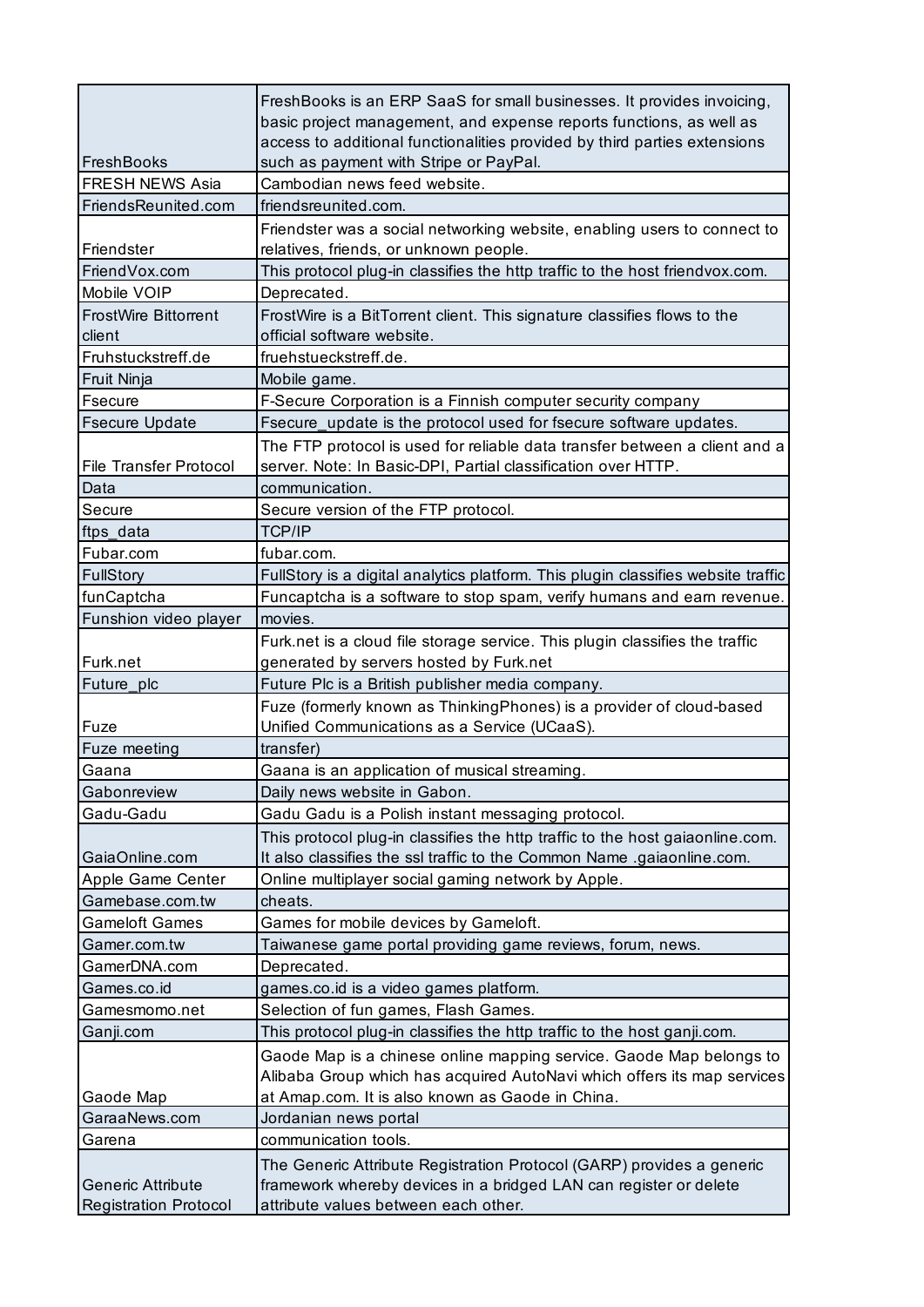| | |
|---|---|
| FreshBooks | FreshBooks is an ERP SaaS for small businesses. It provides invoicing, basic project management, and expense reports functions, as well as access to additional functionalities provided by third parties extensions such as payment with Stripe or PayPal. |
| FRESH NEWS Asia | Cambodian news feed website. |
| FriendsReunited.com | friendsreunited.com. |
| Friendster | Friendster was a social networking website, enabling users to connect to relatives, friends, or unknown people. |
| FriendVox.com | This protocol plug-in classifies the http traffic to the host friendvox.com. |
| Mobile VOIP | Deprecated. |
| FrostWire Bittorrent client | FrostWire is a BitTorrent client. This signature classifies flows to the official software website. |
| Fruhstuckstreff.de | fruehstueckstreff.de. |
| Fruit Ninja | Mobile game. |
| Fsecure | F-Secure Corporation is a Finnish computer security company |
| Fsecure Update | Fsecure_update is the protocol used for fsecure software updates. |
| File Transfer Protocol | The FTP protocol is used for reliable data transfer between a client and a server. Note: In Basic-DPI, Partial classification over HTTP. |
| Data | communication. |
| Secure | Secure version of the FTP protocol. |
| ftps_data | TCP/IP |
| Fubar.com | fubar.com. |
| FullStory | FullStory is a digital analytics platform. This plugin classifies website traffic |
| funCaptcha | Funcaptcha is a software to stop spam, verify humans and earn revenue. |
| Funshion video player | movies. |
| Furk.net | Furk.net is a cloud file storage service. This plugin classifies the traffic generated by servers hosted by Furk.net |
| Future_plc | Future Plc is a British publisher media company. |
| Fuze | Fuze (formerly known as ThinkingPhones) is a provider of cloud-based Unified Communications as a Service (UCaaS). |
| Fuze meeting | transfer) |
| Gaana | Gaana is an application of musical streaming. |
| Gabonreview | Daily news website in Gabon. |
| Gadu-Gadu | Gadu Gadu is a Polish instant messaging protocol. |
| GaiaOnline.com | This protocol plug-in classifies the http traffic to the host gaiaonline.com. It also classifies the ssl traffic to the Common Name .gaiaonline.com. |
| Apple Game Center | Online multiplayer social gaming network by Apple. |
| Gamebase.com.tw | cheats. |
| Gameloft Games | Games for mobile devices by Gameloft. |
| Gamer.com.tw | Taiwanese game portal providing game reviews, forum, news. |
| GamerDNA.com | Deprecated. |
| Games.co.id | games.co.id is a video games platform. |
| Gamesmomo.net | Selection of fun games, Flash Games. |
| Ganji.com | This protocol plug-in classifies the http traffic to the host ganji.com. |
| Gaode Map | Gaode Map is a chinese online mapping service. Gaode Map belongs to Alibaba Group which has acquired AutoNavi which offers its map services at Amap.com. It is also known as Gaode in China. |
| GaraaNews.com | Jordanian news portal |
| Garena | communication tools. |
| Generic Attribute Registration Protocol | The Generic Attribute Registration Protocol (GARP) provides a generic framework whereby devices in a bridged LAN can register or delete attribute values between each other. |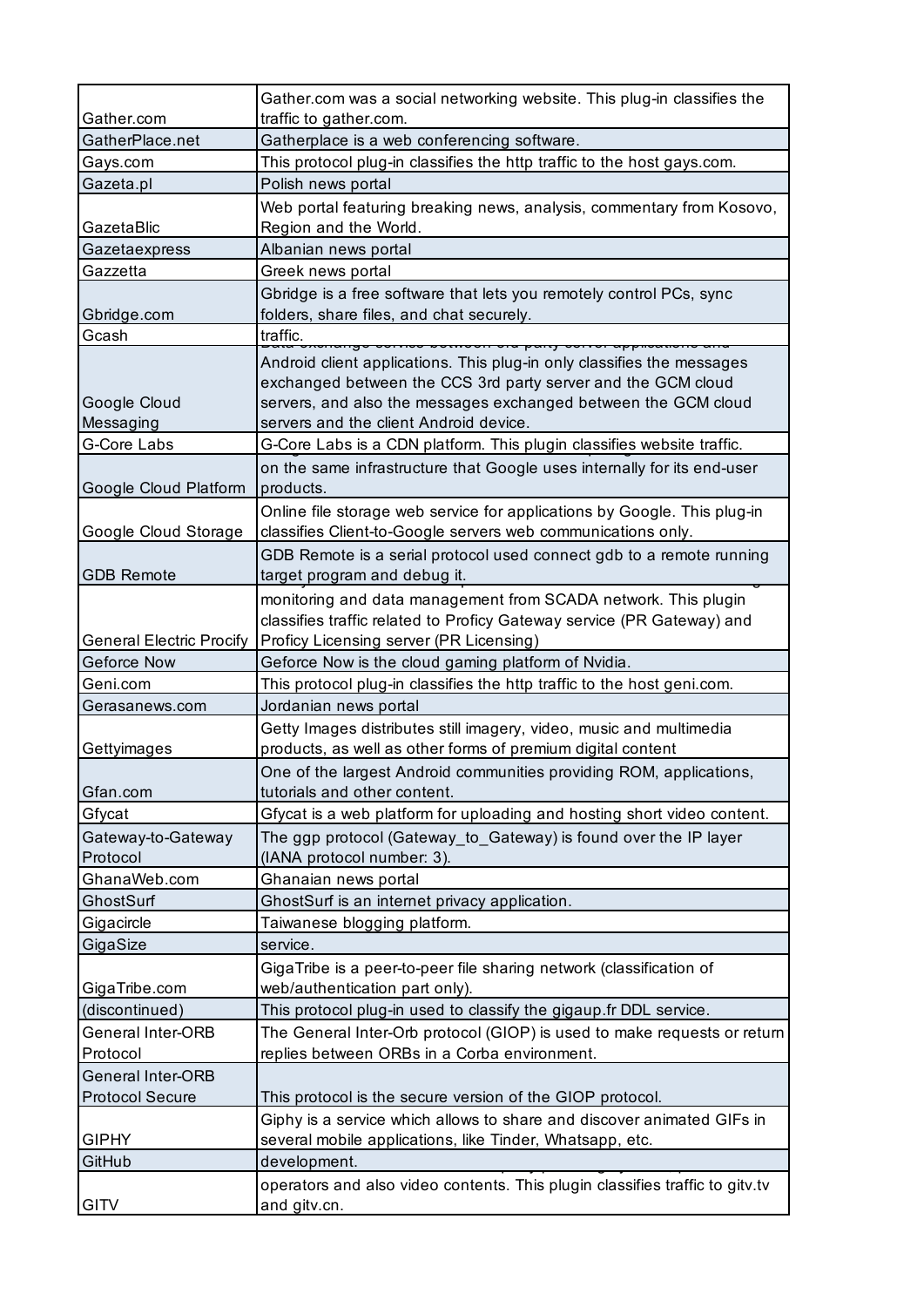| | |
|---|---|
| Gather.com | Gather.com was a social networking website. This plug-in classifies the traffic to gather.com. |
| GatherPlace.net | Gatherplace is a web conferencing software. |
| Gays.com | This protocol plug-in classifies the http traffic to the host gays.com. |
| Gazeta.pl | Polish news portal |
| GazetaBlic | Web portal featuring breaking news, analysis, commentary from Kosovo, Region and the World. |
| Gazetaexpress | Albanian news portal |
| Gazzetta | Greek news portal |
| Gbridge.com | Gbridge is a free software that lets you remotely control PCs, sync folders, share files, and chat securely. |
| Gcash | traffic. |
| Google Cloud Messaging | Android client applications. This plug-in only classifies the messages exchanged between the CCS 3rd party server and the GCM cloud servers, and also the messages exchanged between the GCM cloud servers and the client Android device. |
| G-Core Labs | G-Core Labs is a CDN platform. This plugin classifies website traffic. |
| Google Cloud Platform | on the same infrastructure that Google uses internally for its end-user products. |
| Google Cloud Storage | Online file storage web service for applications by Google. This plug-in classifies Client-to-Google servers web communications only. |
| GDB Remote | GDB Remote is a serial protocol used connect gdb to a remote running target program and debug it. |
| General Electric Procify | monitoring and data management from SCADA network. This plugin classifies traffic related to Proficy Gateway service (PR Gateway) and Proficy Licensing server (PR Licensing) |
| Geforce Now | Geforce Now is the cloud gaming platform of Nvidia. |
| Geni.com | This protocol plug-in classifies the http traffic to the host geni.com. |
| Gerasanews.com | Jordanian news portal |
| Gettyimages | Getty Images distributes still imagery, video, music and multimedia products, as well as other forms of premium digital content |
| Gfan.com | One of the largest Android communities providing ROM, applications, tutorials and other content. |
| Gfycat | Gfycat is a web platform for uploading and hosting short video content. |
| Gateway-to-Gateway Protocol | The ggp protocol (Gateway_to_Gateway) is found over the IP layer (IANA protocol number: 3). |
| GhanaWeb.com | Ghanaian news portal |
| GhostSurf | GhostSurf is an internet privacy application. |
| Gigacircle | Taiwanese blogging platform. |
| GigaSize | service. |
| GigaTribe.com | GigaTribe is a peer-to-peer file sharing network (classification of web/authentication part only). |
| (discontinued) | This protocol plug-in used to classify the gigaup.fr DDL service. |
| General Inter-ORB Protocol | The General Inter-Orb protocol (GIOP) is used to make requests or return replies between ORBs in a Corba environment. |
| General Inter-ORB Protocol Secure | This protocol is the secure version of the GIOP protocol. |
| GIPHY | Giphy is a service which allows to share and discover animated GIFs in several mobile applications, like Tinder, Whatsapp, etc. |
| GitHub | development. |
| GITV | operators and also video contents. This plugin classifies traffic to gitv.tv and gitv.cn. |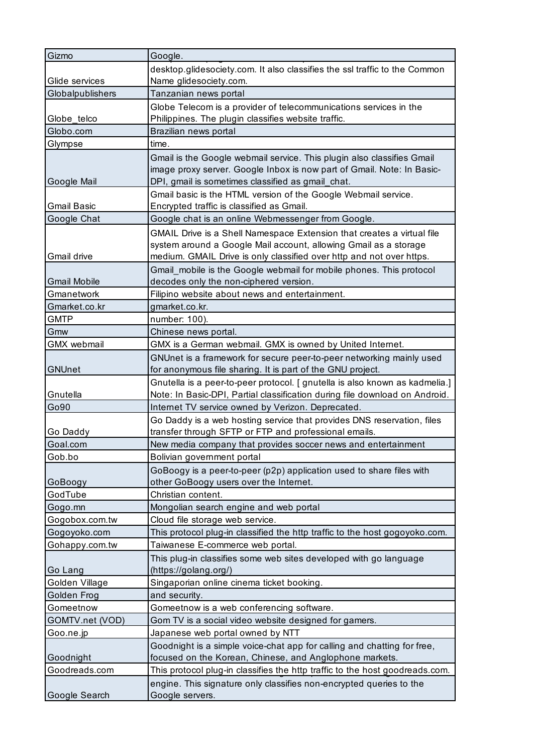| | |
|---|---|
| Gizmo | Google. |
| Glide services | desktop.glidesociety.com. It also classifies the ssl traffic to the Common Name glidesociety.com. |
| Globalpublishers | Tanzanian news portal |
| Globe_telco | Globe Telecom is a provider of telecommunications services in the Philippines. The plugin classifies website traffic. |
| Globo.com | Brazilian news portal |
| Glympse | time. |
| Google Mail | Gmail is the Google webmail service. This plugin also classifies Gmail image proxy server. Google Inbox is now part of Gmail. Note: In Basic-DPI, gmail is sometimes classified as gmail_chat. |
| Gmail Basic | Gmail basic is the HTML version of the Google Webmail service. Encrypted traffic is classified as Gmail. |
| Google Chat | Google chat is an online Webmessenger from Google. |
| Gmail drive | GMAIL Drive is a Shell Namespace Extension that creates a virtual file system around a Google Mail account, allowing Gmail as a storage medium. GMAIL Drive is only classified over http and not over https. |
| Gmail Mobile | Gmail_mobile is the Google webmail for mobile phones. This protocol decodes only the non-ciphered version. |
| Gmanetwork | Filipino website about news and entertainment. |
| Gmarket.co.kr | gmarket.co.kr. |
| GMTP | number: 100). |
| Gmw | Chinese news portal. |
| GMX webmail | GMX is a German webmail. GMX is owned by United Internet. |
| GNUnet | GNUnet is a framework for secure peer-to-peer networking mainly used for anonymous file sharing. It is part of the GNU project. |
| Gnutella | Gnutella is a peer-to-peer protocol. [ gnutella is also known as kadmelia.] Note: In Basic-DPI, Partial classification during file download on Android. |
| Go90 | Internet TV service owned by Verizon. Deprecated. |
| Go Daddy | Go Daddy is a web hosting service that provides DNS reservation, files transfer through SFTP or FTP and professional emails. |
| Goal.com | New media company that provides soccer news and entertainment |
| Gob.bo | Bolivian government portal |
| GoBoogy | GoBoogy is a peer-to-peer (p2p) application used to share files with other GoBoogy users over the Internet. |
| GodTube | Christian content. |
| Gogo.mn | Mongolian search engine and web portal |
| Gogobox.com.tw | Cloud file storage web service. |
| Gogoyoko.com | This protocol plug-in classified the http traffic to the host gogoyoko.com. |
| Gohappy.com.tw | Taiwanese E-commerce web portal. |
| Go Lang | This plug-in classifies some web sites developed with go language (https://golang.org/) |
| Golden Village | Singaporian online cinema ticket booking. |
| Golden Frog | and security. |
| Gomeetnow | Gomeetnow is a web conferencing software. |
| GOMTV.net (VOD) | Gom TV is a social video website designed for gamers. |
| Goo.ne.jp | Japanese web portal owned by NTT |
| Goodnight | Goodnight is a simple voice-chat app for calling and chatting for free, focused on the Korean, Chinese, and Anglophone markets. |
| Goodreads.com | This protocol plug-in classifies the http traffic to the host goodreads.com. |
| Google Search | engine. This signature only classifies non-encrypted queries to the Google servers. |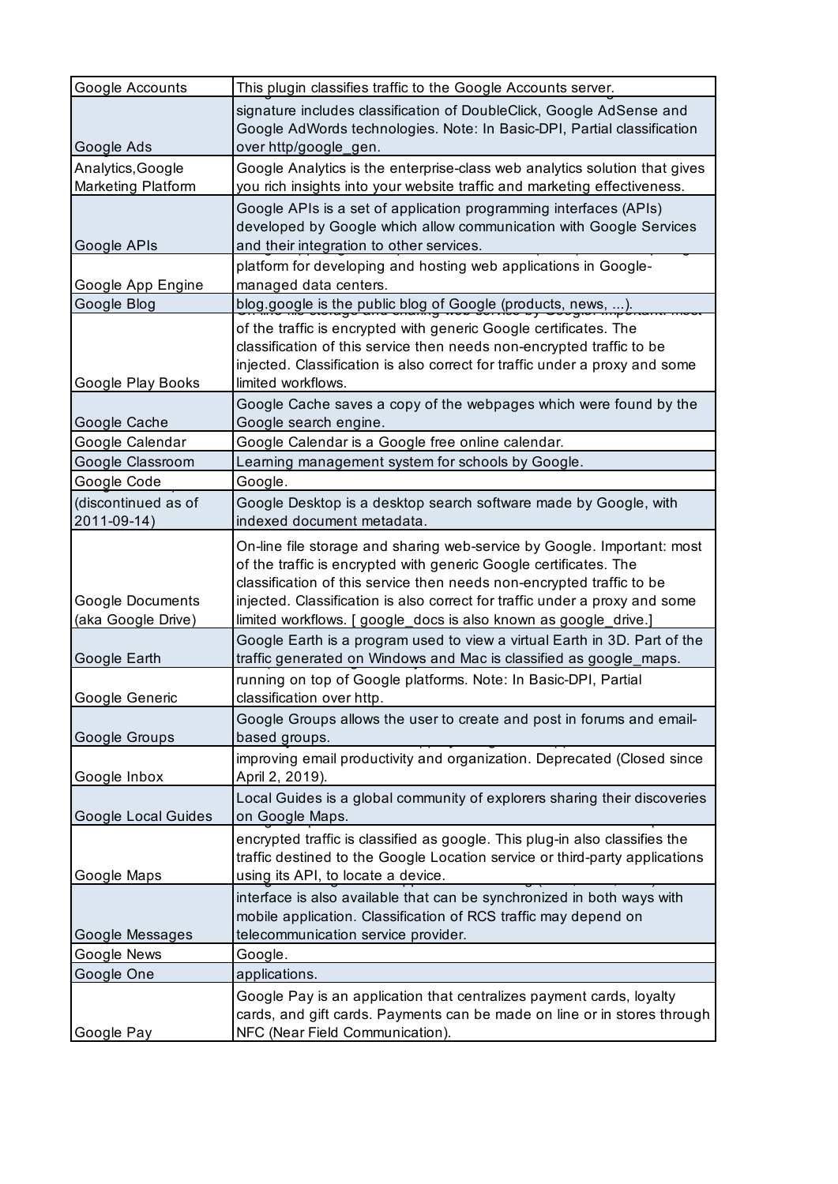| | |
|---|---|
| Google Accounts | This plugin classifies traffic to the Google Accounts server. |
| Google Ads | signature includes classification of DoubleClick, Google AdSense and Google AdWords technologies. Note: In Basic-DPI, Partial classification over http/google_gen. |
| Analytics,Google Marketing Platform | Google Analytics is the enterprise-class web analytics solution that gives you rich insights into your website traffic and marketing effectiveness. |
| Google APIs | Google APIs is a set of application programming interfaces (APIs) developed by Google which allow communication with Google Services and their integration to other services. |
| Google App Engine | platform for developing and hosting web applications in Google-managed data centers. |
| Google Blog | blog.google is the public blog of Google (products, news, ...). |
| Google Play Books | of the traffic is encrypted with generic Google certificates. The classification of this service then needs non-encrypted traffic to be injected. Classification is also correct for traffic under a proxy and some limited workflows. |
| Google Cache | Google Cache saves a copy of the webpages which were found by the Google search engine. |
| Google Calendar | Google Calendar is a Google free online calendar. |
| Google Classroom | Learning management system for schools by Google. |
| Google Code | Google. |
| (discontinued as of 2011-09-14) | Google Desktop is a desktop search software made by Google, with indexed document metadata. |
| Google Documents (aka Google Drive) | On-line file storage and sharing web-service by Google. Important: most of the traffic is encrypted with generic Google certificates. The classification of this service then needs non-encrypted traffic to be injected. Classification is also correct for traffic under a proxy and some limited workflows. [ google_docs is also known as google_drive.] |
| Google Earth | Google Earth is a program used to view a virtual Earth in 3D. Part of the traffic generated on Windows and Mac is classified as google_maps. |
| Google Generic | running on top of Google platforms. Note: In Basic-DPI, Partial classification over http. |
| Google Groups | Google Groups allows the user to create and post in forums and email-based groups. |
| Google Inbox | improving email productivity and organization. Deprecated (Closed since April 2, 2019). |
| Google Local Guides | Local Guides is a global community of explorers sharing their discoveries on Google Maps. |
| Google Maps | encrypted traffic is classified as google. This plug-in also classifies the traffic destined to the Google Location service or third-party applications using its API, to locate a device. |
| Google Messages | interface is also available that can be synchronized in both ways with mobile application. Classification of RCS traffic may depend on telecommunication service provider. |
| Google News | Google. |
| Google One | applications. |
| Google Pay | Google Pay is an application that centralizes payment cards, loyalty cards, and gift cards. Payments can be made on line or in stores through NFC (Near Field Communication). |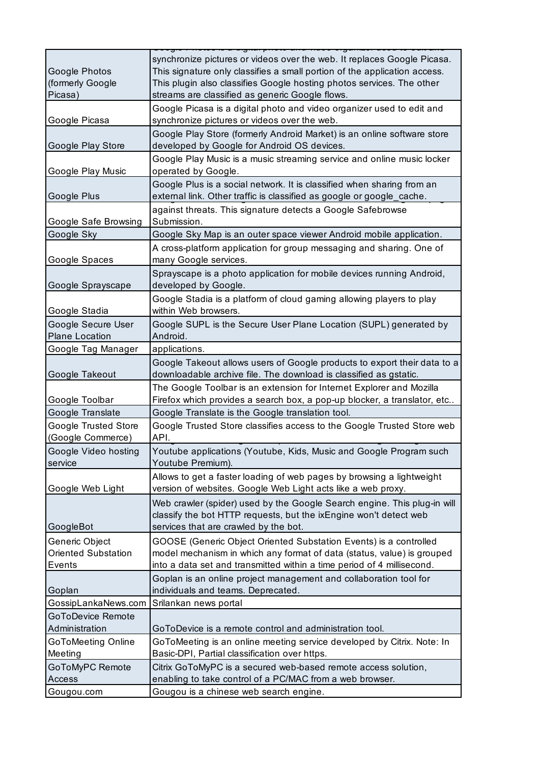| | |
|---|---|
| Google Photos (formerly Google Picasa) | synchronize pictures or videos over the web. It replaces Google Picasa. This signature only classifies a small portion of the application access. This plugin also classifies Google hosting photos services. The other streams are classified as generic Google flows. |
| Google Picasa | Google Picasa is a digital photo and video organizer used to edit and synchronize pictures or videos over the web. |
| Google Play Store | Google Play Store (formerly Android Market) is an online software store developed by Google for Android OS devices. |
| Google Play Music | Google Play Music is a music streaming service and online music locker operated by Google. |
| Google Plus | Google Plus is a social network. It is classified when sharing from an external link. Other traffic is classified as google or google_cache. |
| Google Safe Browsing | against threats. This signature detects a Google Safebrowse Submission. |
| Google Sky | Google Sky Map is an outer space viewer Android mobile application. |
| Google Spaces | A cross-platform application for group messaging and sharing. One of many Google services. |
| Google Sprayscape | Sprayscape is a photo application for mobile devices running Android, developed by Google. |
| Google Stadia | Google Stadia is a platform of cloud gaming allowing players to play within Web browsers. |
| Google Secure User Plane Location | Google SUPL is the Secure User Plane Location (SUPL) generated by Android. |
| Google Tag Manager | applications. |
| Google Takeout | Google Takeout allows users of Google products to export their data to a downloadable archive file. The download is classified as gstatic. |
| Google Toolbar | The Google Toolbar is an extension for Internet Explorer and Mozilla Firefox which provides a search box, a pop-up blocker, a translator, etc.. |
| Google Translate | Google Translate is the Google translation tool. |
| Google Trusted Store (Google Commerce) | Google Trusted Store classifies access to the Google Trusted Store web API. |
| Google Video hosting service | Youtube applications (Youtube, Kids, Music and Google Program such Youtube Premium). |
| Google Web Light | Allows to get a faster loading of web pages by browsing a lightweight version of websites. Google Web Light acts like a web proxy. |
| GoogleBot | Web crawler (spider) used by the Google Search engine. This plug-in will classify the bot HTTP requests, but the ixEngine won't detect web services that are crawled by the bot. |
| Generic Object Oriented Substation Events | GOOSE (Generic Object Oriented Substation Events) is a controlled model mechanism in which any format of data (status, value) is grouped into a data set and transmitted within a time period of 4 millisecond. |
| Goplan | Goplan is an online project management and collaboration tool for individuals and teams. Deprecated. |
| GossipLankaNews.com | Srilankan news portal |
| GoToDevice Remote Administration | GoToDevice is a remote control and administration tool. |
| GoToMeeting Online Meeting | GoToMeeting is an online meeting service developed by Citrix. Note: In Basic-DPI, Partial classification over https. |
| GoToMyPC Remote Access | Citrix GoToMyPC is a secured web-based remote access solution, enabling to take control of a PC/MAC from a web browser. |
| Gougou.com | Gougou is a chinese web search engine. |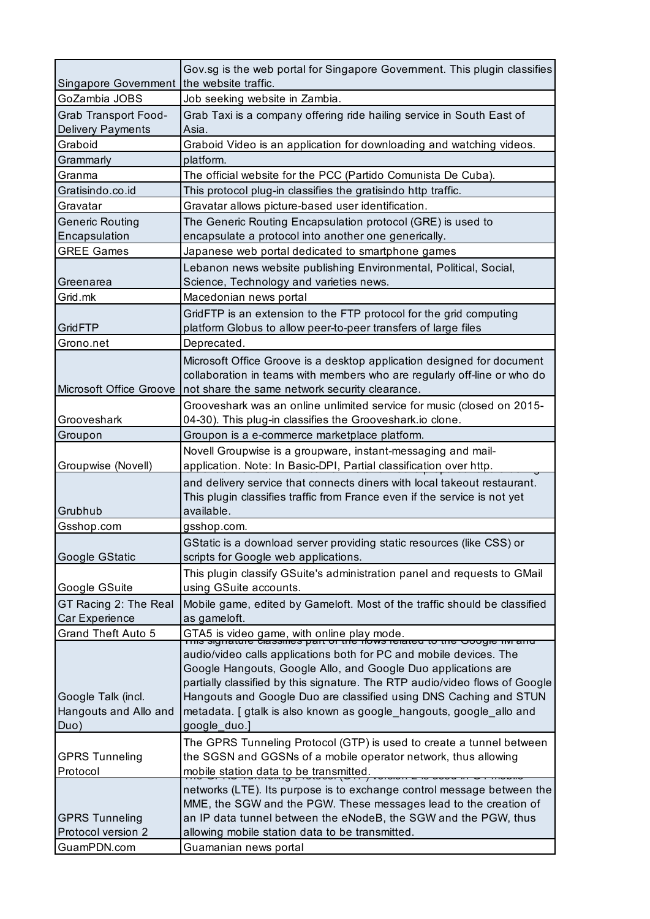| | |
|---|---|
| Singapore Government | Gov.sg is the web portal for Singapore Government. This plugin classifies the website traffic. |
| GoZambia JOBS | Job seeking website in Zambia. |
| Grab Transport Food-Delivery Payments | Grab Taxi is a company offering ride hailing service in South East of Asia. |
| Graboid | Graboid Video is an application for downloading and watching videos. |
| Grammarly | platform. |
| Granma | The official website for the PCC (Partido Comunista De Cuba). |
| Gratisindo.co.id | This protocol plug-in classifies the gratisindo http traffic. |
| Gravatar | Gravatar allows picture-based user identification. |
| Generic Routing Encapsulation | The Generic Routing Encapsulation protocol (GRE) is used to encapsulate a protocol into another one generically. |
| GREE Games | Japanese web portal dedicated to smartphone games |
| Greenarea | Lebanon news website publishing Environmental, Political, Social, Science, Technology and varieties news. |
| Grid.mk | Macedonian news portal |
| GridFTP | GridFTP is an extension to the FTP protocol for the grid computing platform Globus to allow peer-to-peer transfers of large files |
| Grono.net | Deprecated. |
| Microsoft Office Groove | Microsoft Office Groove is a desktop application designed for document collaboration in teams with members who are regularly off-line or who do not share the same network security clearance. |
| Grooveshark | Grooveshark was an online unlimited service for music (closed on 2015-04-30). This plug-in classifies the Grooveshark.io clone. |
| Groupon | Groupon is a e-commerce marketplace platform. |
| Groupwise (Novell) | Novell Groupwise is a groupware, instant-messaging and mail-application. Note: In Basic-DPI, Partial classification over http. |
| Grubhub | and delivery service that connects diners with local takeout restaurant. This plugin classifies traffic from France even if the service is not yet available. |
| Gsshop.com | gsshop.com. |
| Google GStatic | GStatic is a download server providing static resources (like CSS) or scripts for Google web applications. |
| Google GSuite | This plugin classify GSuite's administration panel and requests to GMail using GSuite accounts. |
| GT Racing 2: The Real Car Experience | Mobile game, edited by Gameloft. Most of the traffic should be classified as gameloft. |
| Grand Theft Auto 5 | GTA5 is video game, with online play mode. |
| Google Talk (incl. Hangouts and Allo and Duo) | This signature classifies part of the flows related to the Google IM and audio/video calls applications both for PC and mobile devices. The Google Hangouts, Google Allo, and Google Duo applications are partially classified by this signature. The RTP audio/video flows of Google Hangouts and Google Duo are classified using DNS Caching and STUN metadata. [ gtalk is also known as google_hangouts, google_allo and google_duo.] |
| GPRS Tunneling Protocol | The GPRS Tunneling Protocol (GTP) is used to create a tunnel between the SGSN and GGSNs of a mobile operator network, thus allowing mobile station data to be transmitted. |
| GPRS Tunneling Protocol version 2 | The GPRS Tunneling Protocol (GTP) version 2 is used in 4G mobile networks (LTE). Its purpose is to exchange control message between the MME, the SGW and the PGW. These messages lead to the creation of an IP data tunnel between the eNodeB, the SGW and the PGW, thus allowing mobile station data to be transmitted. |
| GuamPDN.com | Guamanian news portal |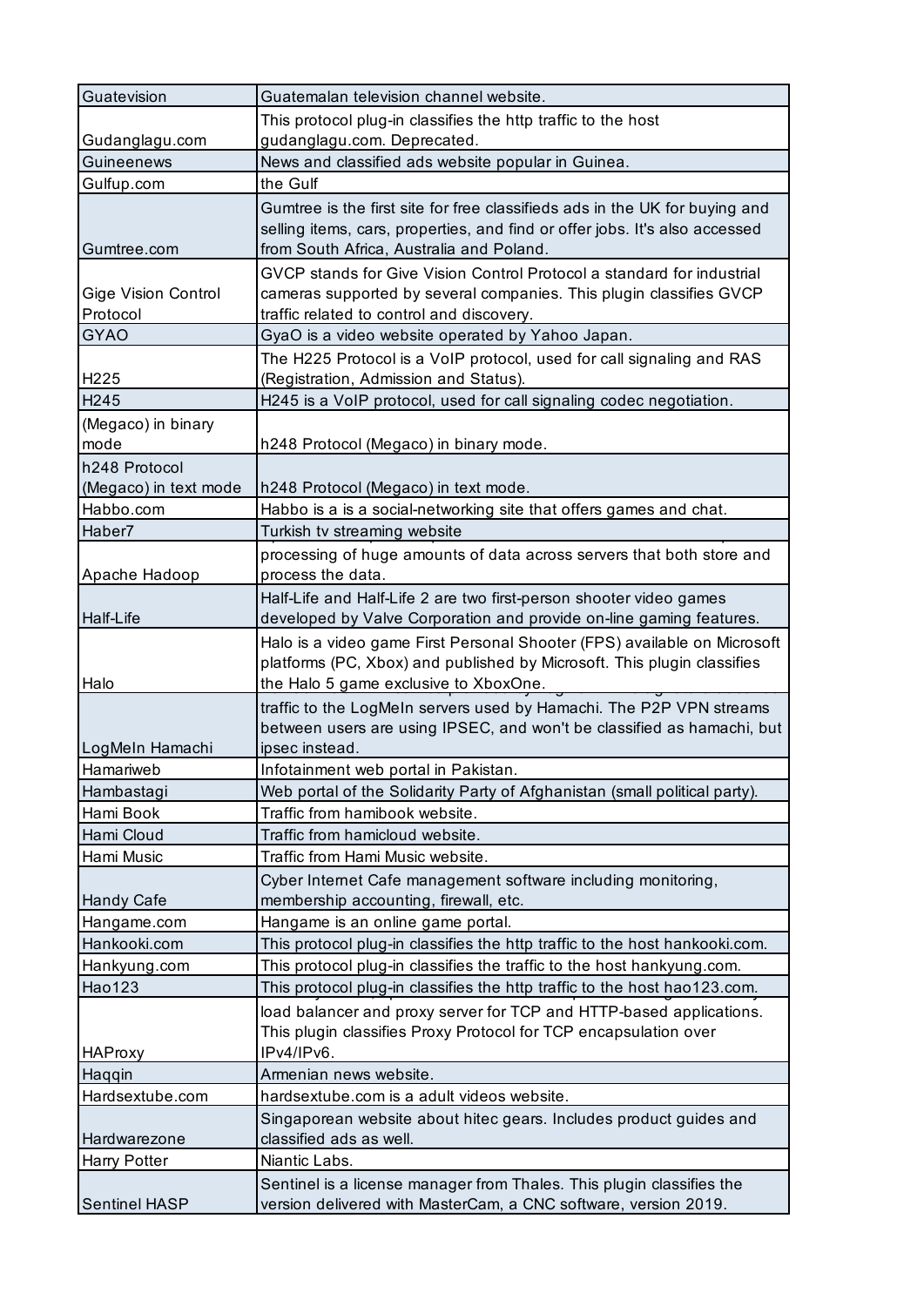| | |
|---|---|
| Guatevision | Guatemalan television channel website. |
| Gudanglagu.com | This protocol plug-in classifies the http traffic to the host gudanglagu.com. Deprecated. |
| Guineenews | News and classified ads website popular in Guinea. |
| Gulfup.com | the Gulf |
| Gumtree.com | Gumtree is the first site for free classifieds ads in the UK for buying and selling items, cars, properties, and find or offer jobs. It's also accessed from South Africa, Australia and Poland. |
| Gige Vision Control Protocol | GVCP stands for Give Vision Control Protocol a standard for industrial cameras supported by several companies. This plugin classifies GVCP traffic related to control and discovery. |
| GYAO | GyaO is a video website operated by Yahoo Japan. |
| H225 | The H225 Protocol is a VoIP protocol, used for call signaling and RAS (Registration, Admission and Status). |
| H245 | H245 is a VoIP protocol, used for call signaling codec negotiation. |
| (Megaco) in binary mode | h248 Protocol (Megaco) in binary mode. |
| h248 Protocol (Megaco) in text mode | h248 Protocol (Megaco) in text mode. |
| Habbo.com | Habbo is a is a social-networking site that offers games and chat. |
| Haber7 | Turkish tv streaming website |
| Apache Hadoop | processing of huge amounts of data across servers that both store and process the data. |
| Half-Life | Half-Life and Half-Life 2 are two first-person shooter video games developed by Valve Corporation and provide on-line gaming features. |
| Halo | Halo is a video game First Personal Shooter (FPS) available on Microsoft platforms (PC, Xbox) and published by Microsoft. This plugin classifies the Halo 5 game exclusive to XboxOne. |
| LogMeIn Hamachi | traffic to the LogMeIn servers used by Hamachi. The P2P VPN streams between users are using IPSEC, and won't be classified as hamachi, but ipsec instead. |
| Hamariweb | Infotainment web portal in Pakistan. |
| Hambastagi | Web portal of the Solidarity Party of Afghanistan (small political party). |
| Hami Book | Traffic from hamibook website. |
| Hami Cloud | Traffic from hamicloud website. |
| Hami Music | Traffic from Hami Music website. |
| Handy Cafe | Cyber Internet Cafe management software including monitoring, membership accounting, firewall, etc. |
| Hangame.com | Hangame is an online game portal. |
| Hankooki.com | This protocol plug-in classifies the http traffic to the host hankooki.com. |
| Hankyung.com | This protocol plug-in classifies the traffic to the host hankyung.com. |
| Hao123 | This protocol plug-in classifies the http traffic to the host hao123.com. |
| HAProxy | load balancer and proxy server for TCP and HTTP-based applications. This plugin classifies Proxy Protocol for TCP encapsulation over IPv4/IPv6. |
| Haqqin | Armenian news website. |
| Hardsextube.com | hardsextube.com is a adult videos website. |
| Hardwarezone | Singaporean website about hitec gears. Includes product guides and classified ads as well. |
| Harry Potter | Niantic Labs. |
| Sentinel HASP | Sentinel is a license manager from Thales. This plugin classifies the version delivered with MasterCam, a CNC software, version 2019. |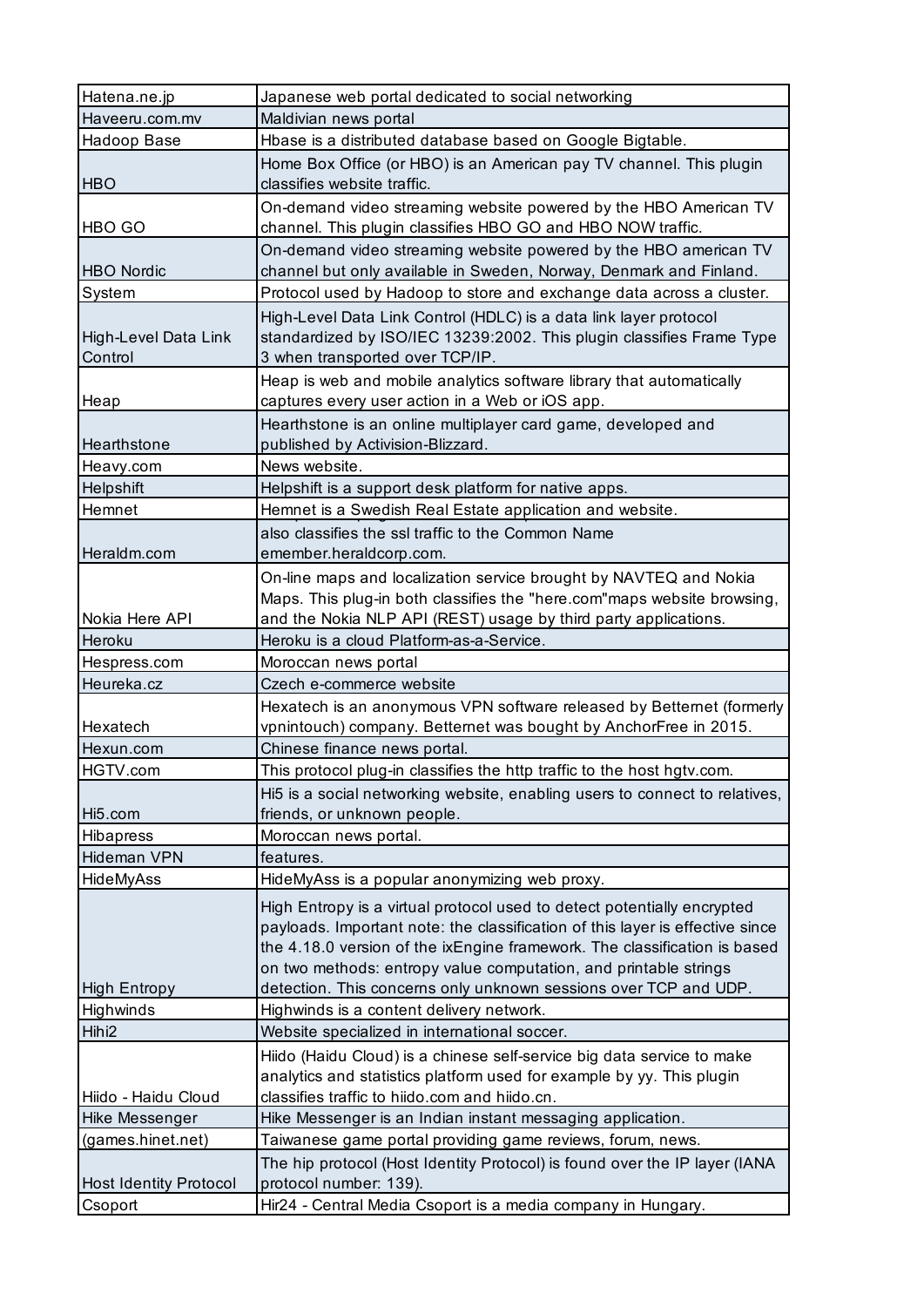| | |
|---|---|
| Hatena.ne.jp | Japanese web portal dedicated to social networking |
| Haveeru.com.mv | Maldivian news portal |
| Hadoop Base | Hbase is a distributed database based on Google Bigtable. |
| HBO | Home Box Office (or HBO) is an American pay TV channel. This plugin classifies website traffic. |
| HBO GO | On-demand video streaming website powered by the HBO American TV channel. This plugin classifies HBO GO and HBO NOW traffic. |
| HBO Nordic | On-demand video streaming website powered by the HBO american TV channel but only available in Sweden, Norway, Denmark and Finland. |
| System | Protocol used by Hadoop to store and exchange data across a cluster. |
| High-Level Data Link Control | High-Level Data Link Control (HDLC) is a data link layer protocol standardized by ISO/IEC 13239:2002. This plugin classifies Frame Type 3 when transported over TCP/IP. |
| Heap | Heap is web and mobile analytics software library that automatically captures every user action in a Web or iOS app. |
| Hearthstone | Hearthstone is an online multiplayer card game, developed and published by Activision-Blizzard. |
| Heavy.com | News website. |
| Helpshift | Helpshift is a support desk platform for native apps. |
| Hemnet | Hemnet is a Swedish Real Estate application and website. |
| Heraldm.com | also classifies the ssl traffic to the Common Name emember.heraldcorp.com. |
| Nokia Here API | On-line maps and localization service brought by NAVTEQ and Nokia Maps. This plug-in both classifies the "here.com"maps website browsing, and the Nokia NLP API (REST) usage by third party applications. |
| Heroku | Heroku is a cloud Platform-as-a-Service. |
| Hespress.com | Moroccan news portal |
| Heureka.cz | Czech e-commerce website |
| Hexatech | Hexatech is an anonymous VPN software released by Betternet (formerly vpnintouch) company. Betternet was bought by AnchorFree in 2015. |
| Hexun.com | Chinese finance news portal. |
| HGTV.com | This protocol plug-in classifies the http traffic to the host hgtv.com. |
| Hi5.com | Hi5 is a social networking website, enabling users to connect to relatives, friends, or unknown people. |
| Hibapress | Moroccan news portal. |
| Hideman VPN | features. |
| HideMyAss | HideMyAss is a popular anonymizing web proxy. |
| High Entropy | High Entropy is a virtual protocol used to detect potentially encrypted payloads. Important note: the classification of this layer is effective since the 4.18.0 version of the ixEngine framework. The classification is based on two methods: entropy value computation, and printable strings detection. This concerns only unknown sessions over TCP and UDP. |
| Highwinds | Highwinds is a content delivery network. |
| Hihi2 | Website specialized in international soccer. |
| Hiido - Haidu Cloud | Hiido (Haidu Cloud) is a chinese self-service big data service to make analytics and statistics platform used for example by yy. This plugin classifies traffic to hiido.com and hiido.cn. |
| Hike Messenger | Hike Messenger is an Indian instant messaging application. |
| (games.hinet.net) | Taiwanese game portal providing game reviews, forum, news. |
| Host Identity Protocol | The hip protocol (Host Identity Protocol) is found over the IP layer (IANA protocol number: 139). |
| Csoport | Hir24 - Central Media Csoport is a media company in Hungary. |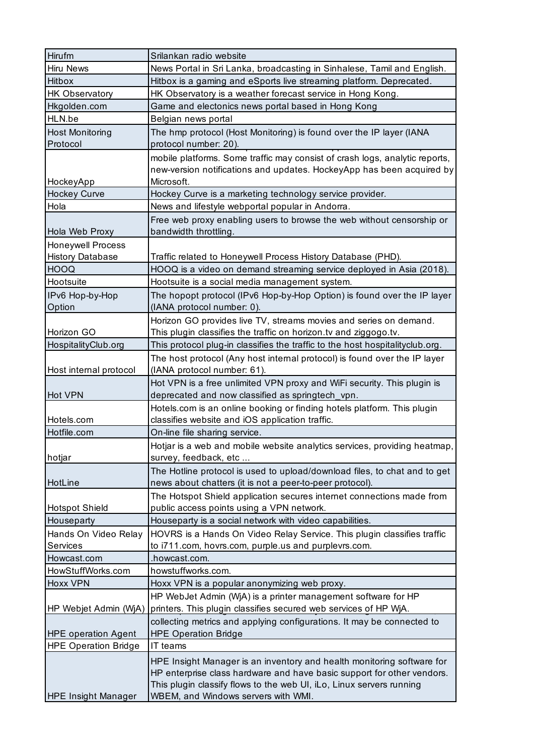| | |
|---|---|
| Hirufm | Srilankan radio website |
| Hiru News | News Portal in Sri Lanka, broadcasting in Sinhalese, Tamil and English. |
| Hitbox | Hitbox is a gaming and eSports live streaming platform. Deprecated. |
| HK Observatory | HK Observatory is a weather forecast service in Hong Kong. |
| Hkgolden.com | Game and electonics news portal based in Hong Kong |
| HLN.be | Belgian news portal |
| Host Monitoring Protocol | The hmp protocol (Host Monitoring) is found over the IP layer (IANA protocol number: 20). |
| HockeyApp | mobile platforms. Some traffic may consist of crash logs, analytic reports, new-version notifications and updates. HockeyApp has been acquired by Microsoft. |
| Hockey Curve | Hockey Curve is a marketing technology service provider. |
| Hola | News and lifestyle webportal popular in Andorra. |
| Hola Web Proxy | Free web proxy enabling users to browse the web without censorship or bandwidth throttling. |
| Honeywell Process History Database | Traffic related to Honeywell Process History Database (PHD). |
| HOOQ | HOOQ is a video on demand streaming service deployed in Asia (2018). |
| Hootsuite | Hootsuite is a social media management system. |
| IPv6 Hop-by-Hop Option | The hopopt protocol (IPv6 Hop-by-Hop Option) is found over the IP layer (IANA protocol number: 0). |
| Horizon GO | Horizon GO provides live TV, streams movies and series on demand. This plugin classifies the traffic on horizon.tv and ziggogo.tv. |
| HospitalityClub.org | This protocol plug-in classifies the traffic to the host hospitalityclub.org. |
| Host internal protocol | The host protocol (Any host internal protocol) is found over the IP layer (IANA protocol number: 61). |
| Hot VPN | Hot VPN is a free unlimited VPN proxy and WiFi security. This plugin is deprecated and now classified as springtech_vpn. |
| Hotels.com | Hotels.com is an online booking or finding hotels platform. This plugin classifies website and iOS application traffic. |
| Hotfile.com | On-line file sharing service. |
| hotjar | Hotjar is a web and mobile website analytics services, providing heatmap, survey, feedback, etc ... |
| HotLine | The Hotline protocol is used to upload/download files, to chat and to get news about chatters (it is not a peer-to-peer protocol). |
| Hotspot Shield | The Hotspot Shield application secures internet connections made from public access points using a VPN network. |
| Houseparty | Houseparty is a social network with video capabilities. |
| Hands On Video Relay Services | HOVRS is a Hands On Video Relay Service. This plugin classifies traffic to i711.com, hovrs.com, purple.us and purplevrs.com. |
| Howcast.com | .howcast.com. |
| HowStuffWorks.com | howstuffworks.com. |
| Hoxx VPN | Hoxx VPN is a popular anonymizing web proxy. |
| HP Webjet Admin (WjA) | HP WebJet Admin (WjA) is a printer management software for HP printers. This plugin classifies secured web services of HP WjA. |
| HPE operation Agent | collecting metrics and applying configurations. It may be connected to HPE Operation Bridge |
| HPE Operation Bridge | IT teams |
| HPE Insight Manager | HPE Insight Manager is an inventory and health monitoring software for HP enterprise class hardware and have basic support for other vendors. This plugin classify flows to the web UI, iLo, Linux servers running WBEM, and Windows servers with WMI. |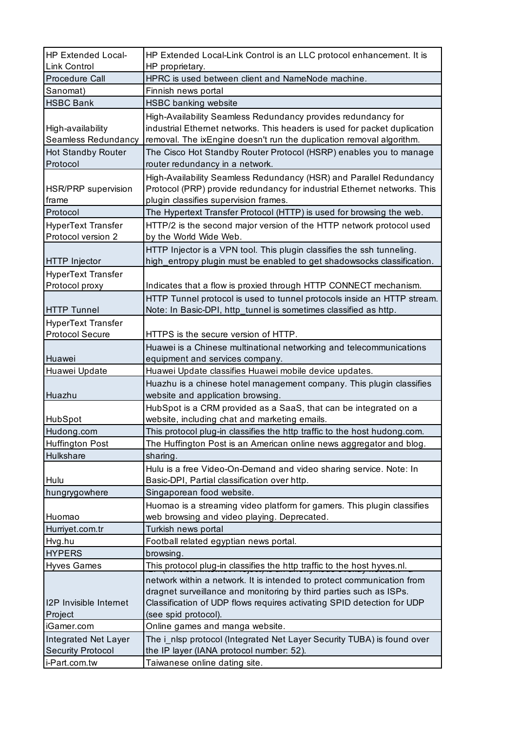| HP Extended Local-Link Control | HP Extended Local-Link Control is an LLC protocol enhancement. It is HP proprietary. |
|---|---|
| Procedure Call | HPRC is used between client and NameNode machine. |
| Sanomat) | Finnish news portal |
| HSBC Bank | HSBC banking website |
| High-availability Seamless Redundancy | High-Availability Seamless Redundancy provides redundancy for industrial Ethernet networks. This headers is used for packet duplication removal. The ixEngine doesn't run the duplication removal algorithm. |
| Hot Standby Router Protocol | The Cisco Hot Standby Router Protocol (HSRP) enables you to manage router redundancy in a network. |
| HSR/PRP supervision frame | High-Availability Seamless Redundancy (HSR) and Parallel Redundancy Protocol (PRP) provide redundancy for industrial Ethernet networks. This plugin classifies supervision frames. |
| Protocol | The Hypertext Transfer Protocol (HTTP) is used for browsing the web. |
| HyperText Transfer Protocol version 2 | HTTP/2 is the second major version of the HTTP network protocol used by the World Wide Web. |
| HTTP Injector | HTTP Injector is a VPN tool. This plugin classifies the ssh tunneling. high_entropy plugin must be enabled to get shadowsocks classification. |
| HyperText Transfer Protocol proxy | Indicates that a flow is proxied through HTTP CONNECT mechanism. |
| HTTP Tunnel | HTTP Tunnel protocol is used to tunnel protocols inside an HTTP stream. Note: In Basic-DPI, http_tunnel is sometimes classified as http. |
| HyperText Transfer Protocol Secure | HTTPS is the secure version of HTTP. |
| Huawei | Huawei is a Chinese multinational networking and telecommunications equipment and services company. |
| Huawei Update | Huawei Update classifies Huawei mobile device updates. |
| Huazhu | Huazhu is a chinese hotel management company. This plugin classifies website and application browsing. |
| HubSpot | HubSpot is a CRM provided as a SaaS, that can be integrated on a website, including chat and marketing emails. |
| Hudong.com | This protocol plug-in classifies the http traffic to the host hudong.com. |
| Huffington Post | The Huffington Post is an American online news aggregator and blog. |
| Hulkshare | sharing. |
| Hulu | Hulu is a free Video-On-Demand and video sharing service. Note: In Basic-DPI, Partial classification over http. |
| hungrygowhere | Singaporean food website. |
| Huomao | Huomao is a streaming video platform for gamers. This plugin classifies web browsing and video playing. Deprecated. |
| Hurriyet.com.tr | Turkish news portal |
| Hvg.hu | Football related egyptian news portal. |
| HYPERS | browsing. |
| Hyves Games | This protocol plug-in classifies the http traffic to the host hyves.nl. |
| I2P Invisible Internet Project | network within a network. It is intended to protect communication from dragnet surveillance and monitoring by third parties such as ISPs. Classification of UDP flows requires activating SPID detection for UDP (see spid protocol). |
| iGamer.com | Online games and manga website. |
| Integrated Net Layer Security Protocol | The i_nlsp protocol (Integrated Net Layer Security TUBA) is found over the IP layer (IANA protocol number: 52). |
| i-Part.com.tw | Taiwanese online dating site. |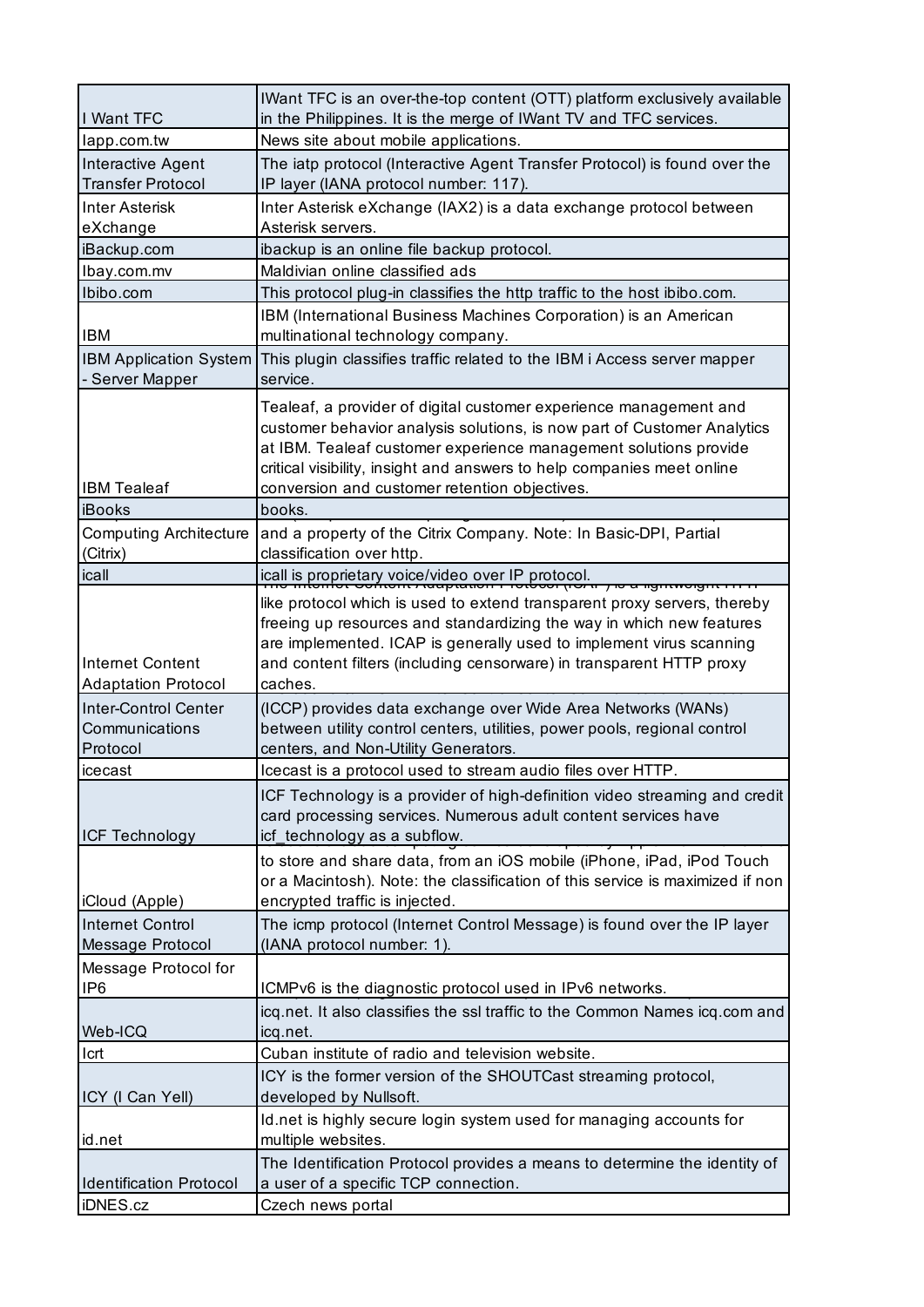| | |
|---|---|
| I Want TFC | IWant TFC is an over-the-top content (OTT) platform exclusively available in the Philippines. It is the merge of IWant TV and TFC services. |
| Iapp.com.tw | News site about mobile applications. |
| Interactive Agent Transfer Protocol | The iatp protocol (Interactive Agent Transfer Protocol) is found over the IP layer (IANA protocol number: 117). |
| Inter Asterisk eXchange | Inter Asterisk eXchange (IAX2) is a data exchange protocol between Asterisk servers. |
| iBackup.com | ibackup is an online file backup protocol. |
| Ibay.com.mv | Maldivian online classified ads |
| Ibibo.com | This protocol plug-in classifies the http traffic to the host ibibo.com. |
| IBM | IBM (International Business Machines Corporation) is an American multinational technology company. |
| IBM Application System - Server Mapper | This plugin classifies traffic related to the IBM i Access server mapper service. |
| IBM Tealeaf | Tealeaf, a provider of digital customer experience management and customer behavior analysis solutions, is now part of Customer Analytics at IBM. Tealeaf customer experience management solutions provide critical visibility, insight and answers to help companies meet online conversion and customer retention objectives. |
| iBooks | books. |
| Computing Architecture (Citrix) | and a property of the Citrix Company. Note: In Basic-DPI, Partial classification over http. |
| icall | icall is proprietary voice/video over IP protocol. |
| Internet Content Adaptation Protocol | like protocol which is used to extend transparent proxy servers, thereby freeing up resources and standardizing the way in which new features are implemented. ICAP is generally used to implement virus scanning and content filters (including censorware) in transparent HTTP proxy caches. |
| Inter-Control Center Communications Protocol | (ICCP) provides data exchange over Wide Area Networks (WANs) between utility control centers, utilities, power pools, regional control centers, and Non-Utility Generators. |
| icecast | Icecast is a protocol used to stream audio files over HTTP. |
| ICF Technology | ICF Technology is a provider of high-definition video streaming and credit card processing services. Numerous adult content services have icf_technology as a subflow. |
| iCloud (Apple) | to store and share data, from an iOS mobile (iPhone, iPad, iPod Touch or a Macintosh). Note: the classification of this service is maximized if non encrypted traffic is injected. |
| Internet Control Message Protocol | The icmp protocol (Internet Control Message) is found over the IP layer (IANA protocol number: 1). |
| Message Protocol for IP6 | ICMPv6 is the diagnostic protocol used in IPv6 networks. |
| Web-ICQ | icq.net. It also classifies the ssl traffic to the Common Names icq.com and icq.net. |
| Icrt | Cuban institute of radio and television website. |
| ICY (I Can Yell) | ICY is the former version of the SHOUTCast streaming protocol, developed by Nullsoft. |
| id.net | Id.net is highly secure login system used for managing accounts for multiple websites. |
| Identification Protocol | The Identification Protocol provides a means to determine the identity of a user of a specific TCP connection. |
| iDNES.cz | Czech news portal |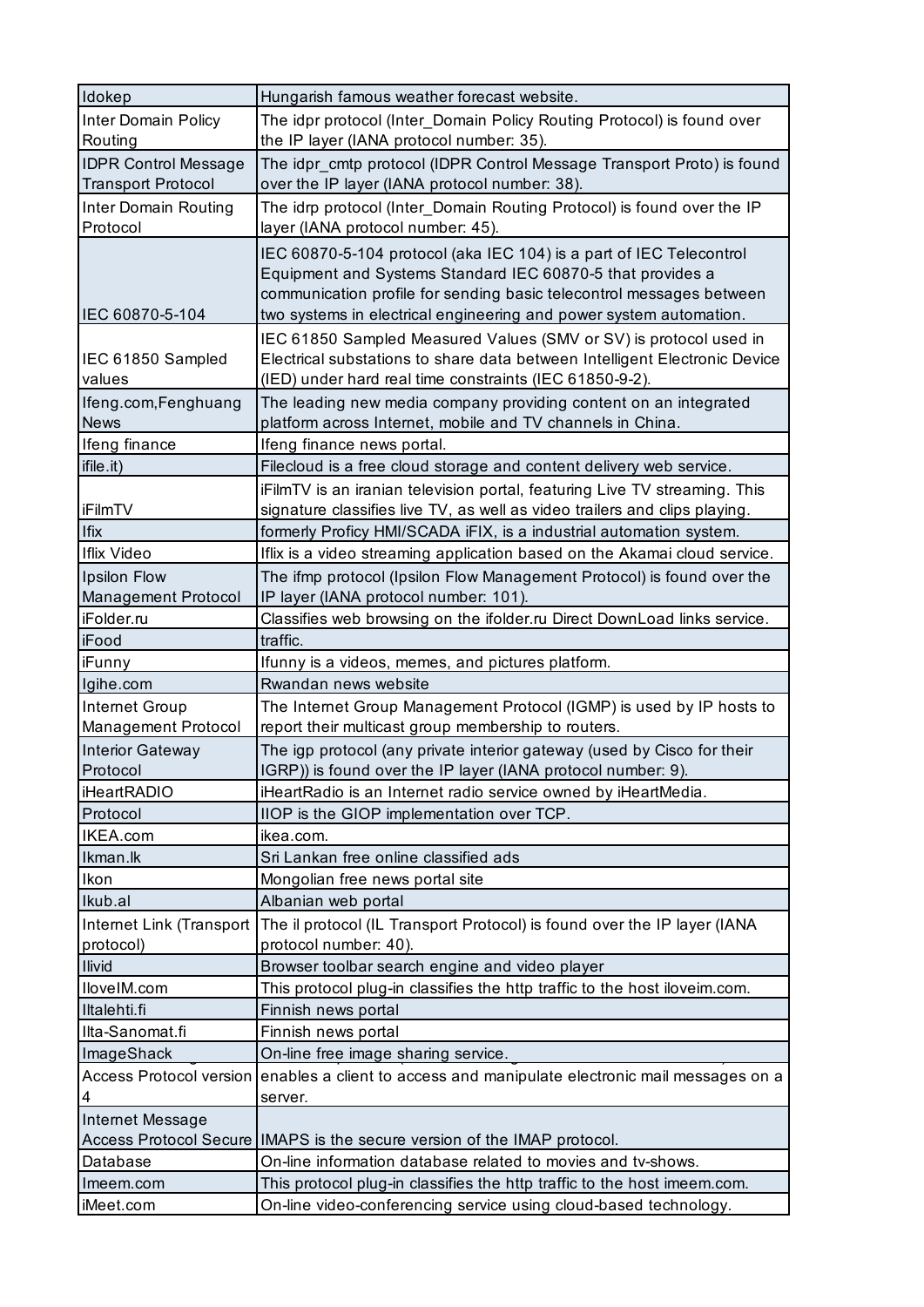| Idokep | Hungarish famous weather forecast website. |
|---|---|
| Inter Domain Policy Routing | The idpr protocol (Inter_Domain Policy Routing Protocol) is found over the IP layer (IANA protocol number: 35). |
| IDPR Control Message Transport Protocol | The idpr_cmtp protocol (IDPR Control Message Transport Proto) is found over the IP layer (IANA protocol number: 38). |
| Inter Domain Routing Protocol | The idrp protocol (Inter_Domain Routing Protocol) is found over the IP layer (IANA protocol number: 45). |
| IEC 60870-5-104 | IEC 60870-5-104 protocol (aka IEC 104) is a part of IEC Telecontrol Equipment and Systems Standard IEC 60870-5 that provides a communication profile for sending basic telecontrol messages between two systems in electrical engineering and power system automation. |
| IEC 61850 Sampled values | IEC 61850 Sampled Measured Values (SMV or SV) is protocol used in Electrical substations to share data between Intelligent Electronic Device (IED) under hard real time constraints (IEC 61850-9-2). |
| Ifeng.com,Fenghuang News | The leading new media company providing content on an integrated platform across Internet, mobile and TV channels in China. |
| Ifeng finance | Ifeng finance news portal. |
| ifile.it) | Filecloud is a free cloud storage and content delivery web service. |
| iFilmTV | iFilmTV is an iranian television portal, featuring Live TV streaming. This signature classifies live TV, as well as video trailers and clips playing. |
| Ifix | formerly Proficy HMI/SCADA iFIX, is a industrial automation system. |
| Iflix Video | Iflix is a video streaming application based on the Akamai cloud service. |
| Ipsilon Flow Management Protocol | The ifmp protocol (Ipsilon Flow Management Protocol) is found over the IP layer (IANA protocol number: 101). |
| iFolder.ru | Classifies web browsing on the ifolder.ru Direct DownLoad links service. |
| iFood | traffic. |
| iFunny | Ifunny is a videos, memes, and pictures platform. |
| Igihe.com | Rwandan news website |
| Internet Group Management Protocol | The Internet Group Management Protocol (IGMP) is used by IP hosts to report their multicast group membership to routers. |
| Interior Gateway Protocol | The igp protocol (any private interior gateway (used by Cisco for their IGRP)) is found over the IP layer (IANA protocol number: 9). |
| iHeartRADIO | iHeartRadio is an Internet radio service owned by iHeartMedia. |
| Protocol | IIOP is the GIOP implementation over TCP. |
| IKEA.com | ikea.com. |
| Ikman.lk | Sri Lankan free online classified ads |
| Ikon | Mongolian free news portal site |
| Ikub.al | Albanian web portal |
| Internet Link (Transport protocol) | The il protocol (IL Transport Protocol) is found over the IP layer (IANA protocol number: 40). |
| Ilivid | Browser toolbar search engine and video player |
| IloveIM.com | This protocol plug-in classifies the http traffic to the host iloveim.com. |
| Iltalehti.fi | Finnish news portal |
| Ilta-Sanomat.fi | Finnish news portal |
| ImageShack | On-line free image sharing service. |
| Access Protocol version 4 | enables a client to access and manipulate electronic mail messages on a server. |
| Internet Message Access Protocol Secure | IMAPS is the secure version of the IMAP protocol. |
| Database | On-line information database related to movies and tv-shows. |
| Imeem.com | This protocol plug-in classifies the http traffic to the host imeem.com. |
| iMeet.com | On-line video-conferencing service using cloud-based technology. |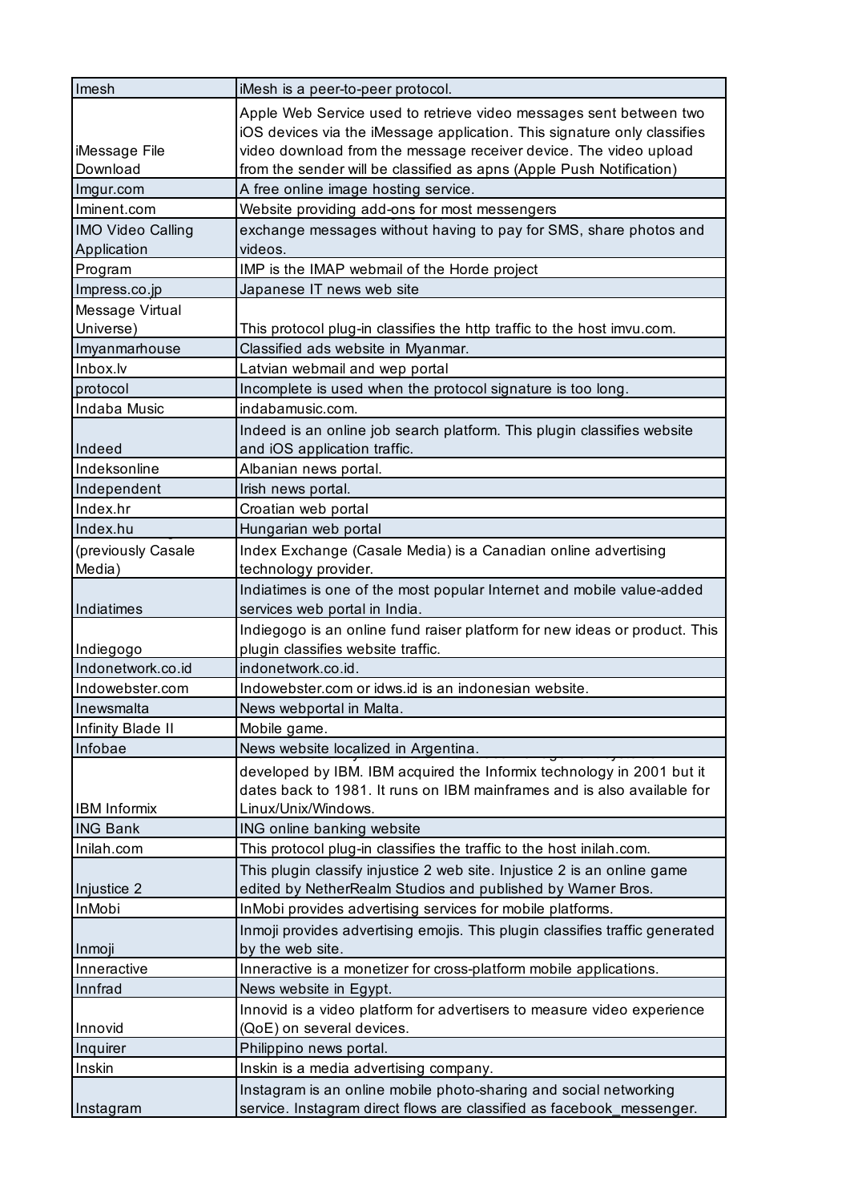| | |
|---|---|
| Imesh | iMesh is a peer-to-peer protocol. |
| iMessage File Download | Apple Web Service used to retrieve video messages sent between two iOS devices via the iMessage application. This signature only classifies video download from the message receiver device. The video upload from the sender will be classified as apns (Apple Push Notification) |
| Imgur.com | A free online image hosting service. |
| Iminent.com | Website providing add-ons for most messengers |
| IMO Video Calling Application | exchange messages without having to pay for SMS, share photos and videos. |
| Program | IMP is the IMAP webmail of the Horde project |
| Impress.co.jp | Japanese IT news web site |
| Message Virtual Universe) | This protocol plug-in classifies the http traffic to the host imvu.com. |
| Imyanmarhouse | Classified ads website in Myanmar. |
| Inbox.lv | Latvian webmail and wep portal |
| protocol | Incomplete is used when the protocol signature is too long. |
| Indaba Music | indabamusic.com. |
| Indeed | Indeed is an online job search platform. This plugin classifies website and iOS application traffic. |
| Indeksonline | Albanian news portal. |
| Independent | Irish news portal. |
| Index.hr | Croatian web portal |
| Index.hu | Hungarian web portal |
| (previously Casale Media) | Index Exchange (Casale Media) is a Canadian online advertising technology provider. |
| Indiatimes | Indiatimes is one of the most popular Internet and mobile value-added services web portal in India. |
| Indiegogo | Indiegogo is an online fund raiser platform for new ideas or product. This plugin classifies website traffic. |
| Indonetwork.co.id | indonetwork.co.id. |
| Indowebster.com | Indowebster.com or idws.id is an indonesian website. |
| Inewsmalta | News webportal in Malta. |
| Infinity Blade II | Mobile game. |
| Infobae | News website localized in Argentina. |
| IBM Informix | developed by IBM. IBM acquired the Informix technology in 2001 but it dates back to 1981. It runs on IBM mainframes and is also available for Linux/Unix/Windows. |
| ING Bank | ING online banking website |
| Inilah.com | This protocol plug-in classifies the traffic to the host inilah.com. |
| Injustice 2 | This plugin classify injustice 2 web site. Injustice 2 is an online game edited by NetherRealm Studios and published by Warner Bros. |
| InMobi | InMobi provides advertising services for mobile platforms. |
| Inmoji | Inmoji provides advertising emojis. This plugin classifies traffic generated by the web site. |
| Inneractive | Inneractive is a monetizer for cross-platform mobile applications. |
| Innfrad | News website in Egypt. |
| Innovid | Innovid is a video platform for advertisers to measure video experience (QoE) on several devices. |
| Inquirer | Philippino news portal. |
| Inskin | Inskin is a media advertising company. |
| Instagram | Instagram is an online mobile photo-sharing and social networking service. Instagram direct flows are classified as facebook_messenger. |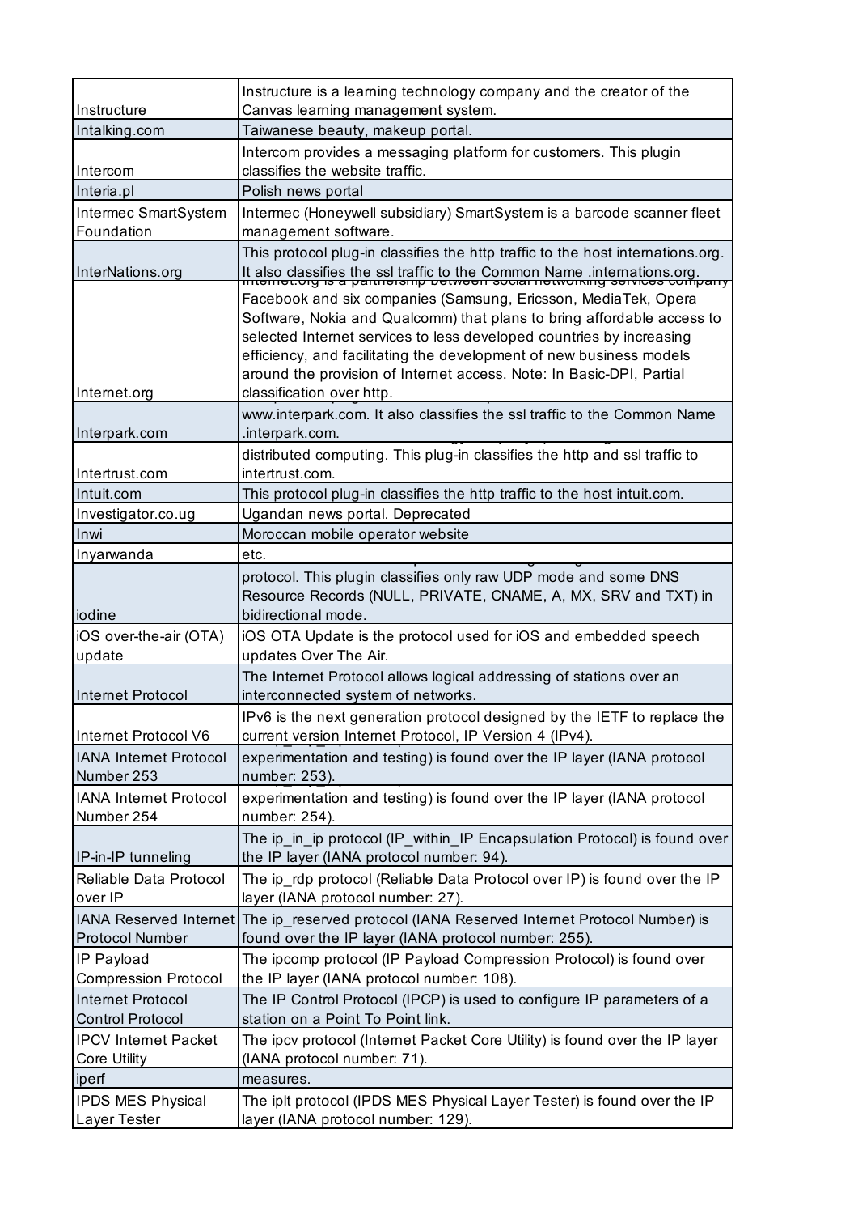| | |
|---|---|
| Instructure | Instructure is a learning technology company and the creator of the Canvas learning management system. |
| Intalking.com | Taiwanese beauty, makeup portal. |
| Intercom | Intercom provides a messaging platform for customers. This plugin classifies the website traffic. |
| Interia.pl | Polish news portal |
| Intermec SmartSystem Foundation | Intermec (Honeywell subsidiary) SmartSystem is a barcode scanner fleet management software. |
| InterNations.org | This protocol plug-in classifies the http traffic to the host internations.org. It also classifies the ssl traffic to the Common Name .internations.org. |
| Internet.org | Internet.org is a partnership between social networking services company Facebook and six companies (Samsung, Ericsson, MediaTek, Opera Software, Nokia and Qualcomm) that plans to bring affordable access to selected Internet services to less developed countries by increasing efficiency, and facilitating the development of new business models around the provision of Internet access. Note: In Basic-DPI, Partial classification over http. |
| Interpark.com | www.interpark.com. It also classifies the ssl traffic to the Common Name .interpark.com. |
| Intertrust.com | distributed computing. This plug-in classifies the http and ssl traffic to intertrust.com. |
| Intuit.com | This protocol plug-in classifies the http traffic to the host intuit.com. |
| Investigator.co.ug | Ugandan news portal. Deprecated |
| Inwi | Moroccan mobile operator website |
| Inyarwanda | etc. |
| iodine | protocol. This plugin classifies only raw UDP mode and some DNS Resource Records (NULL, PRIVATE, CNAME, A, MX, SRV and TXT) in bidirectional mode. |
| iOS over-the-air (OTA) update | iOS OTA Update is the protocol used for iOS and embedded speech updates Over The Air. |
| Internet Protocol | The Internet Protocol allows logical addressing of stations over an interconnected system of networks. |
| Internet Protocol V6 | IPv6 is the next generation protocol designed by the IETF to replace the current version Internet Protocol, IP Version 4 (IPv4). |
| IANA Internet Protocol Number 253 | experimentation and testing) is found over the IP layer (IANA protocol number: 253). |
| IANA Internet Protocol Number 254 | experimentation and testing) is found over the IP layer (IANA protocol number: 254). |
| IP-in-IP tunneling | The ip_in_ip protocol (IP_within_IP Encapsulation Protocol) is found over the IP layer (IANA protocol number: 94). |
| Reliable Data Protocol over IP | The ip_rdp protocol (Reliable Data Protocol over IP) is found over the IP layer (IANA protocol number: 27). |
| IANA Reserved Internet Protocol Number | The ip_reserved protocol (IANA Reserved Internet Protocol Number) is found over the IP layer (IANA protocol number: 255). |
| IP Payload Compression Protocol | The ipcomp protocol (IP Payload Compression Protocol) is found over the IP layer (IANA protocol number: 108). |
| Internet Protocol Control Protocol | The IP Control Protocol (IPCP) is used to configure IP parameters of a station on a Point To Point link. |
| IPCV Internet Packet Core Utility | The ipcv protocol (Internet Packet Core Utility) is found over the IP layer (IANA protocol number: 71). |
| iperf | measures. |
| IPDS MES Physical Layer Tester | The iplt protocol (IPDS MES Physical Layer Tester) is found over the IP layer (IANA protocol number: 129). |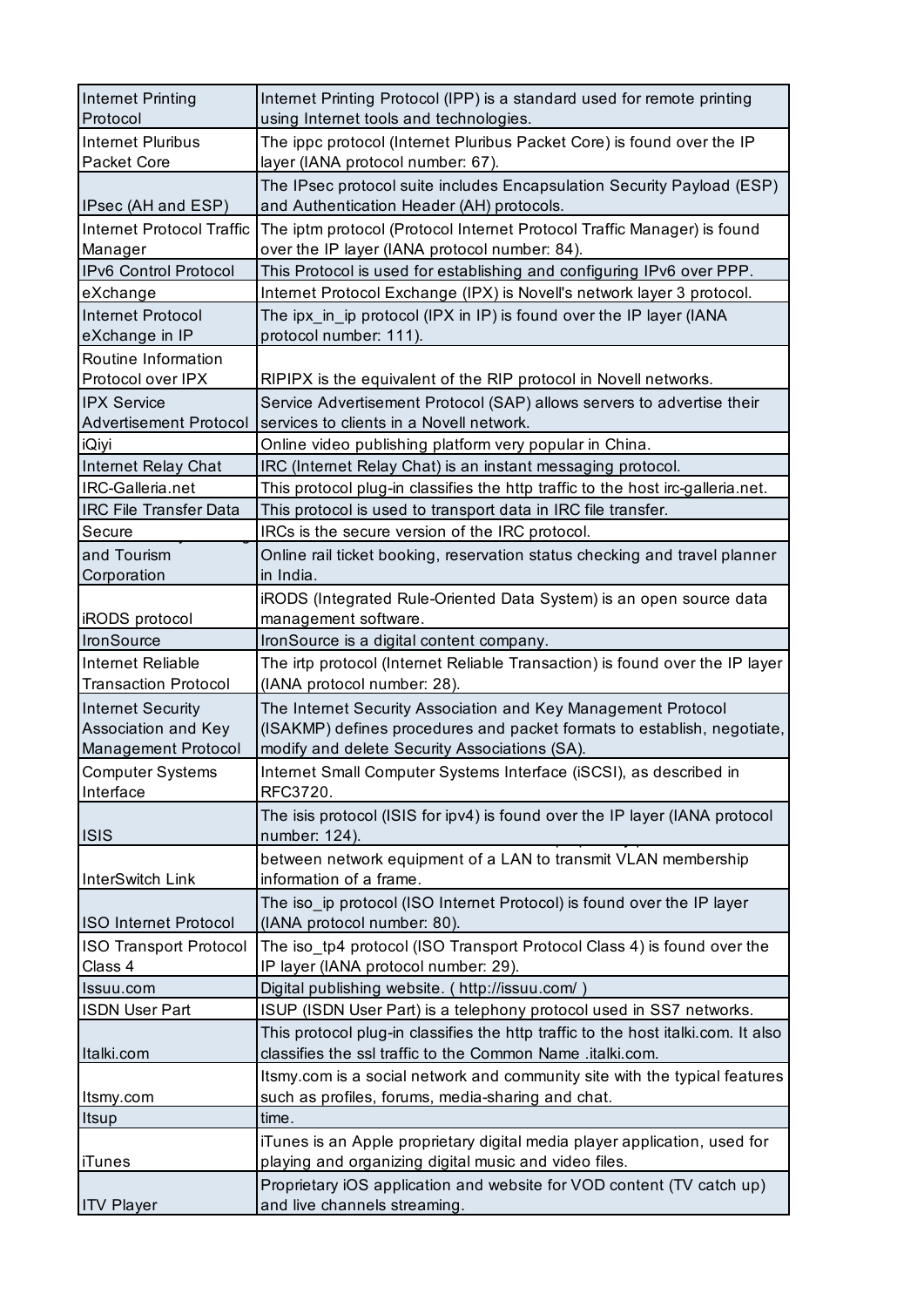| Internet Printing Protocol | Internet Printing Protocol (IPP) is a standard used for remote printing using Internet tools and technologies. |
|---|---|
| Internet Pluribus Packet Core | The ippc protocol (Internet Pluribus Packet Core) is found over the IP layer (IANA protocol number: 67). |
| IPsec (AH and ESP) | The IPsec protocol suite includes Encapsulation Security Payload (ESP) and Authentication Header (AH) protocols. |
| Internet Protocol Traffic Manager | The iptm protocol (Protocol Internet Protocol Traffic Manager) is found over the IP layer (IANA protocol number: 84). |
| IPv6 Control Protocol | This Protocol is used for establishing and configuring IPv6 over PPP. |
| eXchange | Internet Protocol Exchange (IPX) is Novell's network layer 3 protocol. |
| Internet Protocol eXchange in IP | The ipx_in_ip protocol (IPX in IP) is found over the IP layer (IANA protocol number: 111). |
| Routine Information Protocol over IPX | RIPIPX is the equivalent of the RIP protocol in Novell networks. |
| IPX Service Advertisement Protocol | Service Advertisement Protocol (SAP) allows servers to advertise their services to clients in a Novell network. |
| iQiyi | Online video publishing platform very popular in China. |
| Internet Relay Chat | IRC (Internet Relay Chat) is an instant messaging protocol. |
| IRC-Galleria.net | This protocol plug-in classifies the http traffic to the host irc-galleria.net. |
| IRC File Transfer Data | This protocol is used to transport data in IRC file transfer. |
| Secure | IRCs is the secure version of the IRC protocol. |
| and Tourism Corporation | Online rail ticket booking, reservation status checking and travel planner in India. |
| iRODS protocol | iRODS (Integrated Rule-Oriented Data System) is an open source data management software. |
| IronSource | IronSource is a digital content company. |
| Internet Reliable Transaction Protocol | The irtp protocol (Internet Reliable Transaction) is found over the IP layer (IANA protocol number: 28). |
| Internet Security Association and Key Management Protocol | The Internet Security Association and Key Management Protocol (ISAKMP) defines procedures and packet formats to establish, negotiate, modify and delete Security Associations (SA). |
| Computer Systems Interface | Internet Small Computer Systems Interface (iSCSI), as described in RFC3720. |
| ISIS | The isis protocol (ISIS for ipv4) is found over the IP layer (IANA protocol number: 124). |
| InterSwitch Link | between network equipment of a LAN to transmit VLAN membership information of a frame. |
| ISO Internet Protocol | The iso_ip protocol (ISO Internet Protocol) is found over the IP layer (IANA protocol number: 80). |
| ISO Transport Protocol Class 4 | The iso_tp4 protocol (ISO Transport Protocol Class 4) is found over the IP layer (IANA protocol number: 29). |
| Issuu.com | Digital publishing website. ( http://issuu.com/ ) |
| ISDN User Part | ISUP (ISDN User Part) is a telephony protocol used in SS7 networks. |
| Italki.com | This protocol plug-in classifies the http traffic to the host italki.com. It also classifies the ssl traffic to the Common Name .italki.com. |
| Itsmy.com | Itsmy.com is a social network and community site with the typical features such as profiles, forums, media-sharing and chat. |
| Itsup | time. |
| iTunes | iTunes is an Apple proprietary digital media player application, used for playing and organizing digital music and video files. |
| ITV Player | Proprietary iOS application and website for VOD content (TV catch up) and live channels streaming. |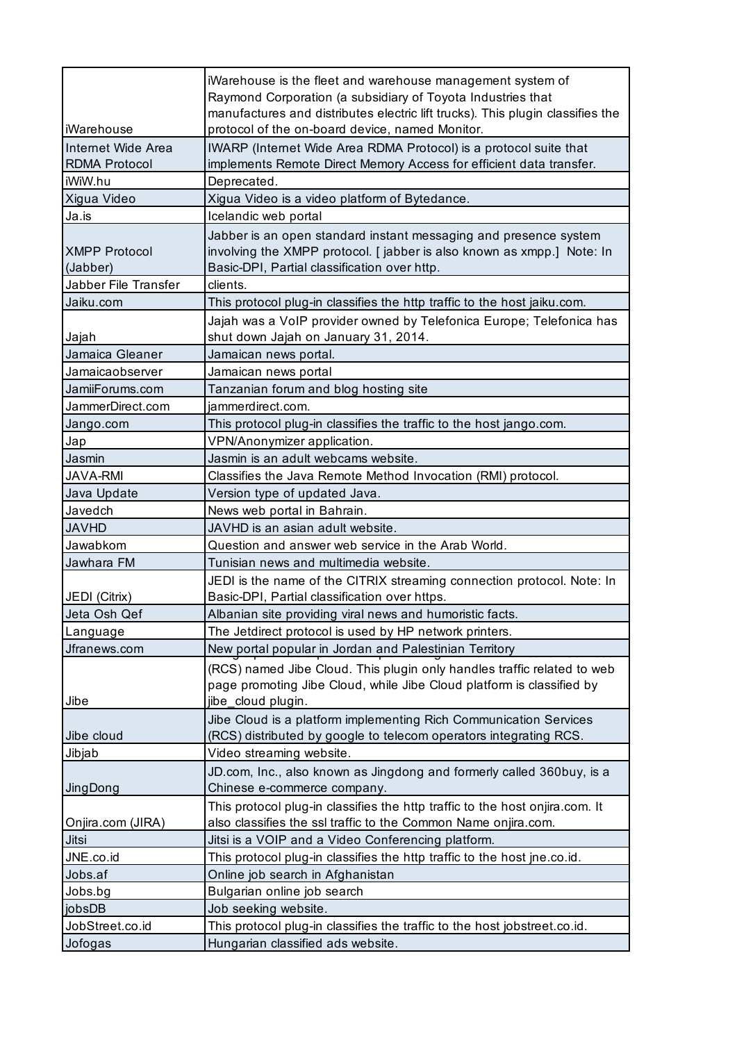| | |
|---|---|
| iWarehouse | iWarehouse is the fleet and warehouse management system of Raymond Corporation (a subsidiary of Toyota Industries that manufactures and distributes electric lift trucks). This plugin classifies the protocol of the on-board device, named Monitor. |
| Internet Wide Area RDMA Protocol | IWARP (Internet Wide Area RDMA Protocol) is a protocol suite that implements Remote Direct Memory Access for efficient data transfer. |
| iWiW.hu | Deprecated. |
| Xigua Video | Xigua Video is a video platform of Bytedance. |
| Ja.is | Icelandic web portal |
| XMPP Protocol (Jabber) | Jabber is an open standard instant messaging and presence system involving the XMPP protocol. [ jabber is also known as xmpp.] Note: In Basic-DPI, Partial classification over http. |
| Jabber File Transfer | clients. |
| Jaiku.com | This protocol plug-in classifies the http traffic to the host jaiku.com. |
| Jajah | Jajah was a VoIP provider owned by Telefonica Europe; Telefonica has shut down Jajah on January 31, 2014. |
| Jamaica Gleaner | Jamaican news portal. |
| Jamaicaobserver | Jamaican news portal |
| JamiiForums.com | Tanzanian forum and blog hosting site |
| JammerDirect.com | jammerdirect.com. |
| Jango.com | This protocol plug-in classifies the traffic to the host jango.com. |
| Jap | VPN/Anonymizer application. |
| Jasmin | Jasmin is an adult webcams website. |
| JAVA-RMI | Classifies the Java Remote Method Invocation (RMI) protocol. |
| Java Update | Version type of updated Java. |
| Javedch | News web portal in Bahrain. |
| JAVHD | JAVHD is an asian adult website. |
| Jawabkom | Question and answer web service in the Arab World. |
| Jawhara FM | Tunisian news and multimedia website. |
| JEDI (Citrix) | JEDI is the name of the CITRIX streaming connection protocol. Note: In Basic-DPI, Partial classification over https. |
| Jeta Osh Qef | Albanian site providing viral news and humoristic facts. |
| Language | The Jetdirect protocol is used by HP network printers. |
| Jfranews.com | New portal popular in Jordan and Palestinian Territory |
| Jibe | (RCS) named Jibe Cloud. This plugin only handles traffic related to web page promoting Jibe Cloud, while Jibe Cloud platform is classified by jibe_cloud plugin. |
| Jibe cloud | Jibe Cloud is a platform implementing Rich Communication Services (RCS) distributed by google to telecom operators integrating RCS. |
| Jibjab | Video streaming website. |
| JingDong | JD.com, Inc., also known as Jingdong and formerly called 360buy, is a Chinese e-commerce company. |
| Onjira.com (JIRA) | This protocol plug-in classifies the http traffic to the host onjira.com. It also classifies the ssl traffic to the Common Name onjira.com. |
| Jitsi | Jitsi is a VOIP and a Video Conferencing platform. |
| JNE.co.id | This protocol plug-in classifies the http traffic to the host jne.co.id. |
| Jobs.af | Online job search in Afghanistan |
| Jobs.bg | Bulgarian online job search |
| jobsDB | Job seeking website. |
| JobStreet.co.id | This protocol plug-in classifies the traffic to the host jobstreet.co.id. |
| Jofogas | Hungarian classified ads website. |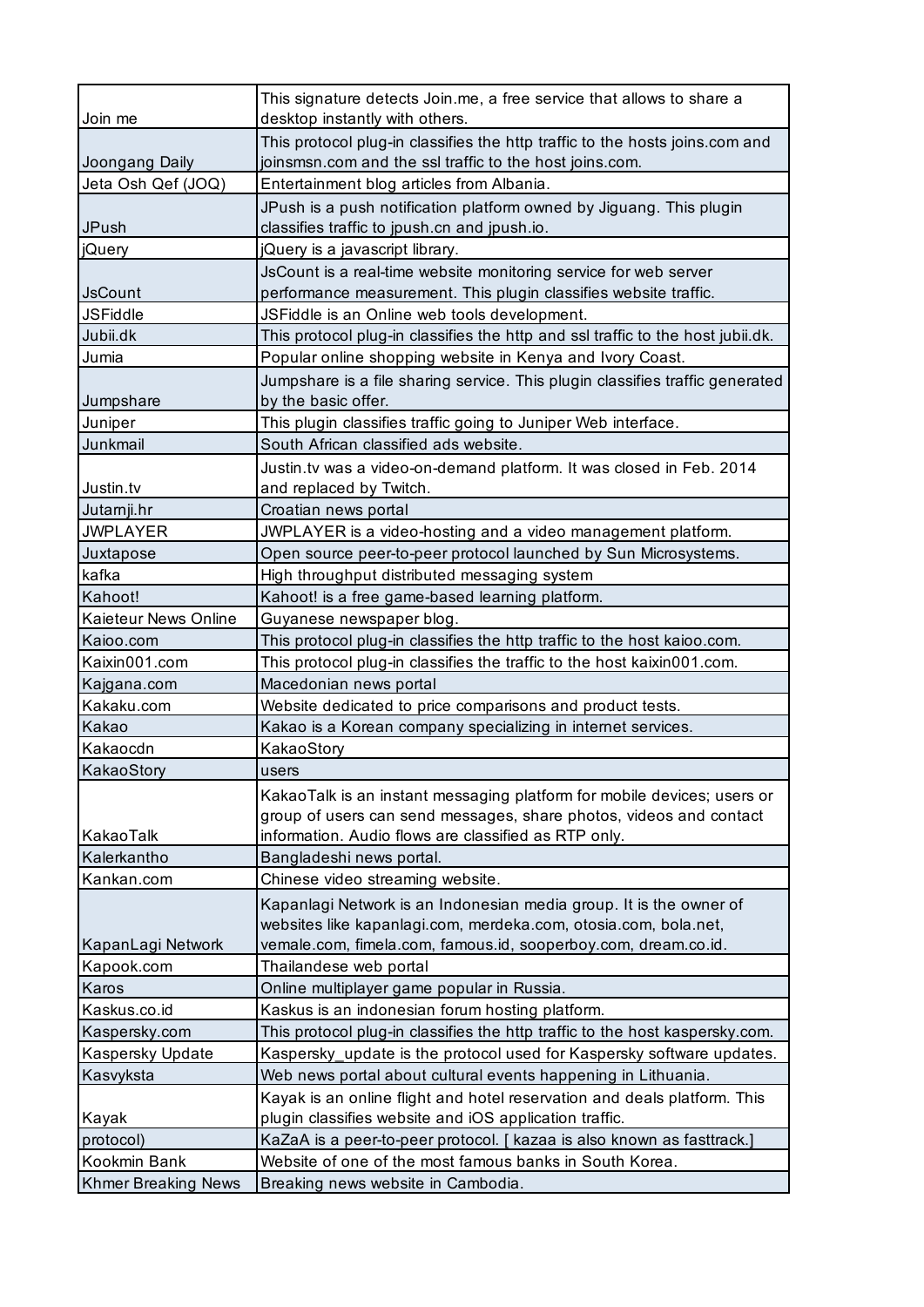| Join me | This signature detects Join.me, a free service that allows to share a desktop instantly with others. |
|---|---|
| Joongang Daily | This protocol plug-in classifies the http traffic to the hosts joins.com and joinsmsn.com and the ssl traffic to the host joins.com. |
| Jeta Osh Qef (JOQ) | Entertainment blog articles from Albania. |
| JPush | JPush is a push notification platform owned by Jiguang. This plugin classifies traffic to jpush.cn and jpush.io. |
| jQuery | jQuery is a javascript library. |
| JsCount | JsCount is a real-time website monitoring service for web server performance measurement. This plugin classifies website traffic. |
| JSFiddle | JSFiddle is an Online web tools development. |
| Jubii.dk | This protocol plug-in classifies the http and ssl traffic to the host jubii.dk. |
| Jumia | Popular online shopping website in Kenya and Ivory Coast. |
| Jumpshare | Jumpshare is a file sharing service. This plugin classifies traffic generated by the basic offer. |
| Juniper | This plugin classifies traffic going to Juniper Web interface. |
| Junkmail | South Africán classified ads website. |
| Justin.tv | Justin.tv was a video-on-demand platform. It was closed in Feb. 2014 and replaced by Twitch. |
| Jutarnji.hr | Croatian news portal |
| JWPLAYER | JWPLAYER is a video-hosting and a video management platform. |
| Juxtapose | Open source peer-to-peer protocol launched by Sun Microsystems. |
| kafka | High throughput distributed messaging system |
| Kahoot! | Kahoot! is a free game-based learning platform. |
| Kaieteur News Online | Guyanese newspaper blog. |
| Kaioo.com | This protocol plug-in classifies the http traffic to the host kaioo.com. |
| Kaixin001.com | This protocol plug-in classifies the traffic to the host kaixin001.com. |
| Kajgana.com | Macedonian news portal |
| Kakaku.com | Website dedicated to price comparisons and product tests. |
| Kakao | Kakao is a Korean company specializing in internet services. |
| Kakaocdn | KakaoStory |
| KakaoStory | users |
| KakaoTalk | KakaoTalk is an instant messaging platform for mobile devices; users or group of users can send messages, share photos, videos and contact information. Audio flows are classified as RTP only. |
| Kalerkantho | Bangladeshi news portal. |
| Kankan.com | Chinese video streaming website. |
| KapanLagi Network | Kapanlagi Network is an Indonesian media group. It is the owner of websites like kapanlagi.com, merdeka.com, otosia.com, bola.net, vemale.com, fimela.com, famous.id, sooperboy.com, dream.co.id. |
| Kapook.com | Thailandese web portal |
| Karos | Online multiplayer game popular in Russia. |
| Kaskus.co.id | Kaskus is an indonesian forum hosting platform. |
| Kaspersky.com | This protocol plug-in classifies the http traffic to the host kaspersky.com. |
| Kaspersky Update | Kaspersky_update is the protocol used for Kaspersky software updates. |
| Kasvyksta | Web news portal about cultural events happening in Lithuania. |
| Kayak | Kayak is an online flight and hotel reservation and deals platform. This plugin classifies website and iOS application traffic. |
| protocol) | KaZaA is a peer-to-peer protocol. [ kazaa is also known as fasttrack.] |
| Kookmin Bank | Website of one of the most famous banks in South Korea. |
| Khmer Breaking News | Breaking news website in Cambodia. |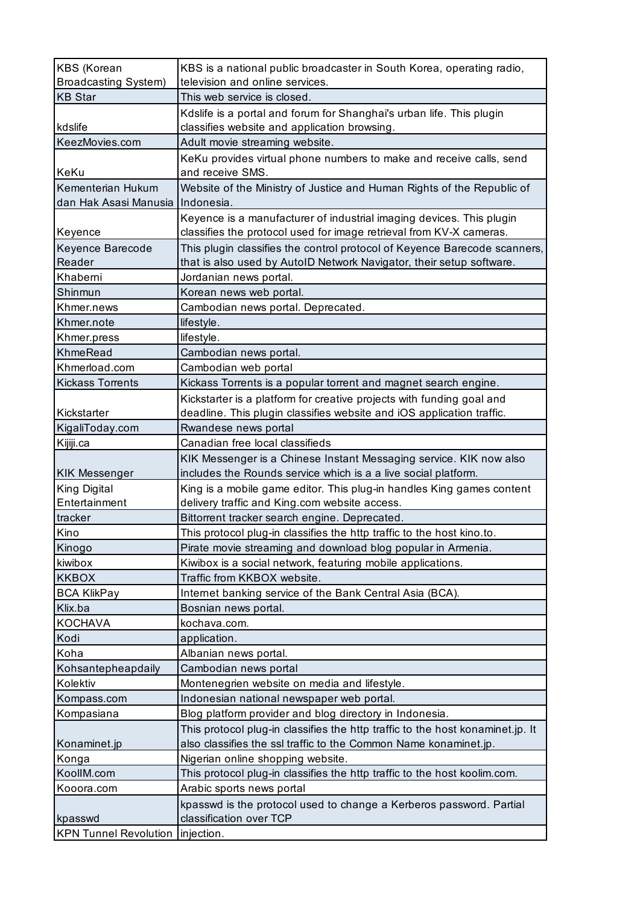| | |
|---|---|
| KBS (Korean Broadcasting System) | KBS is a national public broadcaster in South Korea, operating radio, television and online services. |
| KB Star | This web service is closed. |
| kdslife | Kdslife is a portal and forum for Shanghai's urban life. This plugin classifies website and application browsing. |
| KeezMovies.com | Adult movie streaming website. |
| KeKu | KeKu provides virtual phone numbers to make and receive calls, send and receive SMS. |
| Kementerian Hukum dan Hak Asasi Manusia | Website of the Ministry of Justice and Human Rights of the Republic of Indonesia. |
| Keyence | Keyence is a manufacturer of industrial imaging devices. This plugin classifies the protocol used for image retrieval from KV-X cameras. |
| Keyence Barecode Reader | This plugin classifies the control protocol of Keyence Barecode scanners, that is also used by AutoID Network Navigator, their setup software. |
| Khaberni | Jordanian news portal. |
| Shinmun | Korean news web portal. |
| Khmer.news | Cambodian news portal. Deprecated. |
| Khmer.note | lifestyle. |
| Khmer.press | lifestyle. |
| KhmeRead | Cambodian news portal. |
| Khmerload.com | Cambodian web portal |
| Kickass Torrents | Kickass Torrents is a popular torrent and magnet search engine. |
| Kickstarter | Kickstarter is a platform for creative projects with funding goal and deadline. This plugin classifies website and iOS application traffic. |
| KigaliToday.com | Rwandese news portal |
| Kijiji.ca | Canadian free local classifieds |
| KIK Messenger | KIK Messenger is a Chinese Instant Messaging service. KIK now also includes the Rounds service which is a a live social platform. |
| King Digital Entertainment | King is a mobile game editor. This plug-in handles King games content delivery traffic and King.com website access. |
| tracker | Bittorrent tracker search engine. Deprecated. |
| Kino | This protocol plug-in classifies the http traffic to the host kino.to. |
| Kinogo | Pirate movie streaming and download blog popular in Armenia. |
| kiwibox | Kiwibox is a social network, featuring mobile applications. |
| KKBOX | Traffic from KKBOX website. |
| BCA KlikPay | Internet banking service of the Bank Central Asia (BCA). |
| Klix.ba | Bosnian news portal. |
| KOCHAVA | kochava.com. |
| Kodi | application. |
| Koha | Albanian news portal. |
| Kohsantepheapdaily | Cambodian news portal |
| Kolektiv | Montenegrien website on media and lifestyle. |
| Kompass.com | Indonesian national newspaper web portal. |
| Kompasiana | Blog platform provider and blog directory in Indonesia. |
| Konaminet.jp | This protocol plug-in classifies the http traffic to the host konaminet.jp. It also classifies the ssl traffic to the Common Name konaminet.jp. |
| Konga | Nigerian online shopping website. |
| KoolIM.com | This protocol plug-in classifies the http traffic to the host koolim.com. |
| Kooora.com | Arabic sports news portal |
| kpasswd | kpasswd is the protocol used to change a Kerberos password. Partial classification over TCP |
| KPN Tunnel Revolution | injection. |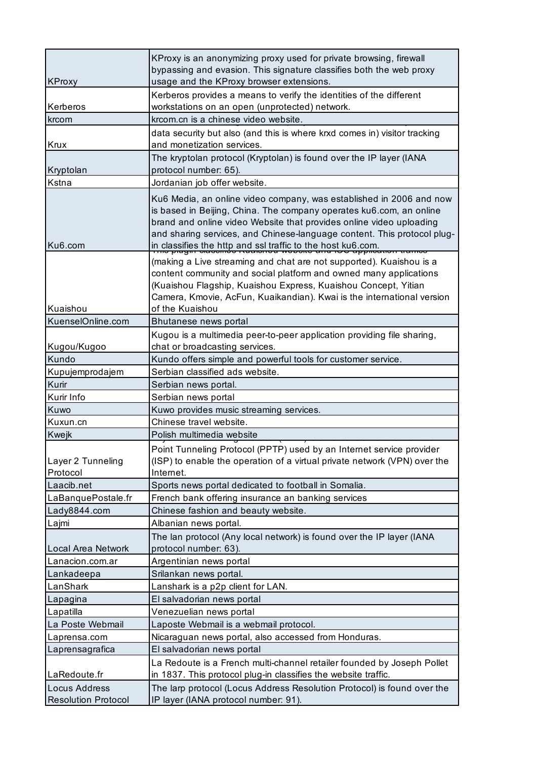| | |
|---|---|
| KProxy | KProxy is an anonymizing proxy used for private browsing, firewall bypassing and evasion. This signature classifies both the web proxy usage and the KProxy browser extensions. |
| Kerberos | Kerberos provides a means to verify the identities of the different workstations on an open (unprotected) network. |
| krcom | krcom.cn is a chinese video website. |
| Krux | data security but also (and this is where krxd comes in) visitor tracking and monetization services. |
| Kryptolan | The kryptolan protocol (Kryptolan) is found over the IP layer (IANA protocol number: 65). |
| Kstna | Jordanian job offer website. |
| Ku6.com | Ku6 Media, an online video company, was established in 2006 and now is based in Beijing, China. The company operates ku6.com, an online brand and online video Website that provides online video uploading and sharing services, and Chinese-language content. This protocol plug-in classifies the http and ssl traffic to the host ku6.com. |
| Kuaishou | (making a Live streaming and chat are not supported). Kuaishou is a content community and social platform and owned many applications (Kuaishou Flagship, Kuaishou Express, Kuaishou Concept, Yitian Camera, Kmovie, AcFun, Kuaikandian). Kwai is the international version of the Kuaishou |
| KuenselOnline.com | Bhutanese news portal |
| Kugou/Kugoo | Kugou is a multimedia peer-to-peer application providing file sharing, chat or broadcasting services. |
| Kundo | Kundo offers simple and powerful tools for customer service. |
| Kupujemprodajem | Serbian classified ads website. |
| Kurir | Serbian news portal. |
| Kurir Info | Serbian news portal |
| Kuwo | Kuwo provides music streaming services. |
| Kuxun.cn | Chinese travel website. |
| Kwejk | Polish multimedia website |
| Layer 2 Tunneling Protocol | Point Tunneling Protocol (PPTP) used by an Internet service provider (ISP) to enable the operation of a virtual private network (VPN) over the Internet. |
| Laacib.net | Sports news portal dedicated to football in Somalia. |
| LaBanquePostale.fr | French bank offering insurance an banking services |
| Lady8844.com | Chinese fashion and beauty website. |
| Lajmi | Albanian news portal. |
| Local Area Network | The lan protocol (Any local network) is found over the IP layer (IANA protocol number: 63). |
| Lanacion.com.ar | Argentinian news portal |
| Lankadeepa | Srilankan news portal. |
| LanShark | Lanshark is a p2p client for LAN. |
| Lapagina | El salvadorian news portal |
| Lapatilla | Venezuelian news portal |
| La Poste Webmail | Laposte Webmail is a webmail protocol. |
| Laprensa.com | Nicaraguan news portal, also accessed from Honduras. |
| Laprensagrafica | El salvadorian news portal |
| LaRedoute.fr | La Redoute is a French multi-channel retailer founded by Joseph Pollet in 1837. This protocol plug-in classifies the website traffic. |
| Locus Address Resolution Protocol | The larp protocol (Locus Address Resolution Protocol) is found over the IP layer (IANA protocol number: 91). |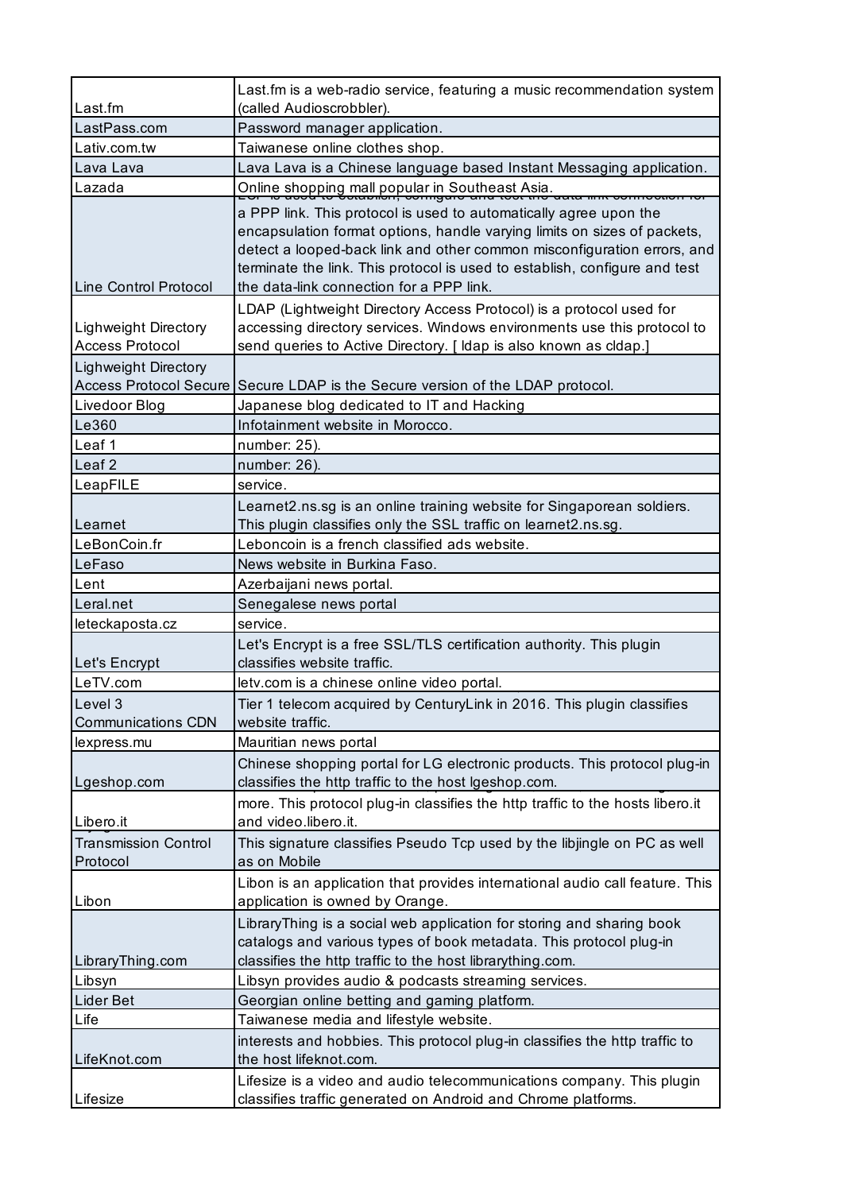| | |
|---|---|
| Last.fm | Last.fm is a web-radio service, featuring a music recommendation system (called Audioscrobbler). |
| LastPass.com | Password manager application. |
| Lativ.com.tw | Taiwanese online clothes shop. |
| Lava Lava | Lava Lava is a Chinese language based Instant Messaging application. |
| Lazada | Online shopping mall popular in Southeast Asia. |
| Line Control Protocol | a PPP link. This protocol is used to automatically agree upon the encapsulation format options, handle varying limits on sizes of packets, detect a looped-back link and other common misconfiguration errors, and terminate the link. This protocol is used to establish, configure and test the data-link connection for a PPP link. |
| Lighweight Directory Access Protocol | LDAP (Lightweight Directory Access Protocol) is a protocol used for accessing directory services. Windows environments use this protocol to send queries to Active Directory. [ ldap is also known as cldap.] |
| Lighweight Directory Access Protocol Secure | Secure LDAP is the Secure version of the LDAP protocol. |
| Livedoor Blog | Japanese blog dedicated to IT and Hacking |
| Le360 | Infotainment website in Morocco. |
| Leaf 1 | number: 25). |
| Leaf 2 | number: 26). |
| LeapFILE | service. |
| Learnet | Learnet2.ns.sg is an online training website for Singaporean soldiers. This plugin classifies only the SSL traffic on learnet2.ns.sg. |
| LeBonCoin.fr | Leboncoin is a french classified ads website. |
| LeFaso | News website in Burkina Faso. |
| Lent | Azerbaijani news portal. |
| Leral.net | Senegalese news portal |
| leteckaposta.cz | service. |
| Let's Encrypt | Let's Encrypt is a free SSL/TLS certification authority. This plugin classifies website traffic. |
| LeTV.com | letv.com is a chinese online video portal. |
| Level 3 Communications CDN | Tier 1 telecom acquired by CenturyLink in 2016. This plugin classifies website traffic. |
| lexpress.mu | Mauritian news portal |
| Lgeshop.com | Chinese shopping portal for LG electronic products. This protocol plug-in classifies the http traffic to the host lgeshop.com. |
| Libero.it | more. This protocol plug-in classifies the http traffic to the hosts libero.it and video.libero.it. |
| Transmission Control Protocol | This signature classifies Pseudo Tcp used by the libjingle on PC as well as on Mobile |
| Libon | Libon is an application that provides international audio call feature. This application is owned by Orange. |
| LibraryThing.com | LibraryThing is a social web application for storing and sharing book catalogs and various types of book metadata. This protocol plug-in classifies the http traffic to the host librarything.com. |
| Libsyn | Libsyn provides audio & podcasts streaming services. |
| Lider Bet | Georgian online betting and gaming platform. |
| Life | Taiwanese media and lifestyle website. |
| LifeKnot.com | interests and hobbies. This protocol plug-in classifies the http traffic to the host lifeknot.com. |
| Lifesize | Lifesize is a video and audio telecommunications company. This plugin classifies traffic generated on Android and Chrome platforms. |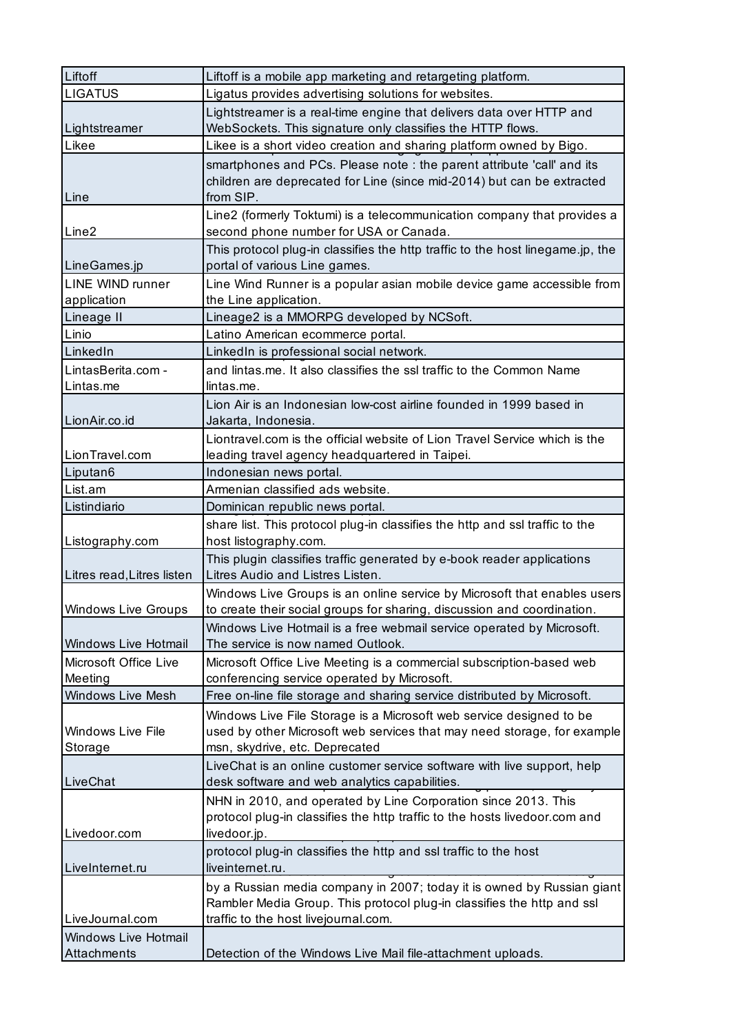| | |
|---|---|
| Liftoff | Liftoff is a mobile app marketing and retargeting platform. |
| LIGATUS | Ligatus provides advertising solutions for websites. |
| Lightstreamer | Lightstreamer is a real-time engine that delivers data over HTTP and WebSockets. This signature only classifies the HTTP flows. |
| Likee | Likee is a short video creation and sharing platform owned by Bigo. |
| Line | smartphones and PCs. Please note : the parent attribute 'call' and its children are deprecated for Line (since mid-2014) but can be extracted from SIP. |
| Line2 | Line2 (formerly Toktumi) is a telecommunication company that provides a second phone number for USA or Canada. |
| LineGames.jp | This protocol plug-in classifies the http traffic to the host linegame.jp, the portal of various Line games. |
| LINE WIND runner application | Line Wind Runner is a popular asian mobile device game accessible from the Line application. |
| Lineage II | Lineage2 is a MMORPG developed by NCSoft. |
| Linio | Latino American ecommerce portal. |
| LinkedIn | LinkedIn is professional social network. |
| LintasBerita.com - Lintas.me | and lintas.me. It also classifies the ssl traffic to the Common Name lintas.me. |
| LionAir.co.id | Lion Air is an Indonesian low-cost airline founded in 1999 based in Jakarta, Indonesia. |
| LionTravel.com | Liontravel.com is the official website of Lion Travel Service which is the leading travel agency headquartered in Taipei. |
| Liputan6 | Indonesian news portal. |
| List.am | Armenian classified ads website. |
| Listindiario | Dominican republic news portal. |
| Listography.com | share list. This protocol plug-in classifies the http and ssl traffic to the host listography.com. |
| Litres read,Litres listen | This plugin classifies traffic generated by e-book reader applications Litres Audio and Listres Listen. |
| Windows Live Groups | Windows Live Groups is an online service by Microsoft that enables users to create their social groups for sharing, discussion and coordination. |
| Windows Live Hotmail | Windows Live Hotmail is a free webmail service operated by Microsoft. The service is now named Outlook. |
| Microsoft Office Live Meeting | Microsoft Office Live Meeting is a commercial subscription-based web conferencing service operated by Microsoft. |
| Windows Live Mesh | Free on-line file storage and sharing service distributed by Microsoft. |
| Windows Live File Storage | Windows Live File Storage is a Microsoft web service designed to be used by other Microsoft web services that may need storage, for example msn, skydrive, etc. Deprecated |
| LiveChat | LiveChat is an online customer service software with live support, help desk software and web analytics capabilities. |
| Livedoor.com | NHN in 2010, and operated by Line Corporation since 2013. This protocol plug-in classifies the http traffic to the hosts livedoor.com and livedoor.jp. |
| LiveInternet.ru | protocol plug-in classifies the http and ssl traffic to the host liveinternet.ru. |
| LiveJournal.com | by a Russian media company in 2007; today it is owned by Russian giant Rambler Media Group. This protocol plug-in classifies the http and ssl traffic to the host livejournal.com. |
| Windows Live Hotmail Attachments | Detection of the Windows Live Mail file-attachment uploads. |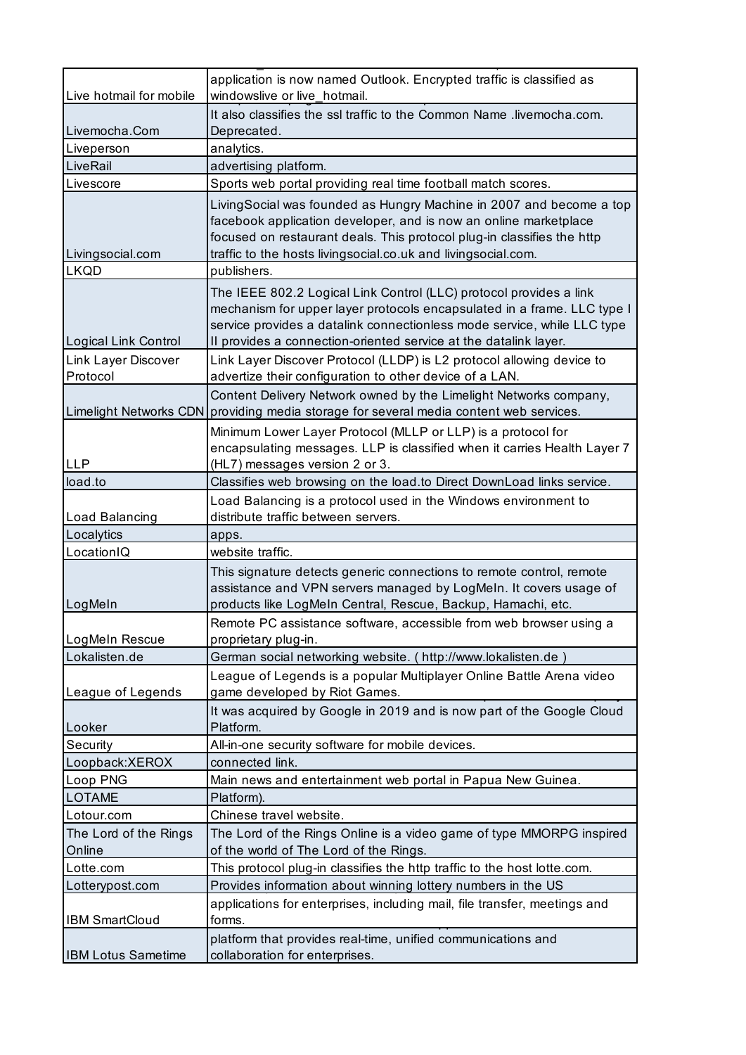| | |
|---|---|
| Live hotmail for mobile | application is now named Outlook. Encrypted traffic is classified as windowslive or live_hotmail. |
| Livemocha.Com | It also classifies the ssl traffic to the Common Name .livemocha.com. Deprecated. |
| Liveperson | analytics. |
| LiveRail | advertising platform. |
| Livescore | Sports web portal providing real time football match scores. |
| Livingsocial.com | LivingSocial was founded as Hungry Machine in 2007 and become a top facebook application developer, and is now an online marketplace focused on restaurant deals. This protocol plug-in classifies the http traffic to the hosts livingsocial.co.uk and livingsocial.com. |
| LKQD | publishers. |
| Logical Link Control | The IEEE 802.2 Logical Link Control (LLC) protocol provides a link mechanism for upper layer protocols encapsulated in a frame. LLC type I service provides a datalink connectionless mode service, while LLC type II provides a connection-oriented service at the datalink layer. |
| Link Layer Discover Protocol | Link Layer Discover Protocol (LLDP) is L2 protocol allowing device to advertize their configuration to other device of a LAN. |
| Limelight Networks CDN | Content Delivery Network owned by the Limelight Networks company, providing media storage for several media content web services. |
| LLP | Minimum Lower Layer Protocol (MLLP or LLP) is a protocol for encapsulating messages. LLP is classified when it carries Health Layer 7 (HL7) messages version 2 or 3. |
| load.to | Classifies web browsing on the load.to Direct DownLoad links service. |
| Load Balancing | Load Balancing is a protocol used in the Windows environment to distribute traffic between servers. |
| Localytics | apps. |
| LocationIQ | website traffic. |
| LogMeIn | This signature detects generic connections to remote control, remote assistance and VPN servers managed by LogMeIn. It covers usage of products like LogMeIn Central, Rescue, Backup, Hamachi, etc. |
| LogMeIn Rescue | Remote PC assistance software, accessible from web browser using a proprietary plug-in. |
| Lokalisten.de | German social networking website. ( http://www.lokalisten.de ) |
| League of Legends | League of Legends is a popular Multiplayer Online Battle Arena video game developed by Riot Games. |
| Looker | It was acquired by Google in 2019 and is now part of the Google Cloud Platform. |
| Security | All-in-one security software for mobile devices. |
| Loopback:XEROX | connected link. |
| Loop PNG | Main news and entertainment web portal in Papua New Guinea. |
| LOTAME | Platform). |
| Lotour.com | Chinese travel website. |
| The Lord of the Rings Online | The Lord of the Rings Online is a video game of type MMORPG inspired of the world of The Lord of the Rings. |
| Lotte.com | This protocol plug-in classifies the http traffic to the host lotte.com. |
| Lotterypost.com | Provides information about winning lottery numbers in the US |
| IBM SmartCloud | applications for enterprises, including mail, file transfer, meetings and forms. |
| IBM Lotus Sametime | platform that provides real-time, unified communications and collaboration for enterprises. |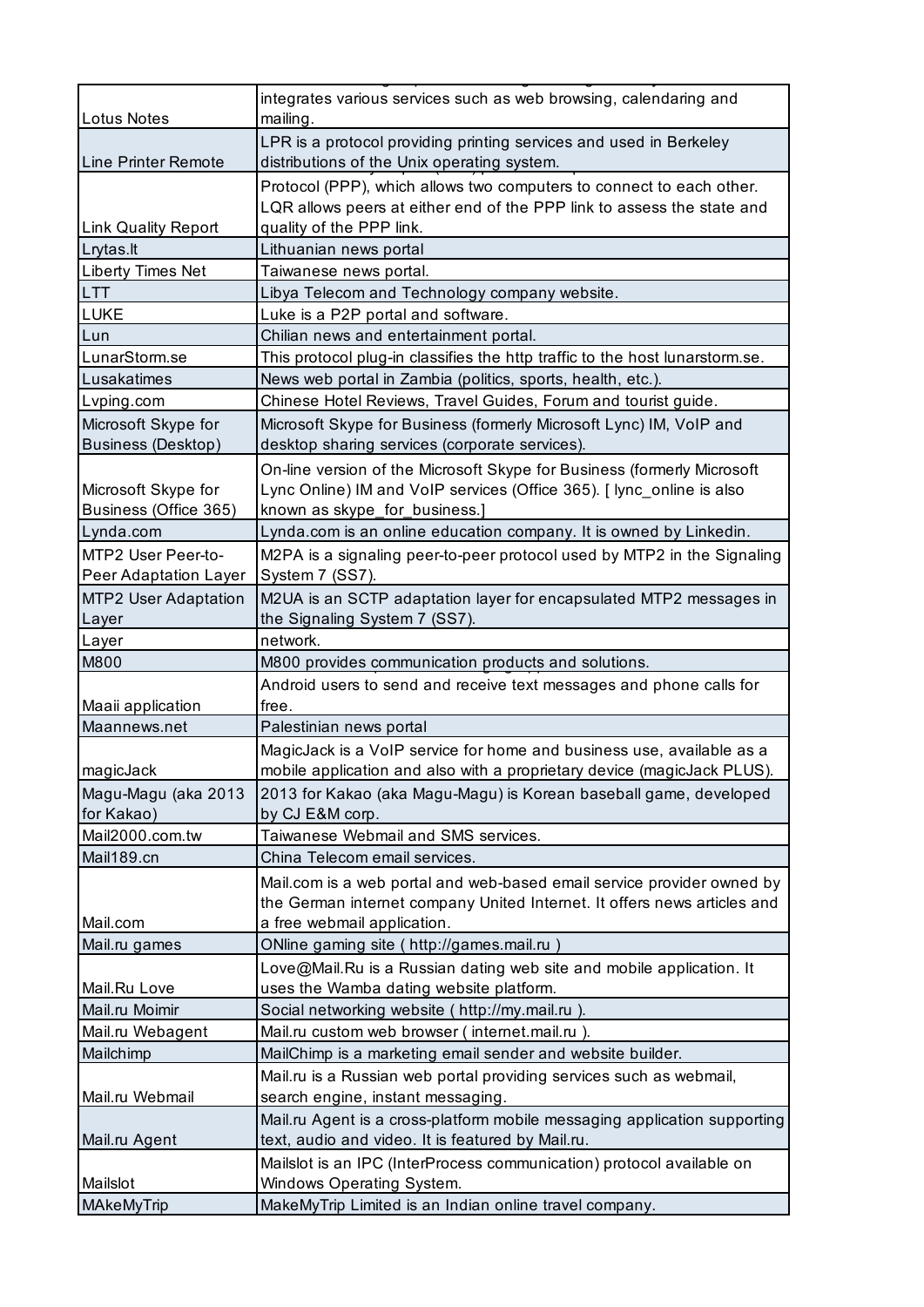| | |
|---|---|
| Lotus Notes | integrates various services such as web browsing, calendaring and mailing. |
| Line Printer Remote | LPR is a protocol providing printing services and used in Berkeley distributions of the Unix operating system. |
| Link Quality Report | Protocol (PPP), which allows two computers to connect to each other. LQR allows peers at either end of the PPP link to assess the state and quality of the PPP link. |
| Lrytas.lt | Lithuanian news portal |
| Liberty Times Net | Taiwanese news portal. |
| LTT | Libya Telecom and Technology company website. |
| LUKE | Luke is a P2P portal and software. |
| Lun | Chilian news and entertainment portal. |
| LunarStorm.se | This protocol plug-in classifies the http traffic to the host lunarstorm.se. |
| Lusakatimes | News web portal in Zambia (politics, sports, health, etc.). |
| Lvping.com | Chinese Hotel Reviews, Travel Guides, Forum and tourist guide. |
| Microsoft Skype for Business (Desktop) | Microsoft Skype for Business (formerly Microsoft Lync) IM, VoIP and desktop sharing services (corporate services). |
| Microsoft Skype for Business (Office 365) | On-line version of the Microsoft Skype for Business (formerly Microsoft Lync Online) IM and VoIP services (Office 365). [ lync_online is also known as skype_for_business.] |
| Lynda.com | Lynda.com is an online education company. It is owned by Linkedin. |
| MTP2 User Peer-to-Peer Adaptation Layer | M2PA is a signaling peer-to-peer protocol used by MTP2 in the Signaling System 7 (SS7). |
| MTP2 User Adaptation Layer | M2UA is an SCTP adaptation layer for encapsulated MTP2 messages in the Signaling System 7 (SS7). |
| Layer | network. |
| M800 | M800 provides communication products and solutions. |
| Maaii application | Android users to send and receive text messages and phone calls for free. |
| Maannews.net | Palestinian news portal |
| magicJack | MagicJack is a VoIP service for home and business use, available as a mobile application and also with a proprietary device (magicJack PLUS). |
| Magu-Magu (aka 2013 for Kakao) | 2013 for Kakao (aka Magu-Magu) is Korean baseball game, developed by CJ E&M corp. |
| Mail2000.com.tw | Taiwanese Webmail and SMS services. |
| Mail189.cn | China Telecom email services. |
| Mail.com | Mail.com is a web portal and web-based email service provider owned by the German internet company United Internet. It offers news articles and a free webmail application. |
| Mail.ru games | ONline gaming site ( http://games.mail.ru ) |
| Mail.Ru Love | Love@Mail.Ru is a Russian dating web site and mobile application. It uses the Wamba dating website platform. |
| Mail.ru Moimir | Social networking website ( http://my.mail.ru ). |
| Mail.ru Webagent | Mail.ru custom web browser ( internet.mail.ru ). |
| Mailchimp | MailChimp is a marketing email sender and website builder. |
| Mail.ru Webmail | Mail.ru is a Russian web portal providing services such as webmail, search engine, instant messaging. |
| Mail.ru Agent | Mail.ru Agent is a cross-platform mobile messaging application supporting text, audio and video. It is featured by Mail.ru. |
| Mailslot | Mailslot is an IPC (InterProcess communication) protocol available on Windows Operating System. |
| MAkeMyTrip | MakeMyTrip Limited is an Indian online travel company. |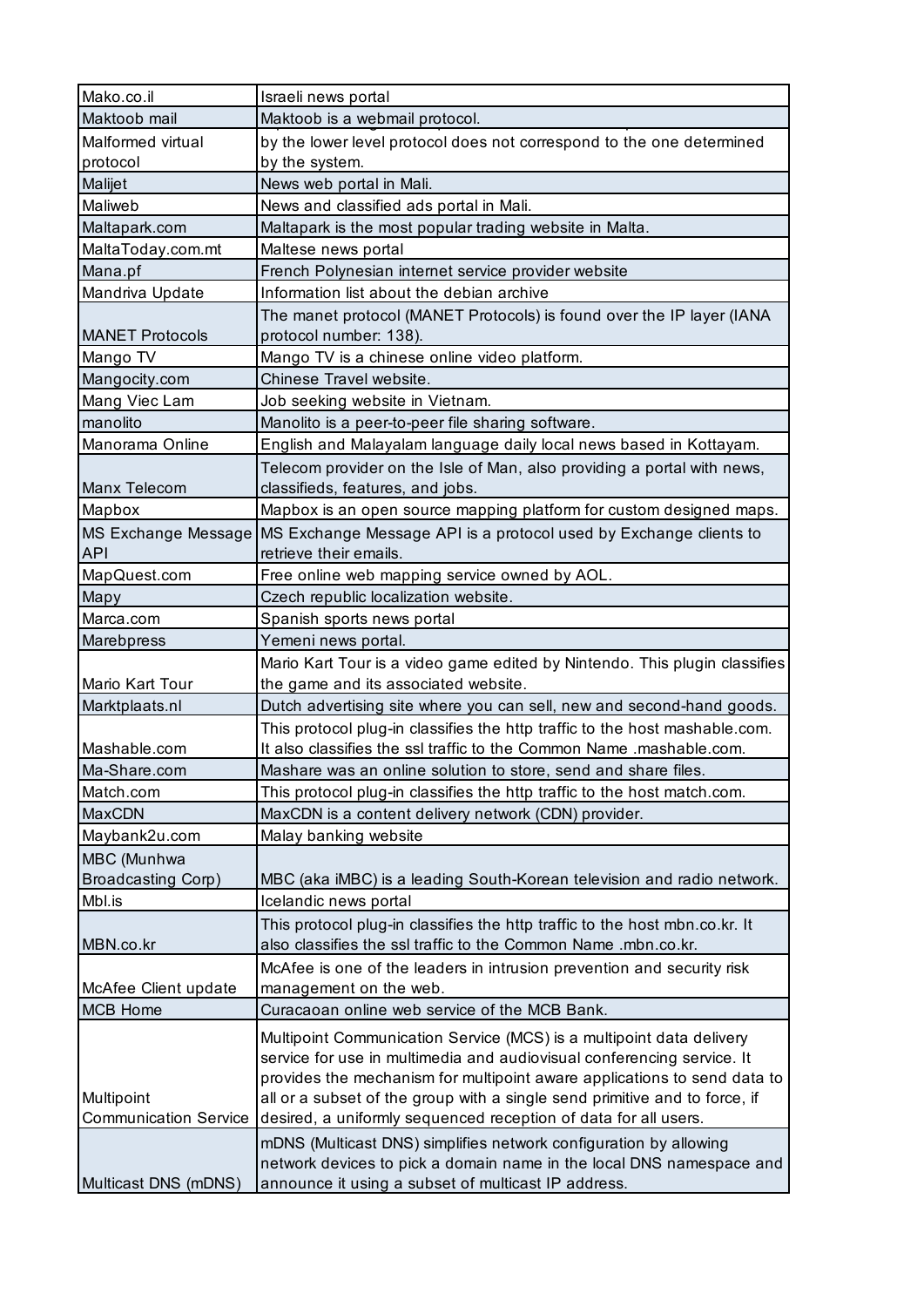| | |
|---|---|
| Mako.co.il | Israeli news portal |
| Maktoob mail | Maktoob is a webmail protocol. |
| Malformed virtual protocol | by the lower level protocol does not correspond to the one determined by the system. |
| Malijet | News web portal in Mali. |
| Maliweb | News and classified ads portal in Mali. |
| Maltapark.com | Maltapark is the most popular trading website in Malta. |
| MaltaToday.com.mt | Maltese news portal |
| Mana.pf | French Polynesian internet service provider website |
| Mandriva Update | Information list about the debian archive |
| MANET Protocols | The manet protocol (MANET Protocols) is found over the IP layer (IANA protocol number: 138). |
| Mango TV | Mango TV is a chinese online video platform. |
| Mangocity.com | Chinese Travel website. |
| Mang Viec Lam | Job seeking website in Vietnam. |
| manolito | Manolito is a peer-to-peer file sharing software. |
| Manorama Online | English and Malayalam language daily local news based in Kottayam. |
| Manx Telecom | Telecom provider on the Isle of Man, also providing a portal with news, classifieds, features, and jobs. |
| Mapbox | Mapbox is an open source mapping platform for custom designed maps. |
| MS Exchange Message API | MS Exchange Message API is a protocol used by Exchange clients to retrieve their emails. |
| MapQuest.com | Free online web mapping service owned by AOL. |
| Mapy | Czech republic localization website. |
| Marca.com | Spanish sports news portal |
| Marebpress | Yemeni news portal. |
| Mario Kart Tour | Mario Kart Tour is a video game edited by Nintendo. This plugin classifies the game and its associated website. |
| Marktplaats.nl | Dutch advertising site where you can sell, new and second-hand goods. |
| Mashable.com | This protocol plug-in classifies the http traffic to the host mashable.com. It also classifies the ssl traffic to the Common Name .mashable.com. |
| Ma-Share.com | Mashare was an online solution to store, send and share files. |
| Match.com | This protocol plug-in classifies the http traffic to the host match.com. |
| MaxCDN | MaxCDN is a content delivery network (CDN) provider. |
| Maybank2u.com | Malay banking website |
| MBC (Munhwa Broadcasting Corp) | MBC (aka iMBC) is a leading South-Korean television and radio network. |
| Mbl.is | Icelandic news portal |
| MBN.co.kr | This protocol plug-in classifies the http traffic to the host mbn.co.kr. It also classifies the ssl traffic to the Common Name .mbn.co.kr. |
| McAfee Client update | McAfee is one of the leaders in intrusion prevention and security risk management on the web. |
| MCB Home | Curacaoan online web service of the MCB Bank. |
| Multipoint Communication Service | Multipoint Communication Service (MCS) is a multipoint data delivery service for use in multimedia and audiovisual conferencing service. It provides the mechanism for multipoint aware applications to send data to all or a subset of the group with a single send primitive and to force, if desired, a uniformly sequenced reception of data for all users. |
| Multicast DNS (mDNS) | mDNS (Multicast DNS) simplifies network configuration by allowing network devices to pick a domain name in the local DNS namespace and announce it using a subset of multicast IP address. |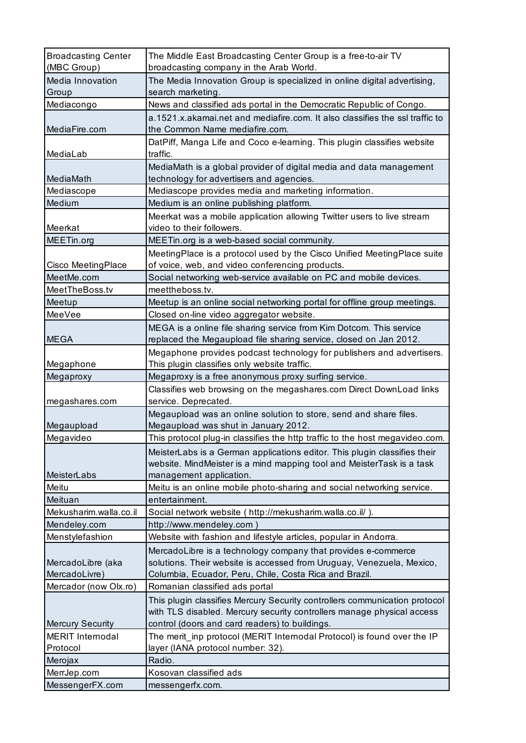| | |
|---|---|
| Broadcasting Center (MBC Group) | The Middle East Broadcasting Center Group is a free-to-air TV broadcasting company in the Arab World. |
| Media Innovation Group | The Media Innovation Group is specialized in online digital advertising, search marketing. |
| Mediacongo | News and classified ads portal in the Democratic Republic of Congo. |
| MediaFire.com | a.1521.x.akamai.net and mediafire.com. It also classifies the ssl traffic to the Common Name mediafire.com. |
| MediaLab | DatPiff, Manga Life and Coco e-learning. This plugin classifies website traffic. |
| MediaMath | MediaMath is a global provider of digital media and data management technology for advertisers and agencies. |
| Mediascope | Mediascope provides media and marketing information. |
| Medium | Medium is an online publishing platform. |
| Meerkat | Meerkat was a mobile application allowing Twitter users to live stream video to their followers. |
| MEETin.org | MEETin.org is a web-based social community. |
| Cisco MeetingPlace | MeetingPlace is a protocol used by the Cisco Unified MeetingPlace suite of voice, web, and video conferencing products. |
| MeetMe.com | Social networking web-service available on PC and mobile devices. |
| MeetTheBoss.tv | meettheboss.tv. |
| Meetup | Meetup is an online social networking portal for offline group meetings. |
| MeeVee | Closed on-line video aggregator website. |
| MEGA | MEGA is a online file sharing service from Kim Dotcom. This service replaced the Megaupload file sharing service, closed on Jan 2012. |
| Megaphone | Megaphone provides podcast technology for publishers and advertisers. This plugin classifies only website traffic. |
| Megaproxy | Megaproxy is a free anonymous proxy surfing service. |
| megashares.com | Classifies web browsing on the megashares.com Direct DownLoad links service. Deprecated. |
| Megaupload | Megaupload was an online solution to store, send and share files. Megaupload was shut in January 2012. |
| Megavideo | This protocol plug-in classifies the http traffic to the host megavideo.com. |
| MeisterLabs | MeisterLabs is a German applications editor. This plugin classifies their website. MindMeister is a mind mapping tool and MeisterTask is a task management application. |
| Meitu | Meitu is an online mobile photo-sharing and social networking service. |
| Meituan | entertainment. |
| Mekusharim.walla.co.il | Social network website ( http://mekusharim.walla.co.il/ ). |
| Mendeley.com | http://www.mendeley.com ) |
| Menstylefashion | Website with fashion and lifestyle articles, popular in Andorra. |
| MercadoLibre (aka MercadoLivre) | MercadoLibre is a technology company that provides e-commerce solutions. Their website is accessed from Uruguay, Venezuela, Mexico, Columbia, Ecuador, Peru, Chile, Costa Rica and Brazil. |
| Mercador (now Olx.ro) | Romanian classified ads portal |
| Mercury Security | This plugin classifies Mercury Security controllers communication protocol with TLS disabled. Mercury security controllers manage physical access control (doors and card readers) to buildings. |
| MERIT Internodal Protocol | The merit_inp protocol (MERIT Internodal Protocol) is found over the IP layer (IANA protocol number: 32). |
| Merojax | Radio. |
| MerrJep.com | Kosovan classified ads |
| MessengerFX.com | messengerfx.com. |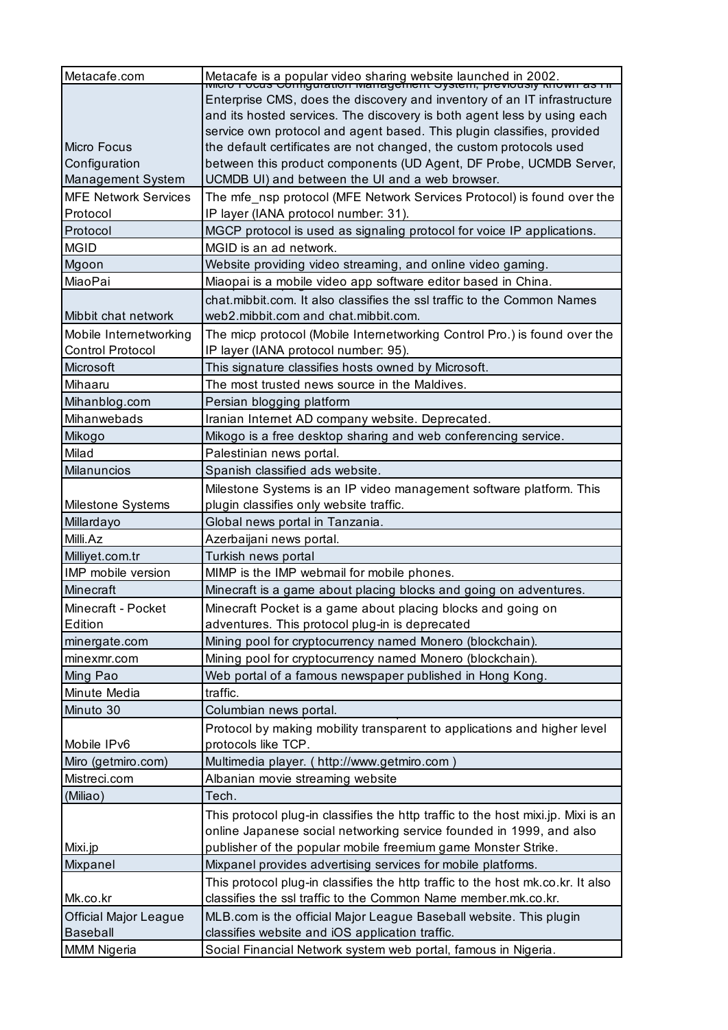| Metacafe.com | Metacafe is a popular video sharing website launched in 2002. |
|---|---|
| Micro Focus Configuration Management System | Micro Focus Configuration Management System, previously known as HP Enterprise CMS, does the discovery and inventory of an IT infrastructure and its hosted services. The discovery is both agent less by using each service own protocol and agent based. This plugin classifies, provided the default certificates are not changed, the custom protocols used between this product components (UD Agent, DF Probe, UCMDB Server, UCMDB UI) and between the UI and a web browser. |
| MFE Network Services Protocol | The mfe_nsp protocol (MFE Network Services Protocol) is found over the IP layer (IANA protocol number: 31). |
| Protocol | MGCP protocol is used as signaling protocol for voice IP applications. |
| MGID | MGID is an ad network. |
| Mgoon | Website providing video streaming, and online video gaming. |
| MiaoPai | Miaopai is a mobile video app software editor based in China. |
| Mibbit chat network | chat.mibbit.com. It also classifies the ssl traffic to the Common Names web2.mibbit.com and chat.mibbit.com. |
| Mobile Internetworking Control Protocol | The micp protocol (Mobile Internetworking Control Pro.) is found over the IP layer (IANA protocol number: 95). |
| Microsoft | This signature classifies hosts owned by Microsoft. |
| Mihaaru | The most trusted news source in the Maldives. |
| Mihanblog.com | Persian blogging platform |
| Mihanwebads | Iranian Internet AD company website. Deprecated. |
| Mikogo | Mikogo is a free desktop sharing and web conferencing service. |
| Milad | Palestinian news portal. |
| Milanuncios | Spanish classified ads website. |
| Milestone Systems | Milestone Systems is an IP video management software platform. This plugin classifies only website traffic. |
| Millardayo | Global news portal in Tanzania. |
| Milli.Az | Azerbaijani news portal. |
| Milliyet.com.tr | Turkish news portal |
| IMP mobile version | MIMP is the IMP webmail for mobile phones. |
| Minecraft | Minecraft is a game about placing blocks and going on adventures. |
| Minecraft - Pocket Edition | Minecraft Pocket is a game about placing blocks and going on adventures. This protocol plug-in is deprecated |
| minergate.com | Mining pool for cryptocurrency named Monero (blockchain). |
| minexmr.com | Mining pool for cryptocurrency named Monero (blockchain). |
| Ming Pao | Web portal of a famous newspaper published in Hong Kong. |
| Minute Media | traffic. |
| Minuto 30 | Columbian news portal. |
| Mobile IPv6 | Protocol by making mobility transparent to applications and higher level protocols like TCP. |
| Miro (getmiro.com) | Multimedia player. ( http://www.getmiro.com ) |
| Mistreci.com | Albanian movie streaming website |
| (Miliao) | Tech. |
| Mixi.jp | This protocol plug-in classifies the http traffic to the host mixi.jp. Mixi is an online Japanese social networking service founded in 1999, and also publisher of the popular mobile freemium game Monster Strike. |
| Mixpanel | Mixpanel provides advertising services for mobile platforms. |
| Mk.co.kr | This protocol plug-in classifies the http traffic to the host mk.co.kr. It also classifies the ssl traffic to the Common Name member.mk.co.kr. |
| Official Major League Baseball | MLB.com is the official Major League Baseball website. This plugin classifies website and iOS application traffic. |
| MMM Nigeria | Social Financial Network system web portal, famous in Nigeria. |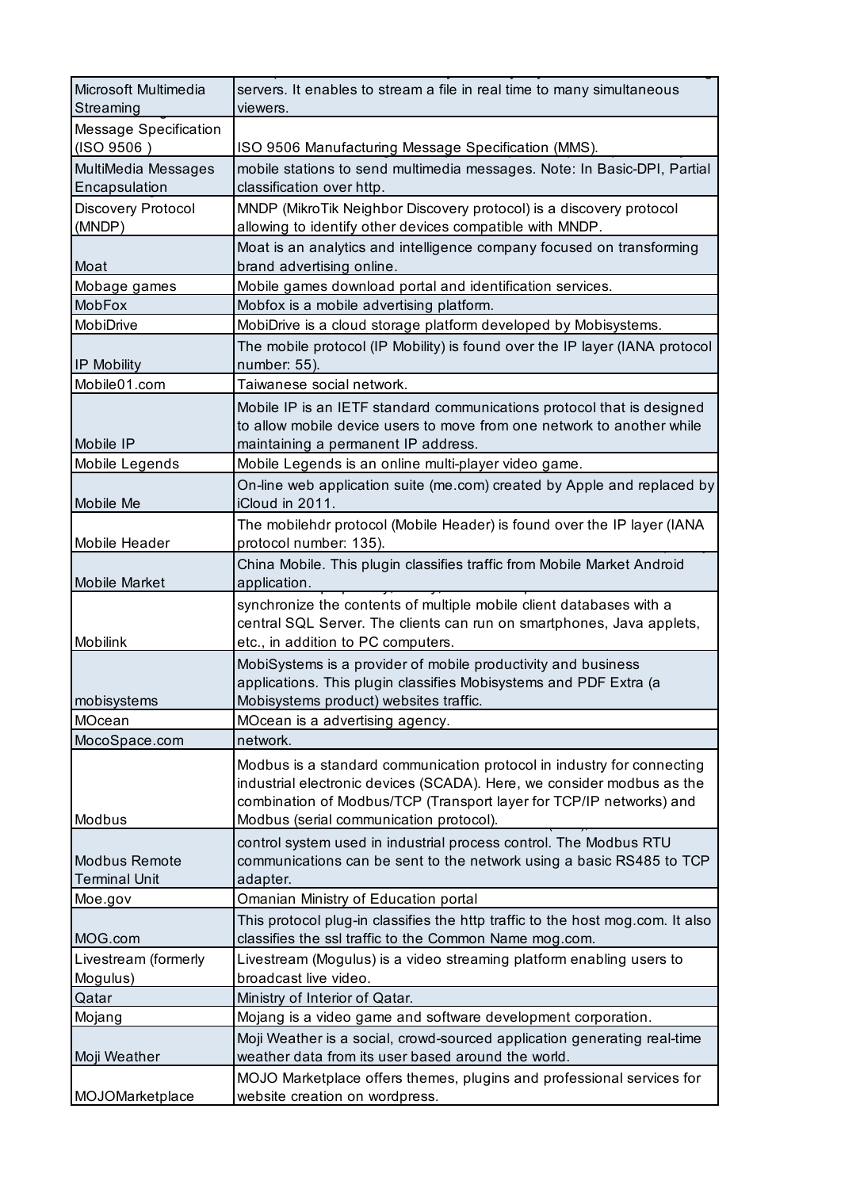| | |
|---|---|
| Microsoft Multimedia Streaming | servers. It enables to stream a file in real time to many simultaneous viewers. |
| Message Specification (ISO 9506 ) | ISO 9506 Manufacturing Message Specification (MMS). |
| MultiMedia Messages Encapsulation | mobile stations to send multimedia messages. Note: In Basic-DPI, Partial classification over http. |
| Discovery Protocol (MNDP) | MNDP (MikroTik Neighbor Discovery protocol) is a discovery protocol allowing to identify other devices compatible with MNDP. |
| Moat | Moat is an analytics and intelligence company focused on transforming brand advertising online. |
| Mobage games | Mobile games download portal and identification services. |
| MobFox | Mobfox is a mobile advertising platform. |
| MobiDrive | MobiDrive is a cloud storage platform developed by Mobisystems. |
| IP Mobility | The mobile protocol (IP Mobility) is found over the IP layer (IANA protocol number: 55). |
| Mobile01.com | Taiwanese social network. |
| Mobile IP | Mobile IP is an IETF standard communications protocol that is designed to allow mobile device users to move from one network to another while maintaining a permanent IP address. |
| Mobile Legends | Mobile Legends is an online multi-player video game. |
| Mobile Me | On-line web application suite (me.com) created by Apple and replaced by iCloud in 2011. |
| Mobile Header | The mobilehdr protocol (Mobile Header) is found over the IP layer (IANA protocol number: 135). |
| Mobile Market | China Mobile. This plugin classifies traffic from Mobile Market Android application. |
| Mobilink | synchronize the contents of multiple mobile client databases with a central SQL Server. The clients can run on smartphones, Java applets, etc., in addition to PC computers. |
| mobisystems | MobiSystems is a provider of mobile productivity and business applications. This plugin classifies Mobisystems and PDF Extra (a Mobisystems product) websites traffic. |
| MOcean | MOcean is a advertising agency. |
| MocoSpace.com | network. |
| Modbus | Modbus is a standard communication protocol in industry for connecting industrial electronic devices (SCADA). Here, we consider modbus as the combination of Modbus/TCP (Transport layer for TCP/IP networks) and Modbus (serial communication protocol). |
| Modbus Remote Terminal Unit | control system used in industrial process control. The Modbus RTU communications can be sent to the network using a basic RS485 to TCP adapter. |
| Moe.gov | Omanian Ministry of Education portal |
| MOG.com | This protocol plug-in classifies the http traffic to the host mog.com. It also classifies the ssl traffic to the Common Name mog.com. |
| Livestream (formerly Mogulus) | Livestream (Mogulus) is a video streaming platform enabling users to broadcast live video. |
| Qatar | Ministry of Interior of Qatar. |
| Mojang | Mojang is a video game and software development corporation. |
| Moji Weather | Moji Weather is a social, crowd-sourced application generating real-time weather data from its user based around the world. |
| MOJOMarketplace | MOJO Marketplace offers themes, plugins and professional services for website creation on wordpress. |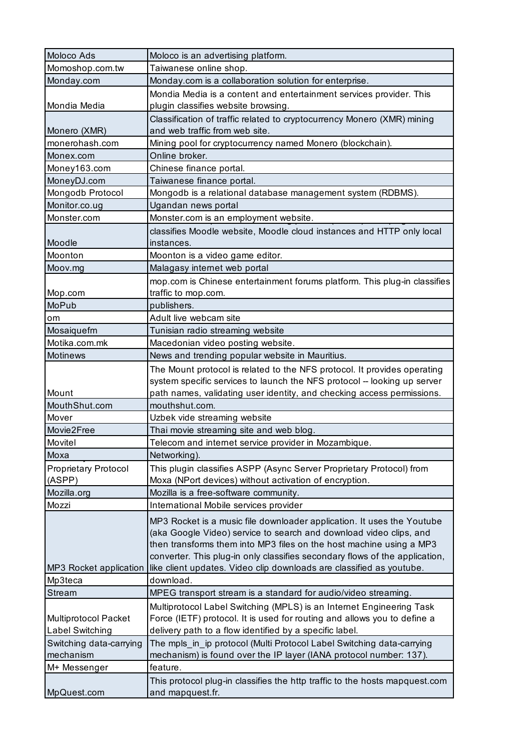| | |
|---|---|
| Moloco Ads | Moloco is an advertising platform. |
| Momoshop.com.tw | Taiwanese online shop. |
| Monday.com | Monday.com is a collaboration solution for enterprise. |
| Mondia Media | Mondia Media is a content and entertainment services provider. This plugin classifies website browsing. |
| Monero (XMR) | Classification of traffic related to cryptocurrency Monero (XMR) mining and web traffic from web site. |
| monerohash.com | Mining pool for cryptocurrency named Monero (blockchain). |
| Monex.com | Online broker. |
| Money163.com | Chinese finance portal. |
| MoneyDJ.com | Taiwanese finance portal. |
| Mongodb Protocol | Mongodb is a relational database management system (RDBMS). |
| Monitor.co.ug | Ugandan news portal |
| Monster.com | Monster.com is an employment website. |
| Moodle | classifies Moodle website, Moodle cloud instances and HTTP only local instances. |
| Moonton | Moonton is a video game editor. |
| Moov.mg | Malagasy internet web portal |
| Mop.com | mop.com is Chinese entertainment forums platform. This plug-in classifies traffic to mop.com. |
| MoPub | publishers. |
| om | Adult live webcam site |
| Mosaiquefm | Tunisian radio streaming website |
| Motika.com.mk | Macedonian video posting website. |
| Motinews | News and trending popular website in Mauritius. |
| Mount | The Mount protocol is related to the NFS protocol. It provides operating system specific services to launch the NFS protocol -- looking up server path names, validating user identity, and checking access permissions. |
| MouthShut.com | mouthshut.com. |
| Mover | Uzbek vide streaming website |
| Movie2Free | Thai movie streaming site and web blog. |
| Movitel | Telecom and internet service provider in Mozambique. |
| Moxa | Networking). |
| Proprietary Protocol (ASPP) | This plugin classifies ASPP (Async Server Proprietary Protocol) from Moxa (NPort devices) without activation of encryption. |
| Mozilla.org | Mozilla is a free-software community. |
| Mozzi | International Mobile services provider |
| MP3 Rocket application | MP3 Rocket is a music file downloader application. It uses the Youtube (aka Google Video) service to search and download video clips, and then transforms them into MP3 files on the host machine using a MP3 converter. This plug-in only classifies secondary flows of the application, like client updates. Video clip downloads are classified as youtube. |
| Mp3teca | download. |
| Stream | MPEG transport stream is a standard for audio/video streaming. |
| Multiprotocol Packet Label Switching | Multiprotocol Label Switching (MPLS) is an Internet Engineering Task Force (IETF) protocol. It is used for routing and allows you to define a delivery path to a flow identified by a specific label. |
| Switching data-carrying mechanism | The mpls_in_ip protocol (Multi Protocol Label Switching data-carrying mechanism) is found over the IP layer (IANA protocol number: 137). |
| M+ Messenger | feature. |
| MpQuest.com | This protocol plug-in classifies the http traffic to the hosts mapquest.com and mapquest.fr. |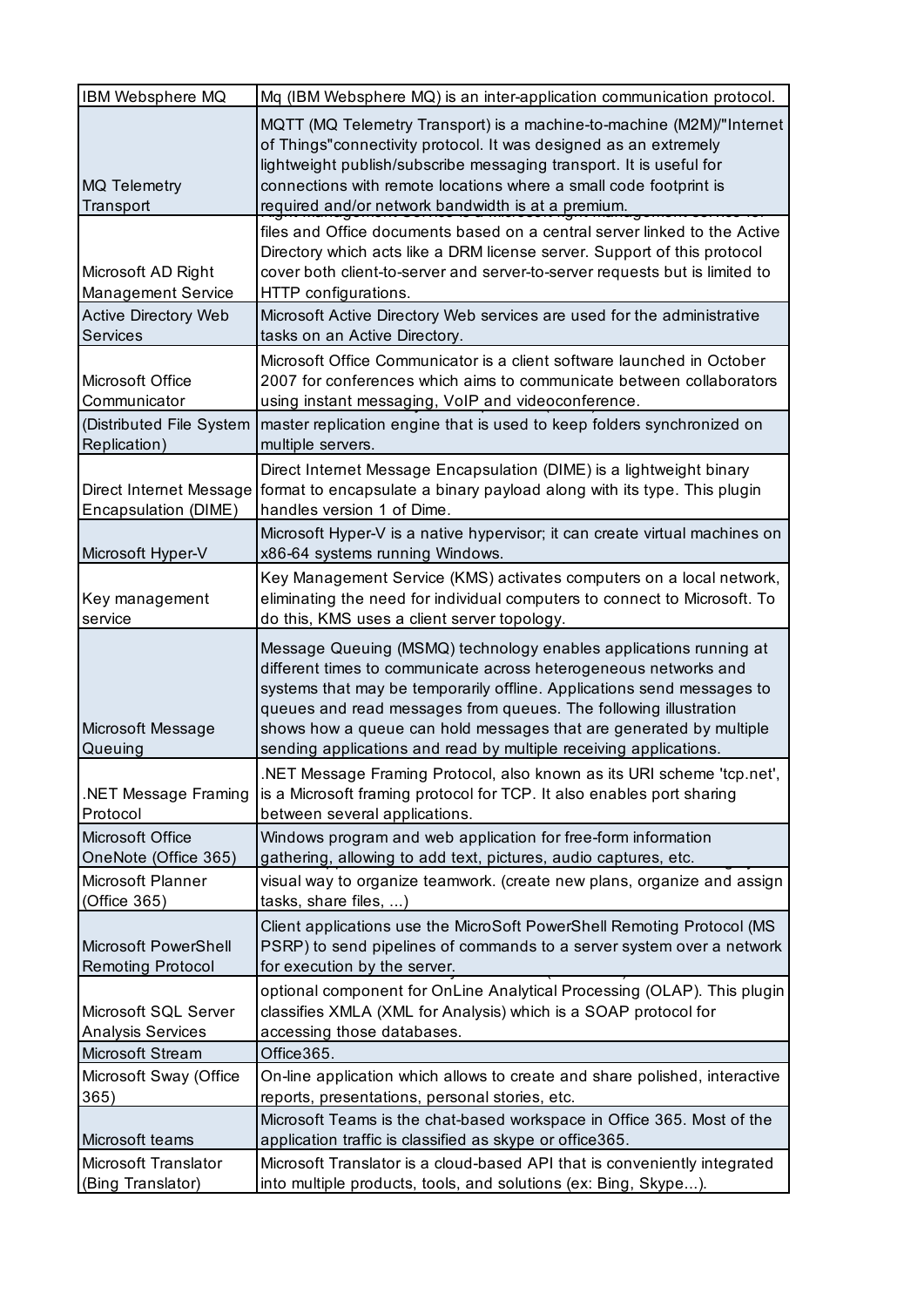| | |
|---|---|
| IBM Websphere MQ | Mq (IBM Websphere MQ) is an inter-application communication protocol. |
| MQ Telemetry Transport | MQTT (MQ Telemetry Transport) is a machine-to-machine (M2M)/"Internet of Things"connectivity protocol. It was designed as an extremely lightweight publish/subscribe messaging transport. It is useful for connections with remote locations where a small code footprint is required and/or network bandwidth is at a premium. |
| Microsoft AD Right Management Service | files and Office documents based on a central server linked to the Active Directory which acts like a DRM license server. Support of this protocol cover both client-to-server and server-to-server requests but is limited to HTTP configurations. |
| Active Directory Web Services | Microsoft Active Directory Web services are used for the administrative tasks on an Active Directory. |
| Microsoft Office Communicator | Microsoft Office Communicator is a client software launched in October 2007 for conferences which aims to communicate between collaborators using instant messaging, VoIP and videoconference. |
| (Distributed File System Replication) | master replication engine that is used to keep folders synchronized on multiple servers. |
| Direct Internet Message Encapsulation (DIME) | Direct Internet Message Encapsulation (DIME) is a lightweight binary format to encapsulate a binary payload along with its type. This plugin handles version 1 of Dime. |
| Microsoft Hyper-V | Microsoft Hyper-V is a native hypervisor; it can create virtual machines on x86-64 systems running Windows. |
| Key management service | Key Management Service (KMS) activates computers on a local network, eliminating the need for individual computers to connect to Microsoft. To do this, KMS uses a client server topology. |
| Microsoft Message Queuing | Message Queuing (MSMQ) technology enables applications running at different times to communicate across heterogeneous networks and systems that may be temporarily offline. Applications send messages to queues and read messages from queues. The following illustration shows how a queue can hold messages that are generated by multiple sending applications and read by multiple receiving applications. |
| .NET Message Framing Protocol | .NET Message Framing Protocol, also known as its URI scheme 'tcp.net', is a Microsoft framing protocol for TCP. It also enables port sharing between several applications. |
| Microsoft Office OneNote (Office 365) | Windows program and web application for free-form information gathering, allowing to add text, pictures, audio captures, etc. |
| Microsoft Planner (Office 365) | visual way to organize teamwork. (create new plans, organize and assign tasks, share files, ...) |
| Microsoft PowerShell Remoting Protocol | Client applications use the MicroSoft PowerShell Remoting Protocol (MS PSRP) to send pipelines of commands to a server system over a network for execution by the server. |
| Microsoft SQL Server Analysis Services | optional component for OnLine Analytical Processing (OLAP). This plugin classifies XMLA (XML for Analysis) which is a SOAP protocol for accessing those databases. |
| Microsoft Stream | Office365. |
| Microsoft Sway (Office 365) | On-line application which allows to create and share polished, interactive reports, presentations, personal stories, etc. |
| Microsoft teams | Microsoft Teams is the chat-based workspace in Office 365. Most of the application traffic is classified as skype or office365. |
| Microsoft Translator (Bing Translator) | Microsoft Translator is a cloud-based API that is conveniently integrated into multiple products, tools, and solutions (ex: Bing, Skype...). |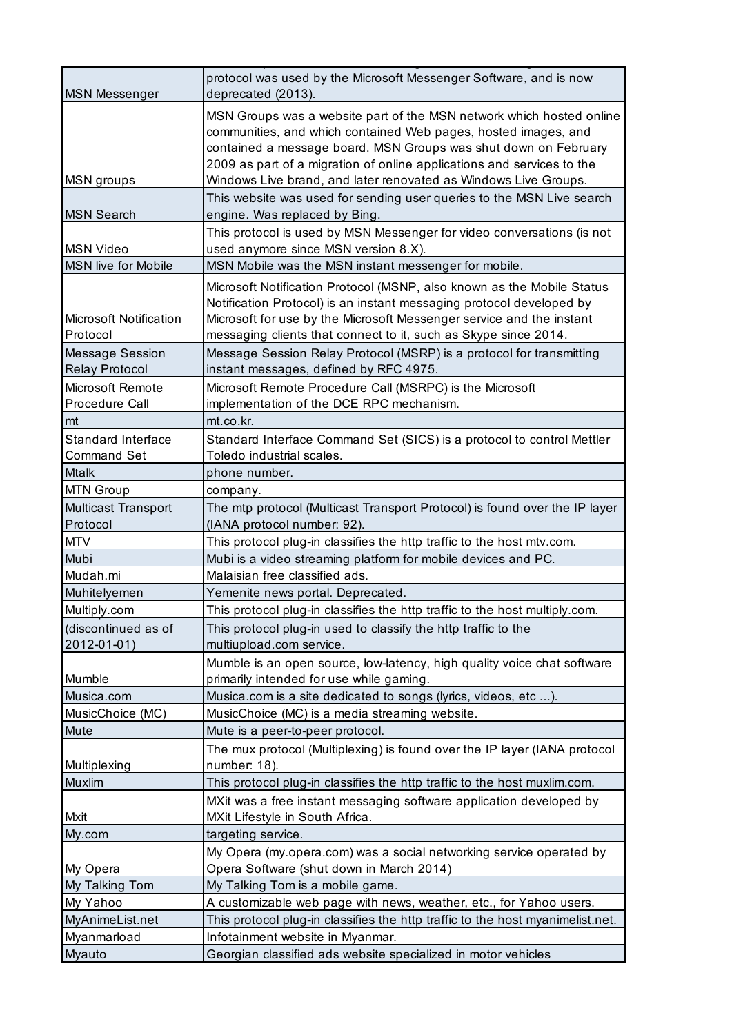| MSN Messenger | protocol was used by the Microsoft Messenger Software, and is now deprecated (2013). |
|---|---|
| MSN groups | MSN Groups was a website part of the MSN network which hosted online communities, and which contained Web pages, hosted images, and contained a message board. MSN Groups was shut down on February 2009 as part of a migration of online applications and services to the Windows Live brand, and later renovated as Windows Live Groups. |
| MSN Search | This website was used for sending user queries to the MSN Live search engine. Was replaced by Bing. |
| MSN Video | This protocol is used by MSN Messenger for video conversations (is not used anymore since MSN version 8.X). |
| MSN live for Mobile | MSN Mobile was the MSN instant messenger for mobile. |
| Microsoft Notification Protocol | Microsoft Notification Protocol (MSNP, also known as the Mobile Status Notification Protocol) is an instant messaging protocol developed by Microsoft for use by the Microsoft Messenger service and the instant messaging clients that connect to it, such as Skype since 2014. |
| Message Session Relay Protocol | Message Session Relay Protocol (MSRP) is a protocol for transmitting instant messages, defined by RFC 4975. |
| Microsoft Remote Procedure Call | Microsoft Remote Procedure Call (MSRPC) is the Microsoft implementation of the DCE RPC mechanism. |
| mt | mt.co.kr. |
| Standard Interface Command Set | Standard Interface Command Set (SICS) is a protocol to control Mettler Toledo industrial scales. |
| Mtalk | phone number. |
| MTN Group | company. |
| Multicast Transport Protocol | The mtp protocol (Multicast Transport Protocol) is found over the IP layer (IANA protocol number: 92). |
| MTV | This protocol plug-in classifies the http traffic to the host mtv.com. |
| Mubi | Mubi is a video streaming platform for mobile devices and PC. |
| Mudah.mi | Malaisian free classified ads. |
| Muhitelyemen | Yemenite news portal. Deprecated. |
| Multiply.com | This protocol plug-in classifies the http traffic to the host multiply.com. |
| (discontinued as of 2012-01-01) | This protocol plug-in used to classify the http traffic to the multiupload.com service. |
| Mumble | Mumble is an open source, low-latency, high quality voice chat software primarily intended for use while gaming. |
| Musica.com | Musica.com is a site dedicated to songs (lyrics, videos, etc ...). |
| MusicChoice (MC) | MusicChoice (MC) is a media streaming website. |
| Mute | Mute is a peer-to-peer protocol. |
| Multiplexing | The mux protocol (Multiplexing) is found over the IP layer (IANA protocol number: 18). |
| Muxlim | This protocol plug-in classifies the http traffic to the host muxlim.com. |
| Mxit | MXit was a free instant messaging software application developed by MXit Lifestyle in South Africa. |
| My.com | targeting service. |
| My Opera | My Opera (my.opera.com) was a social networking service operated by Opera Software (shut down in March 2014) |
| My Talking Tom | My Talking Tom is a mobile game. |
| My Yahoo | A customizable web page with news, weather, etc., for Yahoo users. |
| MyAnimeList.net | This protocol plug-in classifies the http traffic to the host myanimelist.net. |
| Myanmarload | Infotainment website in Myanmar. |
| Myauto | Georgian classified ads website specialized in motor vehicles |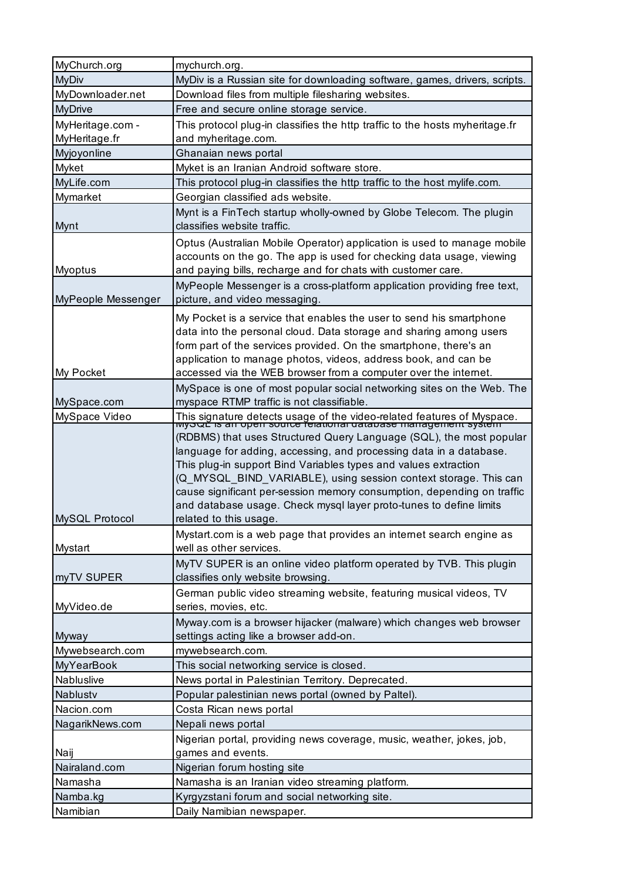| MyChurch.org | mychurch.org. |
|---|---|
| MyDiv | MyDiv is a Russian site for downloading software, games, drivers, scripts. |
| MyDownloader.net | Download files from multiple filesharing websites. |
| MyDrive | Free and secure online storage service. |
| MyHeritage.com - MyHeritage.fr | This protocol plug-in classifies the http traffic to the hosts myheritage.fr and myheritage.com. |
| Myjoyonline | Ghanaian news portal |
| Myket | Myket is an Iranian Android software store. |
| MyLife.com | This protocol plug-in classifies the http traffic to the host mylife.com. |
| Mymarket | Georgian classified ads website. |
| Mynt | Mynt is a FinTech startup wholly-owned by Globe Telecom. The plugin classifies website traffic. |
| Myoptus | Optus (Australian Mobile Operator) application is used to manage mobile accounts on the go. The app is used for checking data usage, viewing and paying bills, recharge and for chats with customer care. |
| MyPeople Messenger | MyPeople Messenger is a cross-platform application providing free text, picture, and video messaging. |
| My Pocket | My Pocket is a service that enables the user to send his smartphone data into the personal cloud. Data storage and sharing among users form part of the services provided. On the smartphone, there's an application to manage photos, videos, address book, and can be accessed via the WEB browser from a computer over the internet. |
| MySpace.com | MySpace is one of most popular social networking sites on the Web. The myspace RTMP traffic is not classifiable. |
| MySpace Video | This signature detects usage of the video-related features of Myspace. |
| MySQL Protocol | MySQL is an open source relational database management system (RDBMS) that uses Structured Query Language (SQL), the most popular language for adding, accessing, and processing data in a database. This plug-in support Bind Variables types and values extraction (Q_MYSQL_BIND_VARIABLE), using session context storage. This can cause significant per-session memory consumption, depending on traffic and database usage. Check mysql layer proto-tunes to define limits related to this usage. |
| Mystart | Mystart.com is a web page that provides an internet search engine as well as other services. |
| myTV SUPER | MyTV SUPER is an online video platform operated by TVB. This plugin classifies only website browsing. |
| MyVideo.de | German public video streaming website, featuring musical videos, TV series, movies, etc. |
| Myway | Myway.com is a browser hijacker (malware) which changes web browser settings acting like a browser add-on. |
| Mywebsearch.com | mywebsearch.com. |
| MyYearBook | This social networking service is closed. |
| Nabluslive | News portal in Palestinian Territory. Deprecated. |
| Nablustv | Popular palestinian news portal (owned by Paltel). |
| Nacion.com | Costa Rican news portal |
| NagarikNews.com | Nepali news portal |
| Naij | Nigerian portal, providing news coverage, music, weather, jokes, job, games and events. |
| Nairaland.com | Nigerian forum hosting site |
| Namasha | Namasha is an Iranian video streaming platform. |
| Namba.kg | Kyrgyzstani forum and social networking site. |
| Namibian | Daily Namibian newspaper. |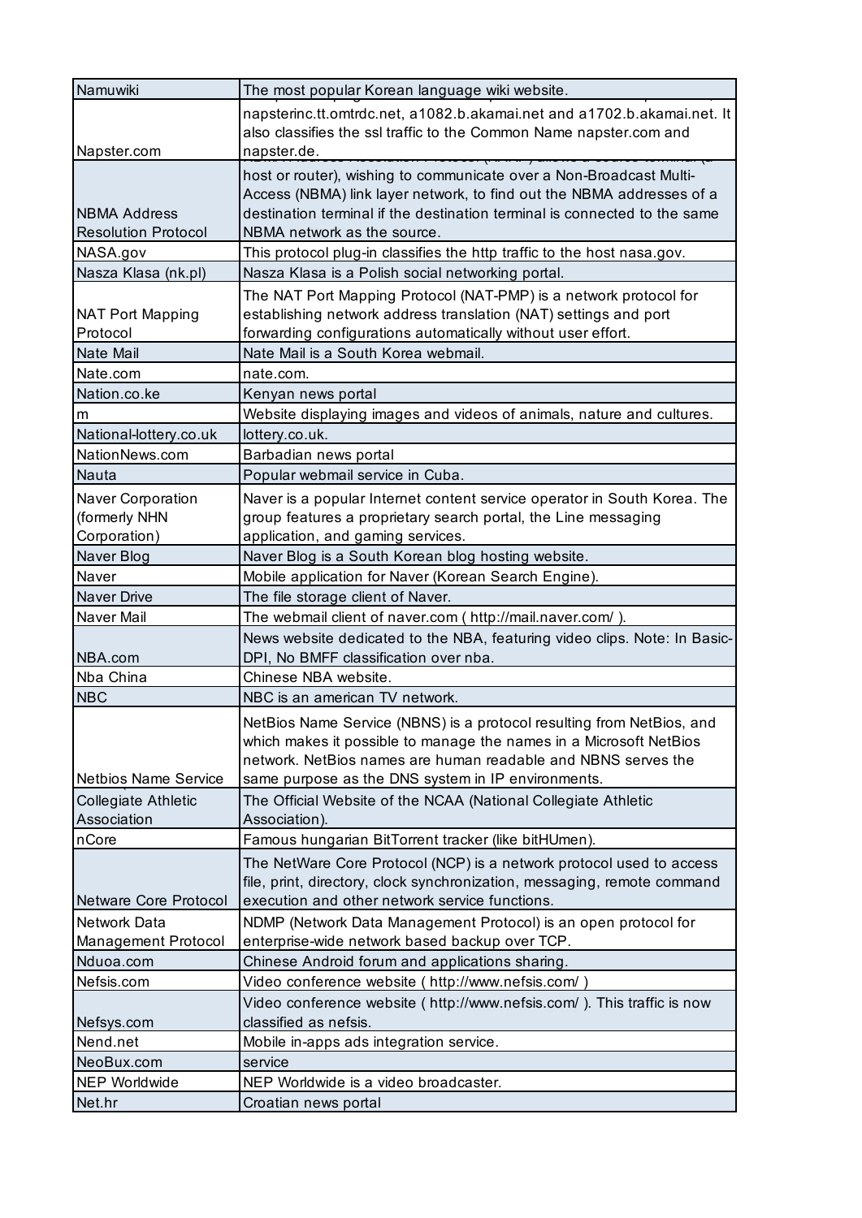| | |
|---|---|
| Namuwiki | The most popular Korean language wiki website. |
| Napster.com | napsterinc.tt.omtrdc.net, a1082.b.akamai.net and a1702.b.akamai.net. It also classifies the ssl traffic to the Common Name napster.com and napster.de. |
| NBMA Address Resolution Protocol | host or router), wishing to communicate over a Non-Broadcast Multi-Access (NBMA) link layer network, to find out the NBMA addresses of a destination terminal if the destination terminal is connected to the same NBMA network as the source. |
| NASA.gov | This protocol plug-in classifies the http traffic to the host nasa.gov. |
| Nasza Klasa (nk.pl) | Nasza Klasa is a Polish social networking portal. |
| NAT Port Mapping Protocol | The NAT Port Mapping Protocol (NAT-PMP) is a network protocol for establishing network address translation (NAT) settings and port forwarding configurations automatically without user effort. |
| Nate Mail | Nate Mail is a South Korea webmail. |
| Nate.com | nate.com. |
| Nation.co.ke | Kenyan news portal |
| m | Website displaying images and videos of animals, nature and cultures. |
| National-lottery.co.uk | lottery.co.uk. |
| NationNews.com | Barbadian news portal |
| Nauta | Popular webmail service in Cuba. |
| Naver Corporation (formerly NHN Corporation) | Naver is a popular Internet content service operator in South Korea. The group features a proprietary search portal, the Line messaging application, and gaming services. |
| Naver Blog | Naver Blog is a South Korean blog hosting website. |
| Naver | Mobile application for Naver (Korean Search Engine). |
| Naver Drive | The file storage client of Naver. |
| Naver Mail | The webmail client of naver.com ( http://mail.naver.com/ ). |
| NBA.com | News website dedicated to the NBA, featuring video clips. Note: In Basic-DPI, No BMFF classification over nba. |
| Nba China | Chinese NBA website. |
| NBC | NBC is an american TV network. |
| Netbios Name Service | NetBios Name Service (NBNS) is a protocol resulting from NetBios, and which makes it possible to manage the names in a Microsoft NetBios network. NetBios names are human readable and NBNS serves the same purpose as the DNS system in IP environments. |
| Collegiate Athletic Association | The Official Website of the NCAA (National Collegiate Athletic Association). |
| nCore | Famous hungarian BitTorrent tracker (like bitHUmen). |
| Netware Core Protocol | The NetWare Core Protocol (NCP) is a network protocol used to access file, print, directory, clock synchronization, messaging, remote command execution and other network service functions. |
| Network Data Management Protocol | NDMP (Network Data Management Protocol) is an open protocol for enterprise-wide network based backup over TCP. |
| Nduoa.com | Chinese Android forum and applications sharing. |
| Nefsis.com | Video conference website ( http://www.nefsis.com/ ) |
| Nefsys.com | Video conference website ( http://www.nefsis.com/ ). This traffic is now classified as nefsis. |
| Nend.net | Mobile in-apps ads integration service. |
| NeoBux.com | service |
| NEP Worldwide | NEP Worldwide is a video broadcaster. |
| Net.hr | Croatian news portal |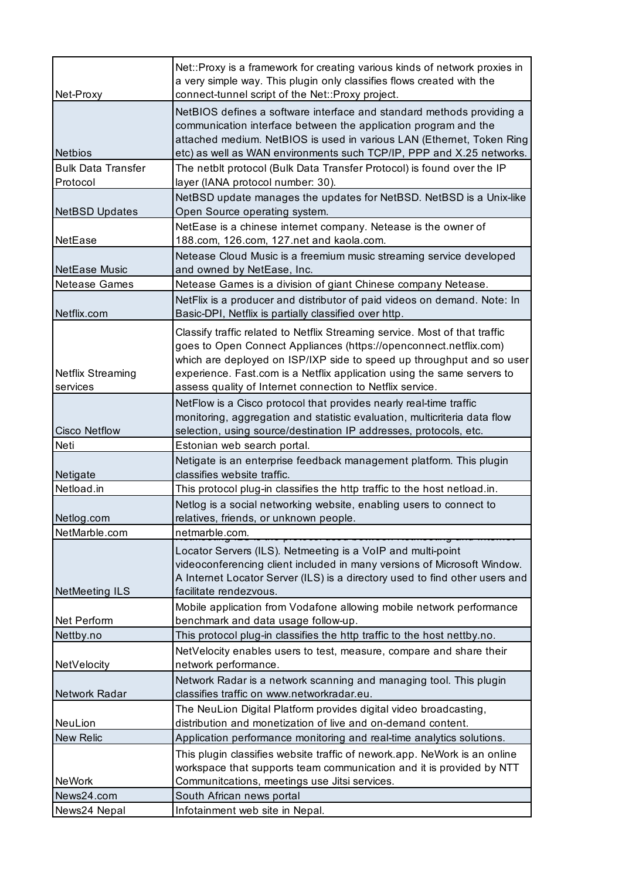| | |
|---|---|
| Net-Proxy | Net::Proxy is a framework for creating various kinds of network proxies in a very simple way. This plugin only classifies flows created with the connect-tunnel script of the Net::Proxy project. |
| Netbios | NetBIOS defines a software interface and standard methods providing a communication interface between the application program and the attached medium. NetBIOS is used in various LAN (Ethernet, Token Ring etc) as well as WAN environments such TCP/IP, PPP and X.25 networks. |
| Bulk Data Transfer Protocol | The netblt protocol (Bulk Data Transfer Protocol) is found over the IP layer (IANA protocol number: 30). |
| NetBSD Updates | NetBSD update manages the updates for NetBSD. NetBSD is a Unix-like Open Source operating system. |
| NetEase | NetEase is a chinese internet company. Netease is the owner of 188.com, 126.com, 127.net and kaola.com. |
| NetEase Music | Netease Cloud Music is a freemium music streaming service developed and owned by NetEase, Inc. |
| Netease Games | Netease Games is a division of giant Chinese company Netease. |
| Netflix.com | NetFlix is a producer and distributor of paid videos on demand. Note: In Basic-DPI, Netflix is partially classified over http. |
| Netflix Streaming services | Classify traffic related to Netflix Streaming service. Most of that traffic goes to Open Connect Appliances (https://openconnect.netflix.com) which are deployed on ISP/IXP side to speed up throughput and so user experience. Fast.com is a Netflix application using the same servers to assess quality of Internet connection to Netflix service. |
| Cisco Netflow | NetFlow is a Cisco protocol that provides nearly real-time traffic monitoring, aggregation and statistic evaluation, multicriteria data flow selection, using source/destination IP addresses, protocols, etc. |
| Neti | Estonian web search portal. |
| Netigate | Netigate is an enterprise feedback management platform. This plugin classifies website traffic. |
| Netload.in | This protocol plug-in classifies the http traffic to the host netload.in. |
| Netlog.com | Netlog is a social networking website, enabling users to connect to relatives, friends, or unknown people. |
| NetMarble.com | netmarble.com. |
| NetMeeting ILS | Locator Servers (ILS). Netmeeting is a VoIP and multi-point videoconferencing client included in many versions of Microsoft Window. A Internet Locator Server (ILS) is a directory used to find other users and facilitate rendezvous. |
| Net Perform | Mobile application from Vodafone allowing mobile network performance benchmark and data usage follow-up. |
| Nettby.no | This protocol plug-in classifies the http traffic to the host nettby.no. |
| NetVelocity | NetVelocity enables users to test, measure, compare and share their network performance. |
| Network Radar | Network Radar is a network scanning and managing tool. This plugin classifies traffic on www.networkradar.eu. |
| NeuLion | The NeuLion Digital Platform provides digital video broadcasting, distribution and monetization of live and on-demand content. |
| New Relic | Application performance monitoring and real-time analytics solutions. |
| NeWork | This plugin classifies website traffic of nework.app. NeWork is an online workspace that supports team communication and it is provided by NTT Communitcations, meetings use Jitsi services. |
| News24.com | South African news portal |
| News24 Nepal | Infotainment web site in Nepal. |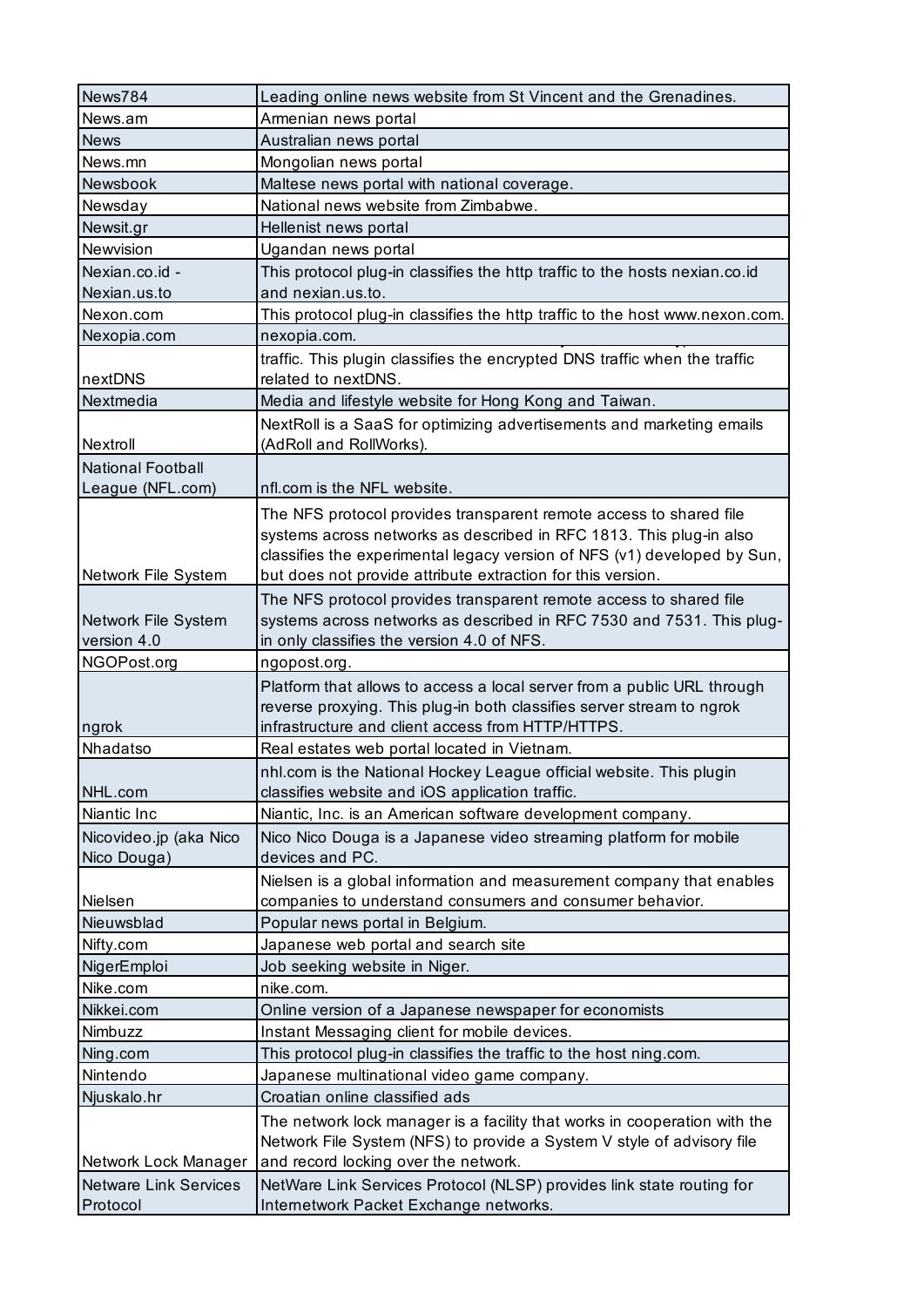| | |
|---|---|
| News784 | Leading online news website from St Vincent and the Grenadines. |
| News.am | Armenian news portal |
| News | Australian news portal |
| News.mn | Mongolian news portal |
| Newsbook | Maltese news portal with national coverage. |
| Newsday | National news website from Zimbabwe. |
| Newsit.gr | Hellenist news portal |
| Newvision | Ugandan news portal |
| Nexian.co.id - Nexian.us.to | This protocol plug-in classifies the http traffic to the hosts nexian.co.id and nexian.us.to. |
| Nexon.com | This protocol plug-in classifies the http traffic to the host www.nexon.com. |
| Nexopia.com | nexopia.com. |
| nextDNS | traffic. This plugin classifies the encrypted DNS traffic when the traffic related to nextDNS. |
| Nextmedia | Media and lifestyle website for Hong Kong and Taiwan. |
| Nextroll | NextRoll is a SaaS for optimizing advertisements and marketing emails (AdRoll and RollWorks). |
| National Football League (NFL.com) | nfl.com is the NFL website. |
| Network File System | The NFS protocol provides transparent remote access to shared file systems across networks as described in RFC 1813. This plug-in also classifies the experimental legacy version of NFS (v1) developed by Sun, but does not provide attribute extraction for this version. |
| Network File System version 4.0 | The NFS protocol provides transparent remote access to shared file systems across networks as described in RFC 7530 and 7531. This plug-in only classifies the version 4.0 of NFS. |
| NGOPost.org | ngopost.org. |
| ngrok | Platform that allows to access a local server from a public URL through reverse proxying. This plug-in both classifies server stream to ngrok infrastructure and client access from HTTP/HTTPS. |
| Nhadatso | Real estates web portal located in Vietnam. |
| NHL.com | nhl.com is the National Hockey League official website. This plugin classifies website and iOS application traffic. |
| Niantic Inc | Niantic, Inc. is an American software development company. |
| Nicovideo.jp (aka Nico Nico Douga) | Nico Nico Douga is a Japanese video streaming platform for mobile devices and PC. |
| Nielsen | Nielsen is a global information and measurement company that enables companies to understand consumers and consumer behavior. |
| Nieuwsblad | Popular news portal in Belgium. |
| Nifty.com | Japanese web portal and search site |
| NigerEmploi | Job seeking website in Niger. |
| Nike.com | nike.com. |
| Nikkei.com | Online version of a Japanese newspaper for economists |
| Nimbuzz | Instant Messaging client for mobile devices. |
| Ning.com | This protocol plug-in classifies the traffic to the host ning.com. |
| Nintendo | Japanese multinational video game company. |
| Njuskalo.hr | Croatian online classified ads |
| Network Lock Manager | The network lock manager is a facility that works in cooperation with the Network File System (NFS) to provide a System V style of advisory file and record locking over the network. |
| Netware Link Services Protocol | NetWare Link Services Protocol (NLSP) provides link state routing for Internetwork Packet Exchange networks. |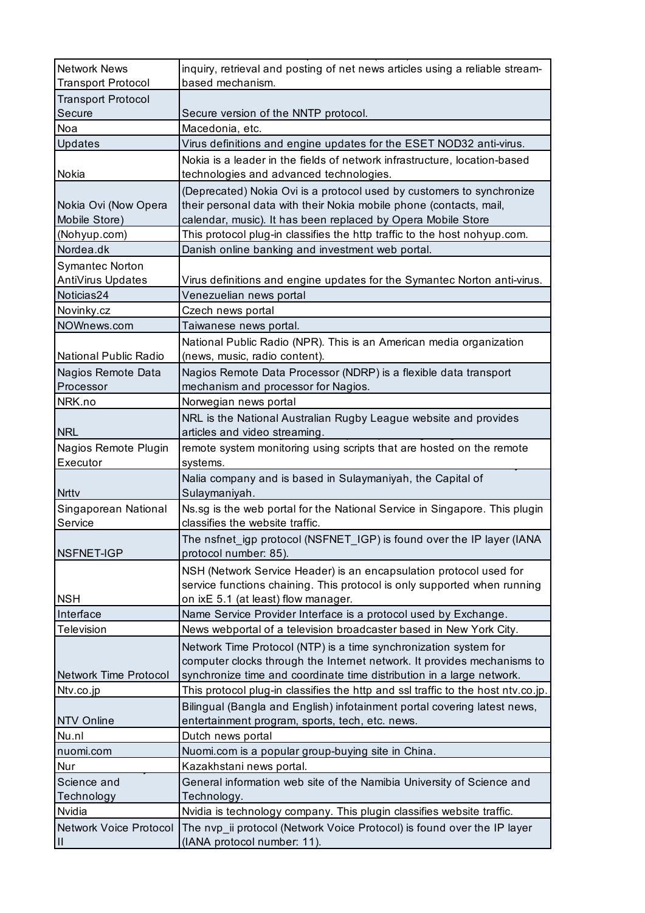| | |
|---|---|
| Network News Transport Protocol | inquiry, retrieval and posting of net news articles using a reliable stream-based mechanism. |
| Transport Protocol Secure | Secure version of the NNTP protocol. |
| Noa | Macedonia, etc. |
| Updates | Virus definitions and engine updates for the ESET NOD32 anti-virus. |
| Nokia | Nokia is a leader in the fields of network infrastructure, location-based technologies and advanced technologies. |
| Nokia Ovi (Now Opera Mobile Store) | (Deprecated) Nokia Ovi is a protocol used by customers to synchronize their personal data with their Nokia mobile phone (contacts, mail, calendar, music). It has been replaced by Opera Mobile Store |
| (Nohyup.com) | This protocol plug-in classifies the http traffic to the host nohyup.com. |
| Nordea.dk | Danish online banking and investment web portal. |
| Symantec Norton AntiVirus Updates | Virus definitions and engine updates for the Symantec Norton anti-virus. |
| Noticias24 | Venezuelan news portal |
| Novinky.cz | Czech news portal |
| NOWnews.com | Taiwanese news portal. |
| National Public Radio | National Public Radio (NPR). This is an American media organization (news, music, radio content). |
| Nagios Remote Data Processor | Nagios Remote Data Processor (NDRP) is a flexible data transport mechanism and processor for Nagios. |
| NRK.no | Norwegian news portal |
| NRL | NRL is the National Australian Rugby League website and provides articles and video streaming. |
| Nagios Remote Plugin Executor | remote system monitoring using scripts that are hosted on the remote systems. |
| Nrttv | Nalia company and is based in Sulaymaniyah, the Capital of Sulaymaniyah. |
| Singaporean National Service | Ns.sg is the web portal for the National Service in Singapore. This plugin classifies the website traffic. |
| NSFNET-IGP | The nsfnet_igp protocol (NSFNET_IGP) is found over the IP layer (IANA protocol number: 85). |
| NSH | NSH (Network Service Header) is an encapsulation protocol used for service functions chaining. This protocol is only supported when running on ixE 5.1 (at least) flow manager. |
| Interface | Name Service Provider Interface is a protocol used by Exchange. |
| Television | News webportal of a television broadcaster based in New York City. |
| Network Time Protocol | Network Time Protocol (NTP) is a time synchronization system for computer clocks through the Internet network. It provides mechanisms to synchronize time and coordinate time distribution in a large network. |
| Ntv.co.jp | This protocol plug-in classifies the http and ssl traffic to the host ntv.co.jp. |
| NTV Online | Bilingual (Bangla and English) infotainment portal covering latest news, entertainment program, sports, tech, etc. news. |
| Nu.nl | Dutch news portal |
| nuomi.com | Nuomi.com is a popular group-buying site in China. |
| Nur | Kazakhstani news portal. |
| Science and Technology | General information web site of the Namibia University of Science and Technology. |
| Nvidia | Nvidia is technology company. This plugin classifies website traffic. |
| Network Voice Protocol II | The nvp_ii protocol (Network Voice Protocol) is found over the IP layer (IANA protocol number: 11). |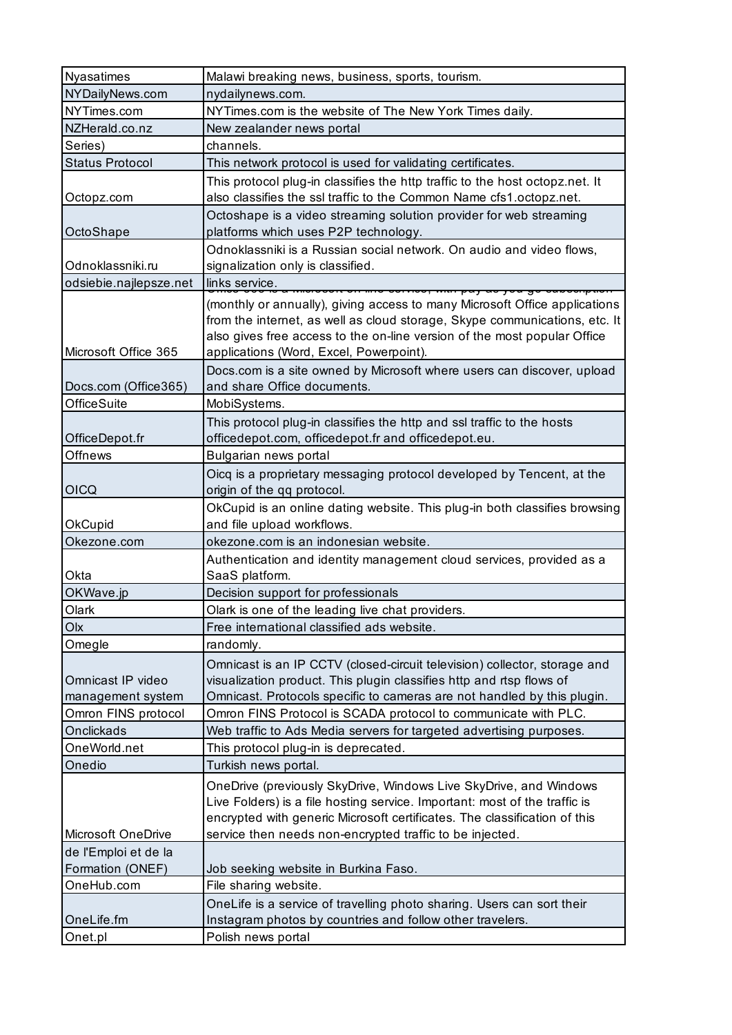| | |
|---|---|
| Nyasatimes | Malawi breaking news, business, sports, tourism. |
| NYDailyNews.com | nydailynews.com. |
| NYTimes.com | NYTimes.com is the website of The New York Times daily. |
| NZHerald.co.nz | New zealander news portal |
| Series) | channels. |
| Status Protocol | This network protocol is used for validating certificates. |
| Octopz.com | This protocol plug-in classifies the http traffic to the host octopz.net. It also classifies the ssl traffic to the Common Name cfs1.octopz.net. |
| OctoShape | Octoshape is a video streaming solution provider for web streaming platforms which uses P2P technology. |
| Odnoklassniki.ru | Odnoklassniki is a Russian social network. On audio and video flows, signalization only is classified. |
| odsiebie.najlepsze.net | links service. |
| Microsoft Office 365 | (monthly or annually), giving access to many Microsoft Office applications from the internet, as well as cloud storage, Skype communications, etc. It also gives free access to the on-line version of the most popular Office applications (Word, Excel, Powerpoint). |
| Docs.com (Office365) | Docs.com is a site owned by Microsoft where users can discover, upload and share Office documents. |
| OfficeSuite | MobiSystems. |
| OfficeDepot.fr | This protocol plug-in classifies the http and ssl traffic to the hosts officedepot.com, officedepot.fr and officedepot.eu. |
| Offnews | Bulgarian news portal |
| OICQ | Oicq is a proprietary messaging protocol developed by Tencent, at the origin of the qq protocol. |
| OkCupid | OkCupid is an online dating website. This plug-in both classifies browsing and file upload workflows. |
| Okezone.com | okezone.com is an indonesian website. |
| Okta | Authentication and identity management cloud services, provided as a SaaS platform. |
| OKWave.jp | Decision support for professionals |
| Olark | Olark is one of the leading live chat providers. |
| Olx | Free international classified ads website. |
| Omegle | randomly. |
| Omnicast IP video management system | Omnicast is an IP CCTV (closed-circuit television) collector, storage and visualization product. This plugin classifies http and rtsp flows of Omnicast. Protocols specific to cameras are not handled by this plugin. |
| Omron FINS protocol | Omron FINS Protocol is SCADA protocol to communicate with PLC. |
| Onclickads | Web traffic to Ads Media servers for targeted advertising purposes. |
| OneWorld.net | This protocol plug-in is deprecated. |
| Onedio | Turkish news portal. |
| Microsoft OneDrive | OneDrive (previously SkyDrive, Windows Live SkyDrive, and Windows Live Folders) is a file hosting service. Important: most of the traffic is encrypted with generic Microsoft certificates. The classification of this service then needs non-encrypted traffic to be injected. |
| de l'Emploi et de la Formation (ONEF) | Job seeking website in Burkina Faso. |
| OneHub.com | File sharing website. |
| OneLife.fm | OneLife is a service of travelling photo sharing. Users can sort their Instagram photos by countries and follow other travelers. |
| Onet.pl | Polish news portal |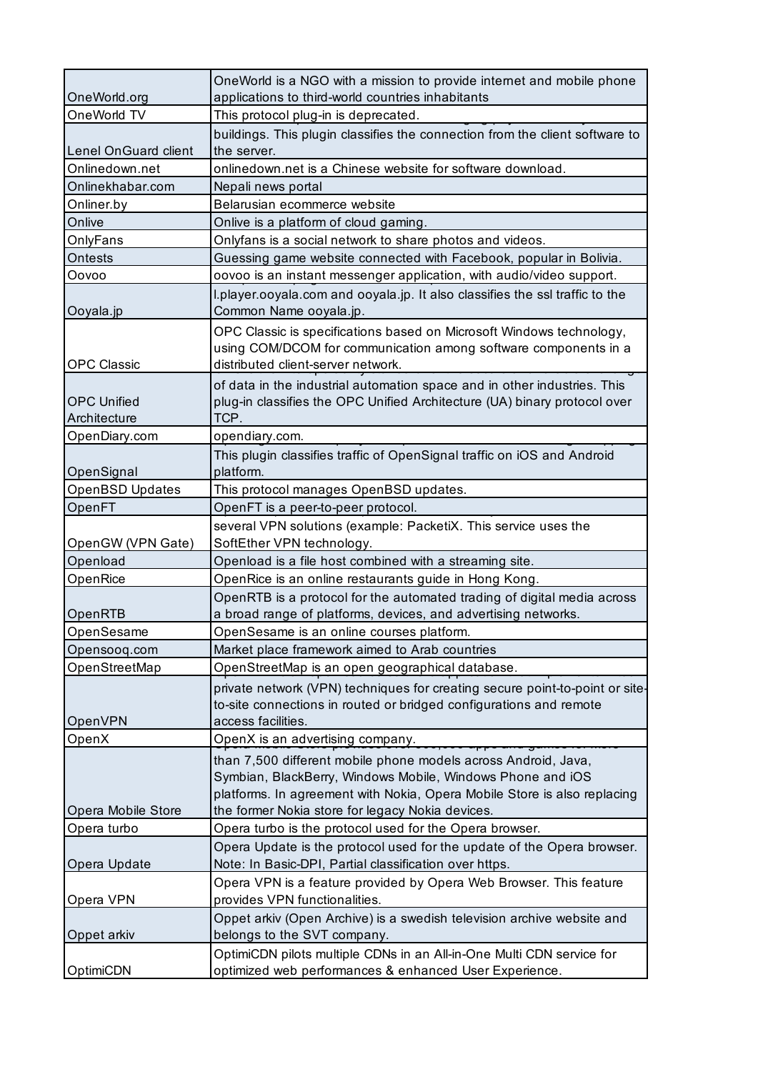| | |
|---|---|
| OneWorld.org | OneWorld is a NGO with a mission to provide internet and mobile phone applications to third-world countries inhabitants |
| OneWorld TV | This protocol plug-in is deprecated. |
| Lenel OnGuard client | buildings. This plugin classifies the connection from the client software to the server. |
| Onlinedown.net | onlinedown.net is a Chinese website for software download. |
| Onlinekhabar.com | Nepali news portal |
| Onliner.by | Belarusian ecommerce website |
| Onlive | Onlive is a platform of cloud gaming. |
| OnlyFans | Onlyfans is a social network to share photos and videos. |
| Ontests | Guessing game website connected with Facebook, popular in Bolivia. |
| Oovoo | oovoo is an instant messenger application, with audio/video support. |
| Ooyala.jp | l.player.ooyala.com and ooyala.jp. It also classifies the ssl traffic to the Common Name ooyala.jp. |
| OPC Classic | OPC Classic is specifications based on Microsoft Windows technology, using COM/DCOM for communication among software components in a distributed client-server network. |
| OPC Unified Architecture | of data in the industrial automation space and in other industries. This plug-in classifies the OPC Unified Architecture (UA) binary protocol over TCP. |
| OpenDiary.com | opendiary.com. |
| OpenSignal | This plugin classifies traffic of OpenSignal traffic on iOS and Android platform. |
| OpenBSD Updates | This protocol manages OpenBSD updates. |
| OpenFT | OpenFT is a peer-to-peer protocol. |
| OpenGW (VPN Gate) | several VPN solutions (example: PacketiX. This service uses the SoftEther VPN technology. |
| Openload | Openload is a file host combined with a streaming site. |
| OpenRice | OpenRice is an online restaurants guide in Hong Kong. |
| OpenRTB | OpenRTB is a protocol for the automated trading of digital media across a broad range of platforms, devices, and advertising networks. |
| OpenSesame | OpenSesame is an online courses platform. |
| Opensooq.com | Market place framework aimed to Arab countries |
| OpenStreetMap | OpenStreetMap is an open geographical database. |
| OpenVPN | private network (VPN) techniques for creating secure point-to-point or site-to-site connections in routed or bridged configurations and remote access facilities. |
| OpenX | OpenX is an advertising company. |
| Opera Mobile Store | than 7,500 different mobile phone models across Android, Java, Symbian, BlackBerry, Windows Mobile, Windows Phone and iOS platforms. In agreement with Nokia, Opera Mobile Store is also replacing the former Nokia store for legacy Nokia devices. |
| Opera turbo | Opera turbo is the protocol used for the Opera browser. |
| Opera Update | Opera Update is the protocol used for the update of the Opera browser. Note: In Basic-DPI, Partial classification over https. |
| Opera VPN | Opera VPN is a feature provided by Opera Web Browser. This feature provides VPN functionalities. |
| Oppet arkiv | Oppet arkiv (Open Archive) is a swedish television archive website and belongs to the SVT company. |
| OptimiCDN | OptimiCDN pilots multiple CDNs in an All-in-One Multi CDN service for optimized web performances & enhanced User Experience. |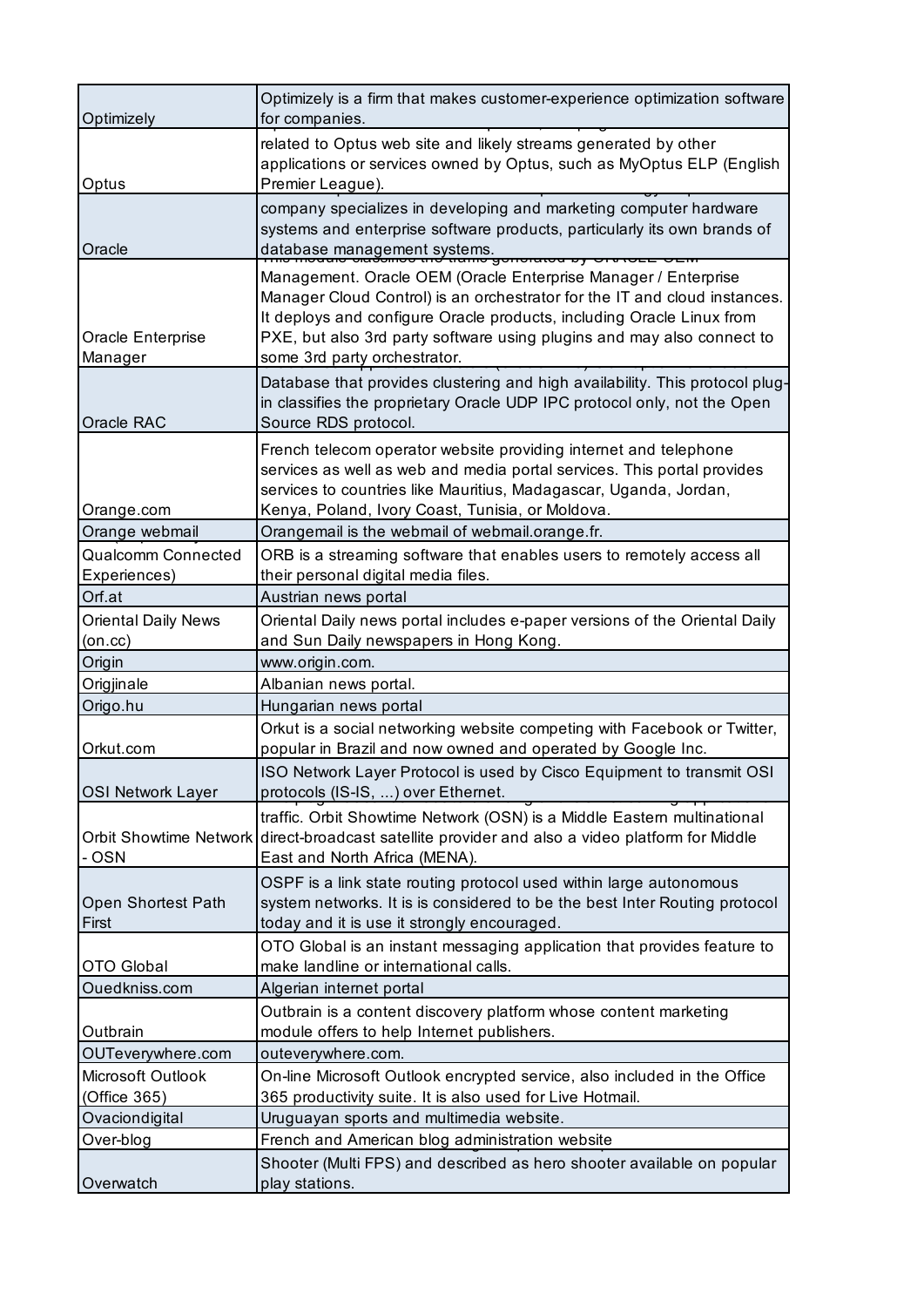| | |
|---|---|
| Optimizely | Optimizely is a firm that makes customer-experience optimization software for companies. |
| Optus | related to Optus web site and likely streams generated by other applications or services owned by Optus, such as MyOptus ELP (English Premier League). |
| Oracle | company specializes in developing and marketing computer hardware systems and enterprise software products, particularly its own brands of database management systems. |
| Oracle Enterprise Manager | Management. Oracle OEM (Oracle Enterprise Manager / Enterprise Manager Cloud Control) is an orchestrator for the IT and cloud instances. It deploys and configure Oracle products, including Oracle Linux from PXE, but also 3rd party software using plugins and may also connect to some 3rd party orchestrator. |
| Oracle RAC | Database that provides clustering and high availability. This protocol plug-in classifies the proprietary Oracle UDP IPC protocol only, not the Open Source RDS protocol. |
| Orange.com | French telecom operator website providing internet and telephone services as well as web and media portal services. This portal provides services to countries like Mauritius, Madagascar, Uganda, Jordan, Kenya, Poland, Ivory Coast, Tunisia, or Moldova. |
| Orange webmail | Orangemail is the webmail of webmail.orange.fr. |
| Qualcomm Connected Experiences) | ORB is a streaming software that enables users to remotely access all their personal digital media files. |
| Orf.at | Austrian news portal |
| Oriental Daily News (on.cc) | Oriental Daily news portal includes e-paper versions of the Oriental Daily and Sun Daily newspapers in Hong Kong. |
| Origin | www.origin.com. |
| Origjinale | Albanian news portal. |
| Origo.hu | Hungarian news portal |
| Orkut.com | Orkut is a social networking website competing with Facebook or Twitter, popular in Brazil and now owned and operated by Google Inc. |
| OSI Network Layer | ISO Network Layer Protocol is used by Cisco Equipment to transmit OSI protocols (IS-IS, ...) over Ethernet. |
| Orbit Showtime Network - OSN | traffic. Orbit Showtime Network (OSN) is a Middle Eastern multinational direct-broadcast satellite provider and also a video platform for Middle East and North Africa (MENA). |
| Open Shortest Path First | OSPF is a link state routing protocol used within large autonomous system networks. It is is considered to be the best Inter Routing protocol today and it is use it strongly encouraged. |
| OTO Global | OTO Global is an instant messaging application that provides feature to make landline or international calls. |
| Ouedkniss.com | Algerian internet portal |
| Outbrain | Outbrain is a content discovery platform whose content marketing module offers to help Internet publishers. |
| OUTeverywhere.com | outeverywhere.com. |
| Microsoft Outlook (Office 365) | On-line Microsoft Outlook encrypted service, also included in the Office 365 productivity suite. It is also used for Live Hotmail. |
| Ovaciondigital | Uruguayan sports and multimedia website. |
| Over-blog | French and American blog administration website |
| Overwatch | Shooter (Multi FPS) and described as hero shooter available on popular play stations. |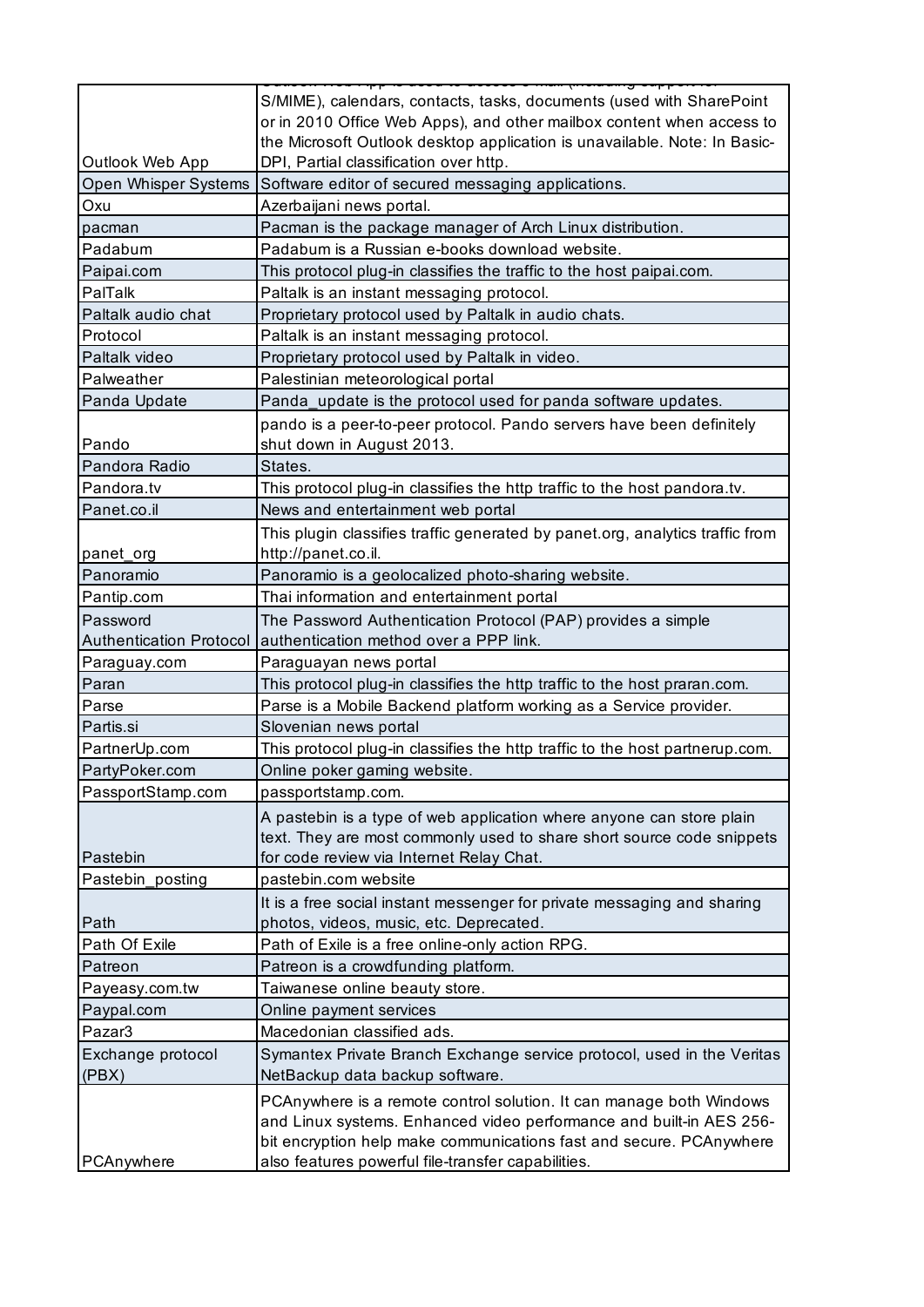| | |
|---|---|
| Outlook Web App | Outlook Web App is used to access e-mail (including support for S/MIME), calendars, contacts, tasks, documents (used with SharePoint or in 2010 Office Web Apps), and other mailbox content when access to the Microsoft Outlook desktop application is unavailable. Note: In Basic-DPI, Partial classification over http. |
| Open Whisper Systems | Software editor of secured messaging applications. |
| Oxu | Azerbaijani news portal. |
| pacman | Pacman is the package manager of Arch Linux distribution. |
| Padabum | Padabum is a Russian e-books download website. |
| Paipai.com | This protocol plug-in classifies the traffic to the host paipai.com. |
| PalTalk | Paltalk is an instant messaging protocol. |
| Paltalk audio chat | Proprietary protocol used by Paltalk in audio chats. |
| Protocol | Paltalk is an instant messaging protocol. |
| Paltalk video | Proprietary protocol used by Paltalk in video. |
| Palweather | Palestinian meteorological portal |
| Panda Update | Panda_update is the protocol used for panda software updates. |
| Pando | pando is a peer-to-peer protocol. Pando servers have been definitely shut down in August 2013. |
| Pandora Radio | States. |
| Pandora.tv | This protocol plug-in classifies the http traffic to the host pandora.tv. |
| Panet.co.il | News and entertainment web portal |
| panet_org | This plugin classifies traffic generated by panet.org, analytics traffic from http://panet.co.il. |
| Panoramio | Panoramio is a geolocalized photo-sharing website. |
| Pantip.com | Thai information and entertainment portal |
| Password Authentication Protocol | The Password Authentication Protocol (PAP) provides a simple authentication method over a PPP link. |
| Paraguay.com | Paraguayan news portal |
| Paran | This protocol plug-in classifies the http traffic to the host praran.com. |
| Parse | Parse is a Mobile Backend platform working as a Service provider. |
| Partis.si | Slovenian news portal |
| PartnerUp.com | This protocol plug-in classifies the http traffic to the host partnerup.com. |
| PartyPoker.com | Online poker gaming website. |
| PassportStamp.com | passportstamp.com. |
| Pastebin | A pastebin is a type of web application where anyone can store plain text. They are most commonly used to share short source code snippets for code review via Internet Relay Chat. |
| Pastebin_posting | pastebin.com website |
| Path | It is a free social instant messenger for private messaging and sharing photos, videos, music, etc. Deprecated. |
| Path Of Exile | Path of Exile is a free online-only action RPG. |
| Patreon | Patreon is a crowdfunding platform. |
| Payeasy.com.tw | Taiwanese online beauty store. |
| Paypal.com | Online payment services |
| Pazar3 | Macedonian classified ads. |
| Exchange protocol (PBX) | Symantex Private Branch Exchange service protocol, used in the Veritas NetBackup data backup software. |
| PCAnywhere | PCAnywhere is a remote control solution. It can manage both Windows and Linux systems. Enhanced video performance and built-in AES 256-bit encryption help make communications fast and secure. PCAnywhere also features powerful file-transfer capabilities. |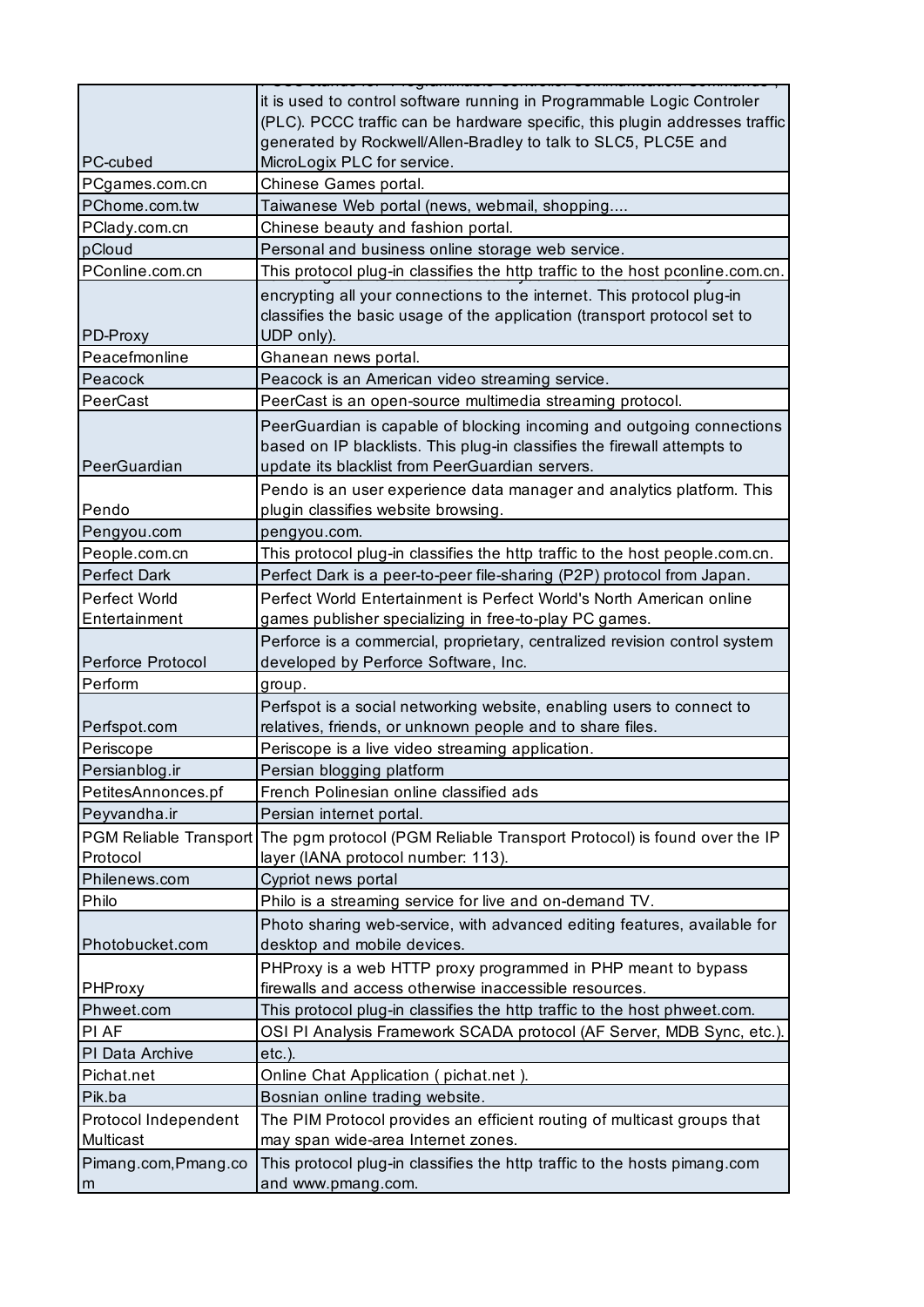| | |
|---|---|
| PC-cubed | it is used to control software running in Programmable Logic Controler (PLC). PCCC traffic can be hardware specific, this plugin addresses traffic generated by Rockwell/Allen-Bradley to talk to SLC5, PLC5E and MicroLogix PLC for service. |
| PCgames.com.cn | Chinese Games portal. |
| PChome.com.tw | Taiwanese Web portal (news, webmail, shopping.... |
| PClady.com.cn | Chinese beauty and fashion portal. |
| pCloud | Personal and business online storage web service. |
| PConline.com.cn | This protocol plug-in classifies the http traffic to the host pconline.com.cn. |
| PD-Proxy | encrypting all your connections to the internet. This protocol plug-in classifies the basic usage of the application (transport protocol set to UDP only). |
| Peacefmonline | Ghanean news portal. |
| Peacock | Peacock is an American video streaming service. |
| PeerCast | PeerCast is an open-source multimedia streaming protocol. |
| PeerGuardian | PeerGuardian is capable of blocking incoming and outgoing connections based on IP blacklists. This plug-in classifies the firewall attempts to update its blacklist from PeerGuardian servers. |
| Pendo | Pendo is an user experience data manager and analytics platform. This plugin classifies website browsing. |
| Pengyou.com | pengyou.com. |
| People.com.cn | This protocol plug-in classifies the http traffic to the host people.com.cn. |
| Perfect Dark | Perfect Dark is a peer-to-peer file-sharing (P2P) protocol from Japan. |
| Perfect World Entertainment | Perfect World Entertainment is Perfect World's North American online games publisher specializing in free-to-play PC games. |
| Perforce Protocol | Perforce is a commercial, proprietary, centralized revision control system developed by Perforce Software, Inc. |
| Perform | group. |
| Perfspot.com | Perfspot is a social networking website, enabling users to connect to relatives, friends, or unknown people and to share files. |
| Periscope | Periscope is a live video streaming application. |
| Persianblog.ir | Persian blogging platform |
| PetitesAnnonces.pf | French Polinesian online classified ads |
| Peyvandha.ir | Persian internet portal. |
| PGM Reliable Transport Protocol | The pgm protocol (PGM Reliable Transport Protocol) is found over the IP layer (IANA protocol number: 113). |
| Philenews.com | Cypriot news portal |
| Philo | Philo is a streaming service for live and on-demand TV. |
| Photobucket.com | Photo sharing web-service, with advanced editing features, available for desktop and mobile devices. |
| PHProxy | PHProxy is a web HTTP proxy programmed in PHP meant to bypass firewalls and access otherwise inaccessible resources. |
| Phweet.com | This protocol plug-in classifies the http traffic to the host phweet.com. |
| PI AF | OSI PI Analysis Framework SCADA protocol (AF Server, MDB Sync, etc.). |
| PI Data Archive | etc.). |
| Pichat.net | Online Chat Application ( pichat.net ). |
| Pik.ba | Bosnian online trading website. |
| Protocol Independent Multicast | The PIM Protocol provides an efficient routing of multicast groups that may span wide-area Internet zones. |
| Pimang.com,Pmang.com | This protocol plug-in classifies the http traffic to the hosts pimang.com and www.pmang.com. |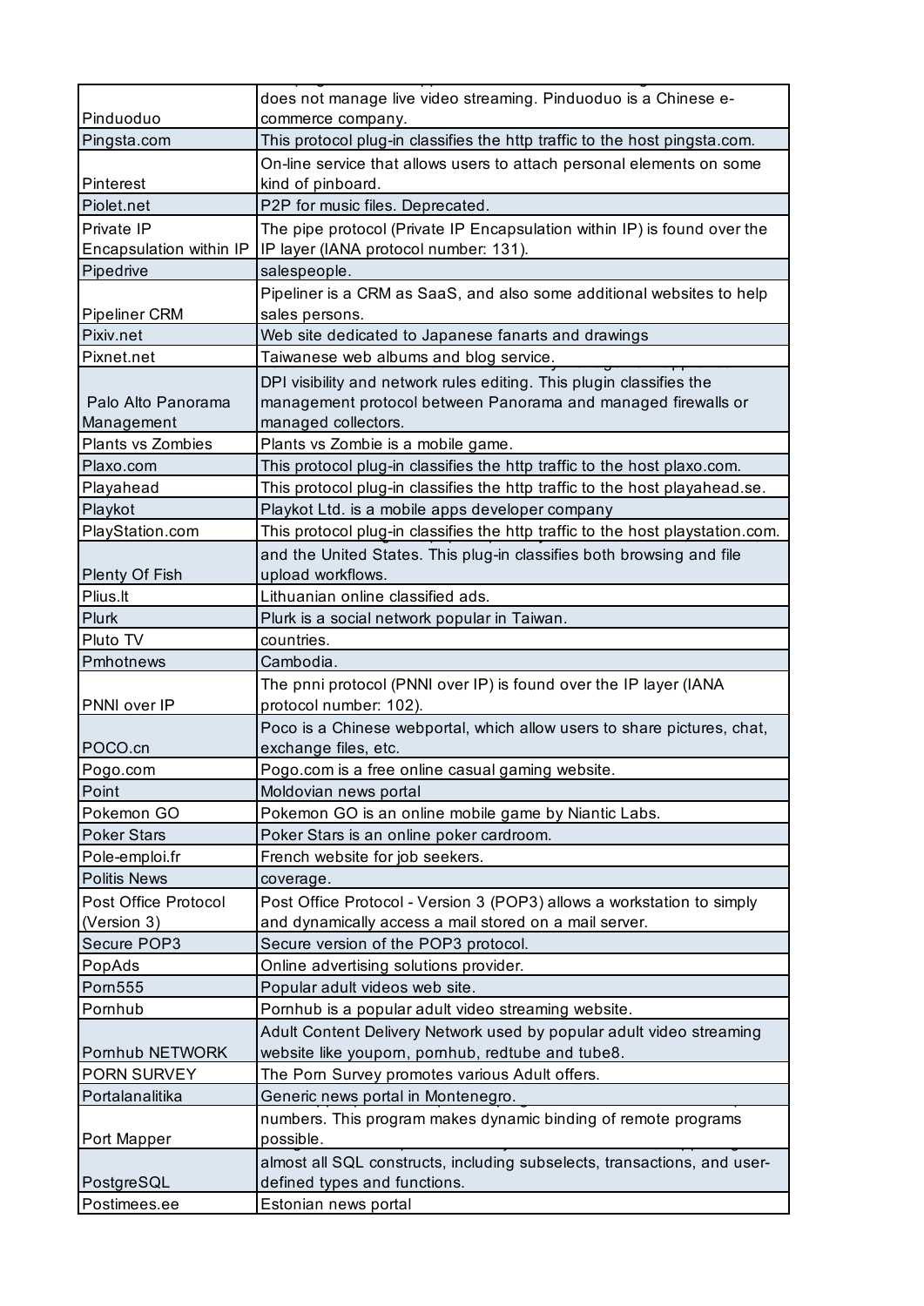| | |
|---|---|
| Pinduoduo | does not manage live video streaming. Pinduoduo is a Chinese e-commerce company. |
| Pingsta.com | This protocol plug-in classifies the http traffic to the host pingsta.com. |
| Pinterest | On-line service that allows users to attach personal elements on some kind of pinboard. |
| Piolet.net | P2P for music files. Deprecated. |
| Private IP Encapsulation within IP | The pipe protocol (Private IP Encapsulation within IP) is found over the IP layer (IANA protocol number: 131). |
| Pipedrive | salespeople. |
| Pipeliner CRM | Pipeliner is a CRM as SaaS, and also some additional websites to help sales persons. |
| Pixiv.net | Web site dedicated to Japanese fanarts and drawings |
| Pixnet.net | Taiwanese web albums and blog service. |
| Palo Alto Panorama Management | DPI visibility and network rules editing. This plugin classifies the management protocol between Panorama and managed firewalls or managed collectors. |
| Plants vs Zombies | Plants vs Zombie is a mobile game. |
| Plaxo.com | This protocol plug-in classifies the http traffic to the host plaxo.com. |
| Playahead | This protocol plug-in classifies the http traffic to the host playahead.se. |
| Playkot | Playkot Ltd. is a mobile apps developer company |
| PlayStation.com | This protocol plug-in classifies the http traffic to the host playstation.com. |
| Plenty Of Fish | and the United States. This plug-in classifies both browsing and file upload workflows. |
| Plius.lt | Lithuanian online classified ads. |
| Plurk | Plurk is a social network popular in Taiwan. |
| Pluto TV | countries. |
| Pmhotnews | Cambodia. |
| PNNI over IP | The pnni protocol (PNNI over IP) is found over the IP layer (IANA protocol number: 102). |
| POCO.cn | Poco is a Chinese webportal, which allow users to share pictures, chat, exchange files, etc. |
| Pogo.com | Pogo.com is a free online casual gaming website. |
| Point | Moldovian news portal |
| Pokemon GO | Pokemon GO is an online mobile game by Niantic Labs. |
| Poker Stars | Poker Stars is an online poker cardroom. |
| Pole-emploi.fr | French website for job seekers. |
| Politis News | coverage. |
| Post Office Protocol (Version 3) | Post Office Protocol - Version 3 (POP3) allows a workstation to simply and dynamically access a mail stored on a mail server. |
| Secure POP3 | Secure version of the POP3 protocol. |
| PopAds | Online advertising solutions provider. |
| Porn555 | Popular adult videos web site. |
| Pornhub | Pornhub is a popular adult video streaming website. |
| Pornhub NETWORK | Adult Content Delivery Network used by popular adult video streaming website like youporn, pornhub, redtube and tube8. |
| PORN SURVEY | The Porn Survey promotes various Adult offers. |
| Portalanalitika | Generic news portal in Montenegro. |
| Port Mapper | numbers. This program makes dynamic binding of remote programs possible. |
| PostgreSQL | almost all SQL constructs, including subselects, transactions, and user-defined types and functions. |
| Postimees.ee | Estonian news portal |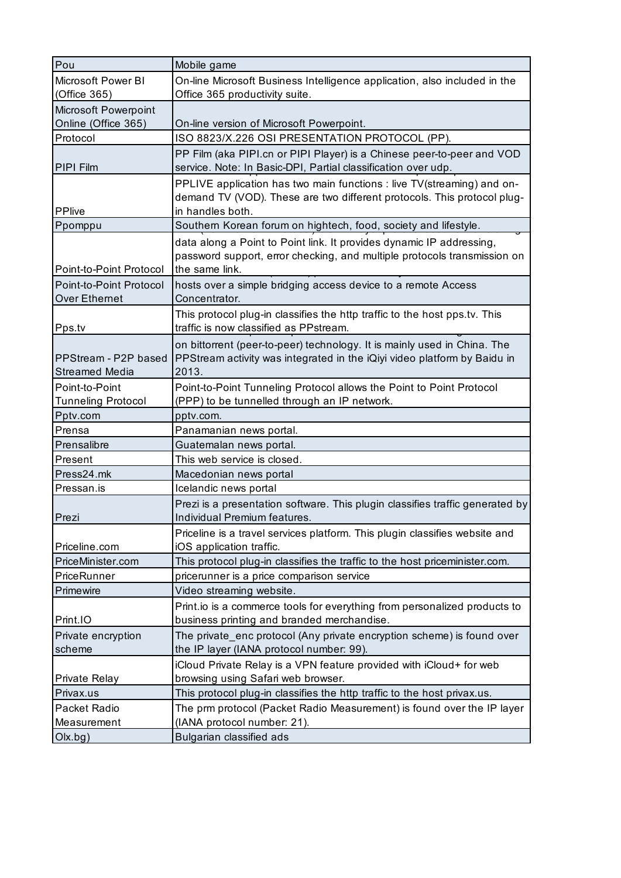| Pou | Mobile game |
|---|---|
| Microsoft Power BI (Office 365) | On-line Microsoft Business Intelligence application, also included in the Office 365 productivity suite. |
| Microsoft Powerpoint Online (Office 365) | On-line version of Microsoft Powerpoint. |
| Protocol | ISO 8823/X.226 OSI PRESENTATION PROTOCOL (PP). |
| PIPI Film | PP Film (aka PIPI.cn or PIPI Player) is a Chinese peer-to-peer and VOD service. Note: In Basic-DPI, Partial classification over udp. |
| PPlive | PPLIVE application has two main functions : live TV(streaming) and on-demand TV (VOD). These are two different protocols. This protocol plug-in handles both. |
| Ppomppu | Southern Korean forum on hightech, food, society and lifestyle. |
| Point-to-Point Protocol | data along a Point to Point link. It provides dynamic IP addressing, password support, error checking, and multiple protocols transmission on the same link. |
| Point-to-Point Protocol Over Ethernet | hosts over a simple bridging access device to a remote Access Concentrator. |
| Pps.tv | This protocol plug-in classifies the http traffic to the host pps.tv. This traffic is now classified as PPstream. |
| PPStream - P2P based Streamed Media | on bittorrent (peer-to-peer) technology. It is mainly used in China. The PPStream activity was integrated in the iQiyi video platform by Baidu in 2013. |
| Point-to-Point Tunneling Protocol | Point-to-Point Tunneling Protocol allows the Point to Point Protocol (PPP) to be tunnelled through an IP network. |
| Pptv.com | pptv.com. |
| Prensa | Panamanian news portal. |
| Prensalibre | Guatemalan news portal. |
| Present | This web service is closed. |
| Press24.mk | Macedonian news portal |
| Pressan.is | Icelandic news portal |
| Prezi | Prezi is a presentation software. This plugin classifies traffic generated by Individual Premium features. |
| Priceline.com | Priceline is a travel services platform. This plugin classifies website and iOS application traffic. |
| PriceMinister.com | This protocol plug-in classifies the traffic to the host priceminister.com. |
| PriceRunner | pricerunner is a price comparison service |
| Primewire | Video streaming website. |
| Print.IO | Print.io is a commerce tools for everything from personalized products to business printing and branded merchandise. |
| Private encryption scheme | The private_enc protocol (Any private encryption scheme) is found over the IP layer (IANA protocol number: 99). |
| Private Relay | iCloud Private Relay is a VPN feature provided with iCloud+ for web browsing using Safari web browser. |
| Privax.us | This protocol plug-in classifies the http traffic to the host privax.us. |
| Packet Radio Measurement | The prm protocol (Packet Radio Measurement) is found over the IP layer (IANA protocol number: 21). |
| Olx.bg) | Bulgarian classified ads |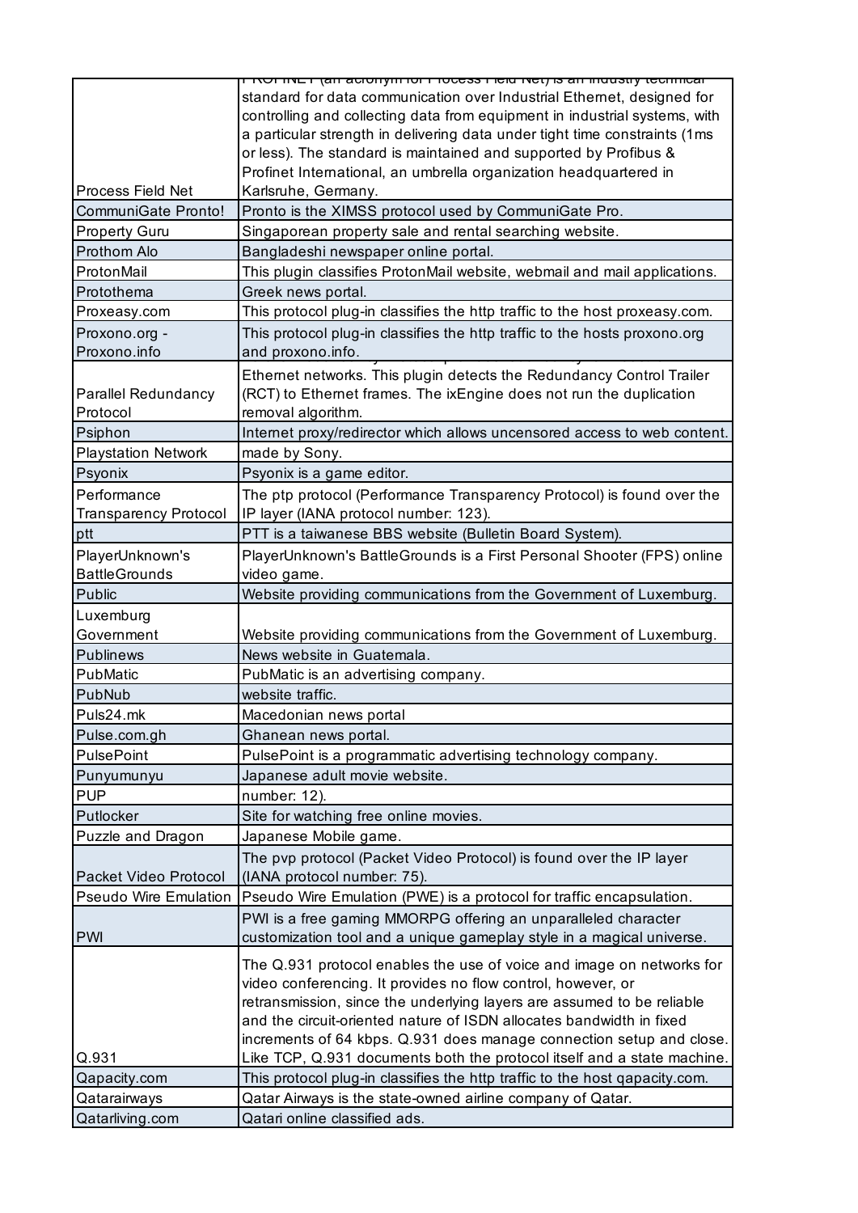| | |
|---|---|
| Process Field Net | PROFINET (an acronym for Process Field Net) is an industry technical standard for data communication over Industrial Ethernet, designed for controlling and collecting data from equipment in industrial systems, with a particular strength in delivering data under tight time constraints (1ms or less). The standard is maintained and supported by Profibus & Profinet International, an umbrella organization headquartered in Karlsruhe, Germany. |
| CommuniGate Pronto! | Pronto is the XIMSS protocol used by CommuniGate Pro. |
| Property Guru | Singaporean property sale and rental searching website. |
| Prothom Alo | Bangladeshi newspaper online portal. |
| ProtonMail | This plugin classifies ProtonMail website, webmail and mail applications. |
| Protothema | Greek news portal. |
| Proxeasy.com | This protocol plug-in classifies the http traffic to the host proxeasy.com. |
| Proxono.org - Proxono.info | This protocol plug-in classifies the http traffic to the hosts proxono.org and proxono.info. |
| Parallel Redundancy Protocol | Ethernet networks. This plugin detects the Redundancy Control Trailer (RCT) to Ethernet frames. The ixEngine does not run the duplication removal algorithm. |
| Psiphon | Internet proxy/redirector which allows uncensored access to web content. |
| Playstation Network | made by Sony. |
| Psyonix | Psyonix is a game editor. |
| Performance Transparency Protocol | The ptp protocol (Performance Transparency Protocol) is found over the IP layer (IANA protocol number: 123). |
| ptt | PTT is a taiwanese BBS website (Bulletin Board System). |
| PlayerUnknown's BattleGrounds | PlayerUnknown's BattleGrounds is a First Personal Shooter (FPS) online video game. |
| Public | Website providing communications from the Government of Luxemburg. |
| Luxemburg Government | Website providing communications from the Government of Luxemburg. |
| Publinews | News website in Guatemala. |
| PubMatic | PubMatic is an advertising company. |
| PubNub | website traffic. |
| Puls24.mk | Macedonian news portal |
| Pulse.com.gh | Ghanean news portal. |
| PulsePoint | PulsePoint is a programmatic advertising technology company. |
| Punyumunyu | Japanese adult movie website. |
| PUP | number: 12). |
| Putlocker | Site for watching free online movies. |
| Puzzle and Dragon | Japanese Mobile game. |
| Packet Video Protocol | The pvp protocol (Packet Video Protocol) is found over the IP layer (IANA protocol number: 75). |
| Pseudo Wire Emulation | Pseudo Wire Emulation (PWE) is a protocol for traffic encapsulation. |
| PWI | PWI is a free gaming MMORPG offering an unparalleled character customization tool and a unique gameplay style in a magical universe. |
| Q.931 | The Q.931 protocol enables the use of voice and image on networks for video conferencing. It provides no flow control, however, or retransmission, since the underlying layers are assumed to be reliable and the circuit-oriented nature of ISDN allocates bandwidth in fixed increments of 64 kbps. Q.931 does manage connection setup and close. Like TCP, Q.931 documents both the protocol itself and a state machine. |
| Qapacity.com | This protocol plug-in classifies the http traffic to the host qapacity.com. |
| Qatarairways | Qatar Airways is the state-owned airline company of Qatar. |
| Qatarliving.com | Qatari online classified ads. |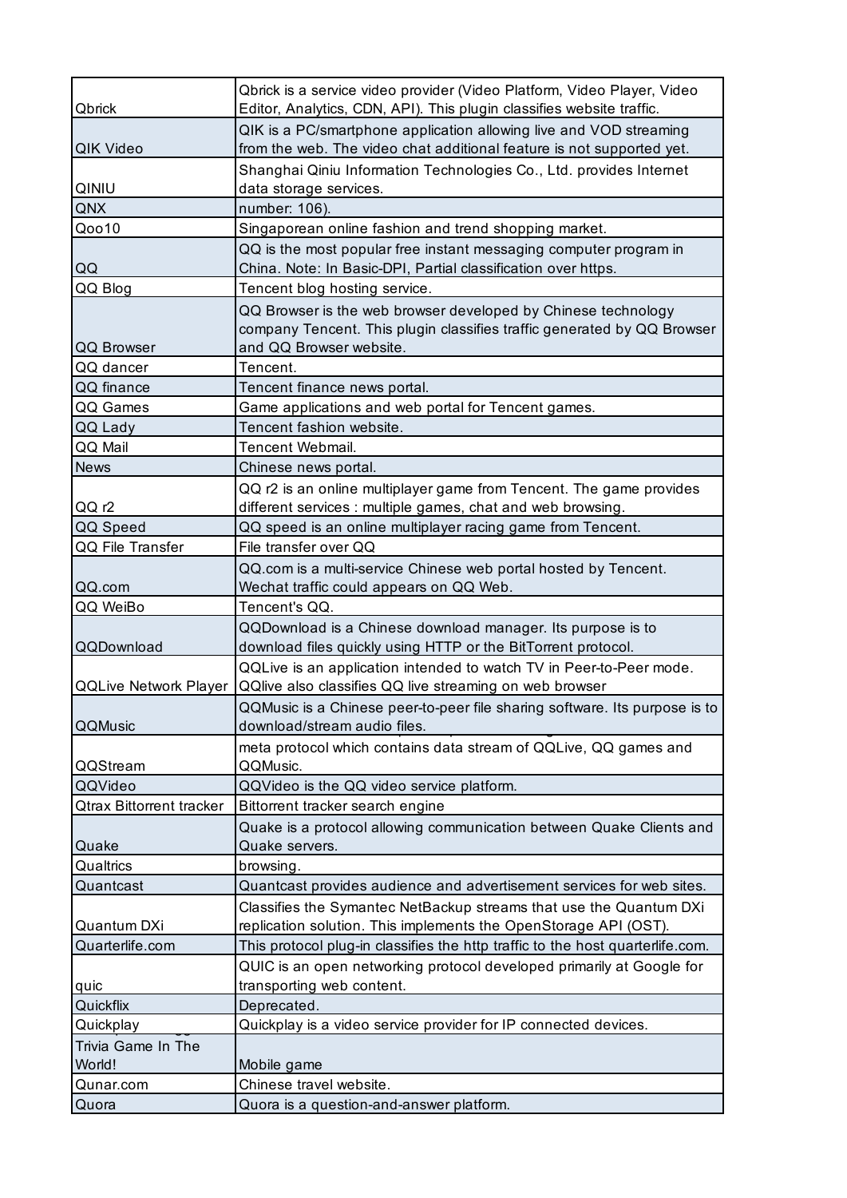| | |
|---|---|
| Qbrick | Qbrick is a service video provider (Video Platform, Video Player, Video Editor, Analytics, CDN, API). This plugin classifies website traffic. |
| QIK Video | QIK is a PC/smartphone application allowing live and VOD streaming from the web. The video chat additional feature is not supported yet. |
| QINIU | Shanghai Qiniu Information Technologies Co., Ltd. provides Internet data storage services. |
| QNX | number: 106). |
| Qoo10 | Singaporean online fashion and trend shopping market. |
| QQ | QQ is the most popular free instant messaging computer program in China. Note: In Basic-DPI, Partial classification over https. |
| QQ Blog | Tencent blog hosting service. |
| QQ Browser | QQ Browser is the web browser developed by Chinese technology company Tencent. This plugin classifies traffic generated by QQ Browser and QQ Browser website. |
| QQ dancer | Tencent. |
| QQ finance | Tencent finance news portal. |
| QQ Games | Game applications and web portal for Tencent games. |
| QQ Lady | Tencent fashion website. |
| QQ Mail | Tencent Webmail. |
| News | Chinese news portal. |
| QQ r2 | QQ r2 is an online multiplayer game from Tencent. The game provides different services : multiple games, chat and web browsing. |
| QQ Speed | QQ speed is an online multiplayer racing game from Tencent. |
| QQ File Transfer | File transfer over QQ |
| QQ.com | QQ.com is a multi-service Chinese web portal hosted by Tencent. Wechat traffic could appears on QQ Web. |
| QQ WeiBo | Tencent's QQ. |
| QQDownload | QQDownload is a Chinese download manager. Its purpose is to download files quickly using HTTP or the BitTorrent protocol. |
| QQLive Network Player | QQLive is an application intended to watch TV in Peer-to-Peer mode. QQlive also classifies QQ live streaming on web browser |
| QQMusic | QQMusic is a Chinese peer-to-peer file sharing software. Its purpose is to download/stream audio files. |
| QQStream | meta protocol which contains data stream of QQLive, QQ games and QQMusic. |
| QQVideo | QQVideo is the QQ video service platform. |
| Qtrax Bittorrent tracker | Bittorrent tracker search engine |
| Quake | Quake is a protocol allowing communication between Quake Clients and Quake servers. |
| Qualtrics | browsing. |
| Quantcast | Quantcast provides audience and advertisement services for web sites. |
| Quantum DXi | Classifies the Symantec NetBackup streams that use the Quantum DXi replication solution. This implements the OpenStorage API (OST). |
| Quarterlife.com | This protocol plug-in classifies the http traffic to the host quarterlife.com. |
| quic | QUIC is an open networking protocol developed primarily at Google for transporting web content. |
| Quickflix | Deprecated. |
| Quickplay | Quickplay is a video service provider for IP connected devices. |
| Trivia Game In The World! | Mobile game |
| Qunar.com | Chinese travel website. |
| Quora | Quora is a question-and-answer platform. |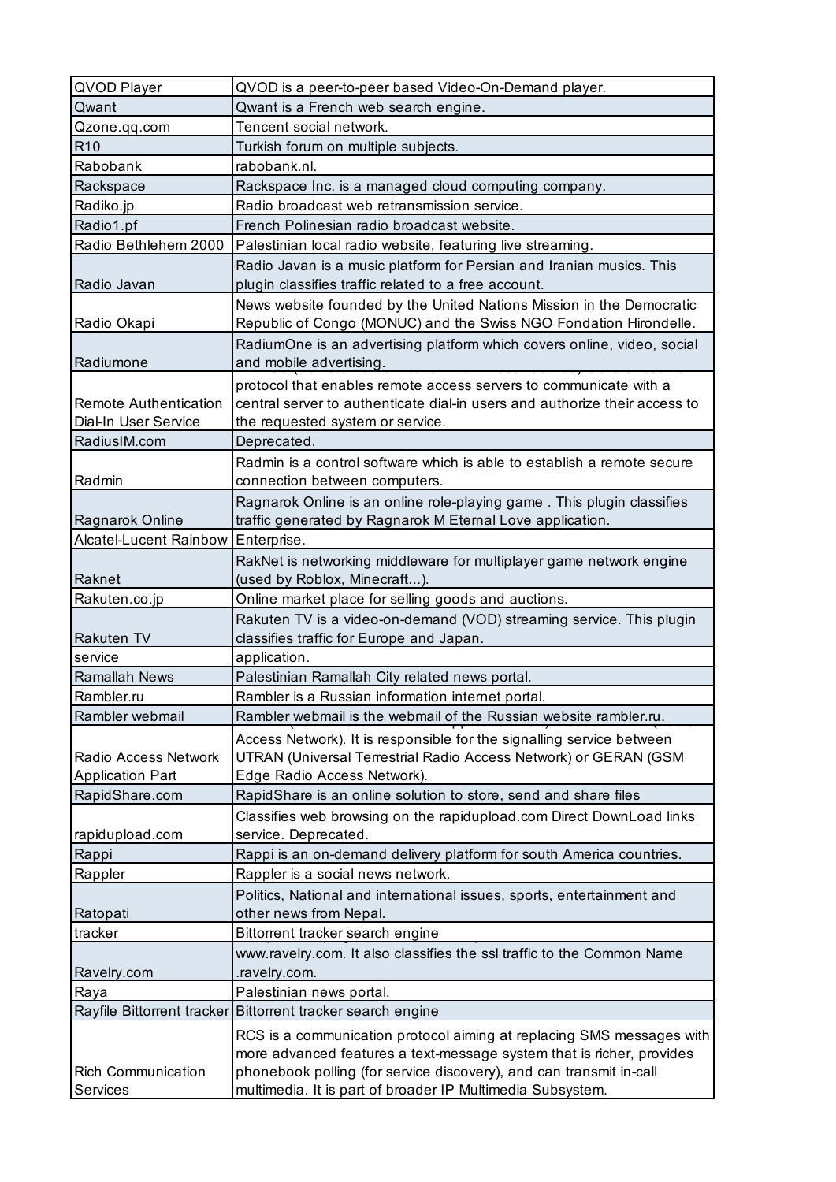| | |
|---|---|
| QVOD Player | QVOD is a peer-to-peer based Video-On-Demand player. |
| Qwant | Qwant is a French web search engine. |
| Qzone.qq.com | Tencent social network. |
| R10 | Turkish forum on multiple subjects. |
| Rabobank | rabobank.nl. |
| Rackspace | Rackspace Inc. is a managed cloud computing company. |
| Radiko.jp | Radio broadcast web retransmission service. |
| Radio1.pf | French Polinesian radio broadcast website. |
| Radio Bethlehem 2000 | Palestinian local radio website, featuring live streaming. |
| Radio Javan | Radio Javan is a music platform for Persian and Iranian musics. This plugin classifies traffic related to a free account. |
| Radio Okapi | News website founded by the United Nations Mission in the Democratic Republic of Congo (MONUC) and the Swiss NGO Fondation Hirondelle. |
| Radiumone | RadiumOne is an advertising platform which covers online, video, social and mobile advertising. |
| Remote Authentication Dial-In User Service | protocol that enables remote access servers to communicate with a central server to authenticate dial-in users and authorize their access to the requested system or service. |
| RadiusIM.com | Deprecated. |
| Radmin | Radmin is a control software which is able to establish a remote secure connection between computers. |
| Ragnarok Online | Ragnarok Online is an online role-playing game . This plugin classifies traffic generated by Ragnarok M Eternal Love application. |
| Alcatel-Lucent Rainbow | Enterprise. |
| Raknet | RakNet is networking middleware for multiplayer game network engine (used by Roblox, Minecraft...). |
| Rakuten.co.jp | Online market place for selling goods and auctions. |
| Rakuten TV | Rakuten TV is a video-on-demand (VOD) streaming service. This plugin classifies traffic for Europe and Japan. |
| service | application. |
| Ramallah News | Palestinian Ramallah City related news portal. |
| Rambler.ru | Rambler is a Russian information internet portal. |
| Rambler webmail | Rambler webmail is the webmail of the Russian website rambler.ru. |
| Radio Access Network Application Part | Access Network). It is responsible for the signalling service between UTRAN (Universal Terrestrial Radio Access Network) or GERAN (GSM Edge Radio Access Network). |
| RapidShare.com | RapidShare is an online solution to store, send and share files |
| rapidupload.com | Classifies web browsing on the rapidupload.com Direct DownLoad links service. Deprecated. |
| Rappi | Rappi is an on-demand delivery platform for south America countries. |
| Rappler | Rappler is a social news network. |
| Ratopati | Politics, National and international issues, sports, entertainment and other news from Nepal. |
| tracker | Bittorrent tracker search engine |
| Ravelry.com | www.ravelry.com. It also classifies the ssl traffic to the Common Name .ravelry.com. |
| Raya | Palestinian news portal. |
| Rayfile Bittorrent tracker | Bittorrent tracker search engine |
| Rich Communication Services | RCS is a communication protocol aiming at replacing SMS messages with more advanced features a text-message system that is richer, provides phonebook polling (for service discovery), and can transmit in-call multimedia. It is part of broader IP Multimedia Subsystem. |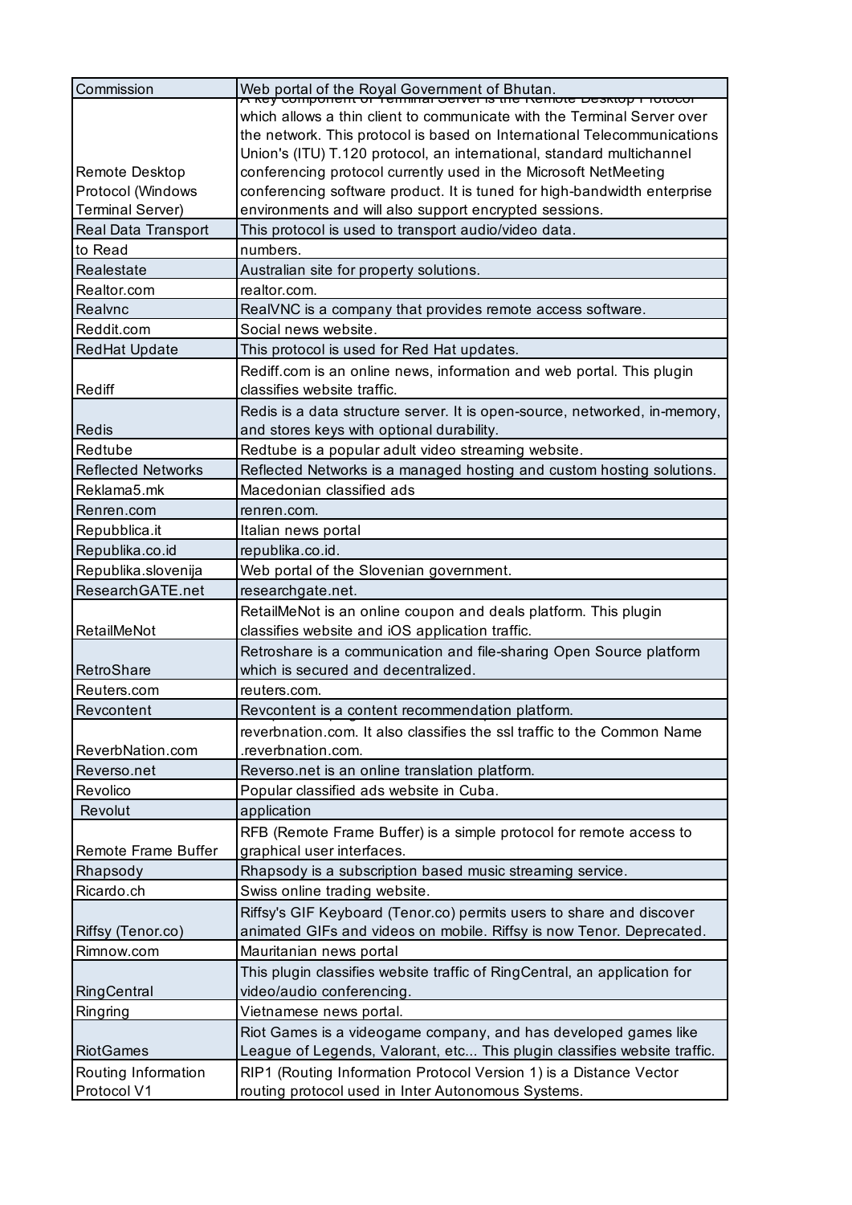| Commission | Web portal of the Royal Government of Bhutan. |
|---|---|
| Remote Desktop Protocol (Windows Terminal Server) | A key component of Terminal Server is the Remote Desktop Protocol which allows a thin client to communicate with the Terminal Server over the network. This protocol is based on International Telecommunications Union's (ITU) T.120 protocol, an international, standard multichannel conferencing protocol currently used in the Microsoft NetMeeting conferencing software product. It is tuned for high-bandwidth enterprise environments and will also support encrypted sessions. |
| Real Data Transport | This protocol is used to transport audio/video data. |
| to Read | numbers. |
| Realestate | Australian site for property solutions. |
| Realtor.com | realtor.com. |
| Realvnc | RealVNC is a company that provides remote access software. |
| Reddit.com | Social news website. |
| RedHat Update | This protocol is used for Red Hat updates. |
| Rediff | Rediff.com is an online news, information and web portal. This plugin classifies website traffic. |
| Redis | Redis is a data structure server. It is open-source, networked, in-memory, and stores keys with optional durability. |
| Redtube | Redtube is a popular adult video streaming website. |
| Reflected Networks | Reflected Networks is a managed hosting and custom hosting solutions. |
| Reklama5.mk | Macedonian classified ads |
| Renren.com | renren.com. |
| Repubblica.it | Italian news portal |
| Republika.co.id | republika.co.id. |
| Republika.slovenija | Web portal of the Slovenian government. |
| ResearchGATE.net | researchgate.net. |
| RetailMeNot | RetailMeNot is an online coupon and deals platform. This plugin classifies website and iOS application traffic. |
| RetroShare | Retroshare is a communication and file-sharing Open Source platform which is secured and decentralized. |
| Reuters.com | reuters.com. |
| Revcontent | Revcontent is a content recommendation platform. |
| ReverbNation.com | reverbnation.com. It also classifies the ssl traffic to the Common Name .reverbnation.com. |
| Reverso.net | Reverso.net is an online translation platform. |
| Revolico | Popular classified ads website in Cuba. |
| Revolut | application |
| Remote Frame Buffer | RFB (Remote Frame Buffer) is a simple protocol for remote access to graphical user interfaces. |
| Rhapsody | Rhapsody is a subscription based music streaming service. |
| Ricardo.ch | Swiss online trading website. |
| Riffsy (Tenor.co) | Riffsy's GIF Keyboard (Tenor.co) permits users to share and discover animated GIFs and videos on mobile. Riffsy is now Tenor. Deprecated. |
| Rimnow.com | Mauritanian news portal |
| RingCentral | This plugin classifies website traffic of RingCentral, an application for video/audio conferencing. |
| Ringring | Vietnamese news portal. |
| RiotGames | Riot Games is a videogame company, and has developed games like League of Legends, Valorant, etc... This plugin classifies website traffic. |
| Routing Information Protocol V1 | RIP1 (Routing Information Protocol Version 1) is a Distance Vector routing protocol used in Inter Autonomous Systems. |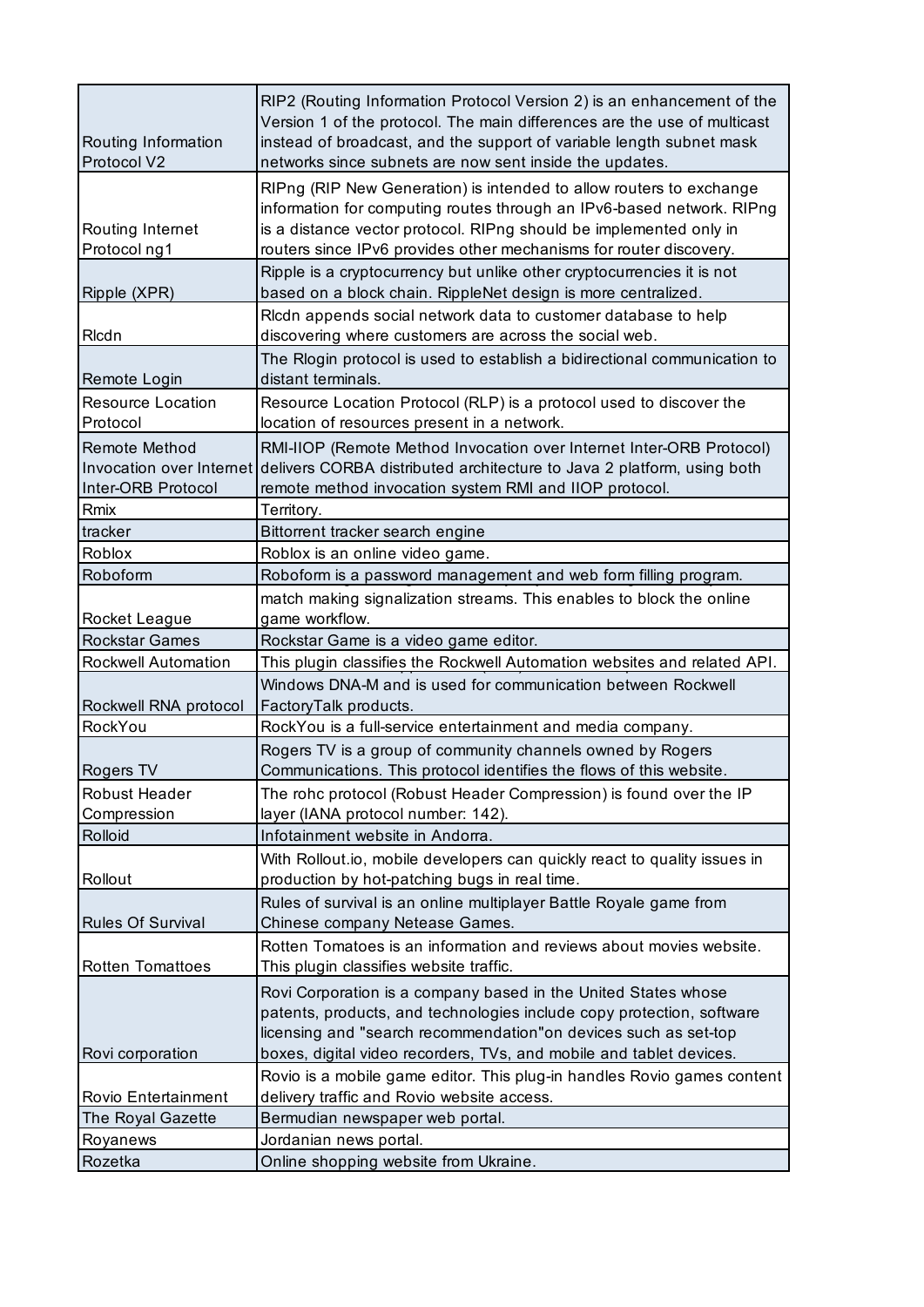| | |
|---|---|
| Routing Information Protocol V2 | RIP2 (Routing Information Protocol Version 2) is an enhancement of the Version 1 of the protocol. The main differences are the use of multicast instead of broadcast, and the support of variable length subnet mask networks since subnets are now sent inside the updates. |
| Routing Internet Protocol ng1 | RIPng (RIP New Generation) is intended to allow routers to exchange information for computing routes through an IPv6-based network. RIPng is a distance vector protocol. RIPng should be implemented only in routers since IPv6 provides other mechanisms for router discovery. |
| Ripple (XPR) | Ripple is a cryptocurrency but unlike other cryptocurrencies it is not based on a block chain. RippleNet design is more centralized. |
| Rlcdn | Rlcdn appends social network data to customer database to help discovering where customers are across the social web. |
| Remote Login | The Rlogin protocol is used to establish a bidirectional communication to distant terminals. |
| Resource Location Protocol | Resource Location Protocol (RLP) is a protocol used to discover the location of resources present in a network. |
| Remote Method Invocation over Internet Inter-ORB Protocol | RMI-IIOP (Remote Method Invocation over Internet Inter-ORB Protocol) delivers CORBA distributed architecture to Java 2 platform, using both remote method invocation system RMI and IIOP protocol. |
| Rmix | Territory. |
| tracker | Bittorrent tracker search engine |
| Roblox | Roblox is an online video game. |
| Roboform | Roboform is a password management and web form filling program. |
| Rocket League | match making signalization streams. This enables to block the online game workflow. |
| Rockstar Games | Rockstar Game is a video game editor. |
| Rockwell Automation | This plugin classifies the Rockwell Automation websites and related API. |
| Rockwell RNA protocol | Windows DNA-M and is used for communication between Rockwell FactoryTalk products. |
| RockYou | RockYou is a full-service entertainment and media company. |
| Rogers TV | Rogers TV is a group of community channels owned by Rogers Communications. This protocol identifies the flows of this website. |
| Robust Header Compression | The rohc protocol (Robust Header Compression) is found over the IP layer (IANA protocol number: 142). |
| Rolloid | Infotainment website in Andorra. |
| Rollout | With Rollout.io, mobile developers can quickly react to quality issues in production by hot-patching bugs in real time. |
| Rules Of Survival | Rules of survival is an online multiplayer Battle Royale game from Chinese company Netease Games. |
| Rotten Tomattoes | Rotten Tomatoes is an information and reviews about movies website. This plugin classifies website traffic. |
| Rovi corporation | Rovi Corporation is a company based in the United States whose patents, products, and technologies include copy protection, software licensing and "search recommendation"on devices such as set-top boxes, digital video recorders, TVs, and mobile and tablet devices. |
| Rovio Entertainment | Rovio is a mobile game editor. This plug-in handles Rovio games content delivery traffic and Rovio website access. |
| The Royal Gazette | Bermudian newspaper web portal. |
| Royanews | Jordanian news portal. |
| Rozetka | Online shopping website from Ukraine. |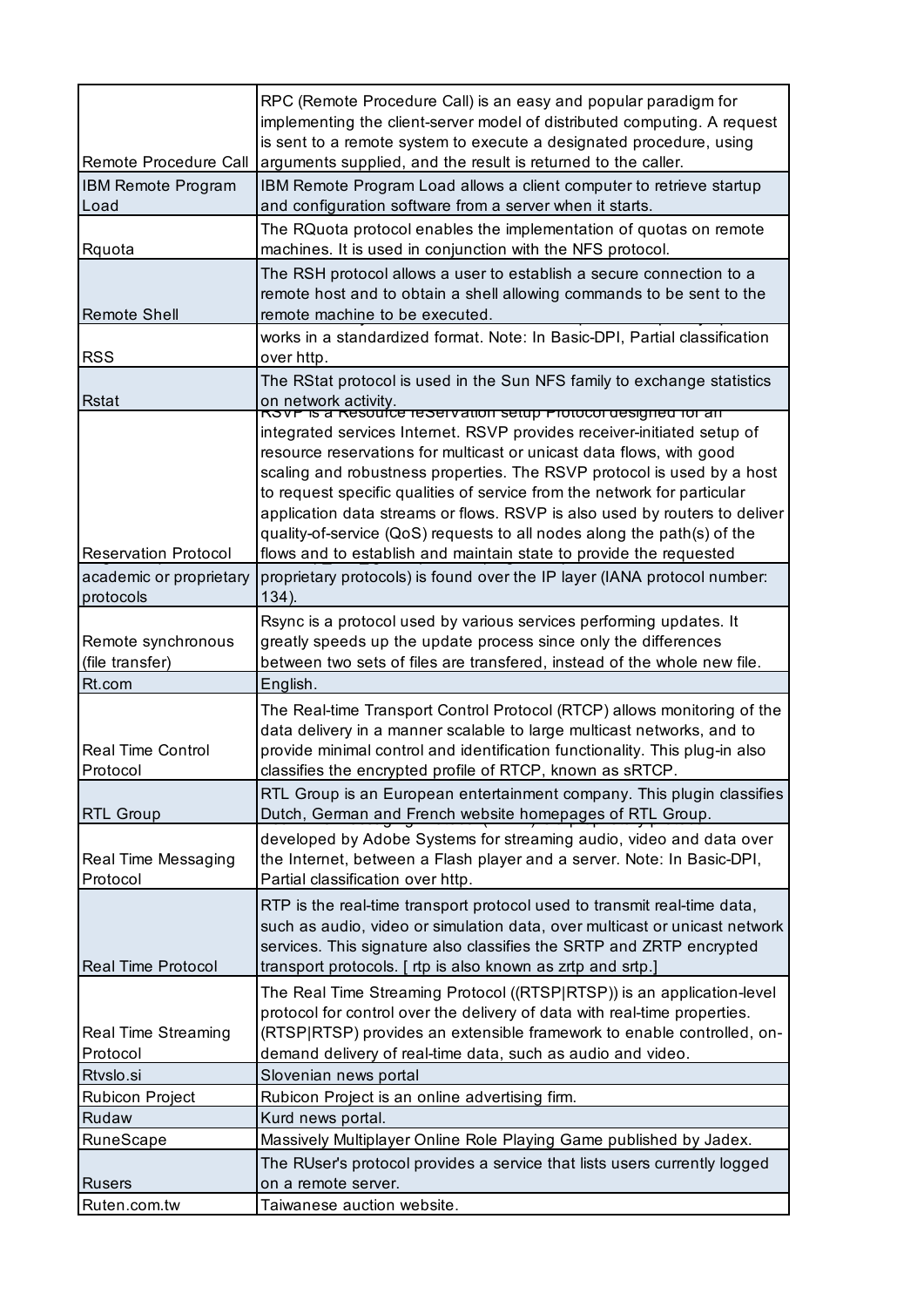| | |
|---|---|
| Remote Procedure Call | RPC (Remote Procedure Call) is an easy and popular paradigm for implementing the client-server model of distributed computing. A request is sent to a remote system to execute a designated procedure, using arguments supplied, and the result is returned to the caller. |
| IBM Remote Program Load | IBM Remote Program Load allows a client computer to retrieve startup and configuration software from a server when it starts. |
| Rquota | The RQuota protocol enables the implementation of quotas on remote machines. It is used in conjunction with the NFS protocol. |
| Remote Shell | The RSH protocol allows a user to establish a secure connection to a remote host and to obtain a shell allowing commands to be sent to the remote machine to be executed. |
| RSS | works in a standardized format. Note: In Basic-DPI, Partial classification over http. |
| Rstat | The RStat protocol is used in the Sun NFS family to exchange statistics on network activity. |
| Reservation Protocol | RSVP is a Resource reServation setup Protocol designed for an integrated services Internet. RSVP provides receiver-initiated setup of resource reservations for multicast or unicast data flows, with good scaling and robustness properties. The RSVP protocol is used by a host to request specific qualities of service from the network for particular application data streams or flows. RSVP is also used by routers to deliver quality-of-service (QoS) requests to all nodes along the path(s) of the flows and to establish and maintain state to provide the requested |
| academic or proprietary protocols | proprietary protocols) is found over the IP layer (IANA protocol number: 134). |
| Remote synchronous (file transfer) | Rsync is a protocol used by various services performing updates. It greatly speeds up the update process since only the differences between two sets of files are transfered, instead of the whole new file. |
| Rt.com | English. |
| Real Time Control Protocol | The Real-time Transport Control Protocol (RTCP) allows monitoring of the data delivery in a manner scalable to large multicast networks, and to provide minimal control and identification functionality. This plug-in also classifies the encrypted profile of RTCP, known as sRTCP. |
| RTL Group | RTL Group is an European entertainment company. This plugin classifies Dutch, German and French website homepages of RTL Group. |
| Real Time Messaging Protocol | developed by Adobe Systems for streaming audio, video and data over the Internet, between a Flash player and a server. Note: In Basic-DPI, Partial classification over http. |
| Real Time Protocol | RTP is the real-time transport protocol used to transmit real-time data, such as audio, video or simulation data, over multicast or unicast network services. This signature also classifies the SRTP and ZRTP encrypted transport protocols. [ rtp is also known as zrtp and srtp.] |
| Real Time Streaming Protocol | The Real Time Streaming Protocol ((RTSP\|RTSP)) is an application-level protocol for control over the delivery of data with real-time properties. (RTSP\|RTSP) provides an extensible framework to enable controlled, on-demand delivery of real-time data, such as audio and video. |
| Rtvslo.si | Slovenian news portal |
| Rubicon Project | Rubicon Project is an online advertising firm. |
| Rudaw | Kurd news portal. |
| RuneScape | Massively Multiplayer Online Role Playing Game published by Jadex. |
| Rusers | The RUser's protocol provides a service that lists users currently logged on a remote server. |
| Ruten.com.tw | Taiwanese auction website. |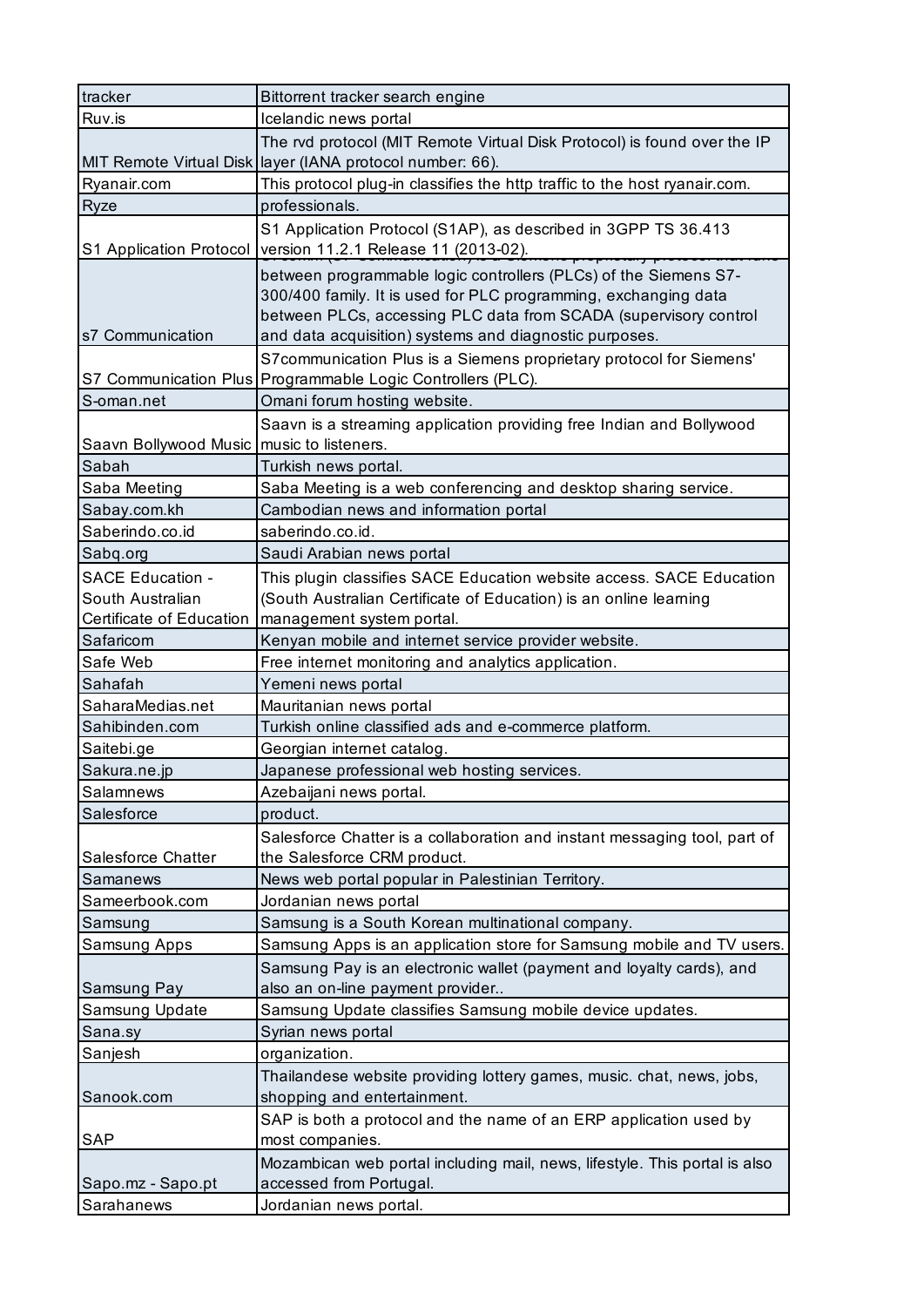| tracker | Bittorrent tracker search engine |
|---|---|
| Ruv.is | Icelandic news portal |
| MIT Remote Virtual Disk | The rvd protocol (MIT Remote Virtual Disk Protocol) is found over the IP layer (IANA protocol number: 66). |
| Ryanair.com | This protocol plug-in classifies the http traffic to the host ryanair.com. |
| Ryze | professionals. |
| S1 Application Protocol | S1 Application Protocol (S1AP), as described in 3GPP TS 36.413 version 11.2.1 Release 11 (2013-02). |
| s7 Communication | between programmable logic controllers (PLCs) of the Siemens S7-300/400 family. It is used for PLC programming, exchanging data between PLCs, accessing PLC data from SCADA (supervisory control and data acquisition) systems and diagnostic purposes. |
| S7 Communication Plus | S7communication Plus is a Siemens proprietary protocol for Siemens' Programmable Logic Controllers (PLC). |
| S-oman.net | Omani forum hosting website. |
| Saavn Bollywood Music | Saavn is a streaming application providing free Indian and Bollywood music to listeners. |
| Sabah | Turkish news portal. |
| Saba Meeting | Saba Meeting is a web conferencing and desktop sharing service. |
| Sabay.com.kh | Cambodian news and information portal |
| Saberindo.co.id | saberindo.co.id. |
| Sabq.org | Saudi Arabian news portal |
| SACE Education - South Australian Certificate of Education | This plugin classifies SACE Education website access. SACE Education (South Australian Certificate of Education) is an online learning management system portal. |
| Safaricom | Kenyan mobile and internet service provider website. |
| Safe Web | Free internet monitoring and analytics application. |
| Sahafah | Yemeni news portal |
| SaharaMedias.net | Mauritanian news portal |
| Sahibinden.com | Turkish online classified ads and e-commerce platform. |
| Saitebi.ge | Georgian internet catalog. |
| Sakura.ne.jp | Japanese professional web hosting services. |
| Salamnews | Azebaijani news portal. |
| Salesforce | product. |
| Salesforce Chatter | Salesforce Chatter is a collaboration and instant messaging tool, part of the Salesforce CRM product. |
| Samanews | News web portal popular in Palestinian Territory. |
| Sameerbook.com | Jordanian news portal |
| Samsung | Samsung is a South Korean multinational company. |
| Samsung Apps | Samsung Apps is an application store for Samsung mobile and TV users. |
| Samsung Pay | Samsung Pay is an electronic wallet (payment and loyalty cards), and also an on-line payment provider.. |
| Samsung Update | Samsung Update classifies Samsung mobile device updates. |
| Sana.sy | Syrian news portal |
| Sanjesh | organization. |
| Sanook.com | Thailandese website providing lottery games, music. chat, news, jobs, shopping and entertainment. |
| SAP | SAP is both a protocol and the name of an ERP application used by most companies. |
| Sapo.mz - Sapo.pt | Mozambican web portal including mail, news, lifestyle. This portal is also accessed from Portugal. |
| Sarahanews | Jordanian news portal. |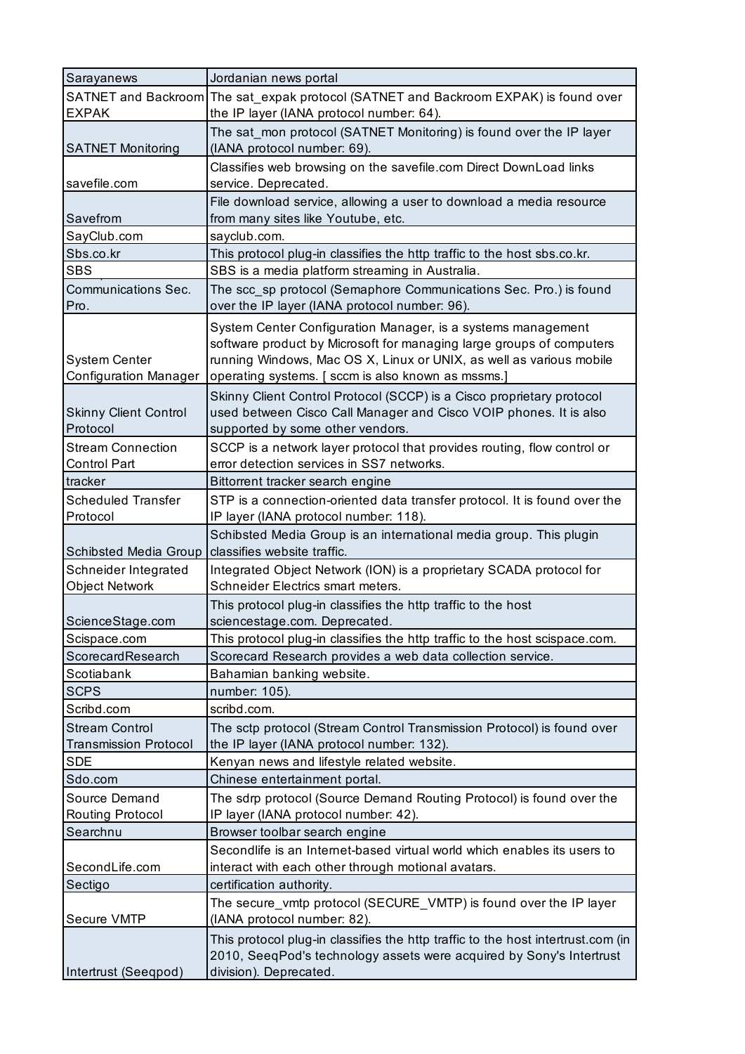| Sarayanews | Jordanian news portal |
|---|---|
| SATNET and Backroom EXPAK | The sat_expak protocol (SATNET and Backroom EXPAK) is found over the IP layer (IANA protocol number: 64). |
| SATNET Monitoring | The sat_mon protocol (SATNET Monitoring) is found over the IP layer (IANA protocol number: 69). |
| savefile.com | Classifies web browsing on the savefile.com Direct DownLoad links service. Deprecated. |
| Savefrom | File download service, allowing a user to download a media resource from many sites like Youtube, etc. |
| SayClub.com | sayclub.com. |
| Sbs.co.kr | This protocol plug-in classifies the http traffic to the host sbs.co.kr. |
| SBS | SBS is a media platform streaming in Australia. |
| Communications Sec. Pro. | The scc_sp protocol (Semaphore Communications Sec. Pro.) is found over the IP layer (IANA protocol number: 96). |
| System Center Configuration Manager | System Center Configuration Manager, is a systems management software product by Microsoft for managing large groups of computers running Windows, Mac OS X, Linux or UNIX, as well as various mobile operating systems. [ sccm is also known as mssms.] |
| Skinny Client Control Protocol | Skinny Client Control Protocol (SCCP) is a Cisco proprietary protocol used between Cisco Call Manager and Cisco VOIP phones. It is also supported by some other vendors. |
| Stream Connection Control Part | SCCP is a network layer protocol that provides routing, flow control or error detection services in SS7 networks. |
| tracker | Bittorrent tracker search engine |
| Scheduled Transfer Protocol | STP is a connection-oriented data transfer protocol. It is found over the IP layer (IANA protocol number: 118). |
| Schibsted Media Group | Schibsted Media Group is an international media group. This plugin classifies website traffic. |
| Schneider Integrated Object Network | Integrated Object Network (ION) is a proprietary SCADA protocol for Schneider Electrics smart meters. |
| ScienceStage.com | This protocol plug-in classifies the http traffic to the host sciencestage.com. Deprecated. |
| Scispace.com | This protocol plug-in classifies the http traffic to the host scispace.com. |
| ScorecardResearch | Scorecard Research provides a web data collection service. |
| Scotiabank | Bahamian banking website. |
| SCPS | number: 105). |
| Scribd.com | scribd.com. |
| Stream Control Transmission Protocol | The sctp protocol (Stream Control Transmission Protocol) is found over the IP layer (IANA protocol number: 132). |
| SDE | Kenyan news and lifestyle related website. |
| Sdo.com | Chinese entertainment portal. |
| Source Demand Routing Protocol | The sdrp protocol (Source Demand Routing Protocol) is found over the IP layer (IANA protocol number: 42). |
| Searchnu | Browser toolbar search engine |
| SecondLife.com | Secondlife is an Internet-based virtual world which enables its users to interact with each other through motional avatars. |
| Sectigo | certification authority. |
| Secure VMTP | The secure_vmtp protocol (SECURE_VMTP) is found over the IP layer (IANA protocol number: 82). |
| Intertrust (Seeqpod) | This protocol plug-in classifies the http traffic to the host intertrust.com (in 2010, SeeqPod's technology assets were acquired by Sony's Intertrust division). Deprecated. |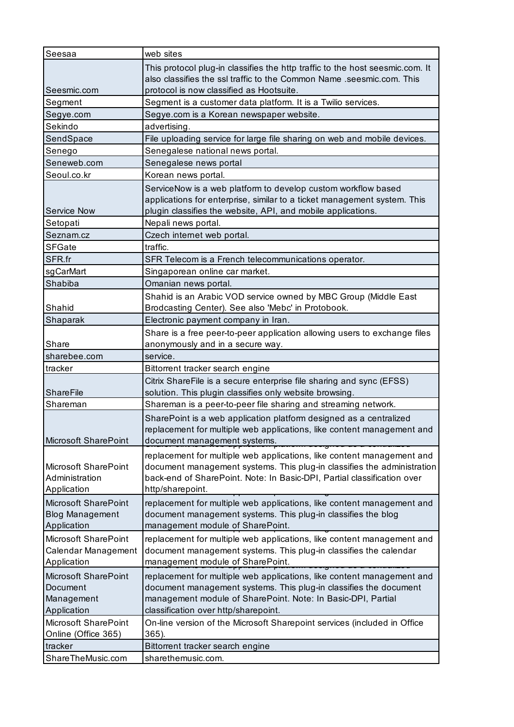| | |
|---|---|
| Seesaa | web sites |
| Seesmic.com | This protocol plug-in classifies the http traffic to the host seesmic.com. It also classifies the ssl traffic to the Common Name .seesmic.com. This protocol is now classified as Hootsuite. |
| Segment | Segment is a customer data platform. It is a Twilio services. |
| Segye.com | Segye.com is a Korean newspaper website. |
| Sekindo | advertising. |
| SendSpace | File uploading service for large file sharing on web and mobile devices. |
| Senego | Senegalese national news portal. |
| Seneweb.com | Senegalese news portal |
| Seoul.co.kr | Korean news portal. |
| Service Now | ServiceNow is a web platform to develop custom workflow based applications for enterprise, similar to a ticket management system. This plugin classifies the website, API, and mobile applications. |
| Setopati | Nepali news portal. |
| Seznam.cz | Czech internet web portal. |
| SFGate | traffic. |
| SFR.fr | SFR Telecom is a French telecommunications operator. |
| sgCarMart | Singaporean online car market. |
| Shabiba | Omanian news portal. |
| Shahid | Shahid is an Arabic VOD service owned by MBC Group (Middle East Brodcasting Center). See also 'Mebc' in Protobook. |
| Shaparak | Electronic payment company in Iran. |
| Share | Share is a free peer-to-peer application allowing users to exchange files anonymously and in a secure way. |
| sharebee.com | service. |
| tracker | Bittorrent tracker search engine |
| ShareFile | Citrix ShareFile is a secure enterprise file sharing and sync (EFSS) solution. This plugin classifies only website browsing. |
| Shareman | Shareman is a peer-to-peer file sharing and streaming network. |
| Microsoft SharePoint | SharePoint is a web application platform designed as a centralized replacement for multiple web applications, like content management and document management systems. |
| Microsoft SharePoint Administration Application | replacement for multiple web applications, like content management and document management systems. This plug-in classifies the administration back-end of SharePoint. Note: In Basic-DPI, Partial classification over http/sharepoint. |
| Microsoft SharePoint Blog Management Application | replacement for multiple web applications, like content management and document management systems. This plug-in classifies the blog management module of SharePoint. |
| Microsoft SharePoint Calendar Management Application | replacement for multiple web applications, like content management and document management systems. This plug-in classifies the calendar management module of SharePoint. |
| Microsoft SharePoint Document Management Application | replacement for multiple web applications, like content management and document management systems. This plug-in classifies the document management module of SharePoint. Note: In Basic-DPI, Partial classification over http/sharepoint. |
| Microsoft SharePoint Online (Office 365) | On-line version of the Microsoft Sharepoint services (included in Office 365). |
| tracker | Bittorrent tracker search engine |
| ShareTheMusic.com | sharethemusic.com. |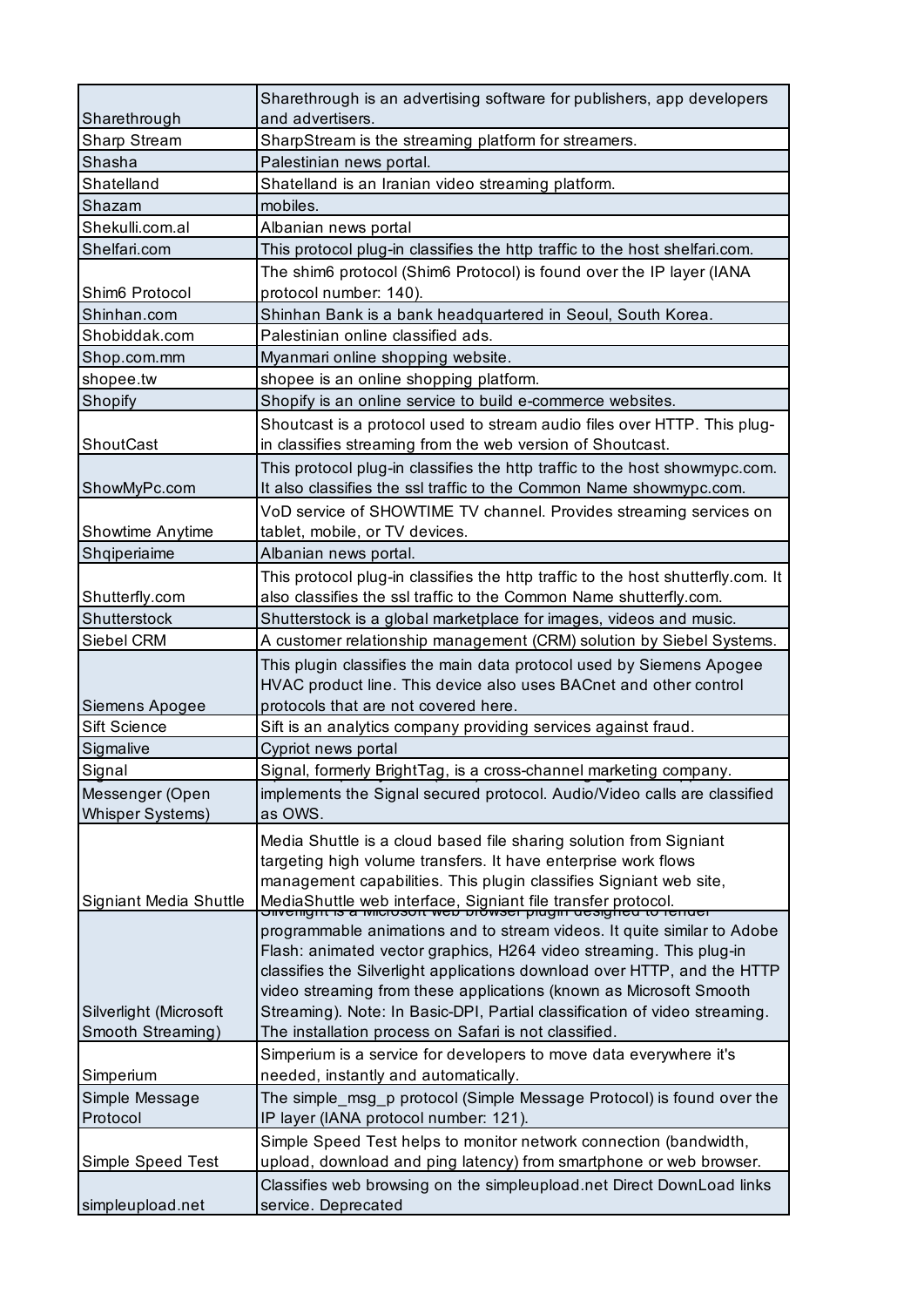| | |
|---|---|
| Sharethrough | Sharethrough is an advertising software for publishers, app developers and advertisers. |
| Sharp Stream | SharpStream is the streaming platform for streamers. |
| Shasha | Palestinian news portal. |
| Shatelland | Shatelland is an Iranian video streaming platform. |
| Shazam | mobiles. |
| Shekulli.com.al | Albanian news portal |
| Shelfari.com | This protocol plug-in classifies the http traffic to the host shelfari.com. |
| Shim6 Protocol | The shim6 protocol (Shim6 Protocol) is found over the IP layer (IANA protocol number: 140). |
| Shinhan.com | Shinhan Bank is a bank headquartered in Seoul, South Korea. |
| Shobiddak.com | Palestinian online classified ads. |
| Shop.com.mm | Myanmari online shopping website. |
| shopee.tw | shopee is an online shopping platform. |
| Shopify | Shopify is an online service to build e-commerce websites. |
| ShoutCast | Shoutcast is a protocol used to stream audio files over HTTP. This plug-in classifies streaming from the web version of Shoutcast. |
| ShowMyPc.com | This protocol plug-in classifies the http traffic to the host showmypc.com. It also classifies the ssl traffic to the Common Name showmypc.com. |
| Showtime Anytime | VoD service of SHOWTIME TV channel. Provides streaming services on tablet, mobile, or TV devices. |
| Shqiperiaime | Albanian news portal. |
| Shutterfly.com | This protocol plug-in classifies the http traffic to the host shutterfly.com. It also classifies the ssl traffic to the Common Name shutterfly.com. |
| Shutterstock | Shutterstock is a global marketplace for images, videos and music. |
| Siebel CRM | A customer relationship management (CRM) solution by Siebel Systems. |
| Siemens Apogee | This plugin classifies the main data protocol used by Siemens Apogee HVAC product line. This device also uses BACnet and other control protocols that are not covered here. |
| Sift Science | Sift is an analytics company providing services against fraud. |
| Sigmalive | Cypriot news portal |
| Signal | Signal, formerly BrightTag, is a cross-channel marketing company. |
| Messenger (Open Whisper Systems) | implements the Signal secured protocol. Audio/Video calls are classified as OWS. |
| Signiant Media Shuttle | Media Shuttle is a cloud based file sharing solution from Signiant targeting high volume transfers. It have enterprise work flows management capabilities. This plugin classifies Signiant web site, MediaShuttle web interface, Signiant file transfer protocol. |
| Silverlight (Microsoft Smooth Streaming) | Silverlight is a Microsoft web browser plugin designed to render programmable animations and to stream videos. It quite similar to Adobe Flash: animated vector graphics, H264 video streaming. This plug-in classifies the Silverlight applications download over HTTP, and the HTTP video streaming from these applications (known as Microsoft Smooth Streaming). Note: In Basic-DPI, Partial classification of video streaming. The installation process on Safari is not classified. |
| Simperium | Simperium is a service for developers to move data everywhere it's needed, instantly and automatically. |
| Simple Message Protocol | The simple_msg_p protocol (Simple Message Protocol) is found over the IP layer (IANA protocol number: 121). |
| Simple Speed Test | Simple Speed Test helps to monitor network connection (bandwidth, upload, download and ping latency) from smartphone or web browser. |
| simpleupload.net | Classifies web browsing on the simpleupload.net Direct DownLoad links service. Deprecated |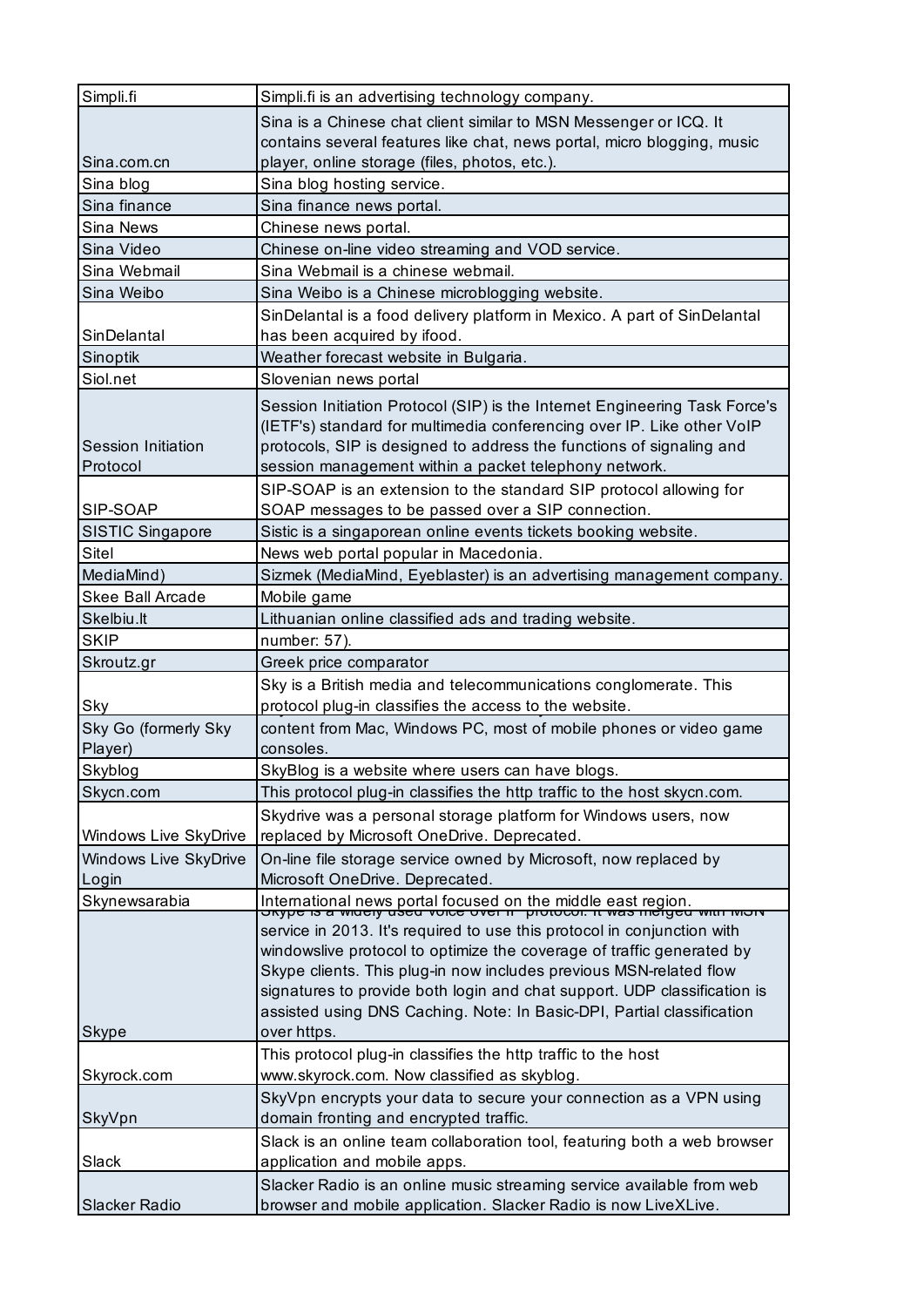| Simpli.fi | Simpli.fi is an advertising technology company. |
|---|---|
| Sina.com.cn | Sina is a Chinese chat client similar to MSN Messenger or ICQ. It contains several features like chat, news portal, micro blogging, music player, online storage (files, photos, etc.). |
| Sina blog | Sina blog hosting service. |
| Sina finance | Sina finance news portal. |
| Sina News | Chinese news portal. |
| Sina Video | Chinese on-line video streaming and VOD service. |
| Sina Webmail | Sina Webmail is a chinese webmail. |
| Sina Weibo | Sina Weibo is a Chinese microblogging website. |
| SinDelantal | SinDelantal is a food delivery platform in Mexico. A part of SinDelantal has been acquired by ifood. |
| Sinoptik | Weather forecast website in Bulgaria. |
| Siol.net | Slovenian news portal |
| Session Initiation Protocol | Session Initiation Protocol (SIP) is the Internet Engineering Task Force's (IETF's) standard for multimedia conferencing over IP. Like other VoIP protocols, SIP is designed to address the functions of signaling and session management within a packet telephony network. |
| SIP-SOAP | SIP-SOAP is an extension to the standard SIP protocol allowing for SOAP messages to be passed over a SIP connection. |
| SISTIC Singapore | Sistic is a singaporean online events tickets booking website. |
| Sitel | News web portal popular in Macedonia. |
| MediaMind) | Sizmek (MediaMind, Eyeblaster) is an advertising management company. |
| Skee Ball Arcade | Mobile game |
| Skelbiu.lt | Lithuanian online classified ads and trading website. |
| SKIP | number: 57). |
| Skroutz.gr | Greek price comparator |
| Sky | Sky is a British media and telecommunications conglomerate. This protocol plug-in classifies the access to the website. |
| Sky Go (formerly Sky Player) | content from Mac, Windows PC, most of mobile phones or video game consoles. |
| Skyblog | SkyBlog is a website where users can have blogs. |
| Skycn.com | This protocol plug-in classifies the http traffic to the host skycn.com. |
| Windows Live SkyDrive | Skydrive was a personal storage platform for Windows users, now replaced by Microsoft OneDrive. Deprecated. |
| Windows Live SkyDrive Login | On-line file storage service owned by Microsoft, now replaced by Microsoft OneDrive. Deprecated. |
| Skynewsarabia | International news portal focused on the middle east region. |
| Skype | Skype is a widely used voice over IP protocol. It was merged with MSN service in 2013. It's required to use this protocol in conjunction with windowslive protocol to optimize the coverage of traffic generated by Skype clients. This plug-in now includes previous MSN-related flow signatures to provide both login and chat support. UDP classification is assisted using DNS Caching. Note: In Basic-DPI, Partial classification over https. |
| Skyrock.com | This protocol plug-in classifies the http traffic to the host www.skyrock.com. Now classified as skyblog. |
| SkyVpn | SkyVpn encrypts your data to secure your connection as a VPN using domain fronting and encrypted traffic. |
| Slack | Slack is an online team collaboration tool, featuring both a web browser application and mobile apps. |
| Slacker Radio | Slacker Radio is an online music streaming service available from web browser and mobile application. Slacker Radio is now LiveXLive. |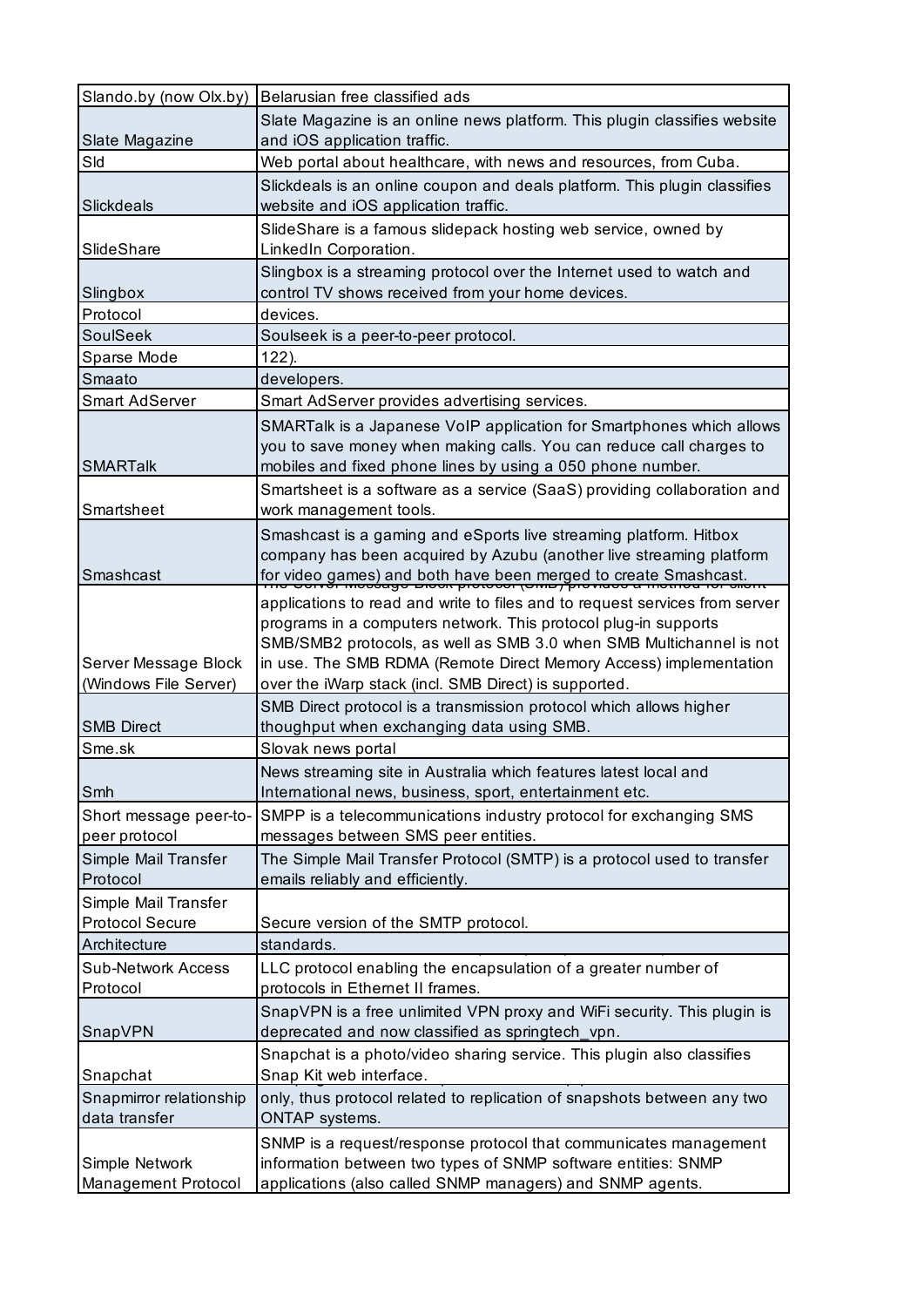| Slando.by (now Olx.by) | Belarusian free classified ads |
|---|---|
| Slate Magazine | Slate Magazine is an online news platform. This plugin classifies website and iOS application traffic. |
| Sld | Web portal about healthcare, with news and resources, from Cuba. |
| Slickdeals | Slickdeals is an online coupon and deals platform. This plugin classifies website and iOS application traffic. |
| SlideShare | SlideShare is a famous slidepack hosting web service, owned by LinkedIn Corporation. |
| Slingbox | Slingbox is a streaming protocol over the Internet used to watch and control TV shows received from your home devices. |
| Protocol | devices. |
| SoulSeek | Soulseek is a peer-to-peer protocol. |
| Sparse Mode | 122). |
| Smaato | developers. |
| Smart AdServer | Smart AdServer provides advertising services. |
| SMARTalk | SMARTalk is a Japanese VoIP application for Smartphones which allows you to save money when making calls. You can reduce call charges to mobiles and fixed phone lines by using a 050 phone number. |
| Smartsheet | Smartsheet is a software as a service (SaaS) providing collaboration and work management tools. |
| Smashcast | Smashcast is a gaming and eSports live streaming platform. Hitbox company has been acquired by Azubu (another live streaming platform for video games) and both have been merged to create Smashcast. |
| Server Message Block (Windows File Server) | The Server Message Block protocol (SMB) provides a method for client applications to read and write to files and to request services from server programs in a computers network. This protocol plug-in supports SMB/SMB2 protocols, as well as SMB 3.0 when SMB Multichannel is not in use. The SMB RDMA (Remote Direct Memory Access) implementation over the iWarp stack (incl. SMB Direct) is supported. |
| SMB Direct | SMB Direct protocol is a transmission protocol which allows higher thoughput when exchanging data using SMB. |
| Sme.sk | Slovak news portal |
| Smh | News streaming site in Australia which features latest local and International news, business, sport, entertainment etc. |
| Short message peer-to-peer protocol | SMPP is a telecommunications industry protocol for exchanging SMS messages between SMS peer entities. |
| Simple Mail Transfer Protocol | The Simple Mail Transfer Protocol (SMTP) is a protocol used to transfer emails reliably and efficiently. |
| Simple Mail Transfer Protocol Secure | Secure version of the SMTP protocol. |
| Architecture | standards. |
| Sub-Network Access Protocol | LLC protocol enabling the encapsulation of a greater number of protocols in Ethernet II frames. |
| SnapVPN | SnapVPN is a free unlimited VPN proxy and WiFi security. This plugin is deprecated and now classified as springtech_vpn. |
| Snapchat | Snapchat is a photo/video sharing service. This plugin also classifies Snap Kit web interface. |
| Snapmirror relationship data transfer | only, thus protocol related to replication of snapshots between any two ONTAP systems. |
| Simple Network Management Protocol | SNMP is a request/response protocol that communicates management information between two types of SNMP software entities: SNMP applications (also called SNMP managers) and SNMP agents. |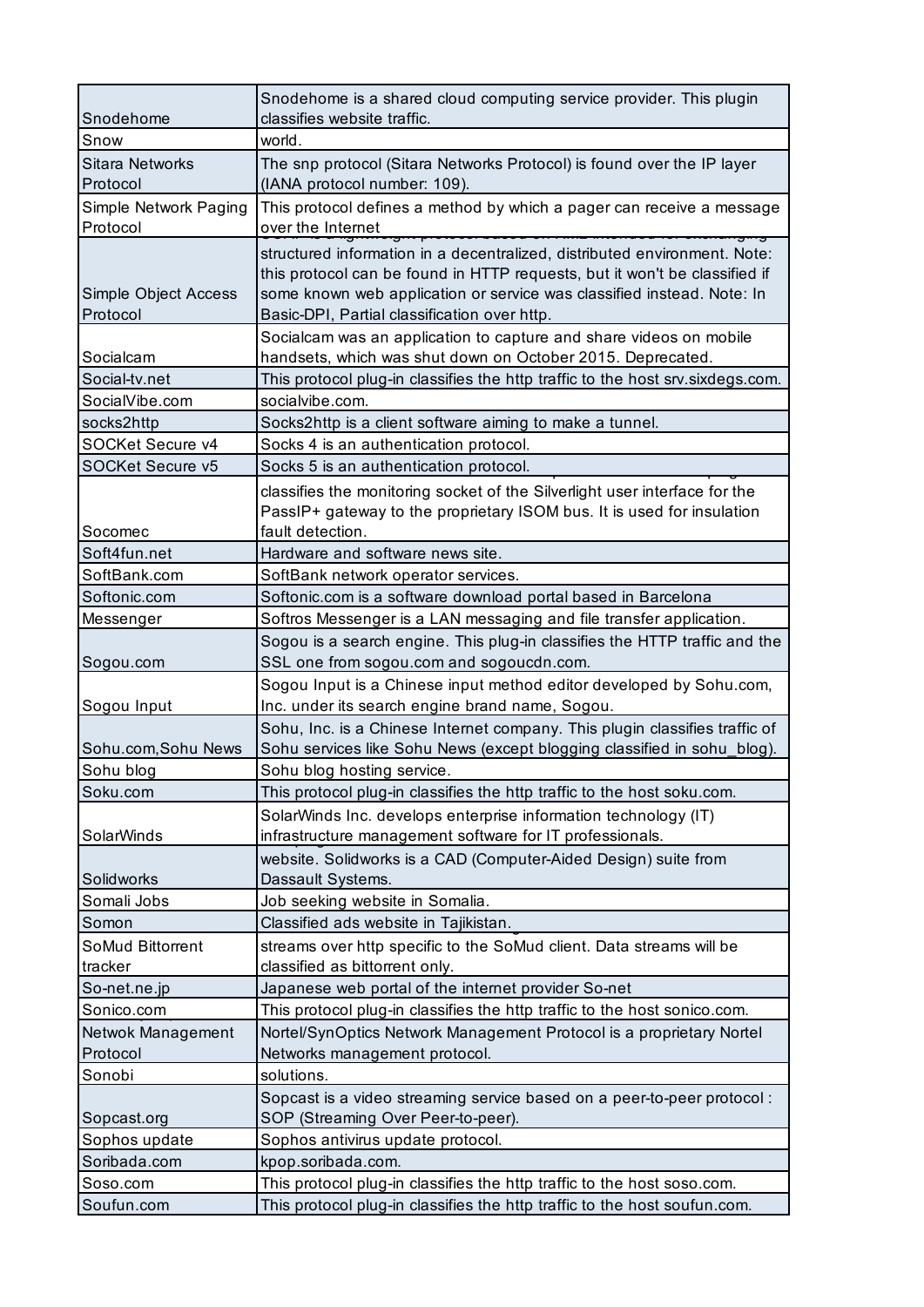| Snodehome | Snodehome is a shared cloud computing service provider. This plugin classifies website traffic. |
|---|---|
| Snow | world. |
| Sitara Networks Protocol | The snp protocol (Sitara Networks Protocol) is found over the IP layer (IANA protocol number: 109). |
| Simple Network Paging Protocol | This protocol defines a method by which a pager can receive a message over the Internet |
| Simple Object Access Protocol | structured information in a decentralized, distributed environment. Note: this protocol can be found in HTTP requests, but it won't be classified if some known web application or service was classified instead. Note: In Basic-DPI, Partial classification over http. |
| Socialcam | Socialcam was an application to capture and share videos on mobile handsets, which was shut down on October 2015. Deprecated. |
| Social-tv.net | This protocol plug-in classifies the http traffic to the host srv.sixdegs.com. |
| SocialVibe.com | socialvibe.com. |
| socks2http | Socks2http is a client software aiming to make a tunnel. |
| SOCKet Secure v4 | Socks 4 is an authentication protocol. |
| SOCKet Secure v5 | Socks 5 is an authentication protocol. |
| Socomec | classifies the monitoring socket of the Silverlight user interface for the PassIP+ gateway to the proprietary ISOM bus. It is used for insulation fault detection. |
| Soft4fun.net | Hardware and software news site. |
| SoftBank.com | SoftBank network operator services. |
| Softonic.com | Softonic.com is a software download portal based in Barcelona |
| Messenger | Softros Messenger is a LAN messaging and file transfer application. |
| Sogou.com | Sogou is a search engine. This plug-in classifies the HTTP traffic and the SSL one from sogou.com and sogoucdn.com. |
| Sogou Input | Sogou Input is a Chinese input method editor developed by Sohu.com, Inc. under its search engine brand name, Sogou. |
| Sohu.com,Sohu News | Sohu, Inc. is a Chinese Internet company. This plugin classifies traffic of Sohu services like Sohu News (except blogging classified in sohu_blog). |
| Sohu blog | Sohu blog hosting service. |
| Soku.com | This protocol plug-in classifies the http traffic to the host soku.com. |
| SolarWinds | SolarWinds Inc. develops enterprise information technology (IT) infrastructure management software for IT professionals. |
| Solidworks | website. Solidworks is a CAD (Computer-Aided Design) suite from Dassault Systems. |
| Somali Jobs | Job seeking website in Somalia. |
| Somon | Classified ads website in Tajikistan. |
| SoMud Bittorrent tracker | streams over http specific to the SoMud client. Data streams will be classified as bittorrent only. |
| So-net.ne.jp | Japanese web portal of the internet provider So-net |
| Sonico.com | This protocol plug-in classifies the http traffic to the host sonico.com. |
| Netwok Management Protocol | Nortel/SynOptics Network Management Protocol is a proprietary Nortel Networks management protocol. |
| Sonobi | solutions. |
| Sopcast.org | Sopcast is a video streaming service based on a peer-to-peer protocol : SOP (Streaming Over Peer-to-peer). |
| Sophos update | Sophos antivirus update protocol. |
| Soribada.com | kpop.soribada.com. |
| Soso.com | This protocol plug-in classifies the http traffic to the host soso.com. |
| Soufun.com | This protocol plug-in classifies the http traffic to the host soufun.com. |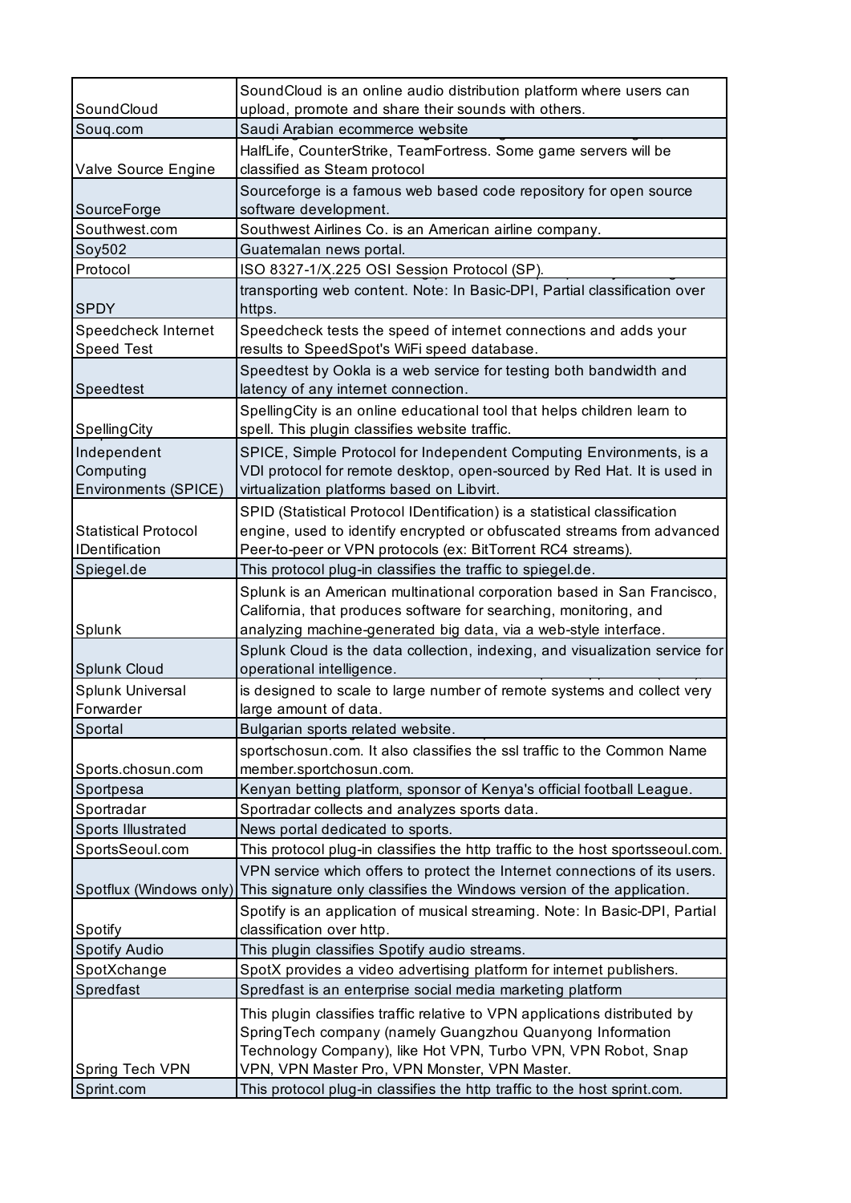| | |
|---|---|
| SoundCloud | SoundCloud is an online audio distribution platform where users can upload, promote and share their sounds with others. |
| Souq.com | Saudi Arabian ecommerce website |
| Valve Source Engine | HalfLife, CounterStrike, TeamFortress. Some game servers will be classified as Steam protocol |
| SourceForge | Sourceforge is a famous web based code repository for open source software development. |
| Southwest.com | Southwest Airlines Co. is an American airline company. |
| Soy502 | Guatemalan news portal. |
| Protocol | ISO 8327-1/X.225 OSI Session Protocol (SP). |
| SPDY | transporting web content. Note: In Basic-DPI, Partial classification over https. |
| Speedcheck Internet Speed Test | Speedcheck tests the speed of internet connections and adds your results to SpeedSpot's WiFi speed database. |
| Speedtest | Speedtest by Ookla is a web service for testing both bandwidth and latency of any internet connection. |
| SpellingCity | SpellingCity is an online educational tool that helps children learn to spell. This plugin classifies website traffic. |
| Independent Computing Environments (SPICE) | SPICE, Simple Protocol for Independent Computing Environments, is a VDI protocol for remote desktop, open-sourced by Red Hat. It is used in virtualization platforms based on Libvirt. |
| Statistical Protocol IDentification | SPID (Statistical Protocol IDentification) is a statistical classification engine, used to identify encrypted or obfuscated streams from advanced Peer-to-peer or VPN protocols (ex: BitTorrent RC4 streams). |
| Spiegel.de | This protocol plug-in classifies the traffic to spiegel.de. |
| Splunk | Splunk is an American multinational corporation based in San Francisco, California, that produces software for searching, monitoring, and analyzing machine-generated big data, via a web-style interface. |
| Splunk Cloud | Splunk Cloud is the data collection, indexing, and visualization service for operational intelligence. |
| Splunk Universal Forwarder | is designed to scale to large number of remote systems and collect very large amount of data. |
| Sportal | Bulgarian sports related website. |
| Sports.chosun.com | sportschosun.com. It also classifies the ssl traffic to the Common Name member.sportchosun.com. |
| Sportpesa | Kenyan betting platform, sponsor of Kenya's official football League. |
| Sportradar | Sportradar collects and analyzes sports data. |
| Sports Illustrated | News portal dedicated to sports. |
| SportsSeoul.com | This protocol plug-in classifies the http traffic to the host sportsseoul.com. |
| Spotflux (Windows only) | VPN service which offers to protect the Internet connections of its users. This signature only classifies the Windows version of the application. |
| Spotify | Spotify is an application of musical streaming. Note: In Basic-DPI, Partial classification over http. |
| Spotify Audio | This plugin classifies Spotify audio streams. |
| SpotXchange | SpotX provides a video advertising platform for internet publishers. |
| Spredfast | Spredfast is an enterprise social media marketing platform |
| Spring Tech VPN | This plugin classifies traffic relative to VPN applications distributed by SpringTech company (namely Guangzhou Quanyong Information Technology Company), like Hot VPN, Turbo VPN, VPN Robot, Snap VPN, VPN Master Pro, VPN Monster, VPN Master. |
| Sprint.com | This protocol plug-in classifies the http traffic to the host sprint.com. |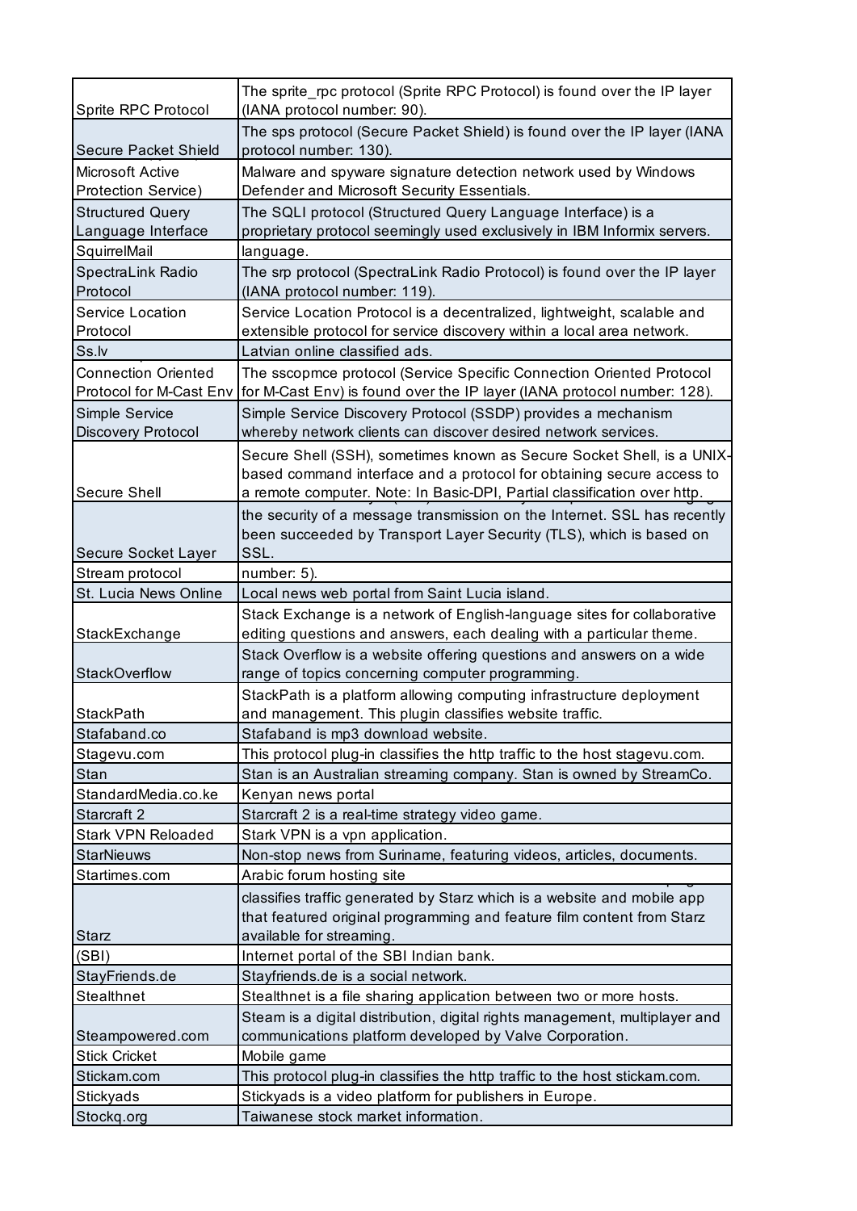| | |
|---|---|
| Sprite RPC Protocol | The sprite_rpc protocol (Sprite RPC Protocol) is found over the IP layer (IANA protocol number: 90). |
| Secure Packet Shield | The sps protocol (Secure Packet Shield) is found over the IP layer (IANA protocol number: 130). |
| Microsoft Active Protection Service) | Malware and spyware signature detection network used by Windows Defender and Microsoft Security Essentials. |
| Structured Query Language Interface | The SQLI protocol (Structured Query Language Interface) is a proprietary protocol seemingly used exclusively in IBM Informix servers. |
| SquirrelMail | language. |
| SpectraLink Radio Protocol | The srp protocol (SpectraLink Radio Protocol) is found over the IP layer (IANA protocol number: 119). |
| Service Location Protocol | Service Location Protocol is a decentralized, lightweight, scalable and extensible protocol for service discovery within a local area network. |
| Ss.lv | Latvian online classified ads. |
| Connection Oriented Protocol for M-Cast Env | The sscopmce protocol (Service Specific Connection Oriented Protocol for M-Cast Env) is found over the IP layer (IANA protocol number: 128). |
| Simple Service Discovery Protocol | Simple Service Discovery Protocol (SSDP) provides a mechanism whereby network clients can discover desired network services. |
| Secure Shell | Secure Shell (SSH), sometimes known as Secure Socket Shell, is a UNIX-based command interface and a protocol for obtaining secure access to a remote computer. Note: In Basic-DPI, Partial classification over http. |
| Secure Socket Layer | the security of a message transmission on the Internet. SSL has recently been succeeded by Transport Layer Security (TLS), which is based on SSL. |
| Stream protocol | number: 5). |
| St. Lucia News Online | Local news web portal from Saint Lucia island. |
| StackExchange | Stack Exchange is a network of English-language sites for collaborative editing questions and answers, each dealing with a particular theme. |
| StackOverflow | Stack Overflow is a website offering questions and answers on a wide range of topics concerning computer programming. |
| StackPath | StackPath is a platform allowing computing infrastructure deployment and management. This plugin classifies website traffic. |
| Stafaband.co | Stafaband is mp3 download website. |
| Stagevu.com | This protocol plug-in classifies the http traffic to the host stagevu.com. |
| Stan | Stan is an Australian streaming company. Stan is owned by StreamCo. |
| StandardMedia.co.ke | Kenyan news portal |
| Starcraft 2 | Starcraft 2 is a real-time strategy video game. |
| Stark VPN Reloaded | Stark VPN is a vpn application. |
| StarNieuws | Non-stop news from Suriname, featuring videos, articles, documents. |
| Startimes.com | Arabic forum hosting site |
| Starz | classifies traffic generated by Starz which is a website and mobile app that featured original programming and feature film content from Starz available for streaming. |
| (SBI) | Internet portal of the SBI Indian bank. |
| StayFriends.de | Stayfriends.de is a social network. |
| Stealthnet | Stealthnet is a file sharing application between two or more hosts. |
| Steampowered.com | Steam is a digital distribution, digital rights management, multiplayer and communications platform developed by Valve Corporation. |
| Stick Cricket | Mobile game |
| Stickam.com | This protocol plug-in classifies the http traffic to the host stickam.com. |
| Stickyads | Stickyads is a video platform for publishers in Europe. |
| Stockq.org | Taiwanese stock market information. |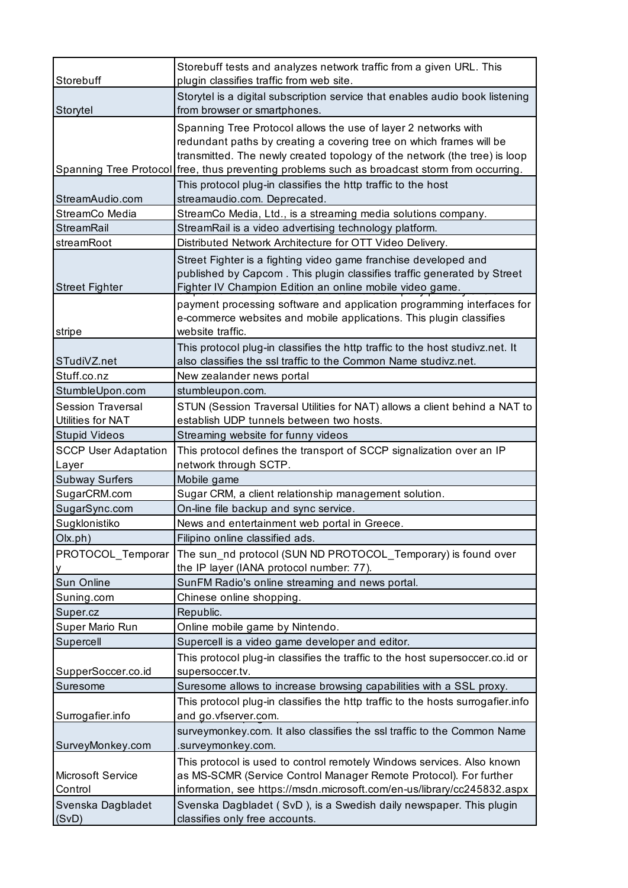| | |
|---|---|
| Storebuff | Storebuff tests and analyzes network traffic from a given URL. This plugin classifies traffic from web site. |
| Storytel | Storytel is a digital subscription service that enables audio book listening from browser or smartphones. |
| Spanning Tree Protocol | Spanning Tree Protocol allows the use of layer 2 networks with redundant paths by creating a covering tree on which frames will be transmitted. The newly created topology of the network (the tree) is loop free, thus preventing problems such as broadcast storm from occurring. |
| StreamAudio.com | This protocol plug-in classifies the http traffic to the host streamaudio.com. Deprecated. |
| StreamCo Media | StreamCo Media, Ltd., is a streaming media solutions company. |
| StreamRail | StreamRail is a video advertising technology platform. |
| streamRoot | Distributed Network Architecture for OTT Video Delivery. |
| Street Fighter | Street Fighter is a fighting video game franchise developed and published by Capcom . This plugin classifies traffic generated by Street Fighter IV Champion Edition an online mobile video game. |
| stripe | payment processing software and application programming interfaces for e-commerce websites and mobile applications. This plugin classifies website traffic. |
| STudiVZ.net | This protocol plug-in classifies the http traffic to the host studivz.net. It also classifies the ssl traffic to the Common Name studivz.net. |
| Stuff.co.nz | New zealander news portal |
| StumbleUpon.com | stumbleupon.com. |
| Session Traversal Utilities for NAT | STUN (Session Traversal Utilities for NAT) allows a client behind a NAT to establish UDP tunnels between two hosts. |
| Stupid Videos | Streaming website for funny videos |
| SCCP User Adaptation Layer | This protocol defines the transport of SCCP signalization over an IP network through SCTP. |
| Subway Surfers | Mobile game |
| SugarCRM.com | Sugar CRM, a client relationship management solution. |
| SugarSync.com | On-line file backup and sync service. |
| Sugklonistiko | News and entertainment web portal in Greece. |
| Olx.ph) | Filipino online classified ads. |
| PROTOCOL_Temporary | The sun_nd protocol (SUN ND PROTOCOL_Temporary) is found over the IP layer (IANA protocol number: 77). |
| Sun Online | SunFM Radio's online streaming and news portal. |
| Suning.com | Chinese online shopping. |
| Super.cz | Republic. |
| Super Mario Run | Online mobile game by Nintendo. |
| Supercell | Supercell is a video game developer and editor. |
| SupperSoccer.co.id | This protocol plug-in classifies the traffic to the host supersoccer.co.id or supersoccer.tv. |
| Suresome | Suresome allows to increase browsing capabilities with a SSL proxy. |
| Surrogafier.info | This protocol plug-in classifies the http traffic to the hosts surrogafier.info and go.vfserver.com. |
| SurveyMonkey.com | surveymonkey.com. It also classifies the ssl traffic to the Common Name .surveymonkey.com. |
| Microsoft Service Control | This protocol is used to control remotely Windows services. Also known as MS-SCMR (Service Control Manager Remote Protocol). For further information, see https://msdn.microsoft.com/en-us/library/cc245832.aspx |
| Svenska Dagbladet (SvD) | Svenska Dagbladet ( SvD ), is a Swedish daily newspaper. This plugin classifies only free accounts. |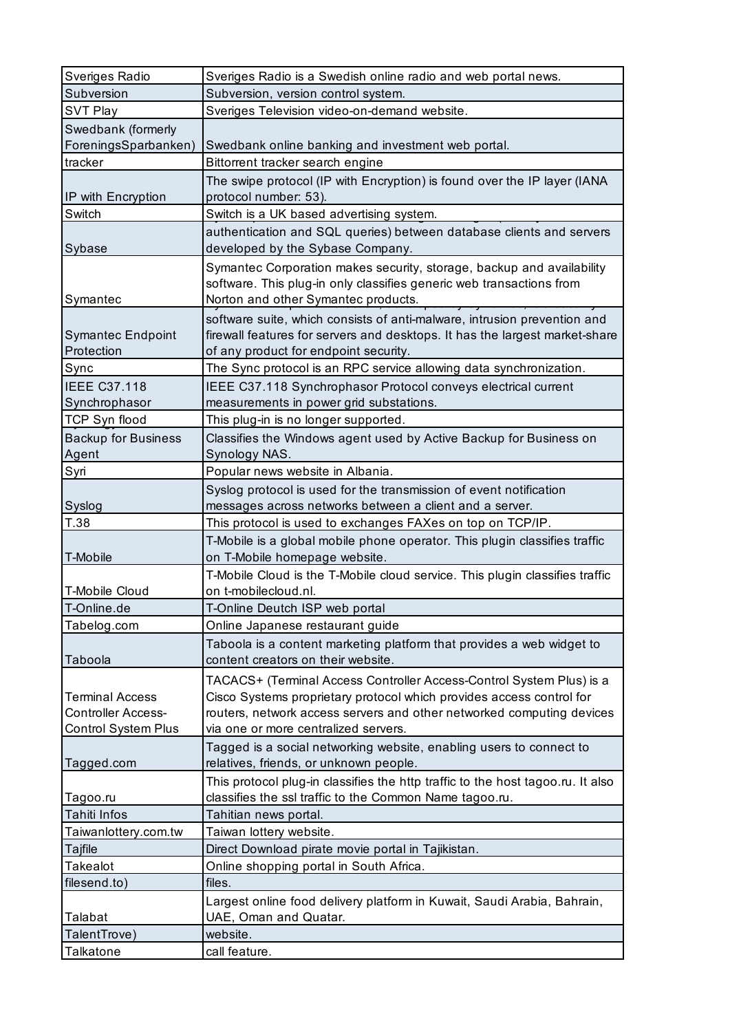| Sveriges Radio | Sveriges Radio is a Swedish online radio and web portal news. |
|---|---|
| Subversion | Subversion, version control system. |
| SVT Play | Sveriges Television video-on-demand website. |
| Swedbank (formerly ForeningsSparbanken) | Swedbank online banking and investment web portal. |
| tracker | Bittorrent tracker search engine |
| IP with Encryption | The swipe protocol (IP with Encryption) is found over the IP layer (IANA protocol number: 53). |
| Switch | Switch is a UK based advertising system. |
| Sybase | authentication and SQL queries) between database clients and servers developed by the Sybase Company. |
| Symantec | Symantec Corporation makes security, storage, backup and availability software. This plug-in only classifies generic web transactions from Norton and other Symantec products. |
| Symantec Endpoint Protection | software suite, which consists of anti-malware, intrusion prevention and firewall features for servers and desktops. It has the largest market-share of any product for endpoint security. |
| Sync | The Sync protocol is an RPC service allowing data synchronization. |
| IEEE C37.118 Synchrophasor | IEEE C37.118 Synchrophasor Protocol conveys electrical current measurements in power grid substations. |
| TCP Syn flood | This plug-in is no longer supported. |
| Backup for Business Agent | Classifies the Windows agent used by Active Backup for Business on Synology NAS. |
| Syri | Popular news website in Albania. |
| Syslog | Syslog protocol is used for the transmission of event notification messages across networks between a client and a server. |
| T.38 | This protocol is used to exchanges FAXes on top on TCP/IP. |
| T-Mobile | T-Mobile is a global mobile phone operator. This plugin classifies traffic on T-Mobile homepage website. |
| T-Mobile Cloud | T-Mobile Cloud is the T-Mobile cloud service. This plugin classifies traffic on t-mobilecloud.nl. |
| T-Online.de | T-Online Deutch ISP web portal |
| Tabelog.com | Online Japanese restaurant guide |
| Taboola | Taboola is a content marketing platform that provides a web widget to content creators on their website. |
| Terminal Access Controller Access-Control System Plus | TACACS+ (Terminal Access Controller Access-Control System Plus) is a Cisco Systems proprietary protocol which provides access control for routers, network access servers and other networked computing devices via one or more centralized servers. |
| Tagged.com | Tagged is a social networking website, enabling users to connect to relatives, friends, or unknown people. |
| Tagoo.ru | This protocol plug-in classifies the http traffic to the host tagoo.ru. It also classifies the ssl traffic to the Common Name tagoo.ru. |
| Tahiti Infos | Tahitian news portal. |
| Taiwanlottery.com.tw | Taiwan lottery website. |
| Tajfile | Direct Download pirate movie portal in Tajikistan. |
| Takealot | Online shopping portal in South Africa. |
| filesend.to) | files. |
| Talabat | Largest online food delivery platform in Kuwait, Saudi Arabia, Bahrain, UAE, Oman and Quatar. |
| TalentTrove) | website. |
| Talkatone | call feature. |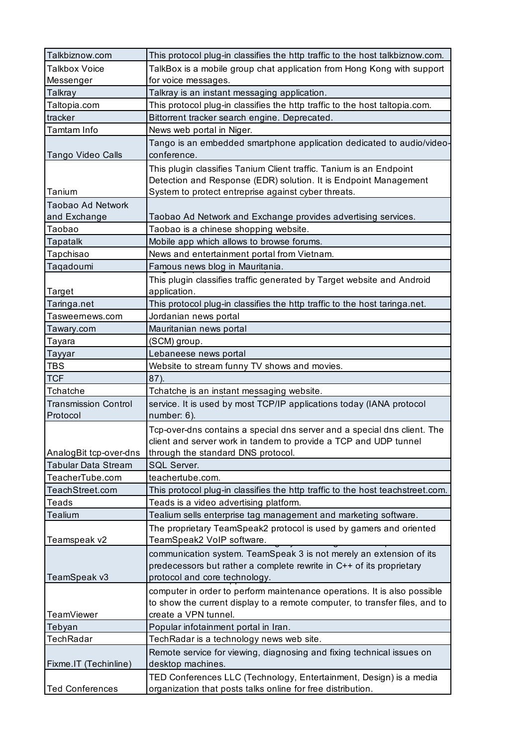| | |
|---|---|
| Talkbiznow.com | This protocol plug-in classifies the http traffic to the host talkbiznow.com. |
| Talkbox Voice Messenger | TalkBox is a mobile group chat application from Hong Kong with support for voice messages. |
| Talkray | Talkray is an instant messaging application. |
| Taltopia.com | This protocol plug-in classifies the http traffic to the host taltopia.com. |
| tracker | Bittorrent tracker search engine. Deprecated. |
| Tamtam Info | News web portal in Niger. |
| Tango Video Calls | Tango is an embedded smartphone application dedicated to audio/video-conference. |
| Tanium | This plugin classifies Tanium Client traffic. Tanium is an Endpoint Detection and Response (EDR) solution. It is Endpoint Management System to protect entreprise against cyber threats. |
| Taobao Ad Network and Exchange | Taobao Ad Network and Exchange provides advertising services. |
| Taobao | Taobao is a chinese shopping website. |
| Tapatalk | Mobile app which allows to browse forums. |
| Tapchisao | News and entertainment portal from Vietnam. |
| Taqadoumi | Famous news blog in Mauritania. |
| Target | This plugin classifies traffic generated by Target website and Android application. |
| Taringa.net | This protocol plug-in classifies the http traffic to the host taringa.net. |
| Tasweernews.com | Jordanian news portal |
| Tawary.com | Mauritanian news portal |
| Tayara | (SCM) group. |
| Tayyar | Lebaneese news portal |
| TBS | Website to stream funny TV shows and movies. |
| TCF | 87). |
| Tchatche | Tchatche is an instant messaging website. |
| Transmission Control Protocol | service. It is used by most TCP/IP applications today (IANA protocol number: 6). |
| AnalogBit tcp-over-dns | Tcp-over-dns contains a special dns server and a special dns client. The client and server work in tandem to provide a TCP and UDP tunnel through the standard DNS protocol. |
| Tabular Data Stream | SQL Server. |
| TeacherTube.com | teachertube.com. |
| TeachStreet.com | This protocol plug-in classifies the http traffic to the host teachstreet.com. |
| Teads | Teads is a video advertising platform. |
| Tealium | Tealium sells enterprise tag management and marketing software. |
| Teamspeak v2 | The proprietary TeamSpeak2 protocol is used by gamers and oriented TeamSpeak2 VoIP software. |
| TeamSpeak v3 | communication system. TeamSpeak 3 is not merely an extension of its predecessors but rather a complete rewrite in C++ of its proprietary protocol and core technology. |
| TeamViewer | computer in order to perform maintenance operations. It is also possible to show the current display to a remote computer, to transfer files, and to create a VPN tunnel. |
| Tebyan | Popular infotainment portal in Iran. |
| TechRadar | TechRadar is a technology news web site. |
| Fixme.IT (Techinline) | Remote service for viewing, diagnosing and fixing technical issues on desktop machines. |
| Ted Conferences | TED Conferences LLC (Technology, Entertainment, Design) is a media organization that posts talks online for free distribution. |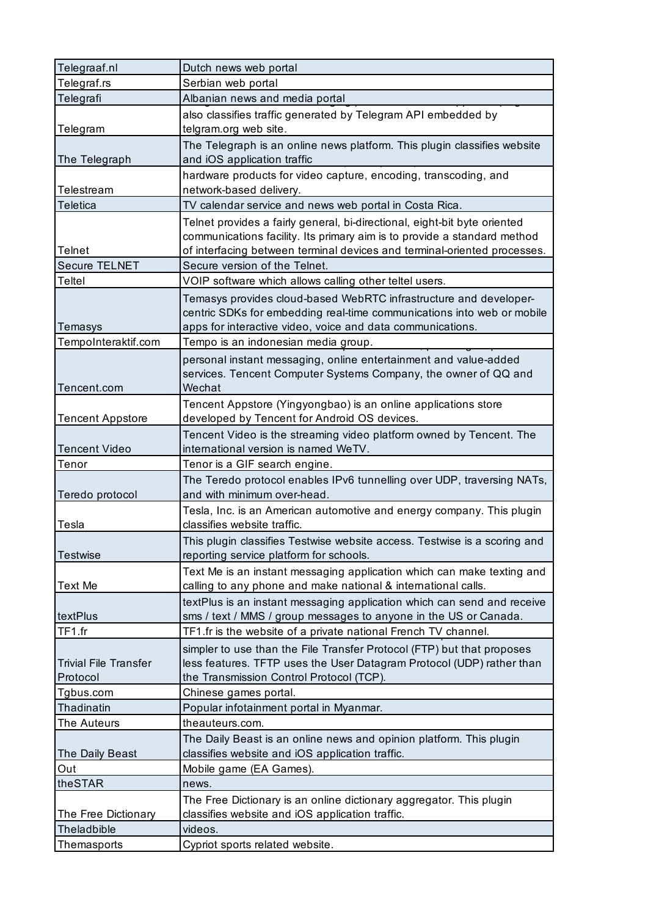| | |
|---|---|
| Telegraaf.nl | Dutch news web portal |
| Telegraf.rs | Serbian web portal |
| Telegrafi | Albanian news and media portal |
| Telegram | also classifies traffic generated by Telegram API embedded by telgram.org web site. |
| The Telegraph | The Telegraph is an online news platform. This plugin classifies website and iOS application traffic |
| Telestream | hardware products for video capture, encoding, transcoding, and network-based delivery. |
| Teletica | TV calendar service and news web portal in Costa Rica. |
| Telnet | Telnet provides a fairly general, bi-directional, eight-bit byte oriented communications facility. Its primary aim is to provide a standard method of interfacing between terminal devices and terminal-oriented processes. |
| Secure TELNET | Secure version of the Telnet. |
| Teltel | VOIP software which allows calling other teltel users. |
| Temasys | Temasys provides cloud-based WebRTC infrastructure and developer-centric SDKs for embedding real-time communications into web or mobile apps for interactive video, voice and data communications. |
| TempoInteraktif.com | Tempo is an indonesian media group. |
| Tencent.com | personal instant messaging, online entertainment and value-added services. Tencent Computer Systems Company, the owner of QQ and Wechat |
| Tencent Appstore | Tencent Appstore (Yingyongbao) is an online applications store developed by Tencent for Android OS devices. |
| Tencent Video | Tencent Video is the streaming video platform owned by Tencent. The international version is named WeTV. |
| Tenor | Tenor is a GIF search engine. |
| Teredo protocol | The Teredo protocol enables IPv6 tunnelling over UDP, traversing NATs, and with minimum over-head. |
| Tesla | Tesla, Inc. is an American automotive and energy company. This plugin classifies website traffic. |
| Testwise | This plugin classifies Testwise website access. Testwise is a scoring and reporting service platform for schools. |
| Text Me | Text Me is an instant messaging application which can make texting and calling to any phone and make national & international calls. |
| textPlus | textPlus is an instant messaging application which can send and receive sms / text / MMS / group messages to anyone in the US or Canada. |
| TF1.fr | TF1.fr is the website of a private national French TV channel. |
| Trivial File Transfer Protocol | simpler to use than the File Transfer Protocol (FTP) but that proposes less features. TFTP uses the User Datagram Protocol (UDP) rather than the Transmission Control Protocol (TCP). |
| Tgbus.com | Chinese games portal. |
| Thadinatin | Popular infotainment portal in Myanmar. |
| The Auteurs | theauteurs.com. |
| The Daily Beast | The Daily Beast is an online news and opinion platform. This plugin classifies website and iOS application traffic. |
| Out | Mobile game (EA Games). |
| theSTAR | news. |
| The Free Dictionary | The Free Dictionary is an online dictionary aggregator. This plugin classifies website and iOS application traffic. |
| Theladbible | videos. |
| Themasports | Cypriot sports related website. |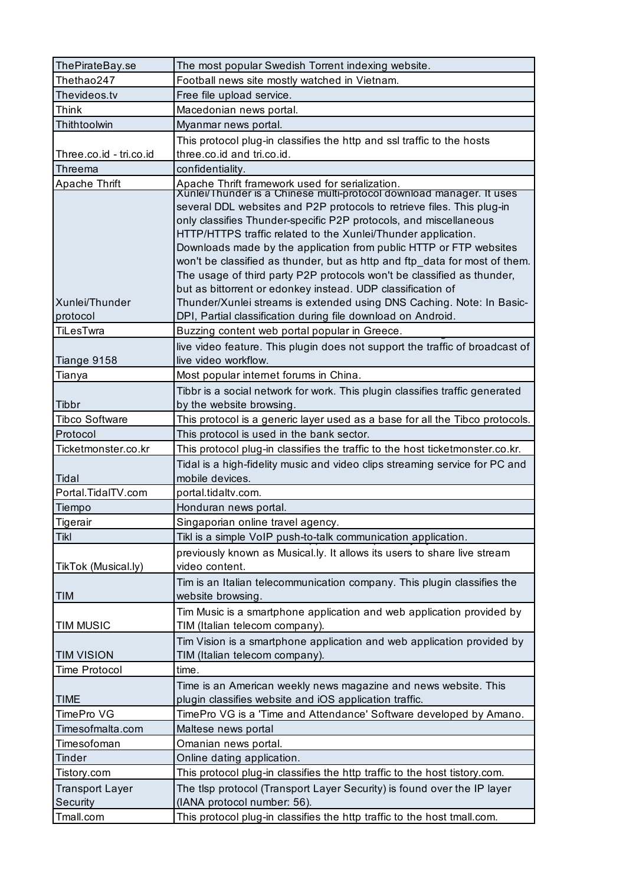| | |
|---|---|
| ThePirateBay.se | The most popular Swedish Torrent indexing website. |
| Thethao247 | Football news site mostly watched in Vietnam. |
| Thevideos.tv | Free file upload service. |
| Think | Macedonian news portal. |
| Thithtoolwin | Myanmar news portal. |
| Three.co.id - tri.co.id | This protocol plug-in classifies the http and ssl traffic to the hosts three.co.id and tri.co.id. |
| Threema | confidentiality. |
| Apache Thrift | Apache Thrift framework used for serialization. |
| Xunlei/Thunder protocol | Xunlei/Thunder is a Chinese multi-protocol download manager. It uses several DDL websites and P2P protocols to retrieve files. This plug-in only classifies Thunder-specific P2P protocols, and miscellaneous HTTP/HTTPS traffic related to the Xunlei/Thunder application. Downloads made by the application from public HTTP or FTP websites won't be classified as thunder, but as http and ftp_data for most of them. The usage of third party P2P protocols won't be classified as thunder, but as bittorrent or edonkey instead. UDP classification of Thunder/Xunlei streams is extended using DNS Caching. Note: In Basic-DPI, Partial classification during file download on Android. |
| TiLesTwra | Buzzing content web portal popular in Greece. |
| Tiange 9158 | live video feature. This plugin does not support the traffic of broadcast of live video workflow. |
| Tianya | Most popular internet forums in China. |
| Tibbr | Tibbr is a social network for work. This plugin classifies traffic generated by the website browsing. |
| Tibco Software | This protocol is a generic layer used as a base for all the Tibco protocols. |
| Protocol | This protocol is used in the bank sector. |
| Ticketmonster.co.kr | This protocol plug-in classifies the traffic to the host ticketmonster.co.kr. |
| Tidal | Tidal is a high-fidelity music and video clips streaming service for PC and mobile devices. |
| Portal.TidalTV.com | portal.tidaltv.com. |
| Tiempo | Honduran news portal. |
| Tigerair | Singaporian online travel agency. |
| Tikl | Tikl is a simple VoIP push-to-talk communication application. |
| TikTok (Musical.ly) | previously known as Musical.ly. It allows its users to share live stream video content. |
| TIM | Tim is an Italian telecommunication company. This plugin classifies the website browsing. |
| TIM MUSIC | Tim Music is a smartphone application and web application provided by TIM (Italian telecom company). |
| TIM VISION | Tim Vision is a smartphone application and web application provided by TIM (Italian telecom company). |
| Time Protocol | time. |
| TIME | Time is an American weekly news magazine and news website. This plugin classifies website and iOS application traffic. |
| TimePro VG | TimePro VG is a 'Time and Attendance' Software developed by Amano. |
| Timesofmalta.com | Maltese news portal |
| Timesofoman | Omanian news portal. |
| Tinder | Online dating application. |
| Tistory.com | This protocol plug-in classifies the http traffic to the host tistory.com. |
| Transport Layer Security | The tlsp protocol (Transport Layer Security) is found over the IP layer (IANA protocol number: 56). |
| Tmall.com | This protocol plug-in classifies the http traffic to the host tmall.com. |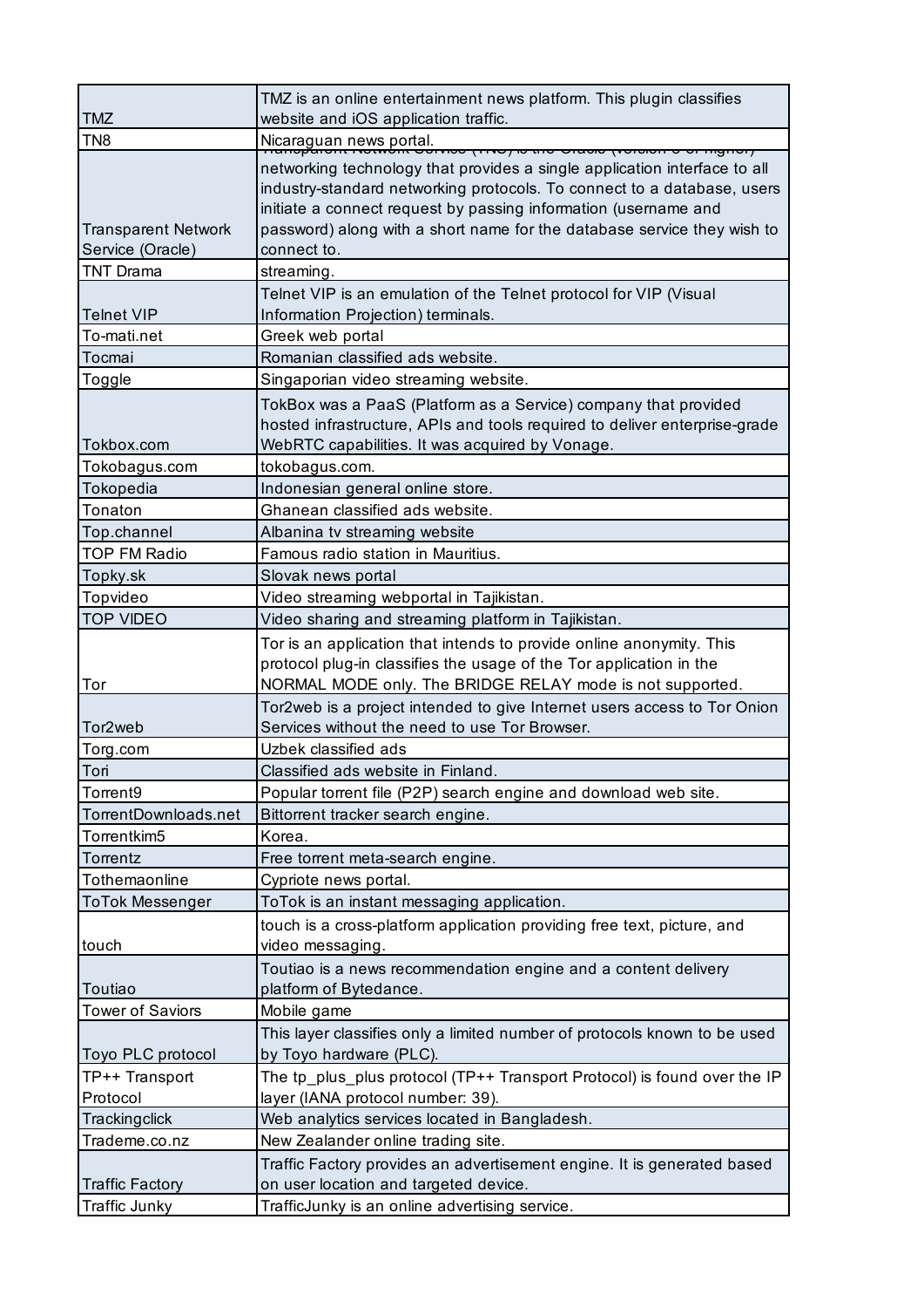| | |
|---|---|
| TMZ | TMZ is an online entertainment news platform. This plugin classifies website and iOS application traffic. |
| TN8 | Nicaraguan news portal. |
| Transparent Network Service (Oracle) | Transparent Network Service (TNS) is the Oracle (version 8 or higher) networking technology that provides a single application interface to all industry-standard networking protocols. To connect to a database, users initiate a connect request by passing information (username and password) along with a short name for the database service they wish to connect to. |
| TNT Drama | streaming. |
| Telnet VIP | Telnet VIP is an emulation of the Telnet protocol for VIP (Visual Information Projection) terminals. |
| To-mati.net | Greek web portal |
| Tocmai | Romanian classified ads website. |
| Toggle | Singaporian video streaming website. |
| Tokbox.com | TokBox was a PaaS (Platform as a Service) company that provided hosted infrastructure, APIs and tools required to deliver enterprise-grade WebRTC capabilities. It was acquired by Vonage. |
| Tokobagus.com | tokobagus.com. |
| Tokopedia | Indonesian general online store. |
| Tonaton | Ghanean classified ads website. |
| Top.channel | Albanina tv streaming website |
| TOP FM Radio | Famous radio station in Mauritius. |
| Topky.sk | Slovak news portal |
| Topvideo | Video streaming webportal in Tajikistan. |
| TOP VIDEO | Video sharing and streaming platform in Tajikistan. |
| Tor | Tor is an application that intends to provide online anonymity. This protocol plug-in classifies the usage of the Tor application in the NORMAL MODE only. The BRIDGE RELAY mode is not supported. |
| Tor2web | Tor2web is a project intended to give Internet users access to Tor Onion Services without the need to use Tor Browser. |
| Torg.com | Uzbek classified ads |
| Tori | Classified ads website in Finland. |
| Torrent9 | Popular torrent file (P2P) search engine and download web site. |
| TorrentDownloads.net | Bittorrent tracker search engine. |
| Torrentkim5 | Korea. |
| Torrentz | Free torrent meta-search engine. |
| Tothemaonline | Cypriote news portal. |
| ToTok Messenger | ToTok is an instant messaging application. |
| touch | touch is a cross-platform application providing free text, picture, and video messaging. |
| Toutiao | Toutiao is a news recommendation engine and a content delivery platform of Bytedance. |
| Tower of Saviors | Mobile game |
| Toyo PLC protocol | This layer classifies only a limited number of protocols known to be used by Toyo hardware (PLC). |
| TP++ Transport Protocol | The tp_plus_plus protocol (TP++ Transport Protocol) is found over the IP layer (IANA protocol number: 39). |
| Trackingclick | Web analytics services located in Bangladesh. |
| Trademe.co.nz | New Zealander online trading site. |
| Traffic Factory | Traffic Factory provides an advertisement engine. It is generated based on user location and targeted device. |
| Traffic Junky | TrafficJunky is an online advertising service. |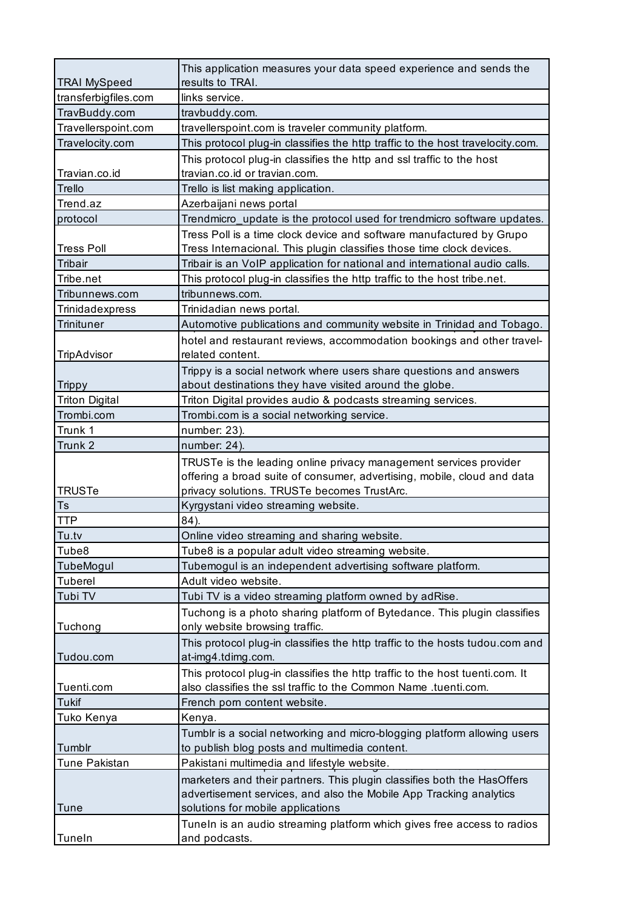| | |
|---|---|
| TRAI MySpeed | This application measures your data speed experience and sends the results to TRAI. |
| transferbigfiles.com | links service. |
| TravBuddy.com | travbuddy.com. |
| Travellerspoint.com | travellerspoint.com is traveler community platform. |
| Travelocity.com | This protocol plug-in classifies the http traffic to the host travelocity.com. |
| Travian.co.id | This protocol plug-in classifies the http and ssl traffic to the host travian.co.id or travian.com. |
| Trello | Trello is list making application. |
| Trend.az | Azerbaijani news portal |
| protocol | Trendmicro_update is the protocol used for trendmicro software updates. |
| Tress Poll | Tress Poll is a time clock device and software manufactured by Grupo Tress Internacional. This plugin classifies those time clock devices. |
| Tribair | Tribair is an VoIP application for national and international audio calls. |
| Tribe.net | This protocol plug-in classifies the http traffic to the host tribe.net. |
| Tribunnews.com | tribunnews.com. |
| Trinidadexpress | Trinidadian news portal. |
| Trinituner | Automotive publications and community website in Trinidad and Tobago. |
| TripAdvisor | hotel and restaurant reviews, accommodation bookings and other travel-related content. |
| Trippy | Trippy is a social network where users share questions and answers about destinations they have visited around the globe. |
| Triton Digital | Triton Digital provides audio & podcasts streaming services. |
| Trombi.com | Trombi.com is a social networking service. |
| Trunk 1 | number: 23). |
| Trunk 2 | number: 24). |
| TRUSTe | TRUSTe is the leading online privacy management services provider offering a broad suite of consumer, advertising, mobile, cloud and data privacy solutions. TRUSTe becomes TrustArc. |
| Ts | Kyrgystani video streaming website. |
| TTP | 84). |
| Tu.tv | Online video streaming and sharing website. |
| Tube8 | Tube8 is a popular adult video streaming website. |
| TubeMogul | Tubemogul is an independent advertising software platform. |
| Tuberel | Adult video website. |
| Tubi TV | Tubi TV is a video streaming platform owned by adRise. |
| Tuchong | Tuchong is a photo sharing platform of Bytedance. This plugin classifies only website browsing traffic. |
| Tudou.com | This protocol plug-in classifies the http traffic to the hosts tudou.com and at-img4.tdimg.com. |
| Tuenti.com | This protocol plug-in classifies the http traffic to the host tuenti.com. It also classifies the ssl traffic to the Common Name .tuenti.com. |
| Tukif | French porn content website. |
| Tuko Kenya | Kenya. |
| Tumblr | Tumblr is a social networking and micro-blogging platform allowing users to publish blog posts and multimedia content. |
| Tune Pakistan | Pakistani multimedia and lifestyle website. |
| Tune | marketers and their partners. This plugin classifies both the HasOffers advertisement services, and also the Mobile App Tracking analytics solutions for mobile applications |
| TuneIn | TuneIn is an audio streaming platform which gives free access to radios and podcasts. |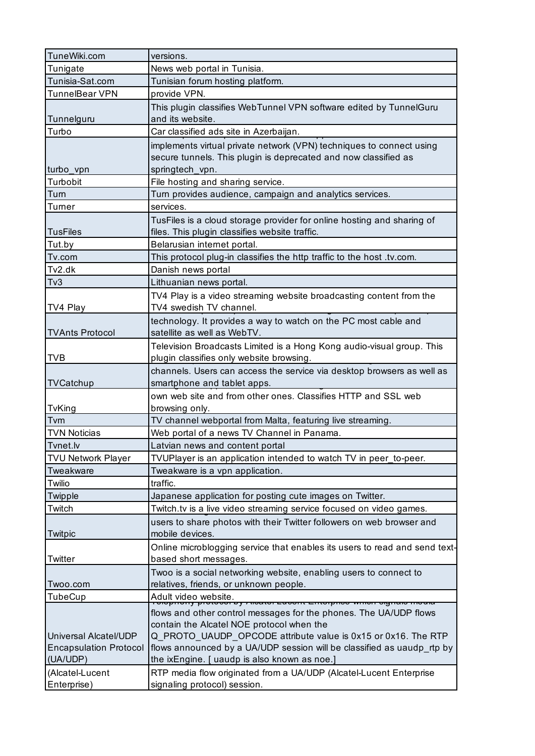| | |
|---|---|
| TuneWiki.com | versions. |
| Tunigate | News web portal in Tunisia. |
| Tunisia-Sat.com | Tunisian forum hosting platform. |
| TunnelBear VPN | provide VPN. |
| Tunnelguru | This plugin classifies WebTunnel VPN software edited by TunnelGuru and its website. |
| Turbo | Car classified ads site in Azerbaijan. |
| turbo_vpn | implements virtual private network (VPN) techniques to connect using secure tunnels. This plugin is deprecated and now classified as springtech_vpn. |
| Turbobit | File hosting and sharing service. |
| Turn | Turn provides audience, campaign and analytics services. |
| Turner | services. |
| TusFiles | TusFiles is a cloud storage provider for online hosting and sharing of files. This plugin classifies website traffic. |
| Tut.by | Belarusian internet portal. |
| Tv.com | This protocol plug-in classifies the http traffic to the host .tv.com. |
| Tv2.dk | Danish news portal |
| Tv3 | Lithuanian news portal. |
| TV4 Play | TV4 Play is a video streaming website broadcasting content from the TV4 swedish TV channel. |
| TVAnts Protocol | technology. It provides a way to watch on the PC most cable and satellite as well as WebTV. |
| TVB | Television Broadcasts Limited is a Hong Kong audio-visual group. This plugin classifies only website browsing. |
| TVCatchup | channels. Users can access the service via desktop browsers as well as smartphone and tablet apps. |
| TvKing | own web site and from other ones. Classifies HTTP and SSL web browsing only. |
| Tvm | TV channel webportal from Malta, featuring live streaming. |
| TVN Noticias | Web portal of a news TV Channel in Panama. |
| Tvnet.lv | Latvian news and content portal |
| TVU Network Player | TVUPlayer is an application intended to watch TV in peer_to-peer. |
| Tweakware | Tweakware is a vpn application. |
| Twilio | traffic. |
| Twipple | Japanese application for posting cute images on Twitter. |
| Twitch | Twitch.tv is a live video streaming service focused on video games. |
| Twitpic | users to share photos with their Twitter followers on web browser and mobile devices. |
| Twitter | Online microblogging service that enables its users to read and send text-based short messages. |
| Twoo.com | Twoo is a social networking website, enabling users to connect to relatives, friends, or unknown people. |
| TubeCup | Adult video website. |
| Universal Alcatel/UDP Encapsulation Protocol (UA/UDP) | flows and other control messages for the phones. The UA/UDP flows contain the Alcatel NOE protocol when the Q_PROTO_UAUDP_OPCODE attribute value is 0x15 or 0x16. The RTP flows announced by a UA/UDP session will be classified as uaudp_rtp by the ixEngine. [ uaudp is also known as noe.] |
| (Alcatel-Lucent Enterprise) | RTP media flow originated from a UA/UDP (Alcatel-Lucent Enterprise signaling protocol) session. |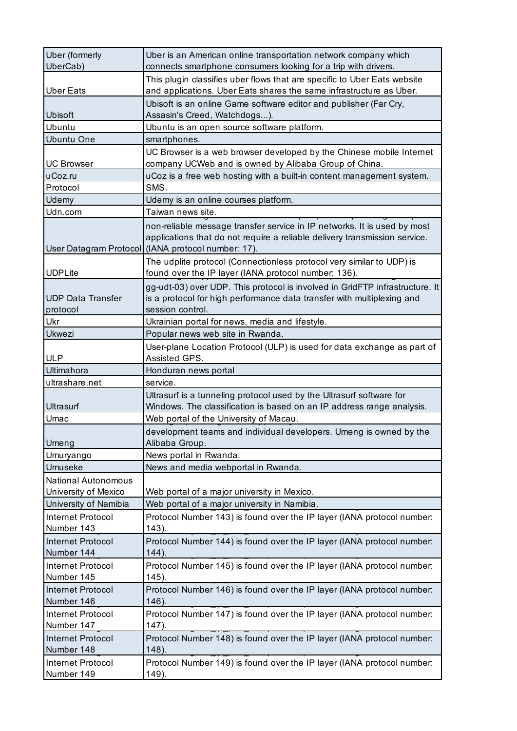| | |
|---|---|
| Uber (formerly UberCab) | Uber is an American online transportation network company which connects smartphone consumers looking for a trip with drivers. |
| Uber Eats | This plugin classifies uber flows that are specific to Uber Eats website and applications. Uber Eats shares the same infrastructure as Uber. |
| Ubisoft | Ubisoft is an online Game software editor and publisher (Far Cry, Assasin's Creed, Watchdogs...). |
| Ubuntu | Ubuntu is an open source software platform. |
| Ubuntu One | smartphones. |
| UC Browser | UC Browser is a web browser developed by the Chinese mobile Internet company UCWeb and is owned by Alibaba Group of China. |
| uCoz.ru | uCoz is a free web hosting with a built-in content management system. |
| Protocol | SMS. |
| Udemy | Udemy is an online courses platform. |
| Udn.com | Taiwan news site. |
| User Datagram Protocol | non-reliable message transfer service in IP networks. It is used by most applications that do not require a reliable delivery transmission service. (IANA protocol number: 17). |
| UDPLite | The udplite protocol (Connectionless protocol very similar to UDP) is found over the IP layer (IANA protocol number: 136). |
| UDP Data Transfer protocol | gg-udt-03) over UDP. This protocol is involved in GridFTP infrastructure. It is a protocol for high performance data transfer with multiplexing and session control. |
| Ukr | Ukrainian portal for news, media and lifestyle. |
| Ukwezi | Popular news web site in Rwanda. |
| ULP | User-plane Location Protocol (ULP) is used for data exchange as part of Assisted GPS. |
| Ultimahora | Honduran news portal |
| ultrashare.net | service. |
| Ultrasurf | Ultrasurf is a tunneling protocol used by the Ultrasurf software for Windows. The classification is based on an IP address range analysis. |
| Umac | Web portal of the University of Macau. |
| Umeng | development teams and individual developers. Umeng is owned by the Alibaba Group. |
| Umuryango | News portal in Rwanda. |
| Umuseke | News and media webportal in Rwanda. |
| National Autonomous University of Mexico | Web portal of a major university in Mexico. |
| University of Namibia | Web portal of a major university in Namibia. |
| Internet Protocol Number 143 | Protocol Number 143) is found over the IP layer (IANA protocol number: 143). |
| Internet Protocol Number 144 | Protocol Number 144) is found over the IP layer (IANA protocol number: 144). |
| Internet Protocol Number 145 | Protocol Number 145) is found over the IP layer (IANA protocol number: 145). |
| Internet Protocol Number 146 | Protocol Number 146) is found over the IP layer (IANA protocol number: 146). |
| Internet Protocol Number 147 | Protocol Number 147) is found over the IP layer (IANA protocol number: 147). |
| Internet Protocol Number 148 | Protocol Number 148) is found over the IP layer (IANA protocol number: 148). |
| Internet Protocol Number 149 | Protocol Number 149) is found over the IP layer (IANA protocol number: 149). |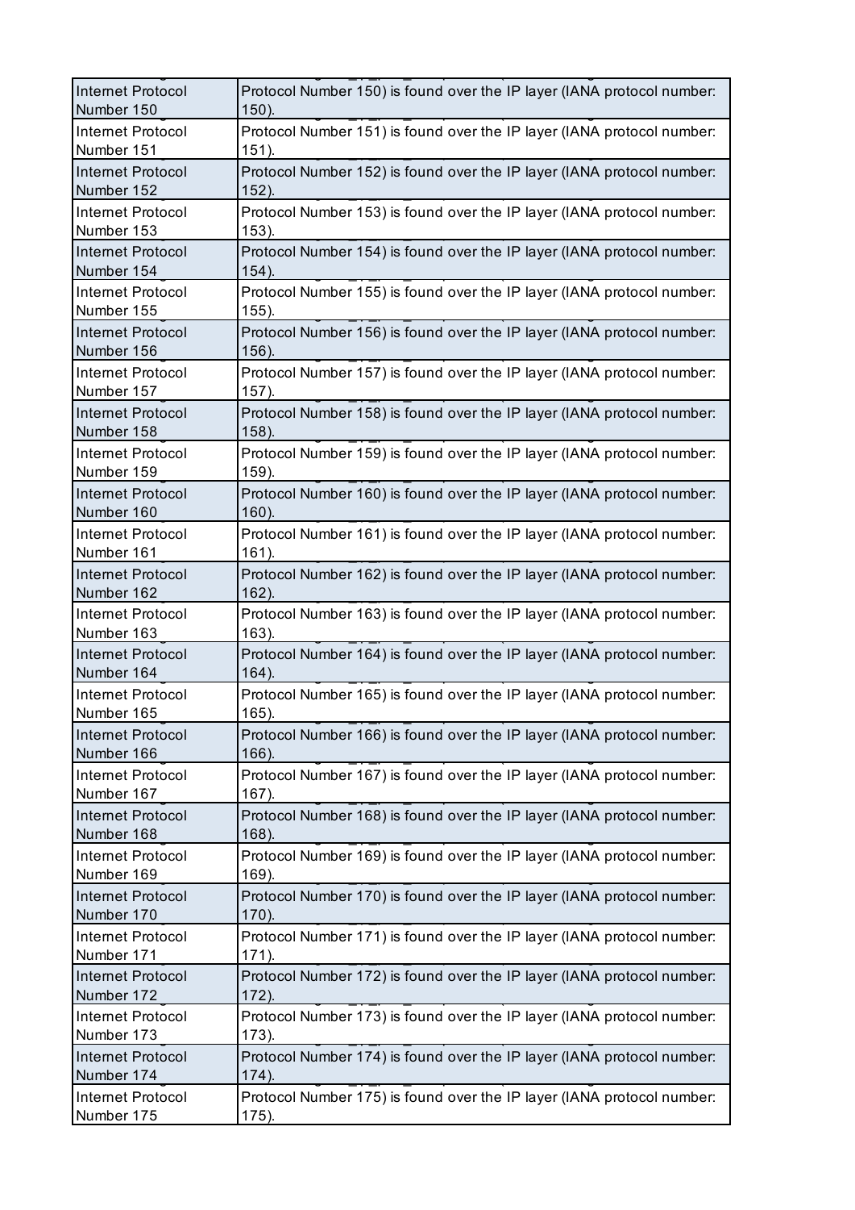| | |
|---|---|
| Internet Protocol Number 150 | Protocol Number 150) is found over the IP layer (IANA protocol number: 150). |
| Internet Protocol Number 151 | Protocol Number 151) is found over the IP layer (IANA protocol number: 151). |
| Internet Protocol Number 152 | Protocol Number 152) is found over the IP layer (IANA protocol number: 152). |
| Internet Protocol Number 153 | Protocol Number 153) is found over the IP layer (IANA protocol number: 153). |
| Internet Protocol Number 154 | Protocol Number 154) is found over the IP layer (IANA protocol number: 154). |
| Internet Protocol Number 155 | Protocol Number 155) is found over the IP layer (IANA protocol number: 155). |
| Internet Protocol Number 156 | Protocol Number 156) is found over the IP layer (IANA protocol number: 156). |
| Internet Protocol Number 157 | Protocol Number 157) is found over the IP layer (IANA protocol number: 157). |
| Internet Protocol Number 158 | Protocol Number 158) is found over the IP layer (IANA protocol number: 158). |
| Internet Protocol Number 159 | Protocol Number 159) is found over the IP layer (IANA protocol number: 159). |
| Internet Protocol Number 160 | Protocol Number 160) is found over the IP layer (IANA protocol number: 160). |
| Internet Protocol Number 161 | Protocol Number 161) is found over the IP layer (IANA protocol number: 161). |
| Internet Protocol Number 162 | Protocol Number 162) is found over the IP layer (IANA protocol number: 162). |
| Internet Protocol Number 163 | Protocol Number 163) is found over the IP layer (IANA protocol number: 163). |
| Internet Protocol Number 164 | Protocol Number 164) is found over the IP layer (IANA protocol number: 164). |
| Internet Protocol Number 165 | Protocol Number 165) is found over the IP layer (IANA protocol number: 165). |
| Internet Protocol Number 166 | Protocol Number 166) is found over the IP layer (IANA protocol number: 166). |
| Internet Protocol Number 167 | Protocol Number 167) is found over the IP layer (IANA protocol number: 167). |
| Internet Protocol Number 168 | Protocol Number 168) is found over the IP layer (IANA protocol number: 168). |
| Internet Protocol Number 169 | Protocol Number 169) is found over the IP layer (IANA protocol number: 169). |
| Internet Protocol Number 170 | Protocol Number 170) is found over the IP layer (IANA protocol number: 170). |
| Internet Protocol Number 171 | Protocol Number 171) is found over the IP layer (IANA protocol number: 171). |
| Internet Protocol Number 172 | Protocol Number 172) is found over the IP layer (IANA protocol number: 172). |
| Internet Protocol Number 173 | Protocol Number 173) is found over the IP layer (IANA protocol number: 173). |
| Internet Protocol Number 174 | Protocol Number 174) is found over the IP layer (IANA protocol number: 174). |
| Internet Protocol Number 175 | Protocol Number 175) is found over the IP layer (IANA protocol number: 175). |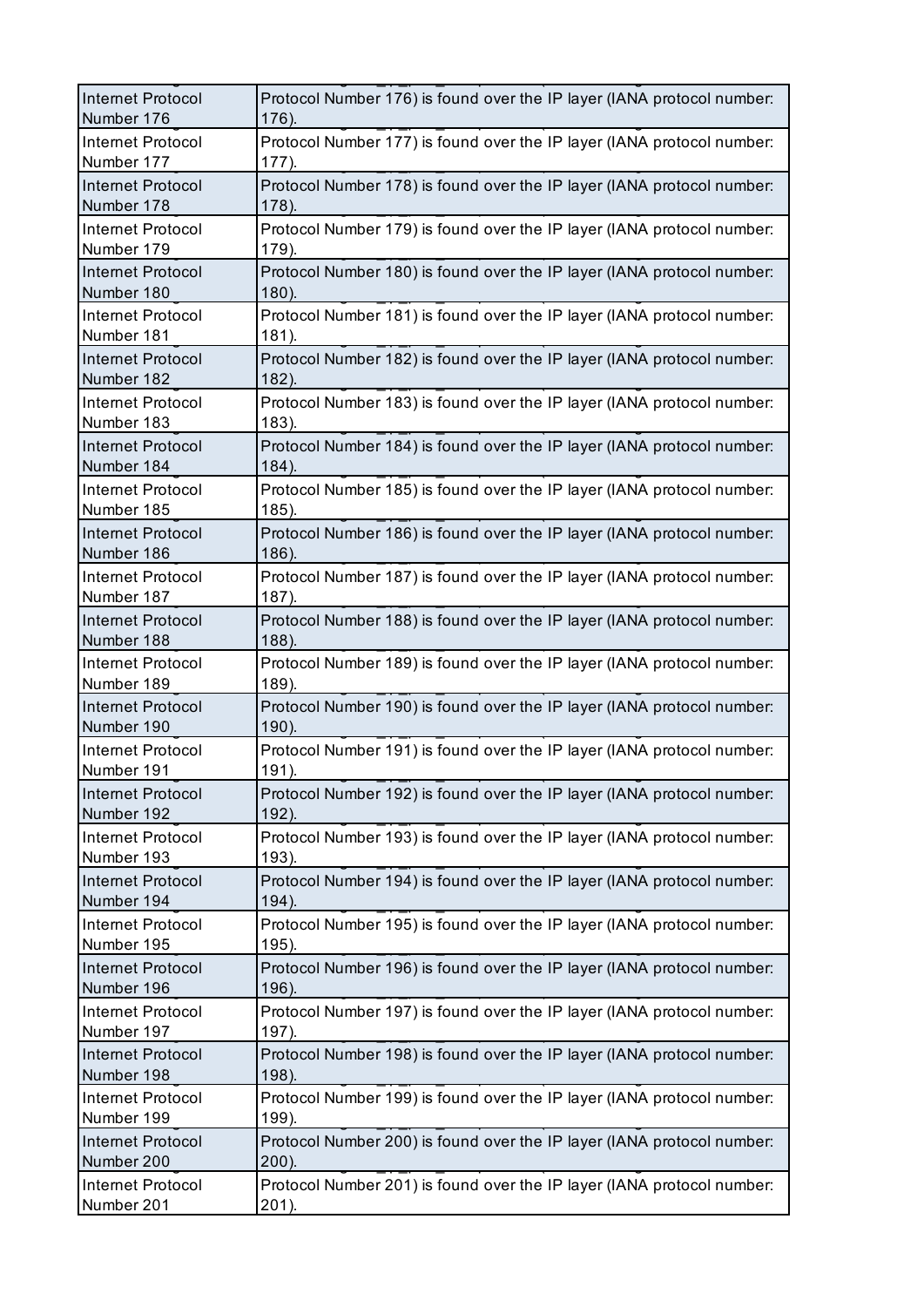| Internet Protocol Number 176 | Protocol Number 176) is found over the IP layer (IANA protocol number: 176). |
|---|---|
| Internet Protocol Number 177 | Protocol Number 177) is found over the IP layer (IANA protocol number: 177). |
| Internet Protocol Number 178 | Protocol Number 178) is found over the IP layer (IANA protocol number: 178). |
| Internet Protocol Number 179 | Protocol Number 179) is found over the IP layer (IANA protocol number: 179). |
| Internet Protocol Number 180 | Protocol Number 180) is found over the IP layer (IANA protocol number: 180). |
| Internet Protocol Number 181 | Protocol Number 181) is found over the IP layer (IANA protocol number: 181). |
| Internet Protocol Number 182 | Protocol Number 182) is found over the IP layer (IANA protocol number: 182). |
| Internet Protocol Number 183 | Protocol Number 183) is found over the IP layer (IANA protocol number: 183). |
| Internet Protocol Number 184 | Protocol Number 184) is found over the IP layer (IANA protocol number: 184). |
| Internet Protocol Number 185 | Protocol Number 185) is found over the IP layer (IANA protocol number: 185). |
| Internet Protocol Number 186 | Protocol Number 186) is found over the IP layer (IANA protocol number: 186). |
| Internet Protocol Number 187 | Protocol Number 187) is found over the IP layer (IANA protocol number: 187). |
| Internet Protocol Number 188 | Protocol Number 188) is found over the IP layer (IANA protocol number: 188). |
| Internet Protocol Number 189 | Protocol Number 189) is found over the IP layer (IANA protocol number: 189). |
| Internet Protocol Number 190 | Protocol Number 190) is found over the IP layer (IANA protocol number: 190). |
| Internet Protocol Number 191 | Protocol Number 191) is found over the IP layer (IANA protocol number: 191). |
| Internet Protocol Number 192 | Protocol Number 192) is found over the IP layer (IANA protocol number: 192). |
| Internet Protocol Number 193 | Protocol Number 193) is found over the IP layer (IANA protocol number: 193). |
| Internet Protocol Number 194 | Protocol Number 194) is found over the IP layer (IANA protocol number: 194). |
| Internet Protocol Number 195 | Protocol Number 195) is found over the IP layer (IANA protocol number: 195). |
| Internet Protocol Number 196 | Protocol Number 196) is found over the IP layer (IANA protocol number: 196). |
| Internet Protocol Number 197 | Protocol Number 197) is found over the IP layer (IANA protocol number: 197). |
| Internet Protocol Number 198 | Protocol Number 198) is found over the IP layer (IANA protocol number: 198). |
| Internet Protocol Number 199 | Protocol Number 199) is found over the IP layer (IANA protocol number: 199). |
| Internet Protocol Number 200 | Protocol Number 200) is found over the IP layer (IANA protocol number: 200). |
| Internet Protocol Number 201 | Protocol Number 201) is found over the IP layer (IANA protocol number: 201). |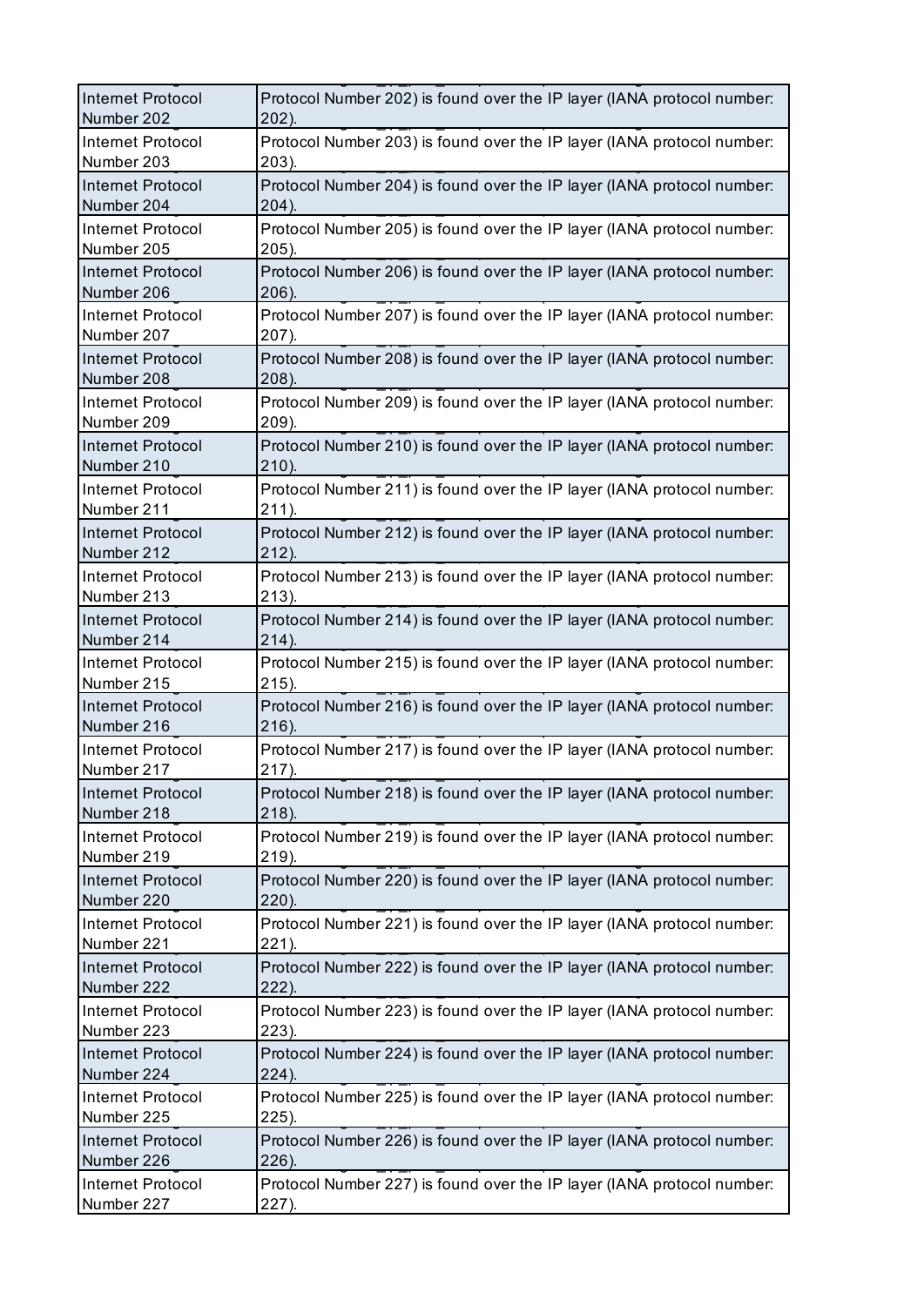| | |
|---|---|
| Internet Protocol Number 202 | Protocol Number 202) is found over the IP layer (IANA protocol number: 202). |
| Internet Protocol Number 203 | Protocol Number 203) is found over the IP layer (IANA protocol number: 203). |
| Internet Protocol Number 204 | Protocol Number 204) is found over the IP layer (IANA protocol number: 204). |
| Internet Protocol Number 205 | Protocol Number 205) is found over the IP layer (IANA protocol number: 205). |
| Internet Protocol Number 206 | Protocol Number 206) is found over the IP layer (IANA protocol number: 206). |
| Internet Protocol Number 207 | Protocol Number 207) is found over the IP layer (IANA protocol number: 207). |
| Internet Protocol Number 208 | Protocol Number 208) is found over the IP layer (IANA protocol number: 208). |
| Internet Protocol Number 209 | Protocol Number 209) is found over the IP layer (IANA protocol number: 209). |
| Internet Protocol Number 210 | Protocol Number 210) is found over the IP layer (IANA protocol number: 210). |
| Internet Protocol Number 211 | Protocol Number 211) is found over the IP layer (IANA protocol number: 211). |
| Internet Protocol Number 212 | Protocol Number 212) is found over the IP layer (IANA protocol number: 212). |
| Internet Protocol Number 213 | Protocol Number 213) is found over the IP layer (IANA protocol number: 213). |
| Internet Protocol Number 214 | Protocol Number 214) is found over the IP layer (IANA protocol number: 214). |
| Internet Protocol Number 215 | Protocol Number 215) is found over the IP layer (IANA protocol number: 215). |
| Internet Protocol Number 216 | Protocol Number 216) is found over the IP layer (IANA protocol number: 216). |
| Internet Protocol Number 217 | Protocol Number 217) is found over the IP layer (IANA protocol number: 217). |
| Internet Protocol Number 218 | Protocol Number 218) is found over the IP layer (IANA protocol number: 218). |
| Internet Protocol Number 219 | Protocol Number 219) is found over the IP layer (IANA protocol number: 219). |
| Internet Protocol Number 220 | Protocol Number 220) is found over the IP layer (IANA protocol number: 220). |
| Internet Protocol Number 221 | Protocol Number 221) is found over the IP layer (IANA protocol number: 221). |
| Internet Protocol Number 222 | Protocol Number 222) is found over the IP layer (IANA protocol number: 222). |
| Internet Protocol Number 223 | Protocol Number 223) is found over the IP layer (IANA protocol number: 223). |
| Internet Protocol Number 224 | Protocol Number 224) is found over the IP layer (IANA protocol number: 224). |
| Internet Protocol Number 225 | Protocol Number 225) is found over the IP layer (IANA protocol number: 225). |
| Internet Protocol Number 226 | Protocol Number 226) is found over the IP layer (IANA protocol number: 226). |
| Internet Protocol Number 227 | Protocol Number 227) is found over the IP layer (IANA protocol number: 227). |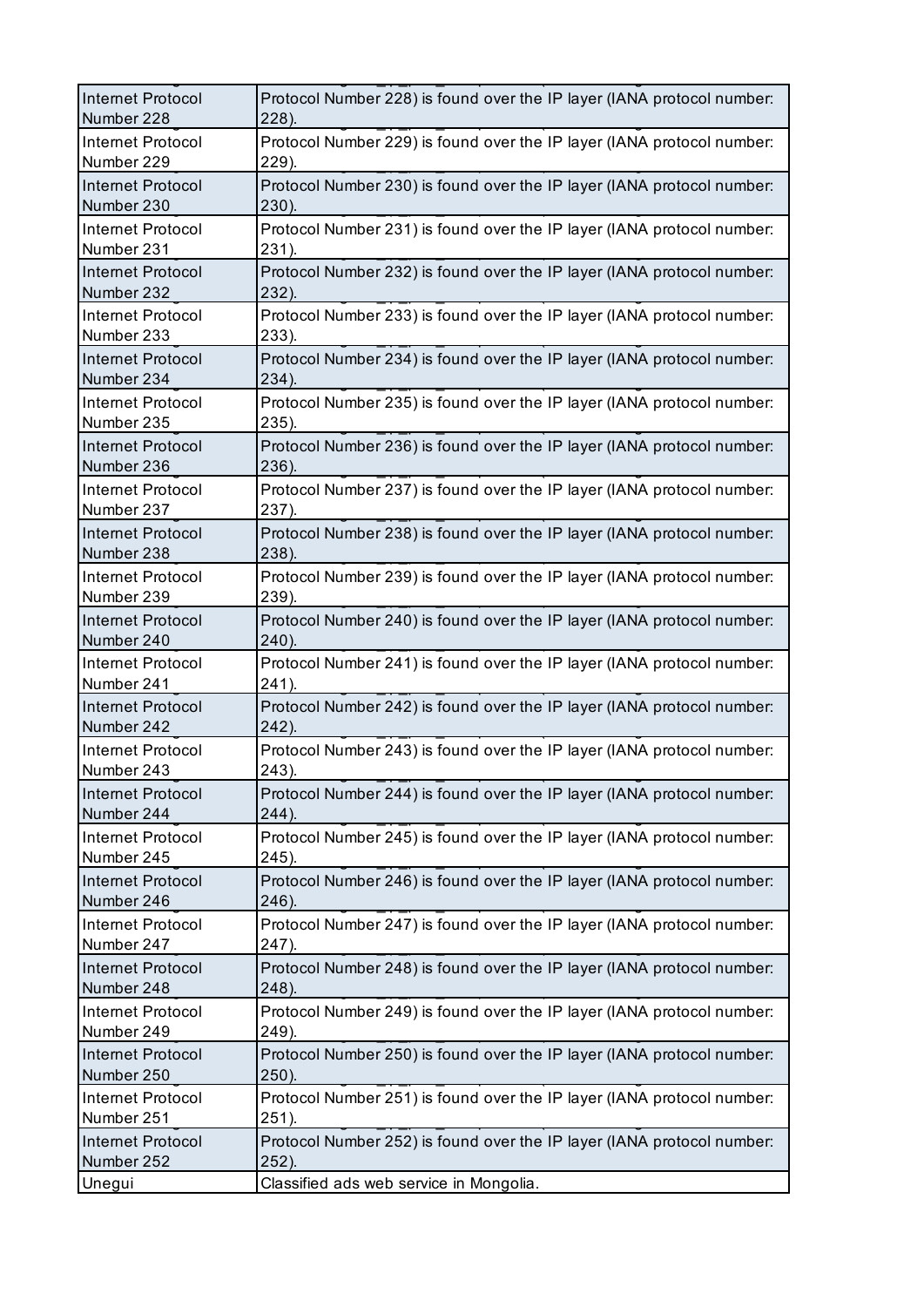| | |
|---|---|
| Internet Protocol Number 228 | Protocol Number 228) is found over the IP layer (IANA protocol number: 228). |
| Internet Protocol Number 229 | Protocol Number 229) is found over the IP layer (IANA protocol number: 229). |
| Internet Protocol Number 230 | Protocol Number 230) is found over the IP layer (IANA protocol number: 230). |
| Internet Protocol Number 231 | Protocol Number 231) is found over the IP layer (IANA protocol number: 231). |
| Internet Protocol Number 232 | Protocol Number 232) is found over the IP layer (IANA protocol number: 232). |
| Internet Protocol Number 233 | Protocol Number 233) is found over the IP layer (IANA protocol number: 233). |
| Internet Protocol Number 234 | Protocol Number 234) is found over the IP layer (IANA protocol number: 234). |
| Internet Protocol Number 235 | Protocol Number 235) is found over the IP layer (IANA protocol number: 235). |
| Internet Protocol Number 236 | Protocol Number 236) is found over the IP layer (IANA protocol number: 236). |
| Internet Protocol Number 237 | Protocol Number 237) is found over the IP layer (IANA protocol number: 237). |
| Internet Protocol Number 238 | Protocol Number 238) is found over the IP layer (IANA protocol number: 238). |
| Internet Protocol Number 239 | Protocol Number 239) is found over the IP layer (IANA protocol number: 239). |
| Internet Protocol Number 240 | Protocol Number 240) is found over the IP layer (IANA protocol number: 240). |
| Internet Protocol Number 241 | Protocol Number 241) is found over the IP layer (IANA protocol number: 241). |
| Internet Protocol Number 242 | Protocol Number 242) is found over the IP layer (IANA protocol number: 242). |
| Internet Protocol Number 243 | Protocol Number 243) is found over the IP layer (IANA protocol number: 243). |
| Internet Protocol Number 244 | Protocol Number 244) is found over the IP layer (IANA protocol number: 244). |
| Internet Protocol Number 245 | Protocol Number 245) is found over the IP layer (IANA protocol number: 245). |
| Internet Protocol Number 246 | Protocol Number 246) is found over the IP layer (IANA protocol number: 246). |
| Internet Protocol Number 247 | Protocol Number 247) is found over the IP layer (IANA protocol number: 247). |
| Internet Protocol Number 248 | Protocol Number 248) is found over the IP layer (IANA protocol number: 248). |
| Internet Protocol Number 249 | Protocol Number 249) is found over the IP layer (IANA protocol number: 249). |
| Internet Protocol Number 250 | Protocol Number 250) is found over the IP layer (IANA protocol number: 250). |
| Internet Protocol Number 251 | Protocol Number 251) is found over the IP layer (IANA protocol number: 251). |
| Internet Protocol Number 252 | Protocol Number 252) is found over the IP layer (IANA protocol number: 252). |
| Unegui | Classified ads web service in Mongolia. |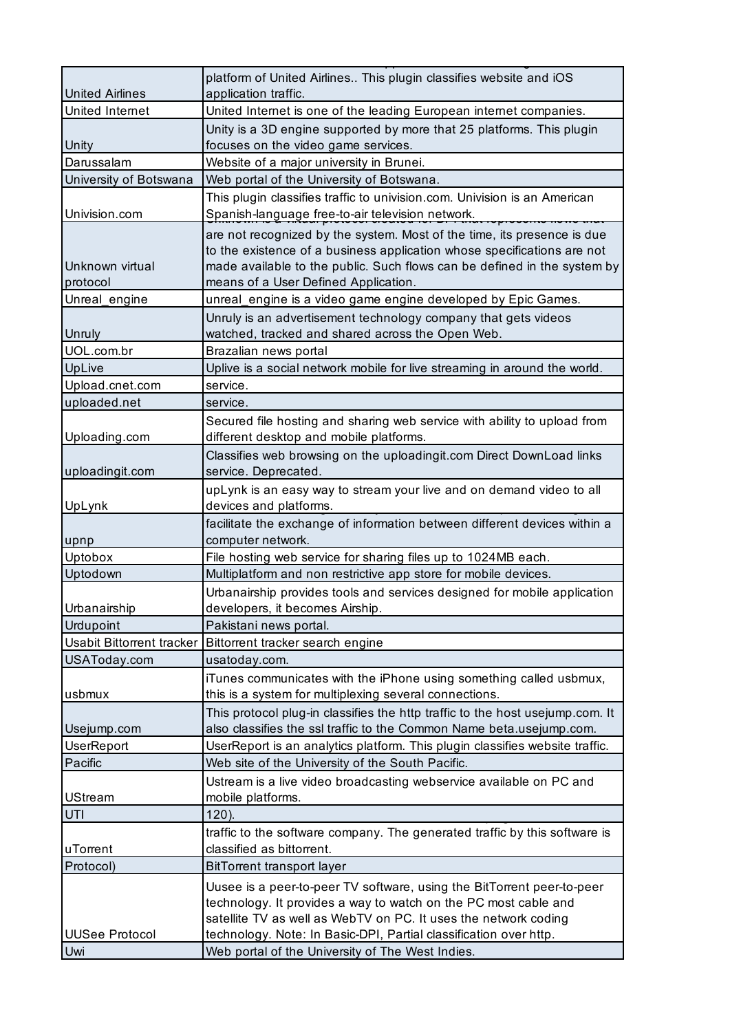| | |
|---|---|
| United Airlines | platform of United Airlines.. This plugin classifies website and iOS application traffic. |
| United Internet | United Internet is one of the leading European internet companies. |
| Unity | Unity is a 3D engine supported by more that 25 platforms. This plugin focuses on the video game services. |
| Darussalam | Website of a major university in Brunei. |
| University of Botswana | Web portal of the University of Botswana. |
| Univision.com | This plugin classifies traffic to univision.com. Univision is an American Spanish-language free-to-air television network. |
| Unknown virtual protocol | are not recognized by the system. Most of the time, its presence is due to the existence of a business application whose specifications are not made available to the public. Such flows can be defined in the system by means of a User Defined Application. |
| Unreal_engine | unreal_engine is a video game engine developed by Epic Games. |
| Unruly | Unruly is an advertisement technology company that gets videos watched, tracked and shared across the Open Web. |
| UOL.com.br | Brazalian news portal |
| UpLive | Uplive is a social network mobile for live streaming in around the world. |
| Upload.cnet.com | service. |
| uploaded.net | service. |
| Uploading.com | Secured file hosting and sharing web service with ability to upload from different desktop and mobile platforms. |
| uploadingit.com | Classifies web browsing on the uploadingit.com Direct DownLoad links service. Deprecated. |
| UpLynk | upLynk is an easy way to stream your live and on demand video to all devices and platforms. |
| upnp | facilitate the exchange of information between different devices within a computer network. |
| Uptobox | File hosting web service for sharing files up to 1024MB each. |
| Uptodown | Multiplatform and non restrictive app store for mobile devices. |
| Urbanairship | Urbanairship provides tools and services designed for mobile application developers, it becomes Airship. |
| Urdupoint | Pakistani news portal. |
| Usabit Bittorrent tracker | Bittorrent tracker search engine |
| USAToday.com | usatoday.com. |
| usbmux | iTunes communicates with the iPhone using something called usbmux, this is a system for multiplexing several connections. |
| Usejump.com | This protocol plug-in classifies the http traffic to the host usejump.com. It also classifies the ssl traffic to the Common Name beta.usejump.com. |
| UserReport | UserReport is an analytics platform. This plugin classifies website traffic. |
| Pacific | Web site of the University of the South Pacific. |
| UStream | Ustream is a live video broadcasting webservice available on PC and mobile platforms. |
| UTI | 120). |
| uTorrent | traffic to the software company. The generated traffic by this software is classified as bittorrent. |
| Protocol) | BitTorrent transport layer |
| UUSee Protocol | Uusee is a peer-to-peer TV software, using the BitTorrent peer-to-peer technology. It provides a way to watch on the PC most cable and satellite TV as well as WebTV on PC. It uses the network coding technology. Note: In Basic-DPI, Partial classification over http. |
| Uwi | Web portal of the University of The West Indies. |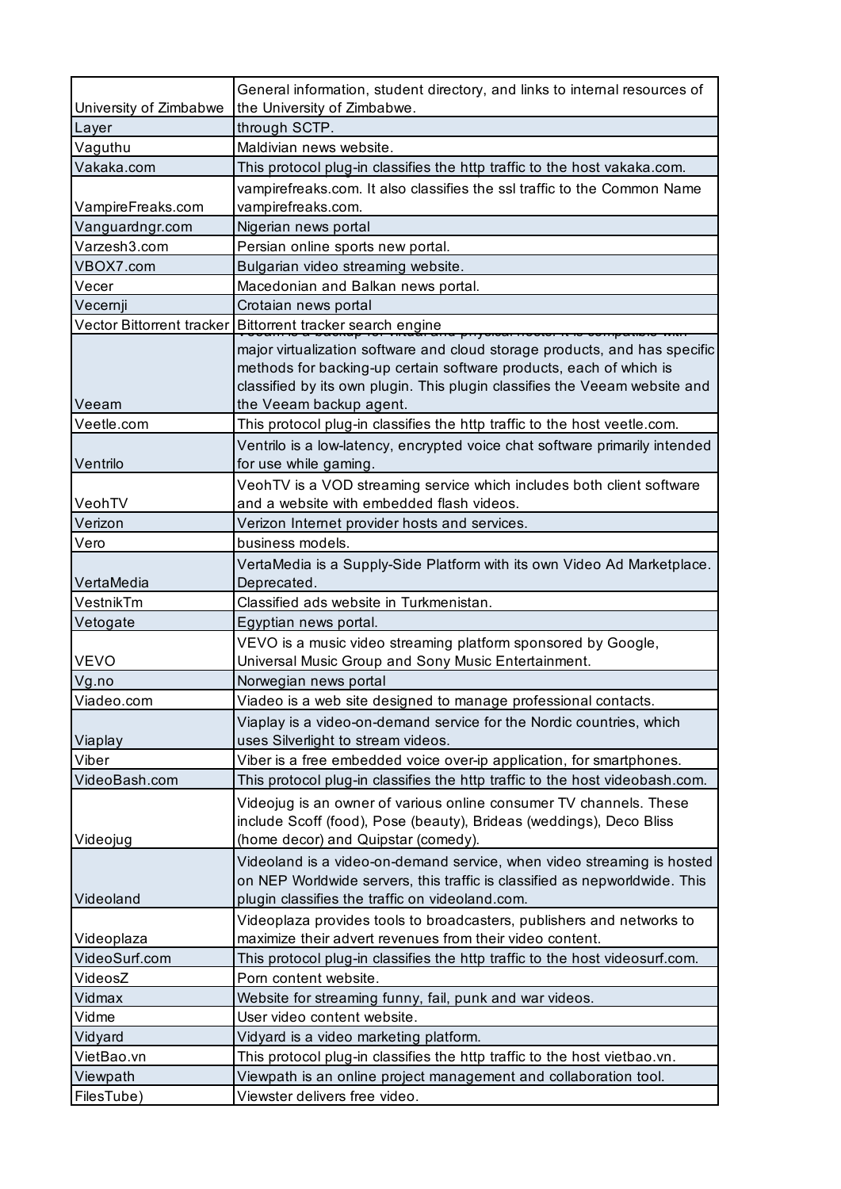| University of Zimbabwe | General information, student directory, and links to internal resources of the University of Zimbabwe. |
|---|---|
| Layer | through SCTP. |
| Vaguthu | Maldivian news website. |
| Vakaka.com | This protocol plug-in classifies the http traffic to the host vakaka.com. |
| VampireFreaks.com | vampirefreaks.com. It also classifies the ssl traffic to the Common Name vampirefreaks.com. |
| Vanguardngr.com | Nigerian news portal |
| Varzesh3.com | Persian online sports new portal. |
| VBOX7.com | Bulgarian video streaming website. |
| Vecer | Macedonian and Balkan news portal. |
| Vecernji | Crotaian news portal |
| Vector Bittorrent tracker | Bittorrent tracker search engine |
| Veeam | Veeam is a backup for virtual and physical hosts. It is compatible with major virtualization software and cloud storage products, and has specific methods for backing-up certain software products, each of which is classified by its own plugin. This plugin classifies the Veeam website and the Veeam backup agent. |
| Veetle.com | This protocol plug-in classifies the http traffic to the host veetle.com. |
| Ventrilo | Ventrilo is a low-latency, encrypted voice chat software primarily intended for use while gaming. |
| VeohTV | VeohTV is a VOD streaming service which includes both client software and a website with embedded flash videos. |
| Verizon | Verizon Internet provider hosts and services. |
| Vero | business models. |
| VertaMedia | VertaMedia is a Supply-Side Platform with its own Video Ad Marketplace. Deprecated. |
| VestnikTm | Classified ads website in Turkmenistan. |
| Vetogate | Egyptian news portal. |
| VEVO | VEVO is a music video streaming platform sponsored by Google, Universal Music Group and Sony Music Entertainment. |
| Vg.no | Norwegian news portal |
| Viadeo.com | Viadeo is a web site designed to manage professional contacts. |
| Viaplay | Viaplay is a video-on-demand service for the Nordic countries, which uses Silverlight to stream videos. |
| Viber | Viber is a free embedded voice over-ip application, for smartphones. |
| VideoBash.com | This protocol plug-in classifies the http traffic to the host videobash.com. |
| Videojug | Videojug is an owner of various online consumer TV channels. These include Scoff (food), Pose (beauty), Brideas (weddings), Deco Bliss (home decor) and Quipstar (comedy). |
| Videoland | Videoland is a video-on-demand service, when video streaming is hosted on NEP Worldwide servers, this traffic is classified as nepworldwide. This plugin classifies the traffic on videoland.com. |
| Videoplaza | Videoplaza provides tools to broadcasters, publishers and networks to maximize their advert revenues from their video content. |
| VideoSurf.com | This protocol plug-in classifies the http traffic to the host videosurf.com. |
| VideosZ | Porn content website. |
| Vidmax | Website for streaming funny, fail, punk and war videos. |
| Vidme | User video content website. |
| Vidyard | Vidyard is a video marketing platform. |
| VietBao.vn | This protocol plug-in classifies the http traffic to the host vietbao.vn. |
| Viewpath | Viewpath is an online project management and collaboration tool. |
| FilesTube) | Viewster delivers free video. |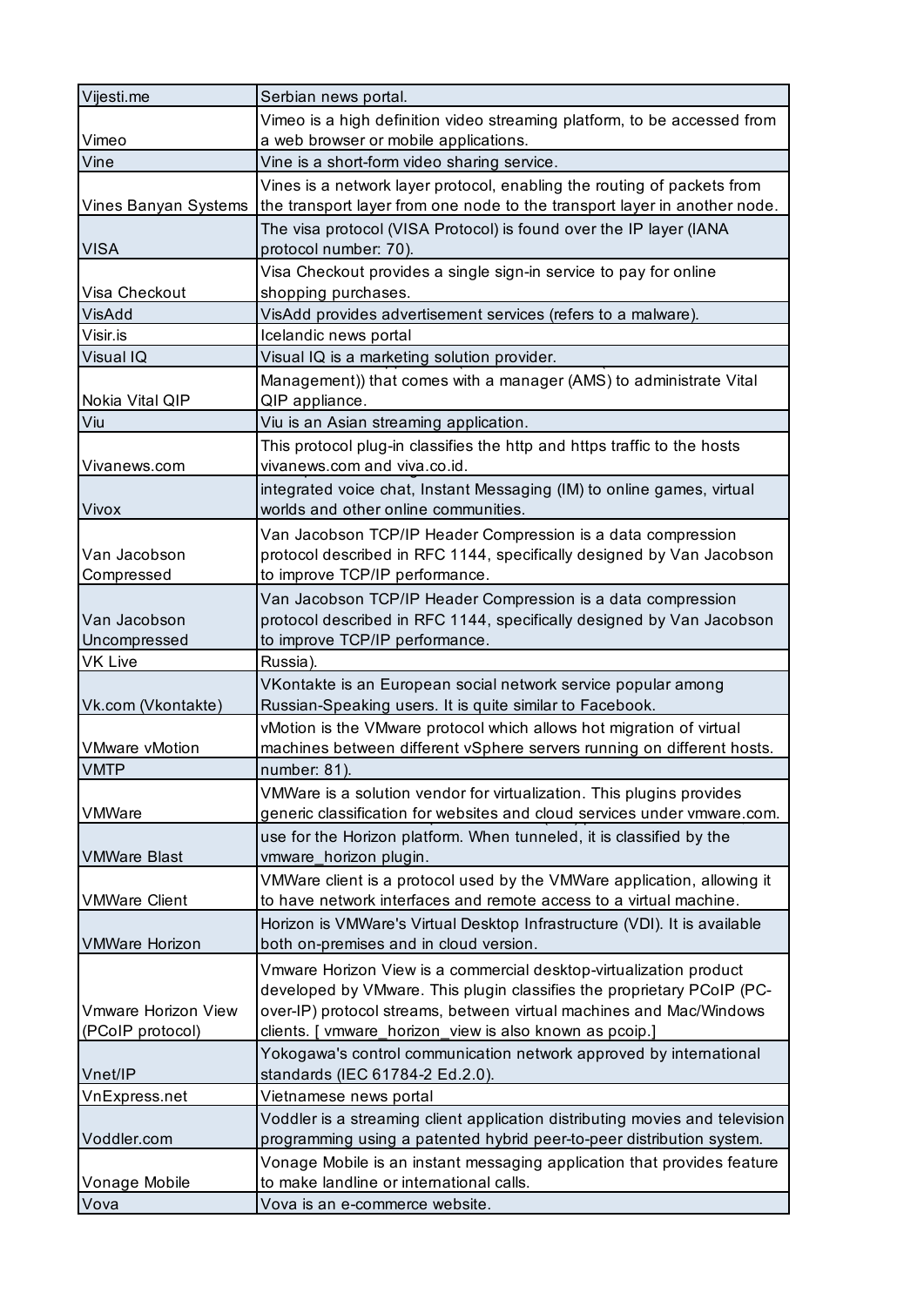| | |
|---|---|
| Vijesti.me | Serbian news portal. |
| Vimeo | Vimeo is a high definition video streaming platform, to be accessed from a web browser or mobile applications. |
| Vine | Vine is a short-form video sharing service. |
| Vines Banyan Systems | Vines is a network layer protocol, enabling the routing of packets from the transport layer from one node to the transport layer in another node. |
| VISA | The visa protocol (VISA Protocol) is found over the IP layer (IANA protocol number: 70). |
| Visa Checkout | Visa Checkout provides a single sign-in service to pay for online shopping purchases. |
| VisAdd | VisAdd provides advertisement services (refers to a malware). |
| Visir.is | Icelandic news portal |
| Visual IQ | Visual IQ is a marketing solution provider. |
| Nokia Vital QIP | Management)) that comes with a manager (AMS) to administrate Vital QIP appliance. |
| Viu | Viu is an Asian streaming application. |
| Vivanews.com | This protocol plug-in classifies the http and https traffic to the hosts vivanews.com and viva.co.id. |
| Vivox | integrated voice chat, Instant Messaging (IM) to online games, virtual worlds and other online communities. |
| Van Jacobson Compressed | Van Jacobson TCP/IP Header Compression is a data compression protocol described in RFC 1144, specifically designed by Van Jacobson to improve TCP/IP performance. |
| Van Jacobson Uncompressed | Van Jacobson TCP/IP Header Compression is a data compression protocol described in RFC 1144, specifically designed by Van Jacobson to improve TCP/IP performance. |
| VK Live | Russia). |
| Vk.com (Vkontakte) | VKontakte is an European social network service popular among Russian-Speaking users. It is quite similar to Facebook. |
| VMware vMotion | vMotion is the VMware protocol which allows hot migration of virtual machines between different vSphere servers running on different hosts. |
| VMTP | number: 81). |
| VMWare | VMWare is a solution vendor for virtualization. This plugins provides generic classification for websites and cloud services under vmware.com. |
| VMWare Blast | use for the Horizon platform. When tunneled, it is classified by the vmware_horizon plugin. |
| VMWare Client | VMWare client is a protocol used by the VMWare application, allowing it to have network interfaces and remote access to a virtual machine. |
| VMWare Horizon | Horizon is VMWare's Virtual Desktop Infrastructure (VDI). It is available both on-premises and in cloud version. |
| Vmware Horizon View (PCoIP protocol) | Vmware Horizon View is a commercial desktop-virtualization product developed by VMware. This plugin classifies the proprietary PCoIP (PC-over-IP) protocol streams, between virtual machines and Mac/Windows clients. [ vmware_horizon_view is also known as pcoip.] |
| Vnet/IP | Yokogawa's control communication network approved by international standards (IEC 61784-2 Ed.2.0). |
| VnExpress.net | Vietnamese news portal |
| Voddler.com | Voddler is a streaming client application distributing movies and television programming using a patented hybrid peer-to-peer distribution system. |
| Vonage Mobile | Vonage Mobile is an instant messaging application that provides feature to make landline or international calls. |
| Vova | Vova is an e-commerce website. |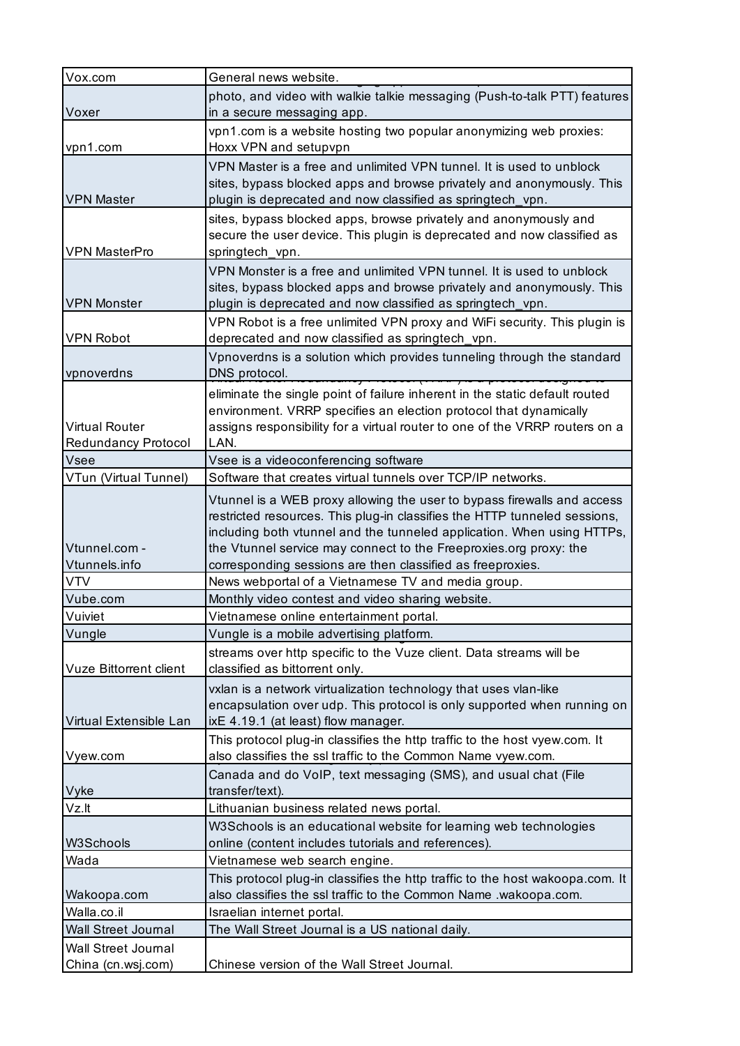| | |
|---|---|
| Vox.com | General news website. |
| Voxer | photo, and video with walkie talkie messaging (Push-to-talk PTT) features in a secure messaging app. |
| vpn1.com | vpn1.com is a website hosting two popular anonymizing web proxies: Hoxx VPN and setupvpn |
| VPN Master | VPN Master is a free and unlimited VPN tunnel. It is used to unblock sites, bypass blocked apps and browse privately and anonymously. This plugin is deprecated and now classified as springtech_vpn. |
| VPN MasterPro | sites, bypass blocked apps, browse privately and anonymously and secure the user device. This plugin is deprecated and now classified as springtech_vpn. |
| VPN Monster | VPN Monster is a free and unlimited VPN tunnel. It is used to unblock sites, bypass blocked apps and browse privately and anonymously. This plugin is deprecated and now classified as springtech_vpn. |
| VPN Robot | VPN Robot is a free unlimited VPN proxy and WiFi security. This plugin is deprecated and now classified as springtech_vpn. |
| vpnoverdns | Vpnoverdns is a solution which provides tunneling through the standard DNS protocol. |
| Virtual Router Redundancy Protocol | eliminate the single point of failure inherent in the static default routed environment. VRRP specifies an election protocol that dynamically assigns responsibility for a virtual router to one of the VRRP routers on a LAN. |
| Vsee | Vsee is a videoconferencing software |
| VTun (Virtual Tunnel) | Software that creates virtual tunnels over TCP/IP networks. |
| Vtunnel.com - Vtunnels.info | Vtunnel is a WEB proxy allowing the user to bypass firewalls and access restricted resources. This plug-in classifies the HTTP tunneled sessions, including both vtunnel and the tunneled application. When using HTTPs, the Vtunnel service may connect to the Freeproxies.org proxy: the corresponding sessions are then classified as freeproxies. |
| VTV | News webportal of a Vietnamese TV and media group. |
| Vube.com | Monthly video contest and video sharing website. |
| Vuiviet | Vietnamese online entertainment portal. |
| Vungle | Vungle is a mobile advertising platform. |
| Vuze Bittorrent client | streams over http specific to the Vuze client. Data streams will be classified as bittorrent only. |
| Virtual Extensible Lan | vxlan is a network virtualization technology that uses vlan-like encapsulation over udp. This protocol is only supported when running on ixE 4.19.1 (at least) flow manager. |
| Vyew.com | This protocol plug-in classifies the http traffic to the host vyew.com. It also classifies the ssl traffic to the Common Name vyew.com. |
| Vyke | Canada and do VoIP, text messaging (SMS), and usual chat (File transfer/text). |
| Vz.lt | Lithuanian business related news portal. |
| W3Schools | W3Schools is an educational website for learning web technologies online (content includes tutorials and references). |
| Wada | Vietnamese web search engine. |
| Wakoopa.com | This protocol plug-in classifies the http traffic to the host wakoopa.com. It also classifies the ssl traffic to the Common Name .wakoopa.com. |
| Walla.co.il | Israelian internet portal. |
| Wall Street Journal | The Wall Street Journal is a US national daily. |
| Wall Street Journal China (cn.wsj.com) | Chinese version of the Wall Street Journal. |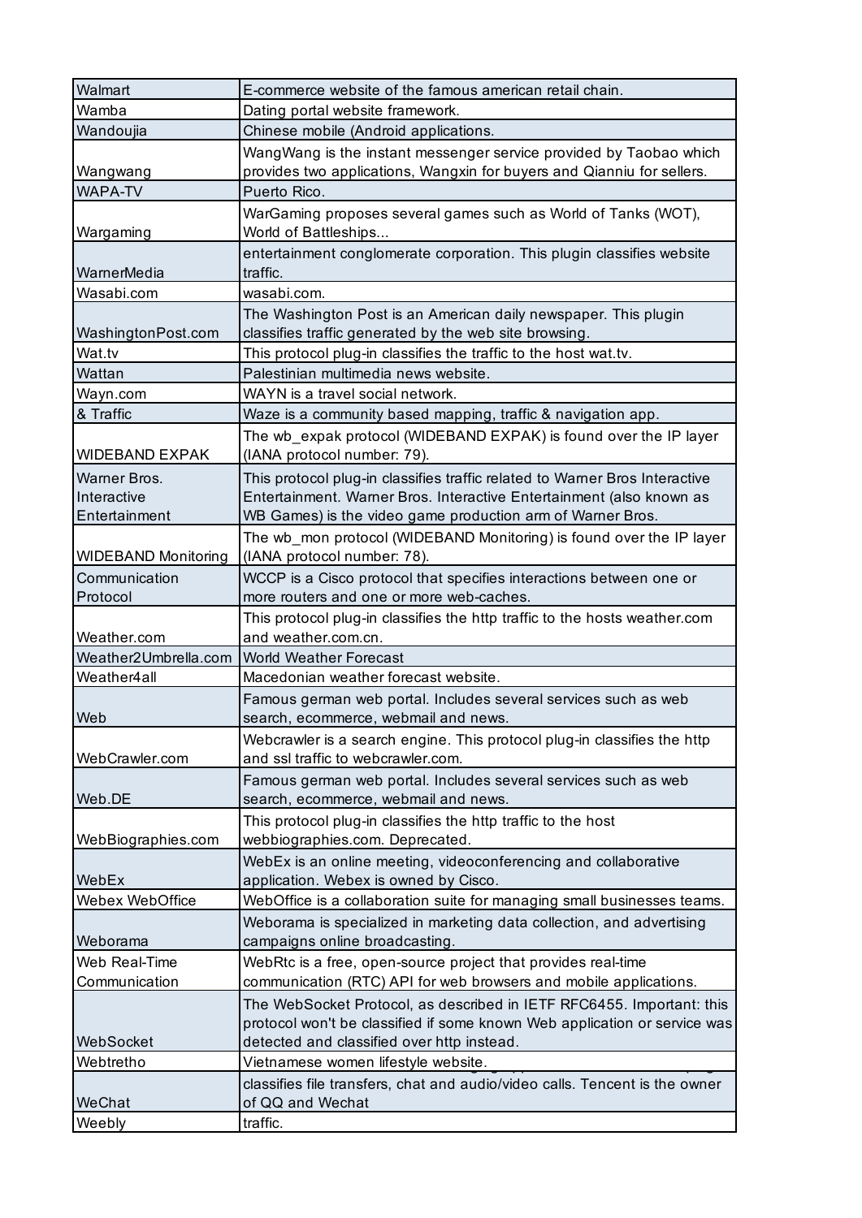| | |
|---|---|
| Walmart | E-commerce website of the famous american retail chain. |
| Wamba | Dating portal website framework. |
| Wandoujia | Chinese mobile (Android applications. |
| Wangwang | WangWang is the instant messenger service provided by Taobao which provides two applications, Wangxin for buyers and Qianniu for sellers. |
| WAPA-TV | Puerto Rico. |
| Wargaming | WarGaming proposes several games such as World of Tanks (WOT), World of Battleships... |
| WarnerMedia | entertainment conglomerate corporation. This plugin classifies website traffic. |
| Wasabi.com | wasabi.com. |
| WashingtonPost.com | The Washington Post is an American daily newspaper. This plugin classifies traffic generated by the web site browsing. |
| Wat.tv | This protocol plug-in classifies the traffic to the host wat.tv. |
| Wattan | Palestinian multimedia news website. |
| Wayn.com | WAYN is a travel social network. |
| & Traffic | Waze is a community based mapping, traffic & navigation app. |
| WIDEBAND EXPAK | The wb_expak protocol (WIDEBAND EXPAK) is found over the IP layer (IANA protocol number: 79). |
| Warner Bros. Interactive Entertainment | This protocol plug-in classifies traffic related to Warner Bros Interactive Entertainment. Warner Bros. Interactive Entertainment (also known as WB Games) is the video game production arm of Warner Bros. |
| WIDEBAND Monitoring | The wb_mon protocol (WIDEBAND Monitoring) is found over the IP layer (IANA protocol number: 78). |
| Communication Protocol | WCCP is a Cisco protocol that specifies interactions between one or more routers and one or more web-caches. |
| Weather.com | This protocol plug-in classifies the http traffic to the hosts weather.com and weather.com.cn. |
| Weather2Umbrella.com | World Weather Forecast |
| Weather4all | Macedonian weather forecast website. |
| Web | Famous german web portal. Includes several services such as web search, ecommerce, webmail and news. |
| WebCrawler.com | Webcrawler is a search engine. This protocol plug-in classifies the http and ssl traffic to webcrawler.com. |
| Web.DE | Famous german web portal. Includes several services such as web search, ecommerce, webmail and news. |
| WebBiographies.com | This protocol plug-in classifies the http traffic to the host webbiographies.com. Deprecated. |
| WebEx | WebEx is an online meeting, videoconferencing and collaborative application. Webex is owned by Cisco. |
| Webex WebOffice | WebOffice is a collaboration suite for managing small businesses teams. |
| Weborama | Weborama is specialized in marketing data collection, and advertising campaigns online broadcasting. |
| Web Real-Time Communication | WebRtc is a free, open-source project that provides real-time communication (RTC) API for web browsers and mobile applications. |
| WebSocket | The WebSocket Protocol, as described in IETF RFC6455. Important: this protocol won't be classified if some known Web application or service was detected and classified over http instead. |
| Webtretho | Vietnamese women lifestyle website. |
| WeChat | classifies file transfers, chat and audio/video calls. Tencent is the owner of QQ and Wechat |
| Weebly | traffic. |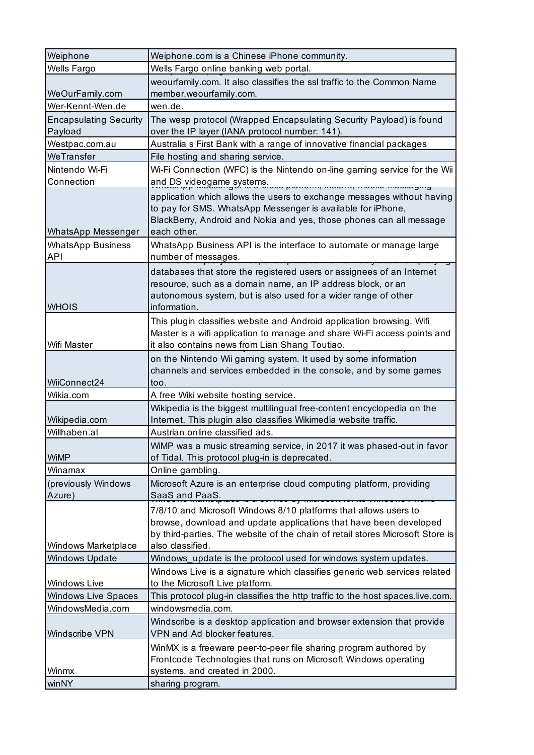| | |
|---|---|
| Weiphone | Weiphone.com is a Chinese iPhone community. |
| Wells Fargo | Wells Fargo online banking web portal. |
| WeOurFamily.com | weourfamily.com. It also classifies the ssl traffic to the Common Name member.weourfamily.com. |
| Wer-Kennt-Wen.de | wen.de. |
| Encapsulating Security Payload | The wesp protocol (Wrapped Encapsulating Security Payload) is found over the IP layer (IANA protocol number: 141). |
| Westpac.com.au | Australia s First Bank with a range of innovative financial packages |
| WeTransfer | File hosting and sharing service. |
| Nintendo Wi-Fi Connection | Wi-Fi Connection (WFC) is the Nintendo on-line gaming service for the Wii and DS videogame systems. |
| WhatsApp Messenger | application which allows the users to exchange messages without having to pay for SMS. WhatsApp Messenger is available for iPhone, BlackBerry, Android and Nokia and yes, those phones can all message each other. |
| WhatsApp Business API | WhatsApp Business API is the interface to automate or manage large number of messages. |
| WHOIS | databases that store the registered users or assignees of an Internet resource, such as a domain name, an IP address block, or an autonomous system, but is also used for a wider range of other information. |
| Wifi Master | This plugin classifies website and Android application browsing. Wifi Master is a wifi application to manage and share Wi-Fi access points and it also contains news from Lian Shang Toutiao. |
| WiiConnect24 | on the Nintendo Wii gaming system. It used by some information channels and services embedded in the console, and by some games too. |
| Wikia.com | A free Wiki website hosting service. |
| Wikipedia.com | Wikipedia is the biggest multilingual free-content encyclopedia on the Internet. This plugin also classifies Wikimedia website traffic. |
| Willhaben.at | Austrian online classified ads. |
| WiMP | WiMP was a music streaming service, in 2017 it was phased-out in favor of Tidal. This protocol plug-in is deprecated. |
| Winamax | Online gambling. |
| (previously Windows Azure) | Microsoft Azure is an enterprise cloud computing platform, providing SaaS and PaaS. |
| Windows Marketplace | 7/8/10 and Microsoft Windows 8/10 platforms that allows users to browse, download and update applications that have been developed by third-parties. The website of the chain of retail stores Microsoft Store is also classified. |
| Windows Update | Windows_update is the protocol used for windows system updates. |
| Windows Live | Windows Live is a signature which classifies generic web services related to the Microsoft Live platform. |
| Windows Live Spaces | This protocol plug-in classifies the http traffic to the host spaces.live.com. |
| WindowsMedia.com | windowsmedia.com. |
| Windscribe VPN | Windscribe is a desktop application and browser extension that provide VPN and Ad blocker features. |
| Winmx | WinMX is a freeware peer-to-peer file sharing program authored by Frontcode Technologies that runs on Microsoft Windows operating systems, and created in 2000. |
| winNY | sharing program. |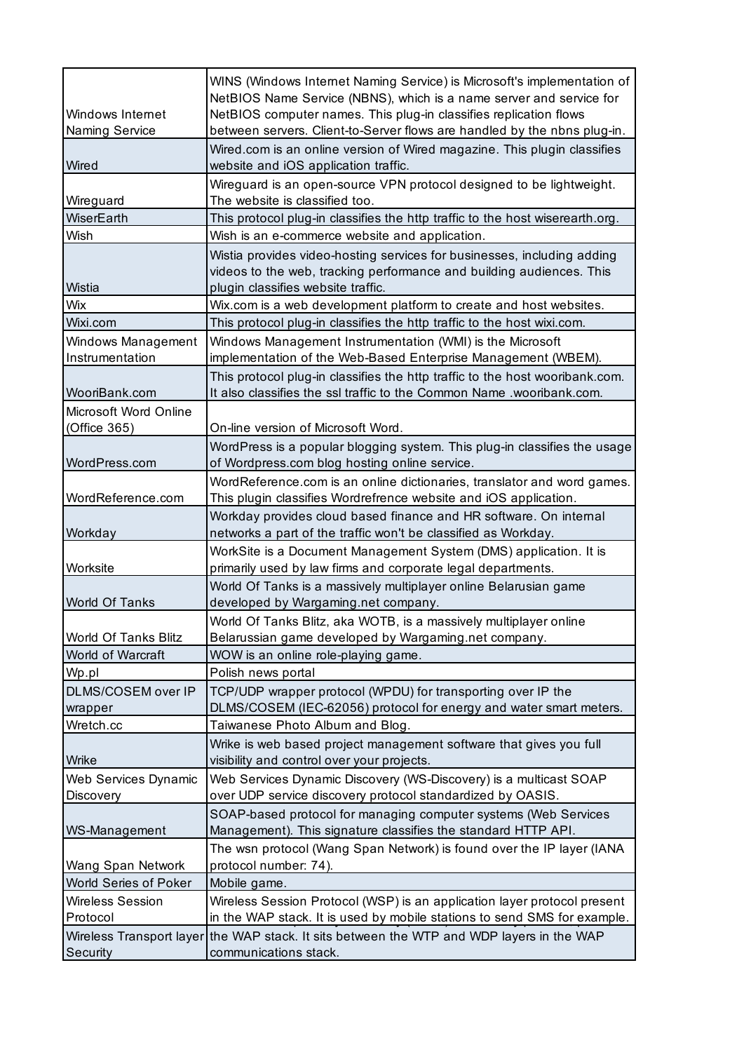| | |
|---|---|
| Windows Internet Naming Service | WINS (Windows Internet Naming Service) is Microsoft's implementation of NetBIOS Name Service (NBNS), which is a name server and service for NetBIOS computer names. This plug-in classifies replication flows between servers. Client-to-Server flows are handled by the nbns plug-in. |
| Wired | Wired.com is an online version of Wired magazine. This plugin classifies website and iOS application traffic. |
| Wireguard | Wireguard is an open-source VPN protocol designed to be lightweight. The website is classified too. |
| WiserEarth | This protocol plug-in classifies the http traffic to the host wiserearth.org. |
| Wish | Wish is an e-commerce website and application. |
| Wistia | Wistia provides video-hosting services for businesses, including adding videos to the web, tracking performance and building audiences. This plugin classifies website traffic. |
| Wix | Wix.com is a web development platform to create and host websites. |
| Wixi.com | This protocol plug-in classifies the http traffic to the host wixi.com. |
| Windows Management Instrumentation | Windows Management Instrumentation (WMI) is the Microsoft implementation of the Web-Based Enterprise Management (WBEM). |
| WooriBank.com | This protocol plug-in classifies the http traffic to the host wooribank.com. It also classifies the ssl traffic to the Common Name .wooribank.com. |
| Microsoft Word Online (Office 365) | On-line version of Microsoft Word. |
| WordPress.com | WordPress is a popular blogging system. This plug-in classifies the usage of Wordpress.com blog hosting online service. |
| WordReference.com | WordReference.com is an online dictionaries, translator and word games. This plugin classifies Wordrefrence website and iOS application. |
| Workday | Workday provides cloud based finance and HR software. On internal networks a part of the traffic won't be classified as Workday. |
| Worksite | WorkSite is a Document Management System (DMS) application. It is primarily used by law firms and corporate legal departments. |
| World Of Tanks | World Of Tanks is a massively multiplayer online Belarusian game developed by Wargaming.net company. |
| World Of Tanks Blitz | World Of Tanks Blitz, aka WOTB, is a massively multiplayer online Belarussian game developed by Wargaming.net company. |
| World of Warcraft | WOW is an online role-playing game. |
| Wp.pl | Polish news portal |
| DLMS/COSEM over IP wrapper | TCP/UDP wrapper protocol (WPDU) for transporting over IP the DLMS/COSEM (IEC-62056) protocol for energy and water smart meters. |
| Wretch.cc | Taiwanese Photo Album and Blog. |
| Wrike | Wrike is web based project management software that gives you full visibility and control over your projects. |
| Web Services Dynamic Discovery | Web Services Dynamic Discovery (WS-Discovery) is a multicast SOAP over UDP service discovery protocol standardized by OASIS. |
| WS-Management | SOAP-based protocol for managing computer systems (Web Services Management). This signature classifies the standard HTTP API. |
| Wang Span Network | The wsn protocol (Wang Span Network) is found over the IP layer (IANA protocol number: 74). |
| World Series of Poker | Mobile game. |
| Wireless Session Protocol | Wireless Session Protocol (WSP) is an application layer protocol present in the WAP stack. It is used by mobile stations to send SMS for example. |
| Wireless Transport layer Security | the WAP stack. It sits between the WTP and WDP layers in the WAP communications stack. |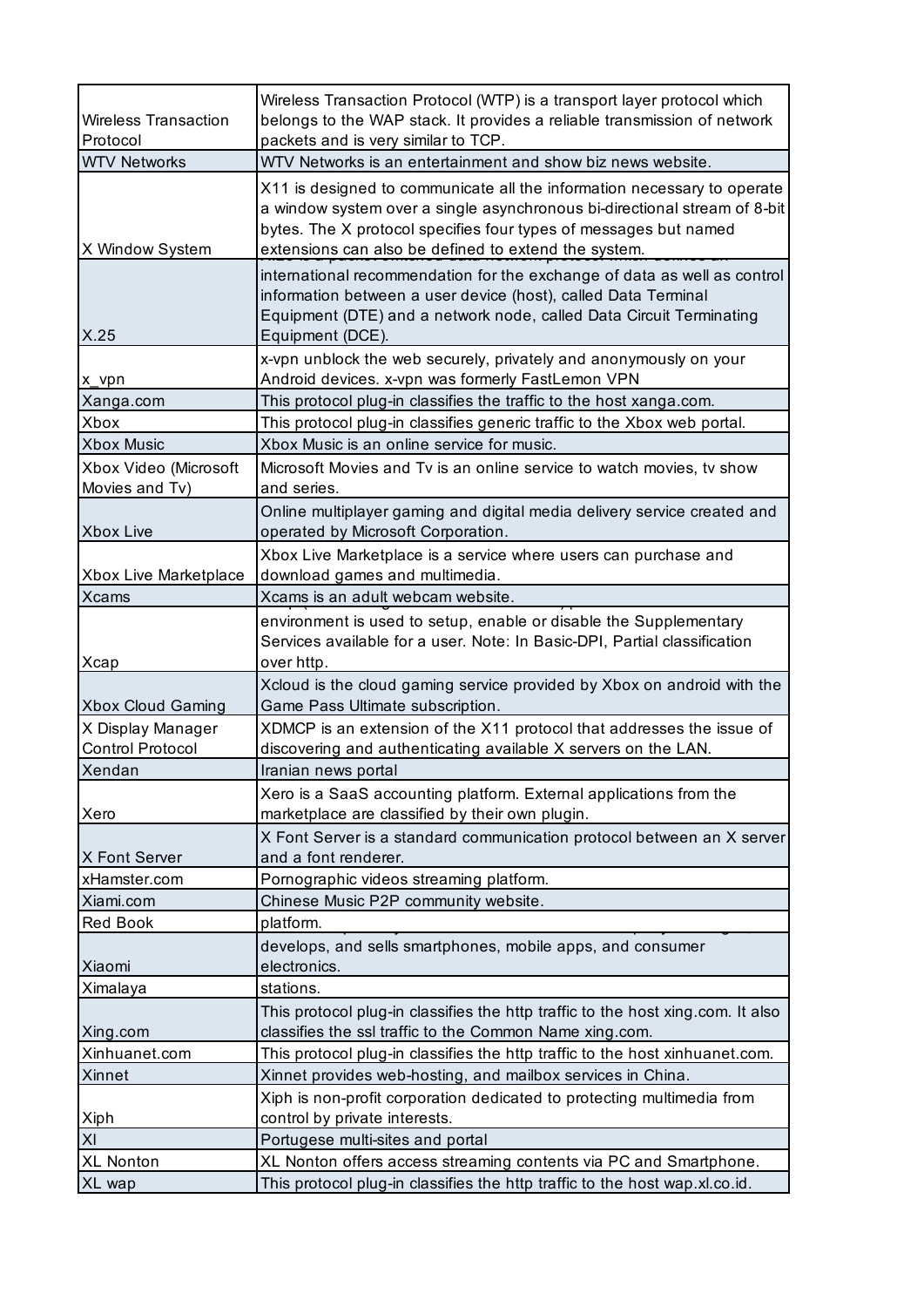| | |
|---|---|
| Wireless Transaction Protocol | Wireless Transaction Protocol (WTP) is a transport layer protocol which belongs to the WAP stack. It provides a reliable transmission of network packets and is very similar to TCP. |
| WTV Networks | WTV Networks is an entertainment and show biz news website. |
| X Window System | X11 is designed to communicate all the information necessary to operate a window system over a single asynchronous bi-directional stream of 8-bit bytes. The X protocol specifies four types of messages but named extensions can also be defined to extend the system. |
| X.25 | international recommendation for the exchange of data as well as control information between a user device (host), called Data Terminal Equipment (DTE) and a network node, called Data Circuit Terminating Equipment (DCE). |
| x_vpn | x-vpn unblock the web securely, privately and anonymously on your Android devices. x-vpn was formerly FastLemon VPN |
| Xanga.com | This protocol plug-in classifies the traffic to the host xanga.com. |
| Xbox | This protocol plug-in classifies generic traffic to the Xbox web portal. |
| Xbox Music | Xbox Music is an online service for music. |
| Xbox Video (Microsoft Movies and Tv) | Microsoft Movies and Tv is an online service to watch movies, tv show and series. |
| Xbox Live | Online multiplayer gaming and digital media delivery service created and operated by Microsoft Corporation. |
| Xbox Live Marketplace | Xbox Live Marketplace is a service where users can purchase and download games and multimedia. |
| Xcams | Xcams is an adult webcam website. |
| Xcap | environment is used to setup, enable or disable the Supplementary Services available for a user. Note: In Basic-DPI, Partial classification over http. |
| Xbox Cloud Gaming | Xcloud is the cloud gaming service provided by Xbox on android with the Game Pass Ultimate subscription. |
| X Display Manager Control Protocol | XDMCP is an extension of the X11 protocol that addresses the issue of discovering and authenticating available X servers on the LAN. |
| Xendan | Iranian news portal |
| Xero | Xero is a SaaS accounting platform. External applications from the marketplace are classified by their own plugin. |
| X Font Server | X Font Server is a standard communication protocol between an X server and a font renderer. |
| xHamster.com | Pornographic videos streaming platform. |
| Xiami.com | Chinese Music P2P community website. |
| Red Book | platform. |
| Xiaomi | develops, and sells smartphones, mobile apps, and consumer electronics. |
| Ximalaya | stations. |
| Xing.com | This protocol plug-in classifies the http traffic to the host xing.com. It also classifies the ssl traffic to the Common Name xing.com. |
| Xinhuanet.com | This protocol plug-in classifies the http traffic to the host xinhuanet.com. |
| Xinnet | Xinnet provides web-hosting, and mailbox services in China. |
| Xiph | Xiph is non-profit corporation dedicated to protecting multimedia from control by private interests. |
| Xl | Portugese multi-sites and portal |
| XL Nonton | XL Nonton offers access streaming contents via PC and Smartphone. |
| XL wap | This protocol plug-in classifies the http traffic to the host wap.xl.co.id. |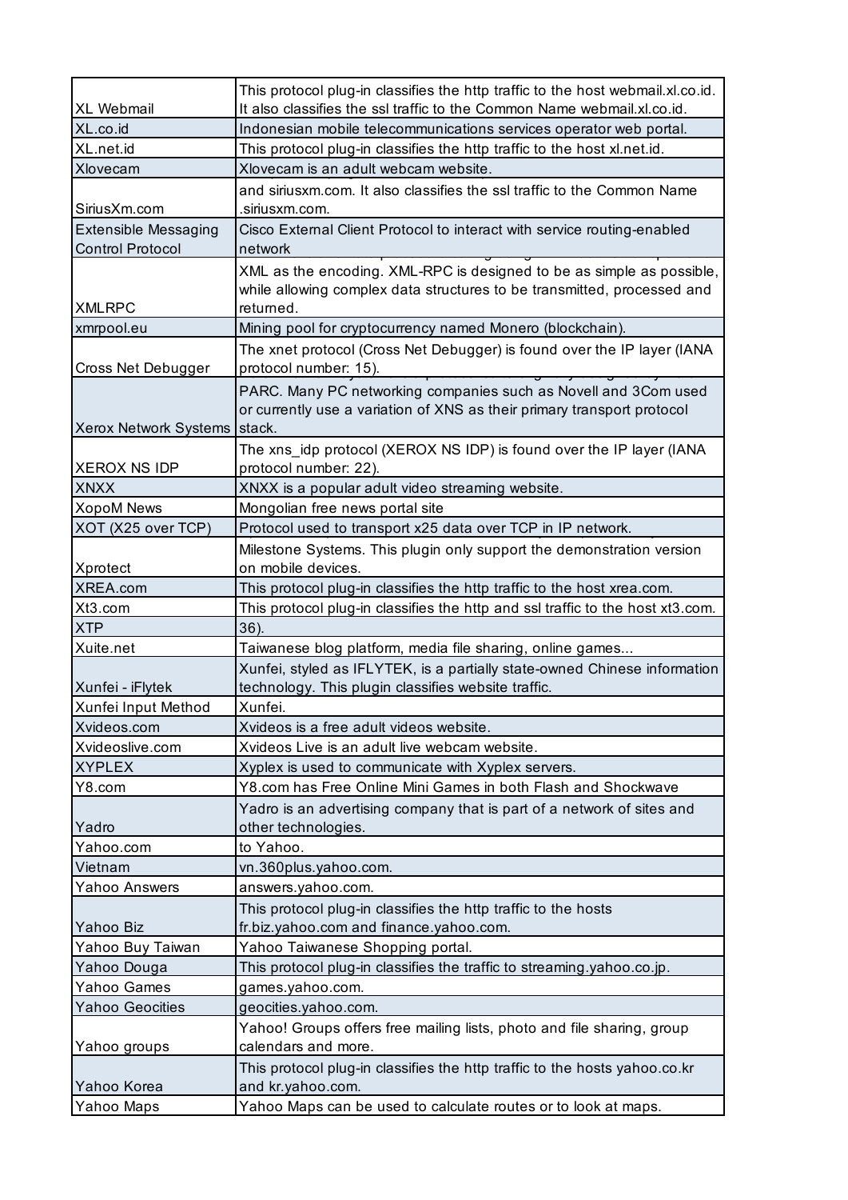| | |
|---|---|
| XL Webmail | This protocol plug-in classifies the http traffic to the host webmail.xl.co.id. It also classifies the ssl traffic to the Common Name webmail.xl.co.id. |
| XL.co.id | Indonesian mobile telecommunications services operator web portal. |
| XL.net.id | This protocol plug-in classifies the http traffic to the host xl.net.id. |
| Xlovecam | Xlovecam is an adult webcam website. |
| SiriusXm.com | and siriusxm.com. It also classifies the ssl traffic to the Common Name .siriusxm.com. |
| Extensible Messaging Control Protocol | Cisco External Client Protocol to interact with service routing-enabled network |
| XMLRPC | XML as the encoding. XML-RPC is designed to be as simple as possible, while allowing complex data structures to be transmitted, processed and returned. |
| xmrpool.eu | Mining pool for cryptocurrency named Monero (blockchain). |
| Cross Net Debugger | The xnet protocol (Cross Net Debugger) is found over the IP layer (IANA protocol number: 15). |
| Xerox Network Systems | PARC. Many PC networking companies such as Novell and 3Com used or currently use a variation of XNS as their primary transport protocol stack. |
| XEROX NS IDP | The xns_idp protocol (XEROX NS IDP) is found over the IP layer (IANA protocol number: 22). |
| XNXX | XNXX is a popular adult video streaming website. |
| XopoM News | Mongolian free news portal site |
| XOT (X25 over TCP) | Protocol used to transport x25 data over TCP in IP network. |
| Xprotect | Milestone Systems. This plugin only support the demonstration version on mobile devices. |
| XREA.com | This protocol plug-in classifies the http traffic to the host xrea.com. |
| Xt3.com | This protocol plug-in classifies the http and ssl traffic to the host xt3.com. |
| XTP | 36). |
| Xuite.net | Taiwanese blog platform, media file sharing, online games... |
| Xunfei - iFlytek | Xunfei, styled as IFLYTEK, is a partially state-owned Chinese information technology. This plugin classifies website traffic. |
| Xunfei Input Method | Xunfei. |
| Xvideos.com | Xvideos is a free adult videos website. |
| Xvideoslive.com | Xvideos Live is an adult live webcam website. |
| XYPLEX | Xyplex is used to communicate with Xyplex servers. |
| Y8.com | Y8.com has Free Online Mini Games in both Flash and Shockwave |
| Yadro | Yadro is an advertising company that is part of a network of sites and other technologies. |
| Yahoo.com | to Yahoo. |
| Vietnam | vn.360plus.yahoo.com. |
| Yahoo Answers | answers.yahoo.com. |
| Yahoo Biz | This protocol plug-in classifies the http traffic to the hosts fr.biz.yahoo.com and finance.yahoo.com. |
| Yahoo Buy Taiwan | Yahoo Taiwanese Shopping portal. |
| Yahoo Douga | This protocol plug-in classifies the traffic to streaming.yahoo.co.jp. |
| Yahoo Games | games.yahoo.com. |
| Yahoo Geocities | geocities.yahoo.com. |
| Yahoo groups | Yahoo! Groups offers free mailing lists, photo and file sharing, group calendars and more. |
| Yahoo Korea | This protocol plug-in classifies the http traffic to the hosts yahoo.co.kr and kr.yahoo.com. |
| Yahoo Maps | Yahoo Maps can be used to calculate routes or to look at maps. |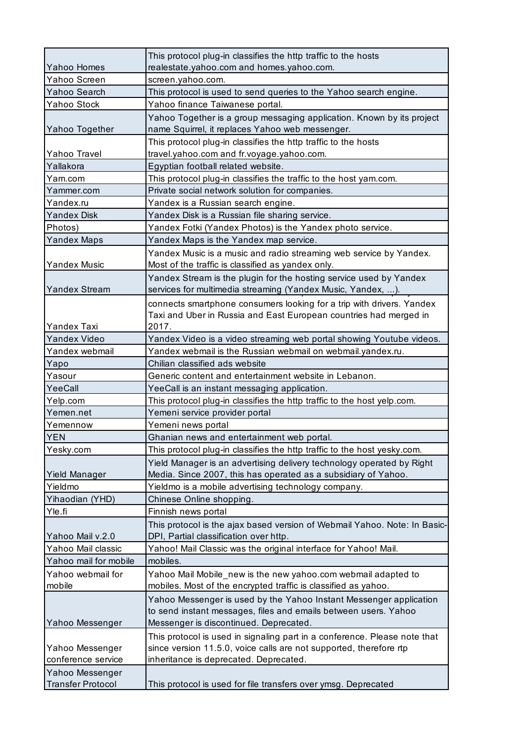| | |
|---|---|
| Yahoo Homes | This protocol plug-in classifies the http traffic to the hosts realestate.yahoo.com and homes.yahoo.com. |
| Yahoo Screen | screen.yahoo.com. |
| Yahoo Search | This protocol is used to send queries to the Yahoo search engine. |
| Yahoo Stock | Yahoo finance Taiwanese portal. |
| Yahoo Together | Yahoo Together is a group messaging application. Known by its project name Squirrel, it replaces Yahoo web messenger. |
| Yahoo Travel | This protocol plug-in classifies the http traffic to the hosts travel.yahoo.com and fr.voyage.yahoo.com. |
| Yallakora | Egyptian football related website. |
| Yam.com | This protocol plug-in classifies the traffic to the host yam.com. |
| Yammer.com | Private social network solution for companies. |
| Yandex.ru | Yandex is a Russian search engine. |
| Yandex Disk | Yandex Disk is a Russian file sharing service. |
| Photos) | Yandex Fotki (Yandex Photos) is the Yandex photo service. |
| Yandex Maps | Yandex Maps is the Yandex map service. |
| Yandex Music | Yandex Music is a music and radio streaming web service by Yandex. Most of the traffic is classified as yandex only. |
| Yandex Stream | Yandex Stream is the plugin for the hosting service used by Yandex services for multimedia streaming (Yandex Music, Yandex, ...). |
| Yandex Taxi | connects smartphone consumers looking for a trip with drivers. Yandex Taxi and Uber in Russia and East European countries had merged in 2017. |
| Yandex Video | Yandex Video is a video streaming web portal showing Youtube videos. |
| Yandex webmail | Yandex webmail is the Russian webmail on webmail.yandex.ru. |
| Yapo | Chilian classified ads website |
| Yasour | Generic content and entertainment website in Lebanon. |
| YeeCall | YeeCall is an instant messaging application. |
| Yelp.com | This protocol plug-in classifies the http traffic to the host yelp.com. |
| Yemen.net | Yemeni service provider portal |
| Yemennow | Yemeni news portal |
| YEN | Ghanian news and entertainment web portal. |
| Yesky.com | This protocol plug-in classifies the http traffic to the host yesky.com. |
| Yield Manager | Yield Manager is an advertising delivery technology operated by Right Media. Since 2007, this has operated as a subsidiary of Yahoo. |
| Yieldmo | Yieldmo is a mobile advertising technology company. |
| Yihaodian (YHD) | Chinese Online shopping. |
| Yle.fi | Finnish news portal |
| Yahoo Mail v.2.0 | This protocol is the ajax based version of Webmail Yahoo. Note: In Basic-DPI, Partial classification over http. |
| Yahoo Mail classic | Yahoo! Mail Classic was the original interface for Yahoo! Mail. |
| Yahoo mail for mobile | mobiles. |
| Yahoo webmail for mobile | Yahoo Mail Mobile_new is the new yahoo.com webmail adapted to mobiles. Most of the encrypted traffic is classified as yahoo. |
| Yahoo Messenger | Yahoo Messenger is used by the Yahoo Instant Messenger application to send instant messages, files and emails between users. Yahoo Messenger is discontinued. Deprecated. |
| Yahoo Messenger conference service | This protocol is used in signaling part in a conference. Please note that since version 11.5.0, voice calls are not supported, therefore rtp inheritance is deprecated. Deprecated. |
| Yahoo Messenger Transfer Protocol | This protocol is used for file transfers over ymsg. Deprecated |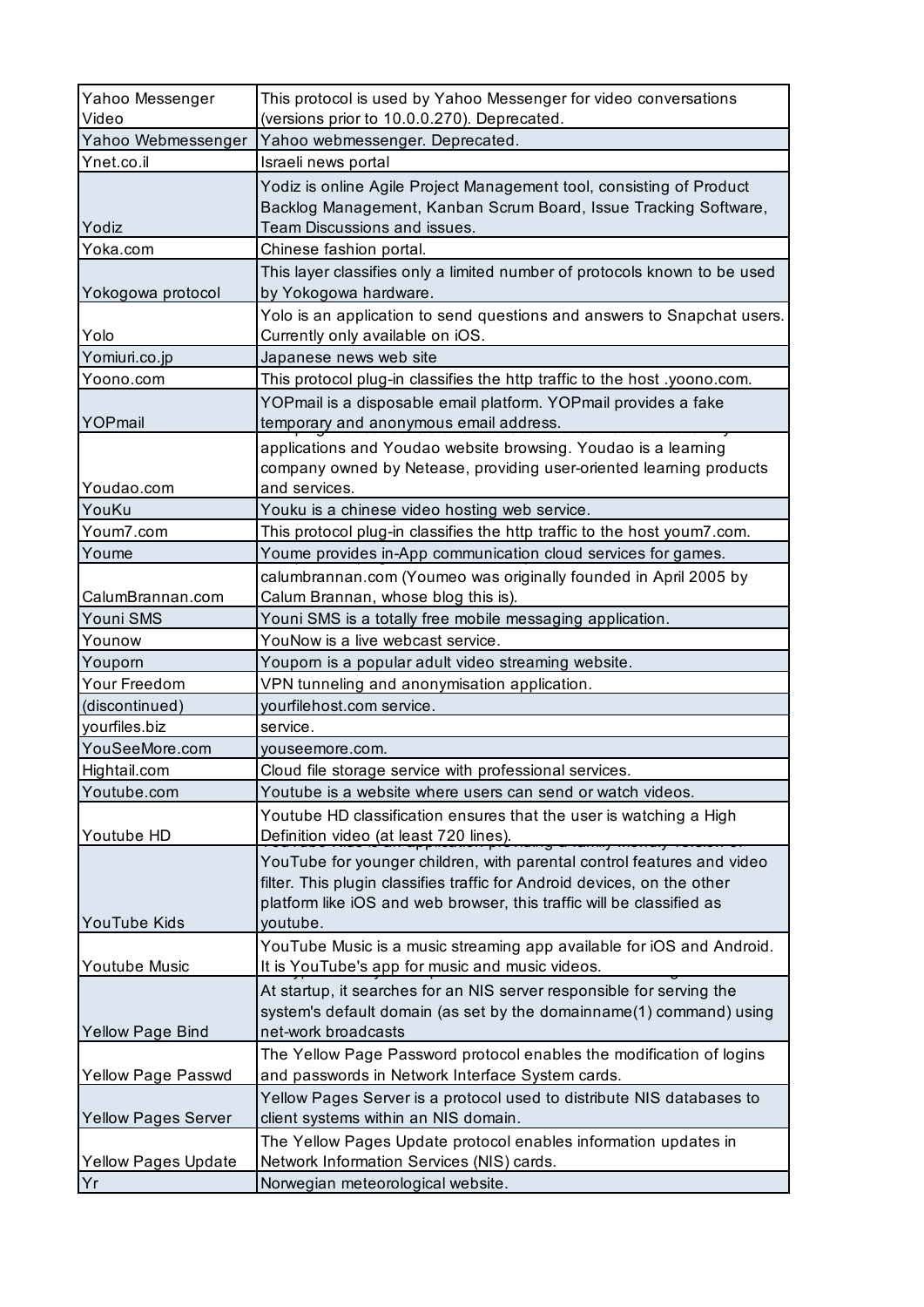| | |
|---|---|
| Yahoo Messenger Video | This protocol is used by Yahoo Messenger for video conversations (versions prior to 10.0.0.270). Deprecated. |
| Yahoo Webmessenger | Yahoo webmessenger. Deprecated. |
| Ynet.co.il | Israeli news portal |
| Yodiz | Yodiz is online Agile Project Management tool, consisting of Product Backlog Management, Kanban Scrum Board, Issue Tracking Software, Team Discussions and issues. |
| Yoka.com | Chinese fashion portal. |
| Yokogowa protocol | This layer classifies only a limited number of protocols known to be used by Yokogowa hardware. |
| Yolo | Yolo is an application to send questions and answers to Snapchat users. Currently only available on iOS. |
| Yomiuri.co.jp | Japanese news web site |
| Yoono.com | This protocol plug-in classifies the http traffic to the host .yoono.com. |
| YOPmail | YOPmail is a disposable email platform. YOPmail provides a fake temporary and anonymous email address. |
| Youdao.com | applications and Youdao website browsing. Youdao is a learning company owned by Netease, providing user-oriented learning products and services. |
| YouKu | Youku is a chinese video hosting web service. |
| Youm7.com | This protocol plug-in classifies the http traffic to the host youm7.com. |
| Youme | Youme provides in-App communication cloud services for games. |
| CalumBrannan.com | calumbrannan.com (Youmeo was originally founded in April 2005 by Calum Brannan, whose blog this is). |
| Youni SMS | Youni SMS is a totally free mobile messaging application. |
| Younow | YouNow is a live webcast service. |
| Youporn | Youporn is a popular adult video streaming website. |
| Your Freedom | VPN tunneling and anonymisation application. |
| (discontinued) | yourfilehost.com service. |
| yourfiles.biz | service. |
| YouSeeMore.com | youseemore.com. |
| Hightail.com | Cloud file storage service with professional services. |
| Youtube.com | Youtube is a website where users can send or watch videos. |
| Youtube HD | Youtube HD classification ensures that the user is watching a High Definition video (at least 720 lines). |
| YouTube Kids | YouTube for younger children, with parental control features and video filter. This plugin classifies traffic for Android devices, on the other platform like iOS and web browser, this traffic will be classified as youtube. |
| Youtube Music | YouTube Music is a music streaming app available for iOS and Android. It is YouTube's app for music and music videos. |
| Yellow Page Bind | At startup, it searches for an NIS server responsible for serving the system's default domain (as set by the domainname(1) command) using net-work broadcasts |
| Yellow Page Passwd | The Yellow Page Password protocol enables the modification of logins and passwords in Network Interface System cards. |
| Yellow Pages Server | Yellow Pages Server is a protocol used to distribute NIS databases to client systems within an NIS domain. |
| Yellow Pages Update | The Yellow Pages Update protocol enables information updates in Network Information Services (NIS) cards. |
| Yr | Norwegian meteorological website. |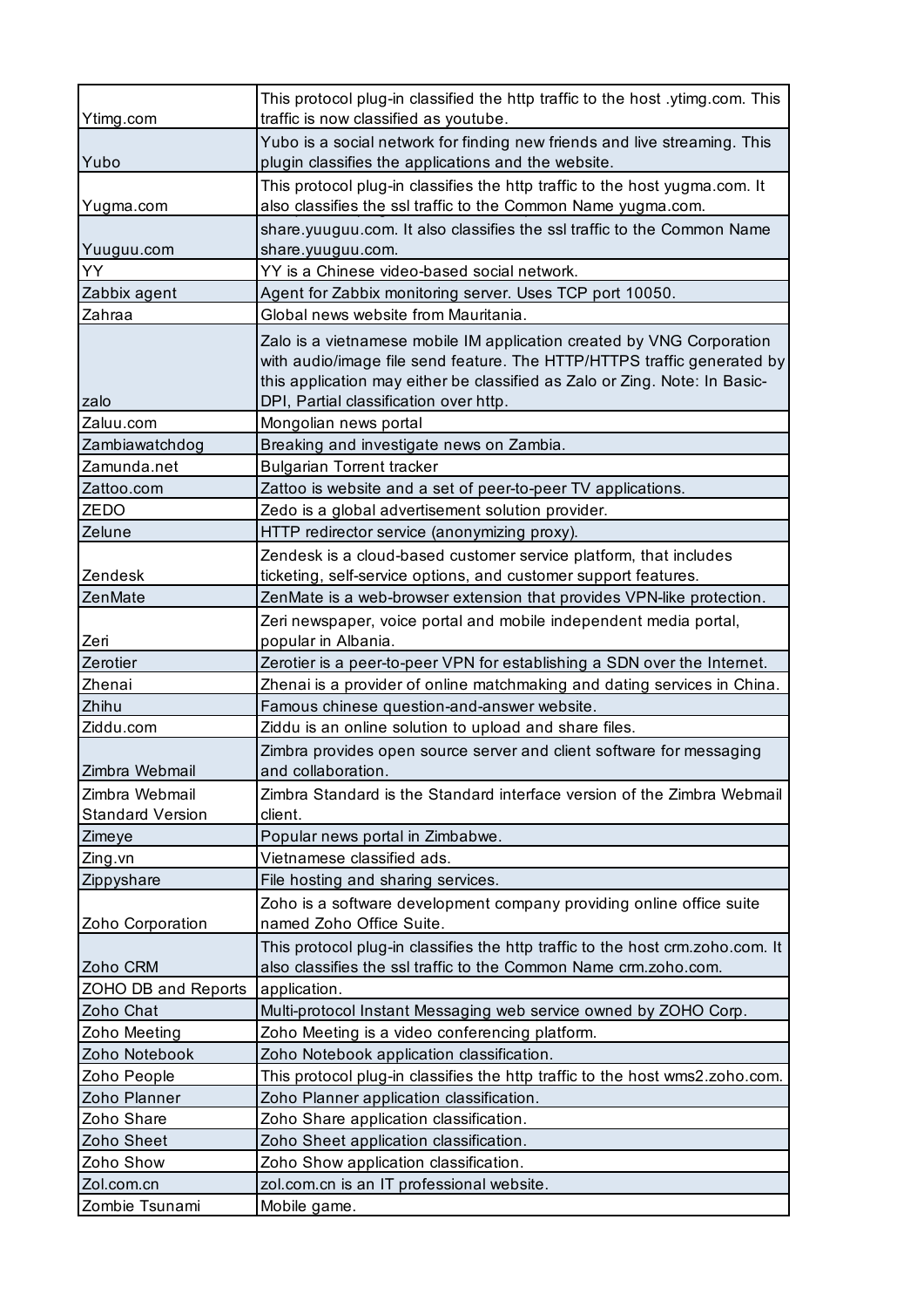| | |
|---|---|
| Ytimg.com | This protocol plug-in classified the http traffic to the host .ytimg.com. This traffic is now classified as youtube. |
| Yubo | Yubo is a social network for finding new friends and live streaming. This plugin classifies the applications and the website. |
| Yugma.com | This protocol plug-in classifies the http traffic to the host yugma.com. It also classifies the ssl traffic to the Common Name yugma.com. |
| Yuuguu.com | share.yuuguu.com. It also classifies the ssl traffic to the Common Name share.yuuguu.com. |
| YY | YY is a Chinese video-based social network. |
| Zabbix agent | Agent for Zabbix monitoring server. Uses TCP port 10050. |
| Zahraa | Global news website from Mauritania. |
| zalo | Zalo is a vietnamese mobile IM application created by VNG Corporation with audio/image file send feature. The HTTP/HTTPS traffic generated by this application may either be classified as Zalo or Zing. Note: In Basic-DPI, Partial classification over http. |
| Zaluu.com | Mongolian news portal |
| Zambiawatchdog | Breaking and investigate news on Zambia. |
| Zamunda.net | Bulgarian Torrent tracker |
| Zattoo.com | Zattoo is website and a set of peer-to-peer TV applications. |
| ZEDO | Zedo is a global advertisement solution provider. |
| Zelune | HTTP redirector service (anonymizing proxy). |
| Zendesk | Zendesk is a cloud-based customer service platform, that includes ticketing, self-service options, and customer support features. |
| ZenMate | ZenMate is a web-browser extension that provides VPN-like protection. |
| Zeri | Zeri newspaper, voice portal and mobile independent media portal, popular in Albania. |
| Zerotier | Zerotier is a peer-to-peer VPN for establishing a SDN over the Internet. |
| Zhenai | Zhenai is a provider of online matchmaking and dating services in China. |
| Zhihu | Famous chinese question-and-answer website. |
| Ziddu.com | Ziddu is an online solution to upload and share files. |
| Zimbra Webmail | Zimbra provides open source server and client software for messaging and collaboration. |
| Zimbra Webmail Standard Version | Zimbra Standard is the Standard interface version of the Zimbra Webmail client. |
| Zimeye | Popular news portal in Zimbabwe. |
| Zing.vn | Vietnamese classified ads. |
| Zippyshare | File hosting and sharing services. |
| Zoho Corporation | Zoho is a software development company providing online office suite named Zoho Office Suite. |
| Zoho CRM | This protocol plug-in classifies the http traffic to the host crm.zoho.com. It also classifies the ssl traffic to the Common Name crm.zoho.com. |
| ZOHO DB and Reports | application. |
| Zoho Chat | Multi-protocol Instant Messaging web service owned by ZOHO Corp. |
| Zoho Meeting | Zoho Meeting is a video conferencing platform. |
| Zoho Notebook | Zoho Notebook application classification. |
| Zoho People | This protocol plug-in classifies the http traffic to the host wms2.zoho.com. |
| Zoho Planner | Zoho Planner application classification. |
| Zoho Share | Zoho Share application classification. |
| Zoho Sheet | Zoho Sheet application classification. |
| Zoho Show | Zoho Show application classification. |
| Zol.com.cn | zol.com.cn is an IT professional website. |
| Zombie Tsunami | Mobile game. |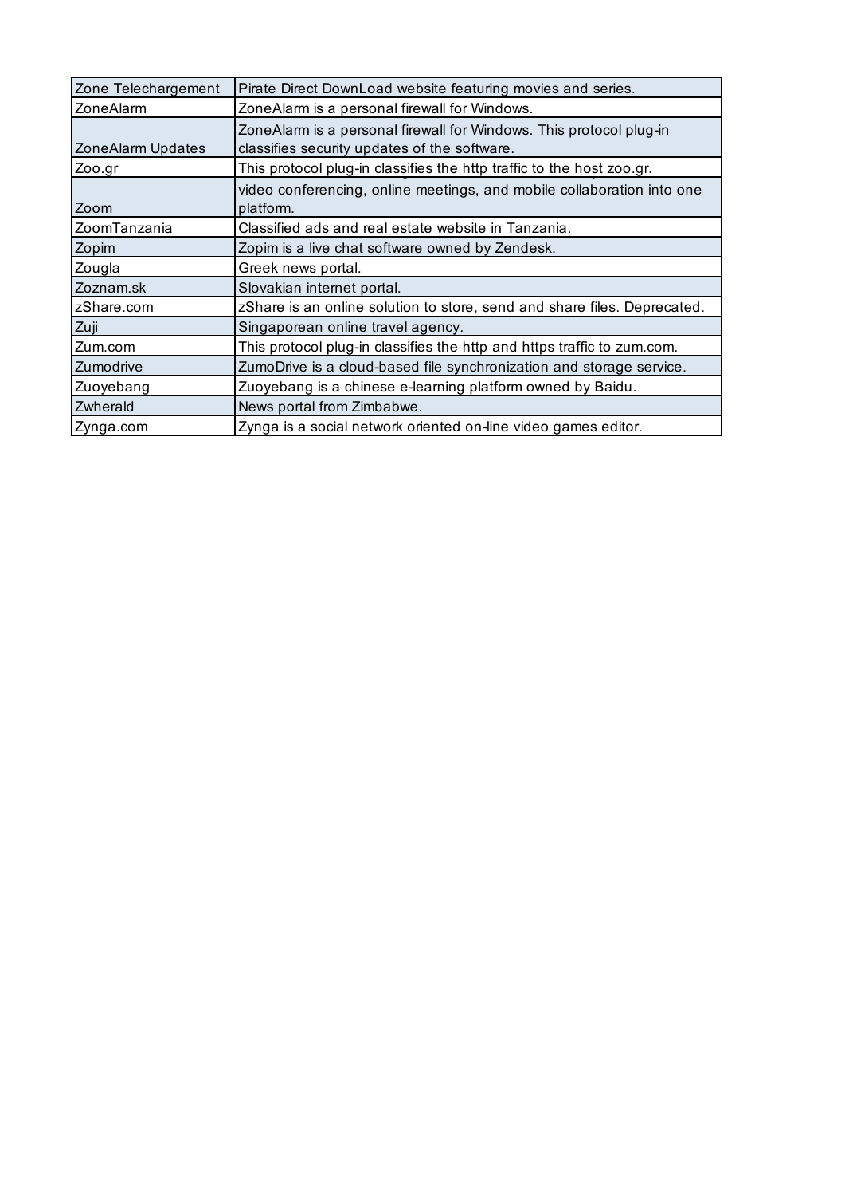| | |
|---|---|
| Zone Telechargement | Pirate Direct DownLoad website featuring movies and series. |
| ZoneAlarm | ZoneAlarm is a personal firewall for Windows. |
| ZoneAlarm Updates | ZoneAlarm is a personal firewall for Windows. This protocol plug-in classifies security updates of the software. |
| Zoo.gr | This protocol plug-in classifies the http traffic to the host zoo.gr. |
| Zoom | video conferencing, online meetings, and mobile collaboration into one platform. |
| ZoomTanzania | Classified ads and real estate website in Tanzania. |
| Zopim | Zopim is a live chat software owned by Zendesk. |
| Zougla | Greek news portal. |
| Zoznam.sk | Slovakian internet portal. |
| zShare.com | zShare is an online solution to store, send and share files. Deprecated. |
| Zuji | Singaporean online travel agency. |
| Zum.com | This protocol plug-in classifies the http and https traffic to zum.com. |
| Zumodrive | ZumoDrive is a cloud-based file synchronization and storage service. |
| Zuoyebang | Zuoyebang is a chinese e-learning platform owned by Baidu. |
| Zwherald | News portal from Zimbabwe. |
| Zynga.com | Zynga is a social network oriented on-line video games editor. |